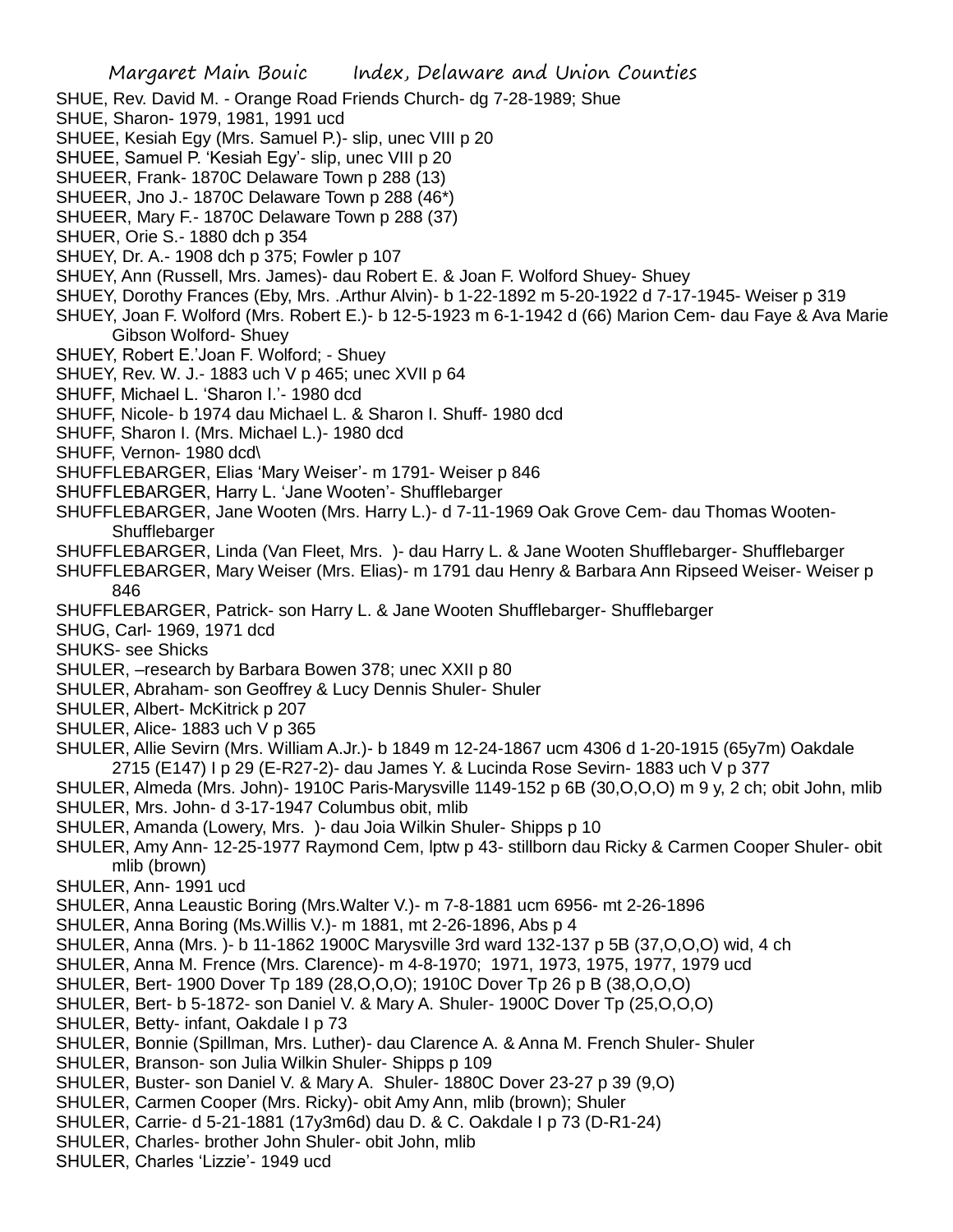SHUE, Rev. David M. - Orange Road Friends Church- dg 7-28-1989; Shue
SHUE, Sharon- 1979, 1981, 1991 ucd
SHUEE, Kesiah Egy (Mrs. Samuel P.)- slip, unec VIII p 20
SHUEE, Samuel P. 'Kesiah Egy'- slip, unec VIII p 20
SHUEER, Frank- 1870C Delaware Town p 288 (13)
SHUEER, Jno J.- 1870C Delaware Town p 288 (46*)
SHUEER, Mary F.- 1870C Delaware Town p 288 (37)
SHUER, Orie S.- 1880 dch p 354
SHUEY, Dr. A.- 1908 dch p 375; Fowler p 107
SHUEY, Ann (Russell, Mrs. James)- dau Robert E. & Joan F. Wolford Shuey- Shuey
SHUEY, Dorothy Frances (Eby, Mrs. .Arthur Alvin)- b 1-22-1892 m 5-20-1922 d 7-17-1945- Weiser p 319
SHUEY, Joan F. Wolford (Mrs. Robert E.)- b 12-5-1923 m 6-1-1942 d (66) Marion Cem- dau Faye & Ava Marie Gibson Wolford- Shuey
SHUEY, Robert E.'Joan F. Wolford; - Shuey
SHUEY, Rev. W. J.- 1883 uch V p 465; unec XVII p 64
SHUFF, Michael L. 'Sharon I.'- 1980 dcd
SHUFF, Nicole- b 1974 dau Michael L. & Sharon I. Shuff- 1980 dcd
SHUFF, Sharon I. (Mrs. Michael L.)- 1980 dcd
SHUFF, Vernon- 1980 dcd\
SHUFFLEBARGER, Elias 'Mary Weiser'- m 1791- Weiser p 846
SHUFFLEBARGER, Harry L. 'Jane Wooten'- Shufflebarger
SHUFFLEBARGER, Jane Wooten (Mrs. Harry L.)- d 7-11-1969 Oak Grove Cem- dau Thomas Wooten- Shufflebarger
SHUFFLEBARGER, Linda (Van Fleet, Mrs. )- dau Harry L. & Jane Wooten Shufflebarger- Shufflebarger
SHUFFLEBARGER, Mary Weiser (Mrs. Elias)- m 1791 dau Henry & Barbara Ann Ripseed Weiser- Weiser p 846
SHUFFLEBARGER, Patrick- son Harry L. & Jane Wooten Shufflebarger- Shufflebarger
SHUG, Carl- 1969, 1971 dcd
SHUKS- see Shicks
SHULER, –research by Barbara Bowen 378; unec XXII p 80
SHULER, Abraham- son Geoffrey & Lucy Dennis Shuler- Shuler
SHULER, Albert- McKitrick p 207
SHULER, Alice- 1883 uch V p 365
SHULER, Allie Sevirn (Mrs. William A.Jr.)- b 1849 m 12-24-1867 ucm 4306 d 1-20-1915 (65y7m) Oakdale 2715 (E147) I p 29 (E-R27-2)- dau James Y. & Lucinda Rose Sevirn- 1883 uch V p 377
SHULER, Almeda (Mrs. John)- 1910C Paris-Marysville 1149-152 p 6B (30,O,O,O) m 9 y, 2 ch; obit John, mlib
SHULER, Mrs. John- d 3-17-1947 Columbus obit, mlib
SHULER, Amanda (Lowery, Mrs. )- dau Joia Wilkin Shuler- Shipps p 10
SHULER, Amy Ann- 12-25-1977 Raymond Cem, lptw p 43- stillborn dau Ricky & Carmen Cooper Shuler- obit mlib (brown)
SHULER, Ann- 1991 ucd
SHULER, Anna Leaustic Boring (Mrs.Walter V.)- m 7-8-1881 ucm 6956- mt 2-26-1896
SHULER, Anna Boring (Ms.Willis V.)- m 1881, mt 2-26-1896, Abs p 4
SHULER, Anna (Mrs. )- b 11-1862 1900C Marysville 3rd ward 132-137 p 5B (37,O,O,O) wid, 4 ch
SHULER, Anna M. Frence (Mrs. Clarence)- m 4-8-1970; 1971, 1973, 1975, 1977, 1979 ucd
SHULER, Bert- 1900 Dover Tp 189 (28,O,O,O); 1910C Dover Tp 26 p B (38,O,O,O)
SHULER, Bert- b 5-1872- son Daniel V. & Mary A. Shuler- 1900C Dover Tp (25,O,O,O)
SHULER, Betty- infant, Oakdale I p 73
SHULER, Bonnie (Spillman, Mrs. Luther)- dau Clarence A. & Anna M. French Shuler- Shuler
SHULER, Branson- son Julia Wilkin Shuler- Shipps p 109
SHULER, Buster- son Daniel V. & Mary A. Shuler- 1880C Dover 23-27 p 39 (9,O)
SHULER, Carmen Cooper (Mrs. Ricky)- obit Amy Ann, mlib (brown); Shuler
SHULER, Carrie- d 5-21-1881 (17y3m6d) dau D. & C. Oakdale I p 73 (D-R1-24)
SHULER, Charles- brother John Shuler- obit John, mlib
SHULER, Charles 'Lizzie'- 1949 ucd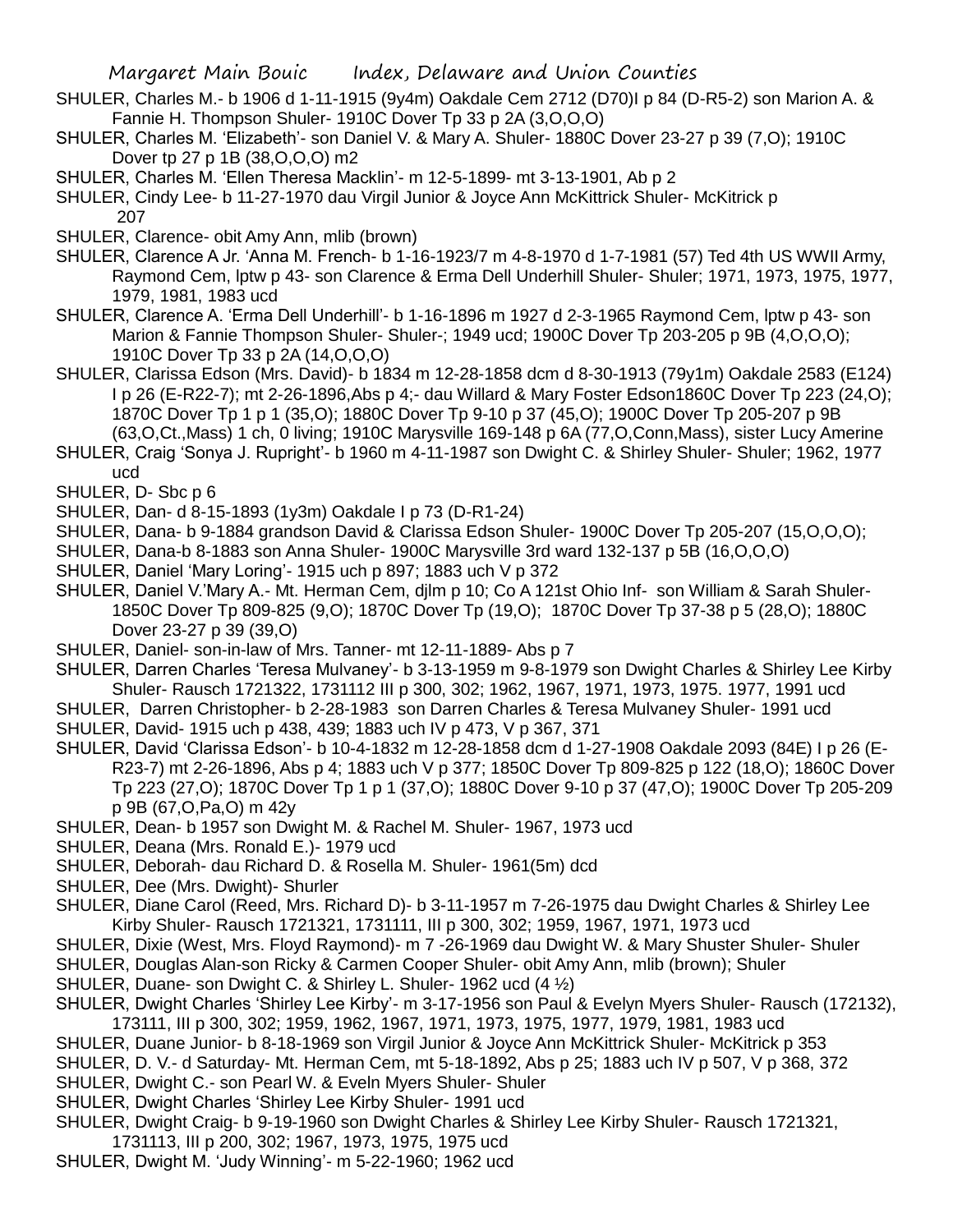SHULER, Charles M.- b 1906 d 1-11-1915 (9y4m) Oakdale Cem 2712 (D70)I p 84 (D-R5-2) son Marion A. & Fannie H. Thompson Shuler- 1910C Dover Tp 33 p 2A (3,O,O,O)

SHULER, Charles M. 'Elizabeth'- son Daniel V. & Mary A. Shuler- 1880C Dover 23-27 p 39 (7,O); 1910C Dover tp 27 p 1B (38,O,O,O) m2

SHULER, Charles M. 'Ellen Theresa Macklin'- m 12-5-1899- mt 3-13-1901, Ab p 2

SHULER, Cindy Lee- b 11-27-1970 dau Virgil Junior & Joyce Ann McKittrick Shuler- McKitrick p 207

SHULER, Clarence- obit Amy Ann, mlib (brown)

SHULER, Clarence A Jr. 'Anna M. French- b 1-16-1923/7 m 4-8-1970 d 1-7-1981 (57) Ted 4th US WWII Army, Raymond Cem, lptw p 43- son Clarence & Erma Dell Underhill Shuler- Shuler; 1971, 1973, 1975, 1977, 1979, 1981, 1983 ucd

SHULER, Clarence A. 'Erma Dell Underhill'- b 1-16-1896 m 1927 d 2-3-1965 Raymond Cem, lptw p 43- son Marion & Fannie Thompson Shuler- Shuler-; 1949 ucd; 1900C Dover Tp 203-205 p 9B (4,O,O,O); 1910C Dover Tp 33 p 2A (14,O,O,O)

SHULER, Clarissa Edson (Mrs. David)- b 1834 m 12-28-1858 dcm d 8-30-1913 (79y1m) Oakdale 2583 (E124) I p 26 (E-R22-7); mt 2-26-1896,Abs p 4;- dau Willard & Mary Foster Edson1860C Dover Tp 223 (24,O); 1870C Dover Tp 1 p 1 (35,O); 1880C Dover Tp 9-10 p 37 (45,O); 1900C Dover Tp 205-207 p 9B (63,O,Ct.,Mass) 1 ch, 0 living; 1910C Marysville 169-148 p 6A (77,O,Conn,Mass), sister Lucy Amerine

SHULER, Craig 'Sonya J. Rupright'- b 1960 m 4-11-1987 son Dwight C. & Shirley Shuler- Shuler; 1962, 1977 ucd

SHULER, D- Sbc p 6

SHULER, Dan- d 8-15-1893 (1y3m) Oakdale I p 73 (D-R1-24)

SHULER, Dana- b 9-1884 grandson David & Clarissa Edson Shuler- 1900C Dover Tp 205-207 (15,O,O,O);

SHULER, Dana-b 8-1883 son Anna Shuler- 1900C Marysville 3rd ward 132-137 p 5B (16,O,O,O)

SHULER, Daniel 'Mary Loring'- 1915 uch p 897; 1883 uch V p 372

SHULER, Daniel V.'Mary A.- Mt. Herman Cem, djlm p 10; Co A 121st Ohio Inf- son William & Sarah Shuler- 1850C Dover Tp 809-825 (9,O); 1870C Dover Tp (19,O); 1870C Dover Tp 37-38 p 5 (28,O); 1880C Dover 23-27 p 39 (39,O)

SHULER, Daniel- son-in-law of Mrs. Tanner- mt 12-11-1889- Abs p 7

SHULER, Darren Charles 'Teresa Mulvaney'- b 3-13-1959 m 9-8-1979 son Dwight Charles & Shirley Lee Kirby Shuler- Rausch 1721322, 1731112 III p 300, 302; 1962, 1967, 1971, 1973, 1975. 1977, 1991 ucd

SHULER, Darren Christopher- b 2-28-1983 son Darren Charles & Teresa Mulvaney Shuler- 1991 ucd

SHULER, David- 1915 uch p 438, 439; 1883 uch IV p 473, V p 367, 371

SHULER, David 'Clarissa Edson'- b 10-4-1832 m 12-28-1858 dcm d 1-27-1908 Oakdale 2093 (84E) I p 26 (E-R23-7) mt 2-26-1896, Abs p 4; 1883 uch V p 377; 1850C Dover Tp 809-825 p 122 (18,O); 1860C Dover Tp 223 (27,O); 1870C Dover Tp 1 p 1 (37,O); 1880C Dover 9-10 p 37 (47,O); 1900C Dover Tp 205-209 p 9B (67,O,Pa,O) m 42y

SHULER, Dean- b 1957 son Dwight M. & Rachel M. Shuler- 1967, 1973 ucd

SHULER, Deana (Mrs. Ronald E.)- 1979 ucd

SHULER, Deborah- dau Richard D. & Rosella M. Shuler- 1961(5m) dcd

SHULER, Dee (Mrs. Dwight)- Shurler

SHULER, Diane Carol (Reed, Mrs. Richard D)- b 3-11-1957 m 7-26-1975 dau Dwight Charles & Shirley Lee Kirby Shuler- Rausch 1721321, 1731111, III p 300, 302; 1959, 1967, 1971, 1973 ucd

SHULER, Dixie (West, Mrs. Floyd Raymond)- m 7 -26-1969 dau Dwight W. & Mary Shuster Shuler- Shuler

SHULER, Douglas Alan-son Ricky & Carmen Cooper Shuler- obit Amy Ann, mlib (brown); Shuler

SHULER, Duane- son Dwight C. & Shirley L. Shuler- 1962 ucd (4 ½)

SHULER, Dwight Charles 'Shirley Lee Kirby'- m 3-17-1956 son Paul & Evelyn Myers Shuler- Rausch (172132), 173111, III p 300, 302; 1959, 1962, 1967, 1971, 1973, 1975, 1977, 1979, 1981, 1983 ucd

SHULER, Duane Junior- b 8-18-1969 son Virgil Junior & Joyce Ann McKittrick Shuler- McKitrick p 353

SHULER, D. V.- d Saturday- Mt. Herman Cem, mt 5-18-1892, Abs p 25; 1883 uch IV p 507, V p 368, 372

SHULER, Dwight C.- son Pearl W. & Eveln Myers Shuler- Shuler

SHULER, Dwight Charles 'Shirley Lee Kirby Shuler- 1991 ucd

SHULER, Dwight Craig- b 9-19-1960 son Dwight Charles & Shirley Lee Kirby Shuler- Rausch 1721321, 1731113, III p 200, 302; 1967, 1973, 1975, 1975 ucd

SHULER, Dwight M. 'Judy Winning'- m 5-22-1960; 1962 ucd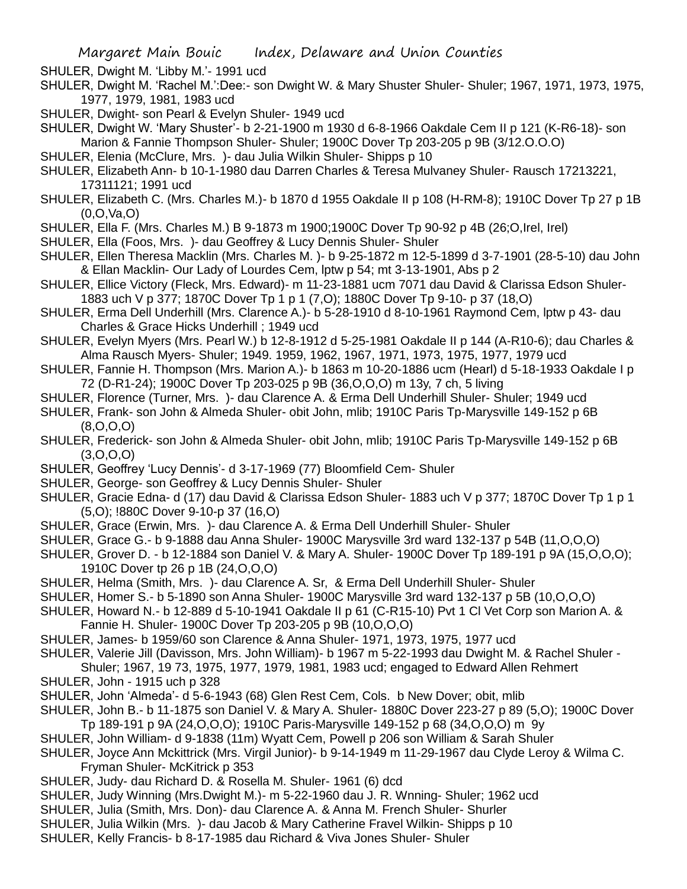SHULER, Dwight M. 'Libby M.'- 1991 ucd

SHULER, Dwight M. 'Rachel M.':Dee:- son Dwight W. & Mary Shuster Shuler- Shuler; 1967, 1971, 1973, 1975, 1977, 1979, 1981, 1983 ucd

SHULER, Dwight- son Pearl & Evelyn Shuler- 1949 ucd

SHULER, Dwight W. 'Mary Shuster'- b 2-21-1900 m 1930 d 6-8-1966 Oakdale Cem II p 121 (K-R6-18)- son Marion & Fannie Thompson Shuler- Shuler; 1900C Dover Tp 203-205 p 9B (3/12.O.O.O)

SHULER, Elenia (McClure, Mrs. )- dau Julia Wilkin Shuler- Shipps p 10

SHULER, Elizabeth Ann- b 10-1-1980 dau Darren Charles & Teresa Mulvaney Shuler- Rausch 17213221, 17311121; 1991 ucd

SHULER, Elizabeth C. (Mrs. Charles M.)- b 1870 d 1955 Oakdale II p 108 (H-RM-8); 1910C Dover Tp 27 p 1B (0,O,Va,O)

SHULER, Ella F. (Mrs. Charles M.) B 9-1873 m 1900;1900C Dover Tp 90-92 p 4B (26;O,Irel, Irel)

SHULER, Ella (Foos, Mrs. )- dau Geoffrey & Lucy Dennis Shuler- Shuler

SHULER, Ellen Theresa Macklin (Mrs. Charles M. )- b 9-25-1872 m 12-5-1899 d 3-7-1901 (28-5-10) dau John & Ellan Macklin- Our Lady of Lourdes Cem, lptw p 54; mt 3-13-1901, Abs p 2

SHULER, Ellice Victory (Fleck, Mrs. Edward)- m 11-23-1881 ucm 7071 dau David & Clarissa Edson Shuler- 1883 uch V p 377; 1870C Dover Tp 1 p 1 (7,O); 1880C Dover Tp 9-10- p 37 (18,O)

SHULER, Erma Dell Underhill (Mrs. Clarence A.)- b 5-28-1910 d 8-10-1961 Raymond Cem, lptw p 43- dau Charles & Grace Hicks Underhill ; 1949 ucd

SHULER, Evelyn Myers (Mrs. Pearl W.) b 12-8-1912 d 5-25-1981 Oakdale II p 144 (A-R10-6); dau Charles & Alma Rausch Myers- Shuler; 1949. 1959, 1962, 1967, 1971, 1973, 1975, 1977, 1979 ucd

SHULER, Fannie H. Thompson (Mrs. Marion A.)- b 1863 m 10-20-1886 ucm (Hearl) d 5-18-1933 Oakdale I p 72 (D-R1-24); 1900C Dover Tp 203-025 p 9B (36,O,O,O) m 13y, 7 ch, 5 living

SHULER, Florence (Turner, Mrs. )- dau Clarence A. & Erma Dell Underhill Shuler- Shuler; 1949 ucd

SHULER, Frank- son John & Almeda Shuler- obit John, mlib; 1910C Paris Tp-Marysville 149-152 p 6B (8,O,O,O)

SHULER, Frederick- son John & Almeda Shuler- obit John, mlib; 1910C Paris Tp-Marysville 149-152 p 6B (3,O,O,O)

SHULER, Geoffrey 'Lucy Dennis'- d 3-17-1969 (77) Bloomfield Cem- Shuler

SHULER, George- son Geoffrey & Lucy Dennis Shuler- Shuler

SHULER, Gracie Edna- d (17) dau David & Clarissa Edson Shuler- 1883 uch V p 377; 1870C Dover Tp 1 p 1 (5,O); !880C Dover 9-10-p 37 (16,O)

SHULER, Grace (Erwin, Mrs. )- dau Clarence A. & Erma Dell Underhill Shuler- Shuler

SHULER, Grace G.- b 9-1888 dau Anna Shuler- 1900C Marysville 3rd ward 132-137 p 54B (11,O,O,O)

SHULER, Grover D. - b 12-1884 son Daniel V. & Mary A. Shuler- 1900C Dover Tp 189-191 p 9A (15,O,O,O); 1910C Dover tp 26 p 1B (24,O,O,O)

SHULER, Helma (Smith, Mrs. )- dau Clarence A. Sr, & Erma Dell Underhill Shuler- Shuler

SHULER, Homer S.- b 5-1890 son Anna Shuler- 1900C Marysville 3rd ward 132-137 p 5B (10,O,O,O)

SHULER, Howard N.- b 12-889 d 5-10-1941 Oakdale II p 61 (C-R15-10) Pvt 1 Cl Vet Corp son Marion A. & Fannie H. Shuler- 1900C Dover Tp 203-205 p 9B (10,O,O,O)

SHULER, James- b 1959/60 son Clarence & Anna Shuler- 1971, 1973, 1975, 1977 ucd

SHULER, Valerie Jill (Davisson, Mrs. John William)- b 1967 m 5-22-1993 dau Dwight M. & Rachel Shuler - Shuler; 1967, 19 73, 1975, 1977, 1979, 1981, 1983 ucd; engaged to Edward Allen Rehmert

SHULER, John - 1915 uch p 328

SHULER, John 'Almeda'- d 5-6-1943 (68) Glen Rest Cem, Cols. b New Dover; obit, mlib

SHULER, John B.- b 11-1875 son Daniel V. & Mary A. Shuler- 1880C Dover 223-27 p 89 (5,O); 1900C Dover Tp 189-191 p 9A (24,O,O,O); 1910C Paris-Marysville 149-152 p 68 (34,O,O,O) m 9y

SHULER, John William- d 9-1838 (11m) Wyatt Cem, Powell p 206 son William & Sarah Shuler

SHULER, Joyce Ann Mckittrick (Mrs. Virgil Junior)- b 9-14-1949 m 11-29-1967 dau Clyde Leroy & Wilma C. Fryman Shuler- McKitrick p 353

SHULER, Judy- dau Richard D. & Rosella M. Shuler- 1961 (6) dcd

SHULER, Judy Winning (Mrs.Dwight M.)- m 5-22-1960 dau J. R. Wnning- Shuler; 1962 ucd

SHULER, Julia (Smith, Mrs. Don)- dau Clarence A. & Anna M. French Shuler- Shurler

SHULER, Julia Wilkin (Mrs. )- dau Jacob & Mary Catherine Fravel Wilkin- Shipps p 10

SHULER, Kelly Francis- b 8-17-1985 dau Richard & Viva Jones Shuler- Shuler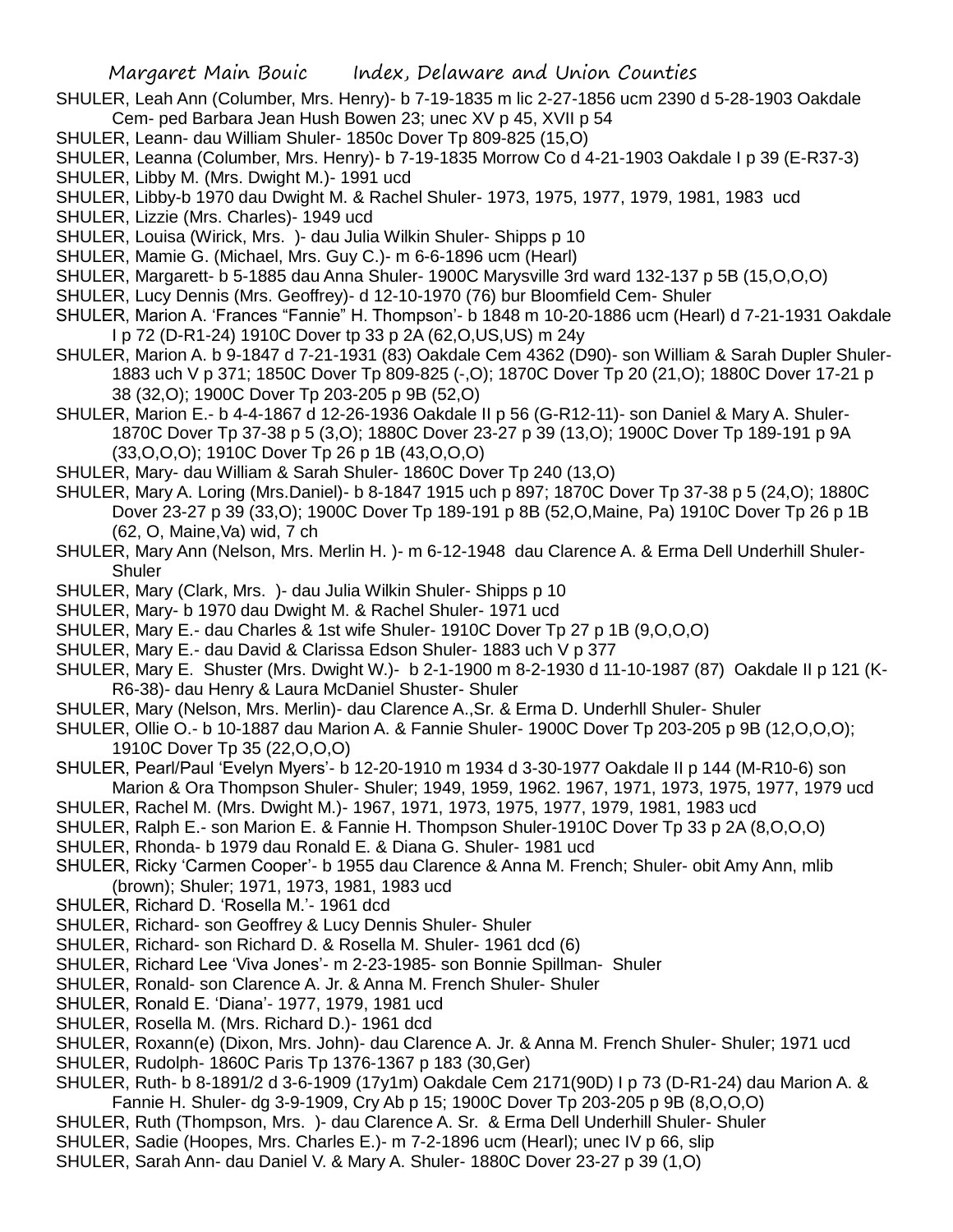SHULER, Leah Ann (Columber, Mrs. Henry)- b 7-19-1835 m lic 2-27-1856 ucm 2390 d 5-28-1903 Oakdale Cem- ped Barbara Jean Hush Bowen 23; unec XV p 45, XVII p 54

SHULER, Leann- dau William Shuler- 1850c Dover Tp 809-825 (15,O)

SHULER, Leanna (Columber, Mrs. Henry)- b 7-19-1835 Morrow Co d 4-21-1903 Oakdale I p 39 (E-R37-3)

SHULER, Libby M. (Mrs. Dwight M.)- 1991 ucd

SHULER, Libby-b 1970 dau Dwight M. & Rachel Shuler- 1973, 1975, 1977, 1979, 1981, 1983 ucd

SHULER, Lizzie (Mrs. Charles)- 1949 ucd

SHULER, Louisa (Wirick, Mrs. )- dau Julia Wilkin Shuler- Shipps p 10

SHULER, Mamie G. (Michael, Mrs. Guy C.)- m 6-6-1896 ucm (Hearl)

SHULER, Margarett- b 5-1885 dau Anna Shuler- 1900C Marysville 3rd ward 132-137 p 5B (15,O,O,O)

SHULER, Lucy Dennis (Mrs. Geoffrey)- d 12-10-1970 (76) bur Bloomfield Cem- Shuler

SHULER, Marion A. 'Frances "Fannie" H. Thompson'- b 1848 m 10-20-1886 ucm (Hearl) d 7-21-1931 Oakdale I p 72 (D-R1-24) 1910C Dover tp 33 p 2A (62,O,US,US) m 24y

SHULER, Marion A. b 9-1847 d 7-21-1931 (83) Oakdale Cem 4362 (D90)- son William & Sarah Dupler Shuler- 1883 uch V p 371; 1850C Dover Tp 809-825 (-,O); 1870C Dover Tp 20 (21,O); 1880C Dover 17-21 p 38 (32,O); 1900C Dover Tp 203-205 p 9B (52,O)

SHULER, Marion E.- b 4-4-1867 d 12-26-1936 Oakdale II p 56 (G-R12-11)- son Daniel & Mary A. Shuler- 1870C Dover Tp 37-38 p 5 (3,O); 1880C Dover 23-27 p 39 (13,O); 1900C Dover Tp 189-191 p 9A (33,O,O,O); 1910C Dover Tp 26 p 1B (43,O,O,O)

SHULER, Mary- dau William & Sarah Shuler- 1860C Dover Tp 240 (13,O)

SHULER, Mary A. Loring (Mrs.Daniel)- b 8-1847 1915 uch p 897; 1870C Dover Tp 37-38 p 5 (24,O); 1880C Dover 23-27 p 39 (33,O); 1900C Dover Tp 189-191 p 8B (52,O,Maine, Pa) 1910C Dover Tp 26 p 1B (62, O, Maine,Va) wid, 7 ch

SHULER, Mary Ann (Nelson, Mrs. Merlin H. )- m 6-12-1948 dau Clarence A. & Erma Dell Underhill Shuler- Shuler

SHULER, Mary (Clark, Mrs. )- dau Julia Wilkin Shuler- Shipps p 10

SHULER, Mary- b 1970 dau Dwight M. & Rachel Shuler- 1971 ucd

SHULER, Mary E.- dau Charles & 1st wife Shuler- 1910C Dover Tp 27 p 1B (9,O,O,O)

SHULER, Mary E.- dau David & Clarissa Edson Shuler- 1883 uch V p 377

SHULER, Mary E. Shuster (Mrs. Dwight W.)- b 2-1-1900 m 8-2-1930 d 11-10-1987 (87) Oakdale II p 121 (K-R6-38)- dau Henry & Laura McDaniel Shuster- Shuler

SHULER, Mary (Nelson, Mrs. Merlin)- dau Clarence A.,Sr. & Erma D. Underhll Shuler- Shuler

SHULER, Ollie O.- b 10-1887 dau Marion A. & Fannie Shuler- 1900C Dover Tp 203-205 p 9B (12,O,O,O); 1910C Dover Tp 35 (22,O,O,O)

SHULER, Pearl/Paul 'Evelyn Myers'- b 12-20-1910 m 1934 d 3-30-1977 Oakdale II p 144 (M-R10-6) son Marion & Ora Thompson Shuler- Shuler; 1949, 1959, 1962. 1967, 1971, 1973, 1975, 1977, 1979 ucd

SHULER, Rachel M. (Mrs. Dwight M.)- 1967, 1971, 1973, 1975, 1977, 1979, 1981, 1983 ucd

SHULER, Ralph E.- son Marion E. & Fannie H. Thompson Shuler-1910C Dover Tp 33 p 2A (8,O,O,O)

SHULER, Rhonda- b 1979 dau Ronald E. & Diana G. Shuler- 1981 ucd

SHULER, Ricky 'Carmen Cooper'- b 1955 dau Clarence & Anna M. French; Shuler- obit Amy Ann, mlib (brown); Shuler; 1971, 1973, 1981, 1983 ucd

SHULER, Richard D. 'Rosella M.'- 1961 dcd

SHULER, Richard- son Geoffrey & Lucy Dennis Shuler- Shuler

SHULER, Richard- son Richard D. & Rosella M. Shuler- 1961 dcd (6)

SHULER, Richard Lee 'Viva Jones'- m 2-23-1985- son Bonnie Spillman- Shuler

SHULER, Ronald- son Clarence A. Jr. & Anna M. French Shuler- Shuler

SHULER, Ronald E. 'Diana'- 1977, 1979, 1981 ucd

SHULER, Rosella M. (Mrs. Richard D.)- 1961 dcd

SHULER, Roxann(e) (Dixon, Mrs. John)- dau Clarence A. Jr. & Anna M. French Shuler- Shuler; 1971 ucd

SHULER, Rudolph- 1860C Paris Tp 1376-1367 p 183 (30,Ger)

SHULER, Ruth- b 8-1891/2 d 3-6-1909 (17y1m) Oakdale Cem 2171(90D) I p 73 (D-R1-24) dau Marion A. & Fannie H. Shuler- dg 3-9-1909, Cry Ab p 15; 1900C Dover Tp 203-205 p 9B (8,O,O,O)

SHULER, Ruth (Thompson, Mrs. )- dau Clarence A. Sr. & Erma Dell Underhill Shuler- Shuler

SHULER, Sadie (Hoopes, Mrs. Charles E.)- m 7-2-1896 ucm (Hearl); unec IV p 66, slip

SHULER, Sarah Ann- dau Daniel V. & Mary A. Shuler- 1880C Dover 23-27 p 39 (1,O)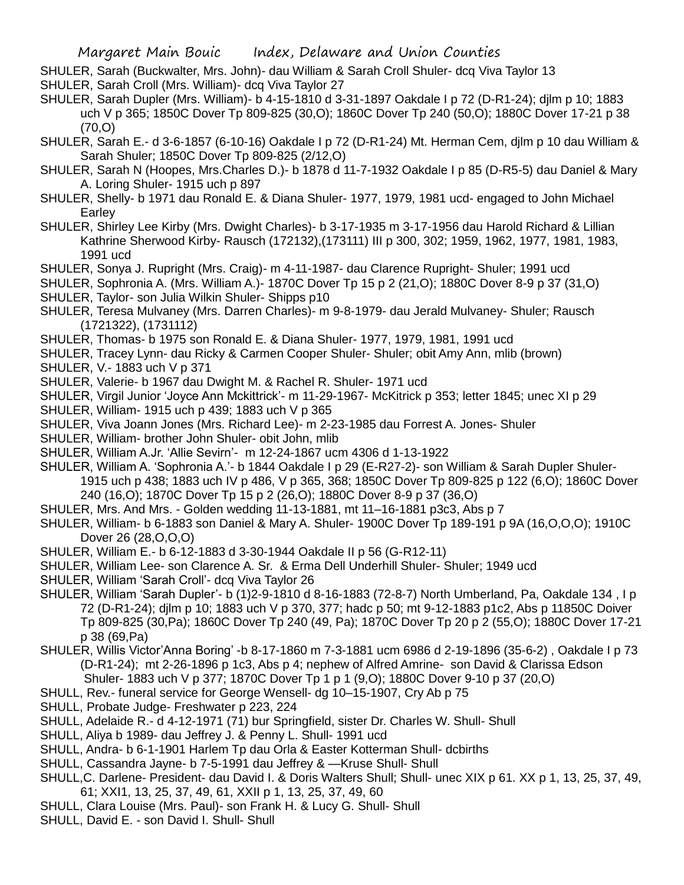SHULER, Sarah (Buckwalter, Mrs. John)- dau William & Sarah Croll Shuler- dcq Viva Taylor 13

SHULER, Sarah Croll (Mrs. William)- dcq Viva Taylor 27

SHULER, Sarah Dupler (Mrs. William)- b 4-15-1810 d 3-31-1897 Oakdale I p 72 (D-R1-24); djlm p 10; 1883 uch V p 365; 1850C Dover Tp 809-825 (30,O); 1860C Dover Tp 240 (50,O); 1880C Dover 17-21 p 38 (70,O)

SHULER, Sarah E.- d 3-6-1857 (6-10-16) Oakdale I p 72 (D-R1-24) Mt. Herman Cem, djlm p 10 dau William & Sarah Shuler; 1850C Dover Tp 809-825 (2/12,O)

SHULER, Sarah N (Hoopes, Mrs.Charles D.)- b 1878 d 11-7-1932 Oakdale I p 85 (D-R5-5) dau Daniel & Mary A. Loring Shuler- 1915 uch p 897

SHULER, Shelly- b 1971 dau Ronald E. & Diana Shuler- 1977, 1979, 1981 ucd- engaged to John Michael Earley

SHULER, Shirley Lee Kirby (Mrs. Dwight Charles)- b 3-17-1935 m 3-17-1956 dau Harold Richard & Lillian Kathrine Sherwood Kirby- Rausch (172132),(173111) III p 300, 302; 1959, 1962, 1977, 1981, 1983, 1991 ucd

SHULER, Sonya J. Rupright (Mrs. Craig)- m 4-11-1987- dau Clarence Rupright- Shuler; 1991 ucd

SHULER, Sophronia A. (Mrs. William A.)- 1870C Dover Tp 15 p 2 (21,O); 1880C Dover 8-9 p 37 (31,O)

SHULER, Taylor- son Julia Wilkin Shuler- Shipps p10

SHULER, Teresa Mulvaney (Mrs. Darren Charles)- m 9-8-1979- dau Jerald Mulvaney- Shuler; Rausch (1721322), (1731112)

SHULER, Thomas- b 1975 son Ronald E. & Diana Shuler- 1977, 1979, 1981, 1991 ucd

SHULER, Tracey Lynn- dau Ricky & Carmen Cooper Shuler- Shuler; obit Amy Ann, mlib (brown)

SHULER, V.- 1883 uch V p 371

SHULER, Valerie- b 1967 dau Dwight M. & Rachel R. Shuler- 1971 ucd

SHULER, Virgil Junior 'Joyce Ann Mckittrick'- m 11-29-1967- McKitrick p 353; letter 1845; unec XI p 29

SHULER, William- 1915 uch p 439; 1883 uch V p 365

SHULER, Viva Joann Jones (Mrs. Richard Lee)- m 2-23-1985 dau Forrest A. Jones- Shuler

SHULER, William- brother John Shuler- obit John, mlib

SHULER, William A.Jr. 'Allie Sevirn'- m 12-24-1867 ucm 4306 d 1-13-1922

SHULER, William A. 'Sophronia A.'- b 1844 Oakdale I p 29 (E-R27-2)- son William & Sarah Dupler Shuler- 1915 uch p 438; 1883 uch IV p 486, V p 365, 368; 1850C Dover Tp 809-825 p 122 (6,O); 1860C Dover 240 (16,O); 1870C Dover Tp 15 p 2 (26,O); 1880C Dover 8-9 p 37 (36,O)

SHULER, Mrs. And Mrs. - Golden wedding 11-13-1881, mt 11–16-1881 p3c3, Abs p 7

SHULER, William- b 6-1883 son Daniel & Mary A. Shuler- 1900C Dover Tp 189-191 p 9A (16,O,O,O); 1910C Dover 26 (28,O,O,O)

SHULER, William E.- b 6-12-1883 d 3-30-1944 Oakdale II p 56 (G-R12-11)

SHULER, William Lee- son Clarence A. Sr. & Erma Dell Underhill Shuler- Shuler; 1949 ucd

SHULER, William 'Sarah Croll'- dcq Viva Taylor 26

SHULER, William 'Sarah Dupler'- b (1)2-9-1810 d 8-16-1883 (72-8-7) North Umberland, Pa, Oakdale 134 , I p 72 (D-R1-24); djlm p 10; 1883 uch V p 370, 377; hadc p 50; mt 9-12-1883 p1c2, Abs p 11850C Doiver Tp 809-825 (30,Pa); 1860C Dover Tp 240 (49, Pa); 1870C Dover Tp 20 p 2 (55,O); 1880C Dover 17-21 p 38 (69,Pa)

SHULER, Willis Victor'Anna Boring' -b 8-17-1860 m 7-3-1881 ucm 6986 d 2-19-1896 (35-6-2) , Oakdale I p 73 (D-R1-24); mt 2-26-1896 p 1c3, Abs p 4; nephew of Alfred Amrine- son David & Clarissa Edson Shuler- 1883 uch V p 377; 1870C Dover Tp 1 p 1 (9,O); 1880C Dover 9-10 p 37 (20,O)

SHULL, Rev.- funeral service for George Wensell- dg 10–15-1907, Cry Ab p 75

SHULL, Probate Judge- Freshwater p 223, 224

SHULL, Adelaide R.- d 4-12-1971 (71) bur Springfield, sister Dr. Charles W. Shull- Shull

SHULL, Aliya b 1989- dau Jeffrey J. & Penny L. Shull- 1991 ucd

SHULL, Andra- b 6-1-1901 Harlem Tp dau Orla & Easter Kotterman Shull- dcbirths

SHULL, Cassandra Jayne- b 7-5-1991 dau Jeffrey & —Kruse Shull- Shull

SHULL,C. Darlene- President- dau David I. & Doris Walters Shull; Shull- unec XIX p 61. XX p 1, 13, 25, 37, 49, 61; XXI1, 13, 25, 37, 49, 61, XXII p 1, 13, 25, 37, 49, 60

SHULL, Clara Louise (Mrs. Paul)- son Frank H. & Lucy G. Shull- Shull

SHULL, David E. - son David I. Shull- Shull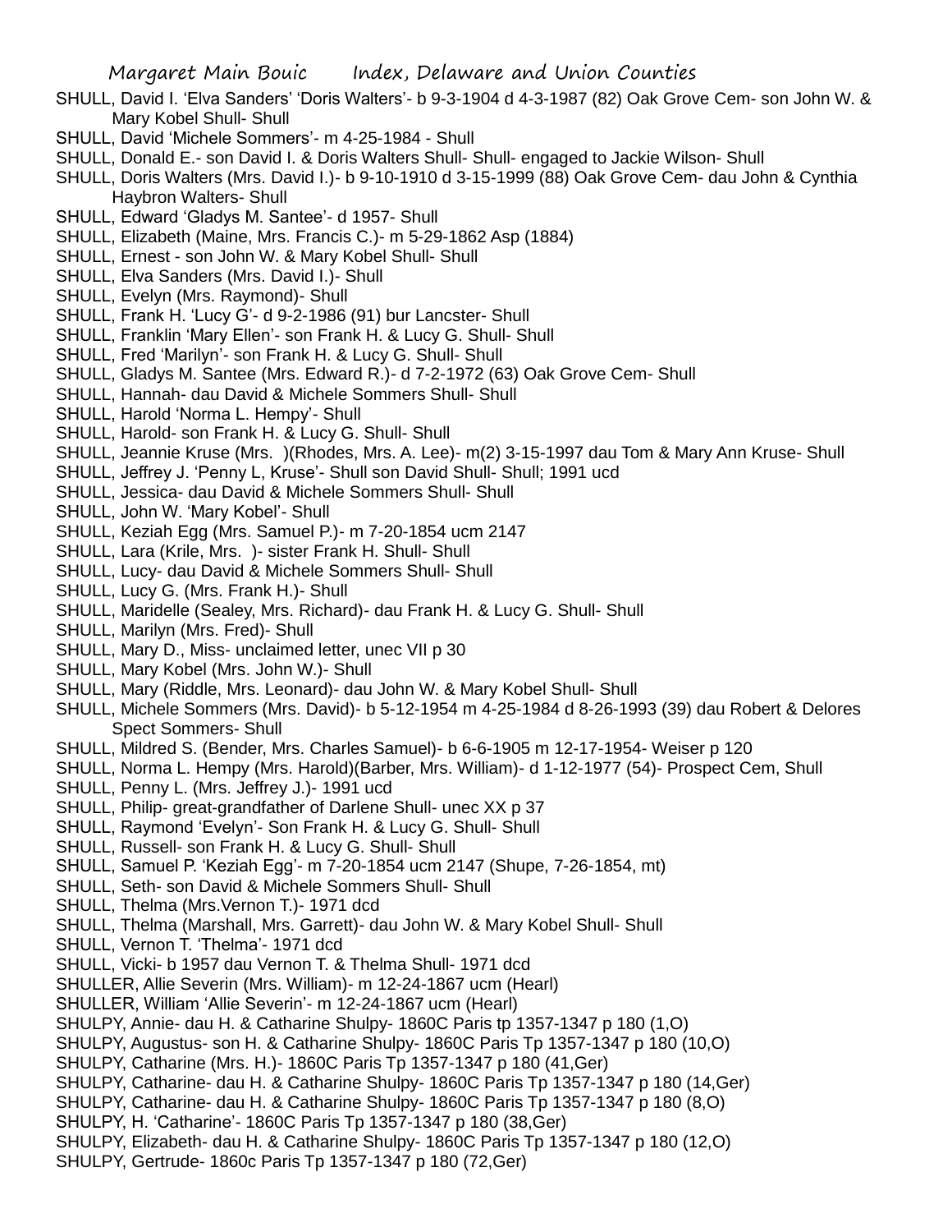SHULL, David I. 'Elva Sanders' 'Doris Walters'- b 9-3-1904 d 4-3-1987 (82) Oak Grove Cem- son John W. & Mary Kobel Shull- Shull

SHULL, David 'Michele Sommers'- m 4-25-1984 - Shull

SHULL, Donald E.- son David I. & Doris Walters Shull- Shull- engaged to Jackie Wilson- Shull

SHULL, Doris Walters (Mrs. David I.)- b 9-10-1910 d 3-15-1999 (88) Oak Grove Cem- dau John & Cynthia Haybron Walters- Shull

SHULL, Edward 'Gladys M. Santee'- d 1957- Shull

SHULL, Elizabeth (Maine, Mrs. Francis C.)- m 5-29-1862 Asp (1884)

SHULL, Ernest - son John W. & Mary Kobel Shull- Shull

SHULL, Elva Sanders (Mrs. David I.)- Shull

SHULL, Evelyn (Mrs. Raymond)- Shull

SHULL, Frank H. 'Lucy G'- d 9-2-1986 (91) bur Lancster- Shull

SHULL, Franklin 'Mary Ellen'- son Frank H. & Lucy G. Shull- Shull

SHULL, Fred 'Marilyn'- son Frank H. & Lucy G. Shull- Shull

SHULL, Gladys M. Santee (Mrs. Edward R.)- d 7-2-1972 (63) Oak Grove Cem- Shull

SHULL, Hannah- dau David & Michele Sommers Shull- Shull

SHULL, Harold 'Norma L. Hempy'- Shull

SHULL, Harold- son Frank H. & Lucy G. Shull- Shull

SHULL, Jeannie Kruse (Mrs. )(Rhodes, Mrs. A. Lee)- m(2) 3-15-1997 dau Tom & Mary Ann Kruse- Shull

SHULL, Jeffrey J. 'Penny L, Kruse'- Shull son David Shull- Shull; 1991 ucd

SHULL, Jessica- dau David & Michele Sommers Shull- Shull

SHULL, John W. 'Mary Kobel'- Shull

SHULL, Keziah Egg (Mrs. Samuel P.)- m 7-20-1854 ucm 2147

SHULL, Lara (Krile, Mrs. )- sister Frank H. Shull- Shull

SHULL, Lucy- dau David & Michele Sommers Shull- Shull

SHULL, Lucy G. (Mrs. Frank H.)- Shull

SHULL, Maridelle (Sealey, Mrs. Richard)- dau Frank H. & Lucy G. Shull- Shull

SHULL, Marilyn (Mrs. Fred)- Shull

SHULL, Mary D., Miss- unclaimed letter, unec VII p 30

SHULL, Mary Kobel (Mrs. John W.)- Shull

SHULL, Mary (Riddle, Mrs. Leonard)- dau John W. & Mary Kobel Shull- Shull

SHULL, Michele Sommers (Mrs. David)- b 5-12-1954 m 4-25-1984 d 8-26-1993 (39) dau Robert & Delores Spect Sommers- Shull

SHULL, Mildred S. (Bender, Mrs. Charles Samuel)- b 6-6-1905 m 12-17-1954- Weiser p 120

SHULL, Norma L. Hempy (Mrs. Harold)(Barber, Mrs. William)- d 1-12-1977 (54)- Prospect Cem, Shull

SHULL, Penny L. (Mrs. Jeffrey J.)- 1991 ucd

SHULL, Philip- great-grandfather of Darlene Shull- unec XX p 37

SHULL, Raymond 'Evelyn'- Son Frank H. & Lucy G. Shull- Shull

SHULL, Russell- son Frank H. & Lucy G. Shull- Shull

SHULL, Samuel P. 'Keziah Egg'- m 7-20-1854 ucm 2147 (Shupe, 7-26-1854, mt)

SHULL, Seth- son David & Michele Sommers Shull- Shull

SHULL, Thelma (Mrs.Vernon T.)- 1971 dcd

SHULL, Thelma (Marshall, Mrs. Garrett)- dau John W. & Mary Kobel Shull- Shull

SHULL, Vernon T. 'Thelma'- 1971 dcd

SHULL, Vicki- b 1957 dau Vernon T. & Thelma Shull- 1971 dcd

SHULLER, Allie Severin (Mrs. William)- m 12-24-1867 ucm (Hearl)

SHULLER, William 'Allie Severin'- m 12-24-1867 ucm (Hearl)

SHULPY, Annie- dau H. & Catharine Shulpy- 1860C Paris tp 1357-1347 p 180 (1,O)

SHULPY, Augustus- son H. & Catharine Shulpy- 1860C Paris Tp 1357-1347 p 180 (10,O)

SHULPY, Catharine (Mrs. H.)- 1860C Paris Tp 1357-1347 p 180 (41,Ger)

SHULPY, Catharine- dau H. & Catharine Shulpy- 1860C Paris Tp 1357-1347 p 180 (14,Ger)

SHULPY, Catharine- dau H. & Catharine Shulpy- 1860C Paris Tp 1357-1347 p 180 (8,O)

SHULPY, H. 'Catharine'- 1860C Paris Tp 1357-1347 p 180 (38,Ger)

SHULPY, Elizabeth- dau H. & Catharine Shulpy- 1860C Paris Tp 1357-1347 p 180 (12,O)

SHULPY, Gertrude- 1860c Paris Tp 1357-1347 p 180 (72,Ger)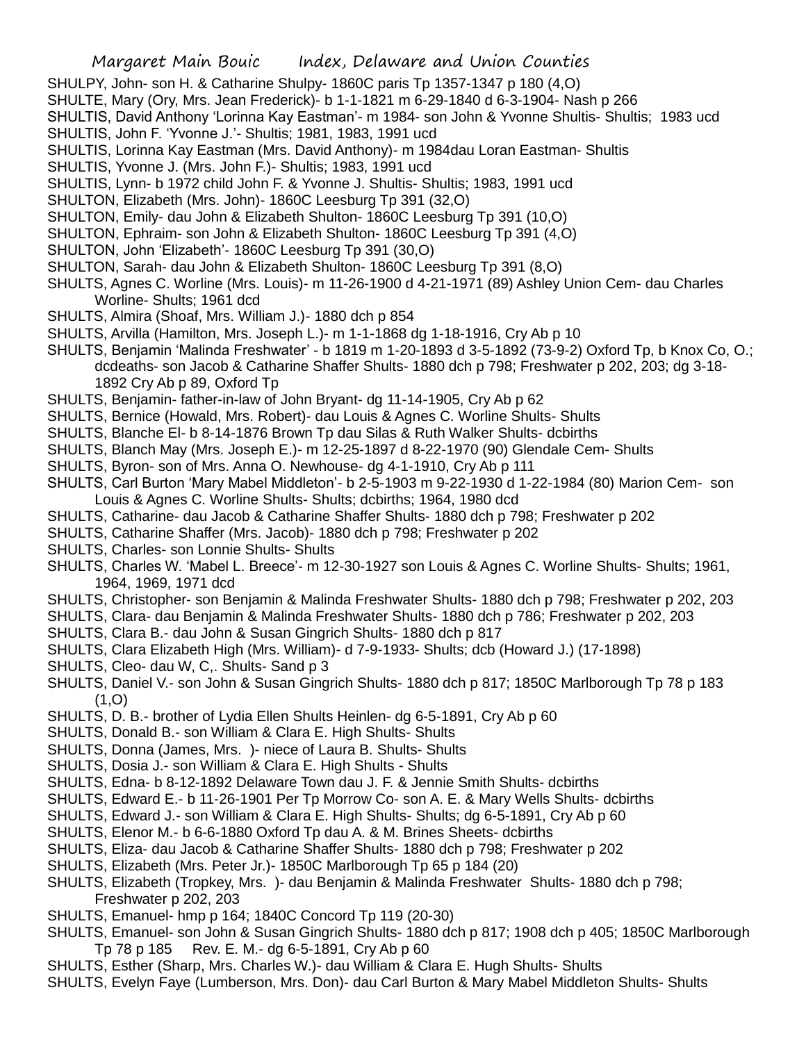SHULPY, John- son H. & Catharine Shulpy- 1860C paris Tp 1357-1347 p 180 (4,O)

SHULTE, Mary (Ory, Mrs. Jean Frederick)- b 1-1-1821 m 6-29-1840 d 6-3-1904- Nash p 266

SHULTIS, David Anthony 'Lorinna Kay Eastman'- m 1984- son John & Yvonne Shultis- Shultis; 1983 ucd

SHULTIS, John F. 'Yvonne J.'- Shultis; 1981, 1983, 1991 ucd

SHULTIS, Lorinna Kay Eastman (Mrs. David Anthony)- m 1984dau Loran Eastman- Shultis

SHULTIS, Yvonne J. (Mrs. John F.)- Shultis; 1983, 1991 ucd

SHULTIS, Lynn- b 1972 child John F. & Yvonne J. Shultis- Shultis; 1983, 1991 ucd

SHULTON, Elizabeth (Mrs. John)- 1860C Leesburg Tp 391 (32,O)

SHULTON, Emily- dau John & Elizabeth Shulton- 1860C Leesburg Tp 391 (10,O)

SHULTON, Ephraim- son John & Elizabeth Shulton- 1860C Leesburg Tp 391 (4,O)

SHULTON, John 'Elizabeth'- 1860C Leesburg Tp 391 (30,O)

SHULTON, Sarah- dau John & Elizabeth Shulton- 1860C Leesburg Tp 391 (8,O)

SHULTS, Agnes C. Worline (Mrs. Louis)- m 11-26-1900 d 4-21-1971 (89) Ashley Union Cem- dau Charles Worline- Shults; 1961 dcd

SHULTS, Almira (Shoaf, Mrs. William J.)- 1880 dch p 854

SHULTS, Arvilla (Hamilton, Mrs. Joseph L.)- m 1-1-1868 dg 1-18-1916, Cry Ab p 10

SHULTS, Benjamin 'Malinda Freshwater' - b 1819 m 1-20-1893 d 3-5-1892 (73-9-2) Oxford Tp, b Knox Co, O.; dcdeaths- son Jacob & Catharine Shaffer Shults- 1880 dch p 798; Freshwater p 202, 203; dg 3-18-1892 Cry Ab p 89, Oxford Tp

SHULTS, Benjamin- father-in-law of John Bryant- dg 11-14-1905, Cry Ab p 62

SHULTS, Bernice (Howald, Mrs. Robert)- dau Louis & Agnes C. Worline Shults- Shults

SHULTS, Blanche El- b 8-14-1876 Brown Tp dau Silas & Ruth Walker Shults- dcbirths

SHULTS, Blanch May (Mrs. Joseph E.)- m 12-25-1897 d 8-22-1970 (90) Glendale Cem- Shults

SHULTS, Byron- son of Mrs. Anna O. Newhouse- dg 4-1-1910, Cry Ab p 111

SHULTS, Carl Burton 'Mary Mabel Middleton'- b 2-5-1903 m 9-22-1930 d 1-22-1984 (80) Marion Cem- son Louis & Agnes C. Worline Shults- Shults; dcbirths; 1964, 1980 dcd

SHULTS, Catharine- dau Jacob & Catharine Shaffer Shults- 1880 dch p 798; Freshwater p 202

SHULTS, Catharine Shaffer (Mrs. Jacob)- 1880 dch p 798; Freshwater p 202

SHULTS, Charles- son Lonnie Shults- Shults

SHULTS, Charles W. 'Mabel L. Breece'- m 12-30-1927 son Louis & Agnes C. Worline Shults- Shults; 1961, 1964, 1969, 1971 dcd

SHULTS, Christopher- son Benjamin & Malinda Freshwater Shults- 1880 dch p 798; Freshwater p 202, 203

SHULTS, Clara- dau Benjamin & Malinda Freshwater Shults- 1880 dch p 786; Freshwater p 202, 203

SHULTS, Clara B.- dau John & Susan Gingrich Shults- 1880 dch p 817

SHULTS, Clara Elizabeth High (Mrs. William)- d 7-9-1933- Shults; dcb (Howard J.) (17-1898)

SHULTS, Cleo- dau W, C,. Shults- Sand p 3

SHULTS, Daniel V.- son John & Susan Gingrich Shults- 1880 dch p 817; 1850C Marlborough Tp 78 p 183 (1,O)

SHULTS, D. B.- brother of Lydia Ellen Shults Heinlen- dg 6-5-1891, Cry Ab p 60

SHULTS, Donald B.- son William & Clara E. High Shults- Shults

SHULTS, Donna (James, Mrs. )- niece of Laura B. Shults- Shults

SHULTS, Dosia J.- son William & Clara E. High Shults - Shults

SHULTS, Edna- b 8-12-1892 Delaware Town dau J. F. & Jennie Smith Shults- dcbirths

SHULTS, Edward E.- b 11-26-1901 Per Tp Morrow Co- son A. E. & Mary Wells Shults- dcbirths

SHULTS, Edward J.- son William & Clara E. High Shults- Shults; dg 6-5-1891, Cry Ab p 60

SHULTS, Elenor M.- b 6-6-1880 Oxford Tp dau A. & M. Brines Sheets- dcbirths

SHULTS, Eliza- dau Jacob & Catharine Shaffer Shults- 1880 dch p 798; Freshwater p 202

SHULTS, Elizabeth (Mrs. Peter Jr.)- 1850C Marlborough Tp 65 p 184 (20)

SHULTS, Elizabeth (Tropkey, Mrs. )- dau Benjamin & Malinda Freshwater Shults- 1880 dch p 798; Freshwater p 202, 203

SHULTS, Emanuel- hmp p 164; 1840C Concord Tp 119 (20-30)

SHULTS, Emanuel- son John & Susan Gingrich Shults- 1880 dch p 817; 1908 dch p 405; 1850C Marlborough Tp 78 p 185 Rev. E. M.- dg 6-5-1891, Cry Ab p 60

SHULTS, Esther (Sharp, Mrs. Charles W.)- dau William & Clara E. Hugh Shults- Shults

SHULTS, Evelyn Faye (Lumberson, Mrs. Don)- dau Carl Burton & Mary Mabel Middleton Shults- Shults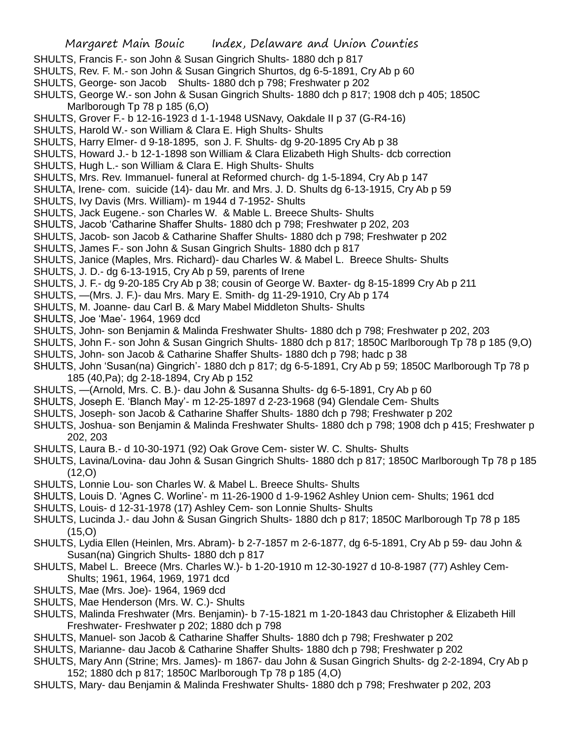SHULTS, Francis F.- son John & Susan Gingrich Shults- 1880 dch p 817

SHULTS, Rev. F. M.- son John & Susan Gingrich Shurtos, dg 6-5-1891, Cry Ab p 60

SHULTS, George- son Jacob Shults- 1880 dch p 798; Freshwater p 202

SHULTS, George W.- son John & Susan Gingrich Shults- 1880 dch p 817; 1908 dch p 405; 1850C Marlborough Tp 78 p 185 (6,O)

SHULTS, Grover F.- b 12-16-1923 d 1-1-1948 USNavy, Oakdale II p 37 (G-R4-16)

SHULTS, Harold W.- son William & Clara E. High Shults- Shults

SHULTS, Harry Elmer- d 9-18-1895, son J. F. Shults- dg 9-20-1895 Cry Ab p 38

SHULTS, Howard J.- b 12-1-1898 son William & Clara Elizabeth High Shults- dcb correction

SHULTS, Hugh L.- son William & Clara E. High Shults- Shults

SHULTS, Mrs. Rev. Immanuel- funeral at Reformed church- dg 1-5-1894, Cry Ab p 147

SHULTA, Irene- com. suicide (14)- dau Mr. and Mrs. J. D. Shults dg 6-13-1915, Cry Ab p 59

SHULTS, Ivy Davis (Mrs. William)- m 1944 d 7-1952- Shults

SHULTS, Jack Eugene.- son Charles W. & Mable L. Breece Shults- Shults

SHULTS, Jacob 'Catharine Shaffer Shults- 1880 dch p 798; Freshwater p 202, 203

SHULTS, Jacob- son Jacob & Catharine Shaffer Shults- 1880 dch p 798; Freshwater p 202

SHULTS, James F.- son John & Susan Gingrich Shults- 1880 dch p 817

SHULTS, Janice (Maples, Mrs. Richard)- dau Charles W. & Mabel L. Breece Shults- Shults

SHULTS, J. D.- dg 6-13-1915, Cry Ab p 59, parents of Irene

SHULTS, J. F.- dg 9-20-185 Cry Ab p 38; cousin of George W. Baxter- dg 8-15-1899 Cry Ab p 211

SHULTS, —(Mrs. J. F.)- dau Mrs. Mary E. Smith- dg 11-29-1910, Cry Ab p 174

SHULTS, M. Joanne- dau Carl B. & Mary Mabel Middleton Shults- Shults

SHULTS, Joe 'Mae'- 1964, 1969 dcd

SHULTS, John- son Benjamin & Malinda Freshwater Shults- 1880 dch p 798; Freshwater p 202, 203

SHULTS, John F.- son John & Susan Gingrich Shults- 1880 dch p 817; 1850C Marlborough Tp 78 p 185 (9,O)

SHULTS, John- son Jacob & Catharine Shaffer Shults- 1880 dch p 798; hadc p 38

SHULTS, John 'Susan(na) Gingrich'- 1880 dch p 817; dg 6-5-1891, Cry Ab p 59; 1850C Marlborough Tp 78 p 185 (40,Pa); dg 2-18-1894, Cry Ab p 152

SHULTS, —(Arnold, Mrs. C. B.)- dau John & Susanna Shults- dg 6-5-1891, Cry Ab p 60

SHULTS, Joseph E. 'Blanch May'- m 12-25-1897 d 2-23-1968 (94) Glendale Cem- Shults

SHULTS, Joseph- son Jacob & Catharine Shaffer Shults- 1880 dch p 798; Freshwater p 202

SHULTS, Joshua- son Benjamin & Malinda Freshwater Shults- 1880 dch p 798; 1908 dch p 415; Freshwater p 202, 203

SHULTS, Laura B.- d 10-30-1971 (92) Oak Grove Cem- sister W. C. Shults- Shults

SHULTS, Lavina/Lovina- dau John & Susan Gingrich Shults- 1880 dch p 817; 1850C Marlborough Tp 78 p 185 (12,O)

SHULTS, Lonnie Lou- son Charles W. & Mabel L. Breece Shults- Shults

SHULTS, Louis D. 'Agnes C. Worline'- m 11-26-1900 d 1-9-1962 Ashley Union cem- Shults; 1961 dcd

SHULTS, Louis- d 12-31-1978 (17) Ashley Cem- son Lonnie Shults- Shults

SHULTS, Lucinda J.- dau John & Susan Gingrich Shults- 1880 dch p 817; 1850C Marlborough Tp 78 p 185 (15,O)

SHULTS, Lydia Ellen (Heinlen, Mrs. Abram)- b 2-7-1857 m 2-6-1877, dg 6-5-1891, Cry Ab p 59- dau John & Susan(na) Gingrich Shults- 1880 dch p 817

SHULTS, Mabel L. Breece (Mrs. Charles W.)- b 1-20-1910 m 12-30-1927 d 10-8-1987 (77) Ashley Cem- Shults; 1961, 1964, 1969, 1971 dcd

SHULTS, Mae (Mrs. Joe)- 1964, 1969 dcd

SHULTS, Mae Henderson (Mrs. W. C.)- Shults

SHULTS, Malinda Freshwater (Mrs. Benjamin)- b 7-15-1821 m 1-20-1843 dau Christopher & Elizabeth Hill Freshwater- Freshwater p 202; 1880 dch p 798

SHULTS, Manuel- son Jacob & Catharine Shaffer Shults- 1880 dch p 798; Freshwater p 202

SHULTS, Marianne- dau Jacob & Catharine Shaffer Shults- 1880 dch p 798; Freshwater p 202

SHULTS, Mary Ann (Strine; Mrs. James)- m 1867- dau John & Susan Gingrich Shults- dg 2-2-1894, Cry Ab p 152; 1880 dch p 817; 1850C Marlborough Tp 78 p 185 (4,O)

SHULTS, Mary- dau Benjamin & Malinda Freshwater Shults- 1880 dch p 798; Freshwater p 202, 203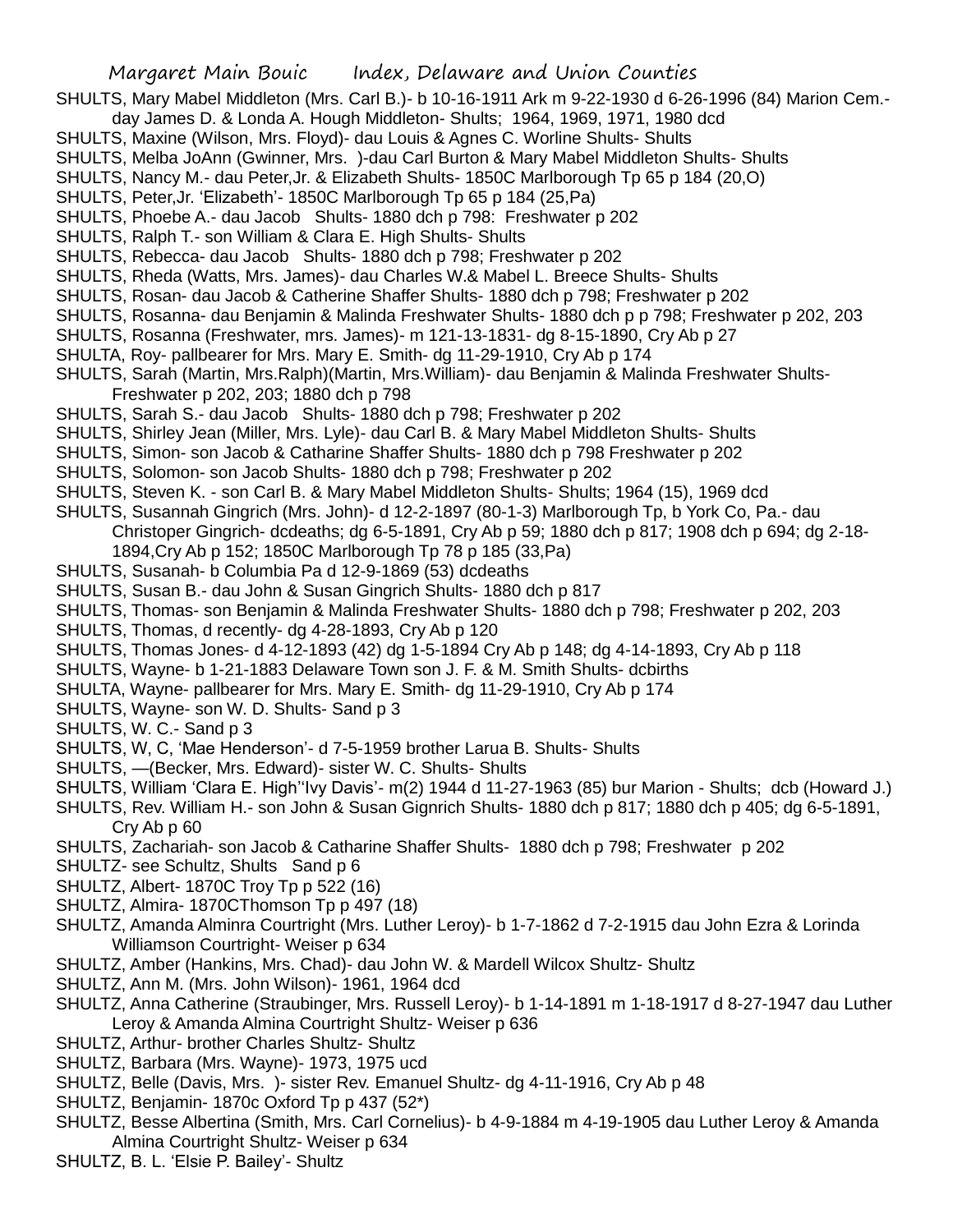SHULTS, Mary Mabel Middleton (Mrs. Carl B.)- b 10-16-1911 Ark m 9-22-1930 d 6-26-1996 (84) Marion Cem.- day James D. & Londa A. Hough Middleton- Shults; 1964, 1969, 1971, 1980 dcd

SHULTS, Maxine (Wilson, Mrs. Floyd)- dau Louis & Agnes C. Worline Shults- Shults

SHULTS, Melba JoAnn (Gwinner, Mrs. )-dau Carl Burton & Mary Mabel Middleton Shults- Shults

SHULTS, Nancy M.- dau Peter,Jr. & Elizabeth Shults- 1850C Marlborough Tp 65 p 184 (20,O)

SHULTS, Peter,Jr. 'Elizabeth'- 1850C Marlborough Tp 65 p 184 (25,Pa)

SHULTS, Phoebe A.- dau Jacob Shults- 1880 dch p 798: Freshwater p 202

SHULTS, Ralph T.- son William & Clara E. High Shults- Shults

SHULTS, Rebecca- dau Jacob Shults- 1880 dch p 798; Freshwater p 202

SHULTS, Rheda (Watts, Mrs. James)- dau Charles W.& Mabel L. Breece Shults- Shults

SHULTS, Rosan- dau Jacob & Catherine Shaffer Shults- 1880 dch p 798; Freshwater p 202

SHULTS, Rosanna- dau Benjamin & Malinda Freshwater Shults- 1880 dch p p 798; Freshwater p 202, 203

SHULTS, Rosanna (Freshwater, mrs. James)- m 121-13-1831- dg 8-15-1890, Cry Ab p 27

SHULTA, Roy- pallbearer for Mrs. Mary E. Smith- dg 11-29-1910, Cry Ab p 174

SHULTS, Sarah (Martin, Mrs.Ralph)(Martin, Mrs.William)- dau Benjamin & Malinda Freshwater Shults- Freshwater p 202, 203; 1880 dch p 798

SHULTS, Sarah S.- dau Jacob Shults- 1880 dch p 798; Freshwater p 202

SHULTS, Shirley Jean (Miller, Mrs. Lyle)- dau Carl B. & Mary Mabel Middleton Shults- Shults

SHULTS, Simon- son Jacob & Catharine Shaffer Shults- 1880 dch p 798 Freshwater p 202

SHULTS, Solomon- son Jacob Shults- 1880 dch p 798; Freshwater p 202

SHULTS, Steven K. - son Carl B. & Mary Mabel Middleton Shults- Shults; 1964 (15), 1969 dcd

SHULTS, Susannah Gingrich (Mrs. John)- d 12-2-1897 (80-1-3) Marlborough Tp, b York Co, Pa.- dau Christoper Gingrich- dcdeaths; dg 6-5-1891, Cry Ab p 59; 1880 dch p 817; 1908 dch p 694; dg 2-18-1894,Cry Ab p 152; 1850C Marlborough Tp 78 p 185 (33,Pa)

SHULTS, Susanah- b Columbia Pa d 12-9-1869 (53) dcdeaths

SHULTS, Susan B.- dau John & Susan Gingrich Shults- 1880 dch p 817

SHULTS, Thomas- son Benjamin & Malinda Freshwater Shults- 1880 dch p 798; Freshwater p 202, 203

SHULTS, Thomas, d recently- dg 4-28-1893, Cry Ab p 120

SHULTS, Thomas Jones- d 4-12-1893 (42) dg 1-5-1894 Cry Ab p 148; dg 4-14-1893, Cry Ab p 118

SHULTS, Wayne- b 1-21-1883 Delaware Town son J. F. & M. Smith Shults- dcbirths

SHULTA, Wayne- pallbearer for Mrs. Mary E. Smith- dg 11-29-1910, Cry Ab p 174

SHULTS, Wayne- son W. D. Shults- Sand p 3

SHULTS, W. C.- Sand p 3

SHULTS, W, C, 'Mae Henderson'- d 7-5-1959 brother Larua B. Shults- Shults

SHULTS, —(Becker, Mrs. Edward)- sister W. C. Shults- Shults

SHULTS, William 'Clara E. High''Ivy Davis'- m(2) 1944 d 11-27-1963 (85) bur Marion - Shults; dcb (Howard J.)

SHULTS, Rev. William H.- son John & Susan Gignrich Shults- 1880 dch p 817; 1880 dch p 405; dg 6-5-1891, Cry Ab p 60

SHULTS, Zachariah- son Jacob & Catharine Shaffer Shults- 1880 dch p 798; Freshwater p 202

SHULTZ- see Schultz, Shults Sand p 6

SHULTZ, Albert- 1870C Troy Tp p 522 (16)

SHULTZ, Almira- 1870CThomson Tp p 497 (18)

SHULTZ, Amanda Alminra Courtright (Mrs. Luther Leroy)- b 1-7-1862 d 7-2-1915 dau John Ezra & Lorinda Williamson Courtright- Weiser p 634

SHULTZ, Amber (Hankins, Mrs. Chad)- dau John W. & Mardell Wilcox Shultz- Shultz

SHULTZ, Ann M. (Mrs. John Wilson)- 1961, 1964 dcd

SHULTZ, Anna Catherine (Straubinger, Mrs. Russell Leroy)- b 1-14-1891 m 1-18-1917 d 8-27-1947 dau Luther Leroy & Amanda Almina Courtright Shultz- Weiser p 636

SHULTZ, Arthur- brother Charles Shultz- Shultz

SHULTZ, Barbara (Mrs. Wayne)- 1973, 1975 ucd

SHULTZ, Belle (Davis, Mrs. )- sister Rev. Emanuel Shultz- dg 4-11-1916, Cry Ab p 48

SHULTZ, Benjamin- 1870c Oxford Tp p 437 (52*)

SHULTZ, Besse Albertina (Smith, Mrs. Carl Cornelius)- b 4-9-1884 m 4-19-1905 dau Luther Leroy & Amanda Almina Courtright Shultz- Weiser p 634

SHULTZ, B. L. 'Elsie P. Bailey'- Shultz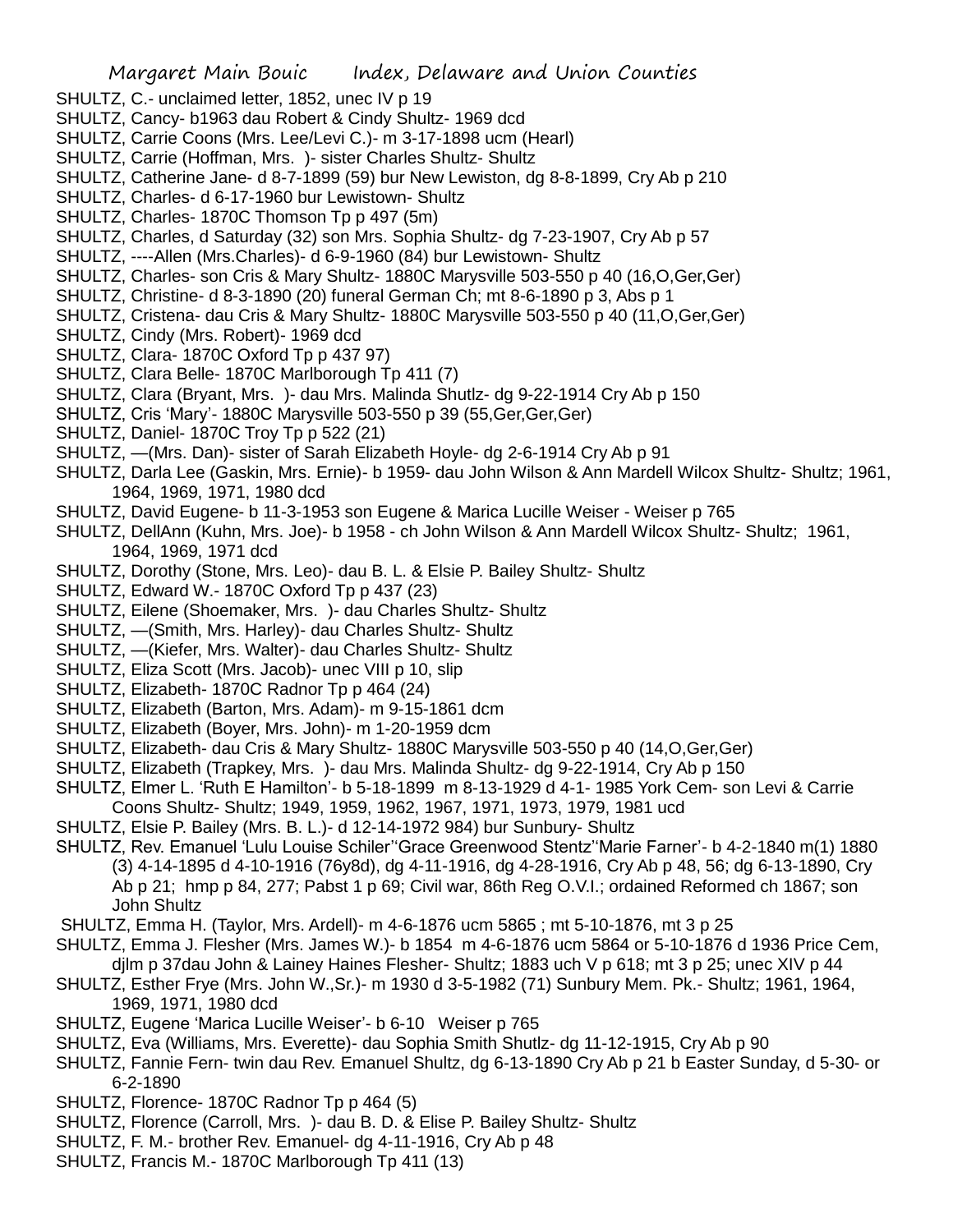SHULTZ, C.- unclaimed letter, 1852, unec IV p 19

SHULTZ, Cancy- b1963 dau Robert & Cindy Shultz- 1969 dcd

SHULTZ, Carrie Coons (Mrs. Lee/Levi C.)- m 3-17-1898 ucm (Hearl)

SHULTZ, Carrie (Hoffman, Mrs. )- sister Charles Shultz- Shultz

SHULTZ, Catherine Jane- d 8-7-1899 (59) bur New Lewiston, dg 8-8-1899, Cry Ab p 210

SHULTZ, Charles- d 6-17-1960 bur Lewistown- Shultz

SHULTZ, Charles- 1870C Thomson Tp p 497 (5m)

SHULTZ, Charles, d Saturday (32) son Mrs. Sophia Shultz- dg 7-23-1907, Cry Ab p 57

SHULTZ, ----Allen (Mrs.Charles)- d 6-9-1960 (84) bur Lewistown- Shultz

SHULTZ, Charles- son Cris & Mary Shultz- 1880C Marysville 503-550 p 40 (16,O,Ger,Ger)

SHULTZ, Christine- d 8-3-1890 (20) funeral German Ch; mt 8-6-1890 p 3, Abs p 1

SHULTZ, Cristena- dau Cris & Mary Shultz- 1880C Marysville 503-550 p 40 (11,O,Ger,Ger)

SHULTZ, Cindy (Mrs. Robert)- 1969 dcd

SHULTZ, Clara- 1870C Oxford Tp p 437 97)

SHULTZ, Clara Belle- 1870C Marlborough Tp 411 (7)

SHULTZ, Clara (Bryant, Mrs. )- dau Mrs. Malinda Shutlz- dg 9-22-1914 Cry Ab p 150

SHULTZ, Cris 'Mary'- 1880C Marysville 503-550 p 39 (55,Ger,Ger,Ger)

SHULTZ, Daniel- 1870C Troy Tp p 522 (21)

SHULTZ, —(Mrs. Dan)- sister of Sarah Elizabeth Hoyle- dg 2-6-1914 Cry Ab p 91

SHULTZ, Darla Lee (Gaskin, Mrs. Ernie)- b 1959- dau John Wilson & Ann Mardell Wilcox Shultz- Shultz; 1961, 1964, 1969, 1971, 1980 dcd

SHULTZ, David Eugene- b 11-3-1953 son Eugene & Marica Lucille Weiser - Weiser p 765

SHULTZ, DellAnn (Kuhn, Mrs. Joe)- b 1958 - ch John Wilson & Ann Mardell Wilcox Shultz- Shultz; 1961, 1964, 1969, 1971 dcd

SHULTZ, Dorothy (Stone, Mrs. Leo)- dau B. L. & Elsie P. Bailey Shultz- Shultz

SHULTZ, Edward W.- 1870C Oxford Tp p 437 (23)

SHULTZ, Eilene (Shoemaker, Mrs. )- dau Charles Shultz- Shultz

SHULTZ, —(Smith, Mrs. Harley)- dau Charles Shultz- Shultz

SHULTZ, —(Kiefer, Mrs. Walter)- dau Charles Shultz- Shultz

SHULTZ, Eliza Scott (Mrs. Jacob)- unec VIII p 10, slip

SHULTZ, Elizabeth- 1870C Radnor Tp p 464 (24)

SHULTZ, Elizabeth (Barton, Mrs. Adam)- m 9-15-1861 dcm

SHULTZ, Elizabeth (Boyer, Mrs. John)- m 1-20-1959 dcm

SHULTZ, Elizabeth- dau Cris & Mary Shultz- 1880C Marysville 503-550 p 40 (14,O,Ger,Ger)

SHULTZ, Elizabeth (Trapkey, Mrs. )- dau Mrs. Malinda Shultz- dg 9-22-1914, Cry Ab p 150

SHULTZ, Elmer L. 'Ruth E Hamilton'- b 5-18-1899 m 8-13-1929 d 4-1- 1985 York Cem- son Levi & Carrie Coons Shultz- Shultz; 1949, 1959, 1962, 1967, 1971, 1973, 1979, 1981 ucd

SHULTZ, Elsie P. Bailey (Mrs. B. L.)- d 12-14-1972 984) bur Sunbury- Shultz

SHULTZ, Rev. Emanuel 'Lulu Louise Schiler''Grace Greenwood Stentz''Marie Farner'- b 4-2-1840 m(1) 1880 (3) 4-14-1895 d 4-10-1916 (76y8d), dg 4-11-1916, dg 4-28-1916, Cry Ab p 48, 56; dg 6-13-1890, Cry Ab p 21; hmp p 84, 277; Pabst 1 p 69; Civil war, 86th Reg O.V.I.; ordained Reformed ch 1867; son John Shultz

SHULTZ, Emma H. (Taylor, Mrs. Ardell)- m 4-6-1876 ucm 5865 ; mt 5-10-1876, mt 3 p 25

SHULTZ, Emma J. Flesher (Mrs. James W.)- b 1854 m 4-6-1876 ucm 5864 or 5-10-1876 d 1936 Price Cem, djlm p 37dau John & Lainey Haines Flesher- Shultz; 1883 uch V p 618; mt 3 p 25; unec XIV p 44

SHULTZ, Esther Frye (Mrs. John W.,Sr.)- m 1930 d 3-5-1982 (71) Sunbury Mem. Pk.- Shultz; 1961, 1964, 1969, 1971, 1980 dcd

SHULTZ, Eugene 'Marica Lucille Weiser'- b 6-10 Weiser p 765

SHULTZ, Eva (Williams, Mrs. Everette)- dau Sophia Smith Shutlz- dg 11-12-1915, Cry Ab p 90

SHULTZ, Fannie Fern- twin dau Rev. Emanuel Shultz, dg 6-13-1890 Cry Ab p 21 b Easter Sunday, d 5-30- or 6-2-1890

SHULTZ, Florence- 1870C Radnor Tp p 464 (5)

SHULTZ, Florence (Carroll, Mrs. )- dau B. D. & Elise P. Bailey Shultz- Shultz

SHULTZ, F. M.- brother Rev. Emanuel- dg 4-11-1916, Cry Ab p 48

SHULTZ, Francis M.- 1870C Marlborough Tp 411 (13)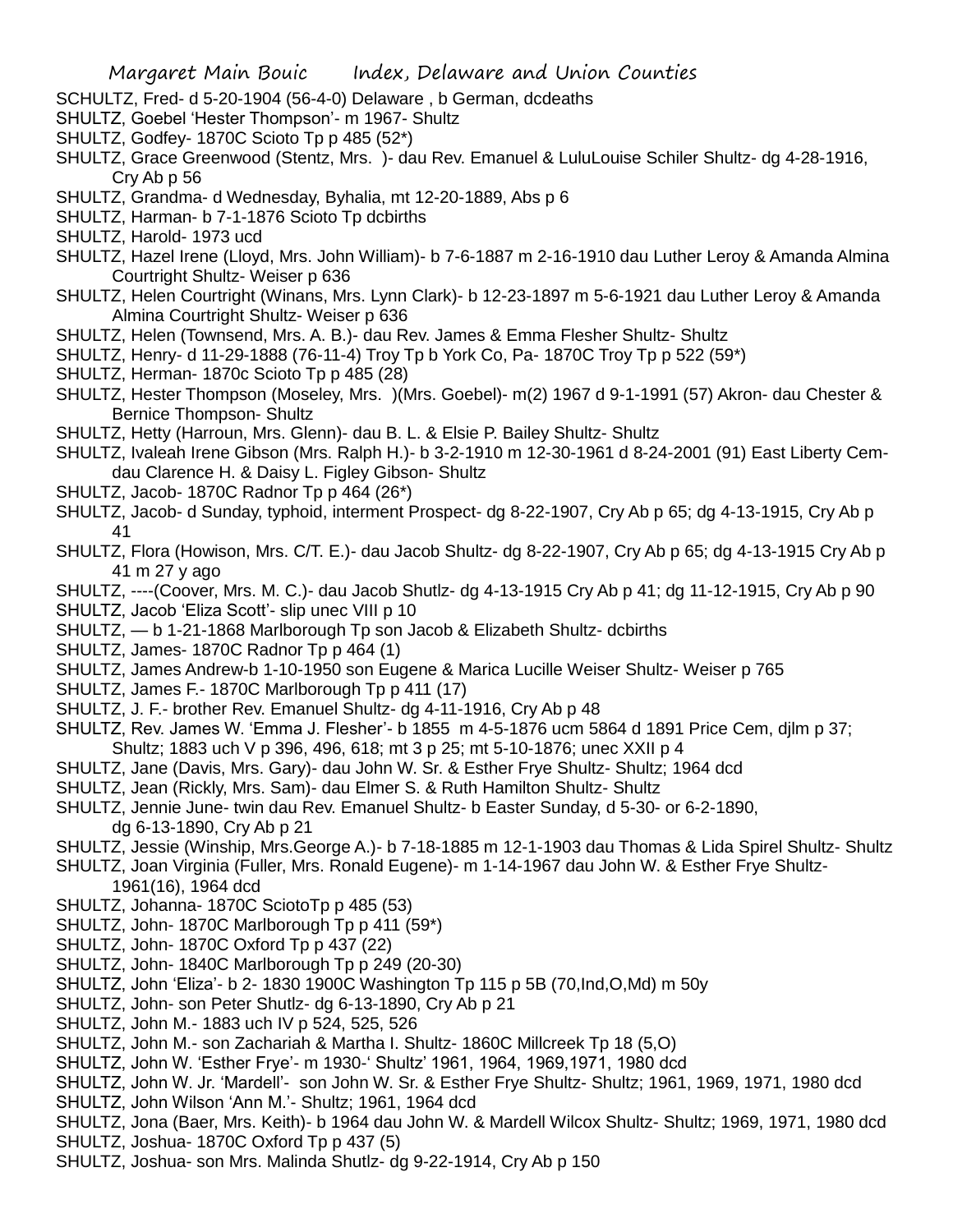SCHULTZ, Fred- d 5-20-1904 (56-4-0) Delaware , b German, dcdeaths

SHULTZ, Goebel 'Hester Thompson'- m 1967- Shultz

SHULTZ, Godfey- 1870C Scioto Tp p 485 (52*)

SHULTZ, Grace Greenwood (Stentz, Mrs. )- dau Rev. Emanuel & LuluLouise Schiler Shultz- dg 4-28-1916, Cry Ab p 56

SHULTZ, Grandma- d Wednesday, Byhalia, mt 12-20-1889, Abs p 6

SHULTZ, Harman- b 7-1-1876 Scioto Tp dcbirths

SHULTZ, Harold- 1973 ucd

SHULTZ, Hazel Irene (Lloyd, Mrs. John William)- b 7-6-1887 m 2-16-1910 dau Luther Leroy & Amanda Almina Courtright Shultz- Weiser p 636

SHULTZ, Helen Courtright (Winans, Mrs. Lynn Clark)- b 12-23-1897 m 5-6-1921 dau Luther Leroy & Amanda Almina Courtright Shultz- Weiser p 636

SHULTZ, Helen (Townsend, Mrs. A. B.)- dau Rev. James & Emma Flesher Shultz- Shultz

SHULTZ, Henry- d 11-29-1888 (76-11-4) Troy Tp b York Co, Pa- 1870C Troy Tp p 522 (59*)

SHULTZ, Herman- 1870c Scioto Tp p 485 (28)

SHULTZ, Hester Thompson (Moseley, Mrs. )(Mrs. Goebel)- m(2) 1967 d 9-1-1991 (57) Akron- dau Chester & Bernice Thompson- Shultz

SHULTZ, Hetty (Harroun, Mrs. Glenn)- dau B. L. & Elsie P. Bailey Shultz- Shultz

SHULTZ, Ivaleah Irene Gibson (Mrs. Ralph H.)- b 3-2-1910 m 12-30-1961 d 8-24-2001 (91) East Liberty Cem- dau Clarence H. & Daisy L. Figley Gibson- Shultz

SHULTZ, Jacob- 1870C Radnor Tp p 464 (26*)

SHULTZ, Jacob- d Sunday, typhoid, interment Prospect- dg 8-22-1907, Cry Ab p 65; dg 4-13-1915, Cry Ab p 41

SHULTZ, Flora (Howison, Mrs. C/T. E.)- dau Jacob Shultz- dg 8-22-1907, Cry Ab p 65; dg 4-13-1915 Cry Ab p 41 m 27 y ago

SHULTZ, ----(Coover, Mrs. M. C.)- dau Jacob Shutlz- dg 4-13-1915 Cry Ab p 41; dg 11-12-1915, Cry Ab p 90

SHULTZ, Jacob 'Eliza Scott'- slip unec VIII p 10

SHULTZ, — b 1-21-1868 Marlborough Tp son Jacob & Elizabeth Shultz- dcbirths

SHULTZ, James- 1870C Radnor Tp p 464 (1)

SHULTZ, James Andrew-b 1-10-1950 son Eugene & Marica Lucille Weiser Shultz- Weiser p 765

SHULTZ, James F.- 1870C Marlborough Tp p 411 (17)

SHULTZ, J. F.- brother Rev. Emanuel Shultz- dg 4-11-1916, Cry Ab p 48

SHULTZ, Rev. James W. 'Emma J. Flesher'- b 1855 m 4-5-1876 ucm 5864 d 1891 Price Cem, djlm p 37; Shultz; 1883 uch V p 396, 496, 618; mt 3 p 25; mt 5-10-1876; unec XXII p 4

SHULTZ, Jane (Davis, Mrs. Gary)- dau John W. Sr. & Esther Frye Shultz- Shultz; 1964 dcd

SHULTZ, Jean (Rickly, Mrs. Sam)- dau Elmer S. & Ruth Hamilton Shultz- Shultz

SHULTZ, Jennie June- twin dau Rev. Emanuel Shultz- b Easter Sunday, d 5-30- or 6-2-1890, dg 6-13-1890, Cry Ab p 21

SHULTZ, Jessie (Winship, Mrs.George A.)- b 7-18-1885 m 12-1-1903 dau Thomas & Lida Spirel Shultz- Shultz

SHULTZ, Joan Virginia (Fuller, Mrs. Ronald Eugene)- m 1-14-1967 dau John W. & Esther Frye Shultz- 1961(16), 1964 dcd

SHULTZ, Johanna- 1870C SciotoTp p 485 (53)

SHULTZ, John- 1870C Marlborough Tp p 411 (59*)

SHULTZ, John- 1870C Oxford Tp p 437 (22)

SHULTZ, John- 1840C Marlborough Tp p 249 (20-30)

SHULTZ, John 'Eliza'- b 2- 1830 1900C Washington Tp 115 p 5B (70,Ind,O,Md) m 50y

SHULTZ, John- son Peter Shutlz- dg 6-13-1890, Cry Ab p 21

SHULTZ, John M.- 1883 uch IV p 524, 525, 526

SHULTZ, John M.- son Zachariah & Martha I. Shultz- 1860C Millcreek Tp 18 (5,O)

SHULTZ, John W. 'Esther Frye'- m 1930-' Shultz' 1961, 1964, 1969,1971, 1980 dcd

SHULTZ, John W. Jr. 'Mardell'- son John W. Sr. & Esther Frye Shultz- Shultz; 1961, 1969, 1971, 1980 dcd

SHULTZ, John Wilson 'Ann M.'- Shultz; 1961, 1964 dcd

SHULTZ, Jona (Baer, Mrs. Keith)- b 1964 dau John W. & Mardell Wilcox Shultz- Shultz; 1969, 1971, 1980 dcd

SHULTZ, Joshua- 1870C Oxford Tp p 437 (5)

SHULTZ, Joshua- son Mrs. Malinda Shutlz- dg 9-22-1914, Cry Ab p 150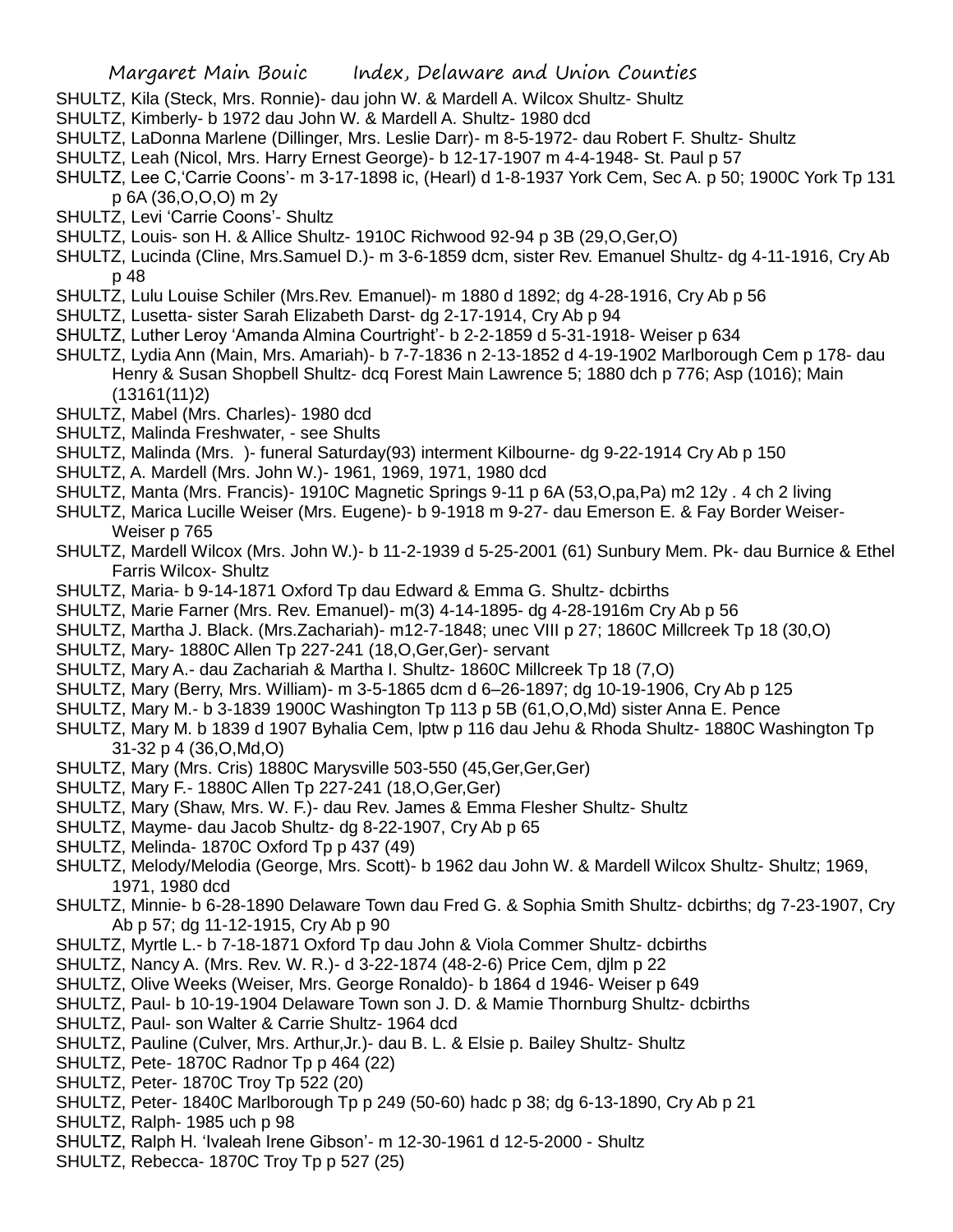SHULTZ, Kila (Steck, Mrs. Ronnie)- dau john W. & Mardell A. Wilcox Shultz- Shultz

SHULTZ, Kimberly- b 1972 dau John W. & Mardell A. Shultz- 1980 dcd

SHULTZ, LaDonna Marlene (Dillinger, Mrs. Leslie Darr)- m 8-5-1972- dau Robert F. Shultz- Shultz

SHULTZ, Leah (Nicol, Mrs. Harry Ernest George)- b 12-17-1907 m 4-4-1948- St. Paul p 57

SHULTZ, Lee C,'Carrie Coons'- m 3-17-1898 ic, (Hearl) d 1-8-1937 York Cem, Sec A. p 50; 1900C York Tp 131 p 6A (36,O,O,O) m 2y

SHULTZ, Levi 'Carrie Coons'- Shultz

SHULTZ, Louis- son H. & Allice Shultz- 1910C Richwood 92-94 p 3B (29,O,Ger,O)

SHULTZ, Lucinda (Cline, Mrs.Samuel D.)- m 3-6-1859 dcm, sister Rev. Emanuel Shultz- dg 4-11-1916, Cry Ab p 48

SHULTZ, Lulu Louise Schiler (Mrs.Rev. Emanuel)- m 1880 d 1892; dg 4-28-1916, Cry Ab p 56

SHULTZ, Lusetta- sister Sarah Elizabeth Darst- dg 2-17-1914, Cry Ab p 94

SHULTZ, Luther Leroy 'Amanda Almina Courtright'- b 2-2-1859 d 5-31-1918- Weiser p 634

SHULTZ, Lydia Ann (Main, Mrs. Amariah)- b 7-7-1836 n 2-13-1852 d 4-19-1902 Marlborough Cem p 178- dau Henry & Susan Shopbell Shultz- dcq Forest Main Lawrence 5; 1880 dch p 776; Asp (1016); Main (13161(11)2)

SHULTZ, Mabel (Mrs. Charles)- 1980 dcd

SHULTZ, Malinda Freshwater, - see Shults

SHULTZ, Malinda (Mrs. )- funeral Saturday(93) interment Kilbourne- dg 9-22-1914 Cry Ab p 150

SHULTZ, A. Mardell (Mrs. John W.)- 1961, 1969, 1971, 1980 dcd

SHULTZ, Manta (Mrs. Francis)- 1910C Magnetic Springs 9-11 p 6A (53,O,pa,Pa) m2 12y . 4 ch 2 living

SHULTZ, Marica Lucille Weiser (Mrs. Eugene)- b 9-1918 m 9-27- dau Emerson E. & Fay Border Weiser- Weiser p 765

SHULTZ, Mardell Wilcox (Mrs. John W.)- b 11-2-1939 d 5-25-2001 (61) Sunbury Mem. Pk- dau Burnice & Ethel Farris Wilcox- Shultz

SHULTZ, Maria- b 9-14-1871 Oxford Tp dau Edward & Emma G. Shultz- dcbirths

SHULTZ, Marie Farner (Mrs. Rev. Emanuel)- m(3) 4-14-1895- dg 4-28-1916m Cry Ab p 56

SHULTZ, Martha J. Black. (Mrs.Zachariah)- m12-7-1848; unec VIII p 27; 1860C Millcreek Tp 18 (30,O)

SHULTZ, Mary- 1880C Allen Tp 227-241 (18,O,Ger,Ger)- servant

SHULTZ, Mary A.- dau Zachariah & Martha I. Shultz- 1860C Millcreek Tp 18 (7,O)

SHULTZ, Mary (Berry, Mrs. William)- m 3-5-1865 dcm d 6–26-1897; dg 10-19-1906, Cry Ab p 125

SHULTZ, Mary M.- b 3-1839 1900C Washington Tp 113 p 5B (61,O,O,Md) sister Anna E. Pence

SHULTZ, Mary M. b 1839 d 1907 Byhalia Cem, lptw p 116 dau Jehu & Rhoda Shultz- 1880C Washington Tp 31-32 p 4 (36,O,Md,O)

SHULTZ, Mary (Mrs. Cris) 1880C Marysville 503-550 (45,Ger,Ger,Ger)

SHULTZ, Mary F.- 1880C Allen Tp 227-241 (18,O,Ger,Ger)

SHULTZ, Mary (Shaw, Mrs. W. F.)- dau Rev. James & Emma Flesher Shultz- Shultz

SHULTZ, Mayme- dau Jacob Shultz- dg 8-22-1907, Cry Ab p 65

SHULTZ, Melinda- 1870C Oxford Tp p 437 (49)

SHULTZ, Melody/Melodia (George, Mrs. Scott)- b 1962 dau John W. & Mardell Wilcox Shultz- Shultz; 1969, 1971, 1980 dcd

SHULTZ, Minnie- b 6-28-1890 Delaware Town dau Fred G. & Sophia Smith Shultz- dcbirths; dg 7-23-1907, Cry Ab p 57; dg 11-12-1915, Cry Ab p 90

SHULTZ, Myrtle L.- b 7-18-1871 Oxford Tp dau John & Viola Commer Shultz- dcbirths

SHULTZ, Nancy A. (Mrs. Rev. W. R.)- d 3-22-1874 (48-2-6) Price Cem, djlm p 22

SHULTZ, Olive Weeks (Weiser, Mrs. George Ronaldo)- b 1864 d 1946- Weiser p 649

SHULTZ, Paul- b 10-19-1904 Delaware Town son J. D. & Mamie Thornburg Shultz- dcbirths

SHULTZ, Paul- son Walter & Carrie Shultz- 1964 dcd

SHULTZ, Pauline (Culver, Mrs. Arthur,Jr.)- dau B. L. & Elsie p. Bailey Shultz- Shultz

SHULTZ, Pete- 1870C Radnor Tp p 464 (22)

SHULTZ, Peter- 1870C Troy Tp 522 (20)

SHULTZ, Peter- 1840C Marlborough Tp p 249 (50-60) hadc p 38; dg 6-13-1890, Cry Ab p 21

SHULTZ, Ralph- 1985 uch p 98

SHULTZ, Ralph H. 'Ivaleah Irene Gibson'- m 12-30-1961 d 12-5-2000 - Shultz

SHULTZ, Rebecca- 1870C Troy Tp p 527 (25)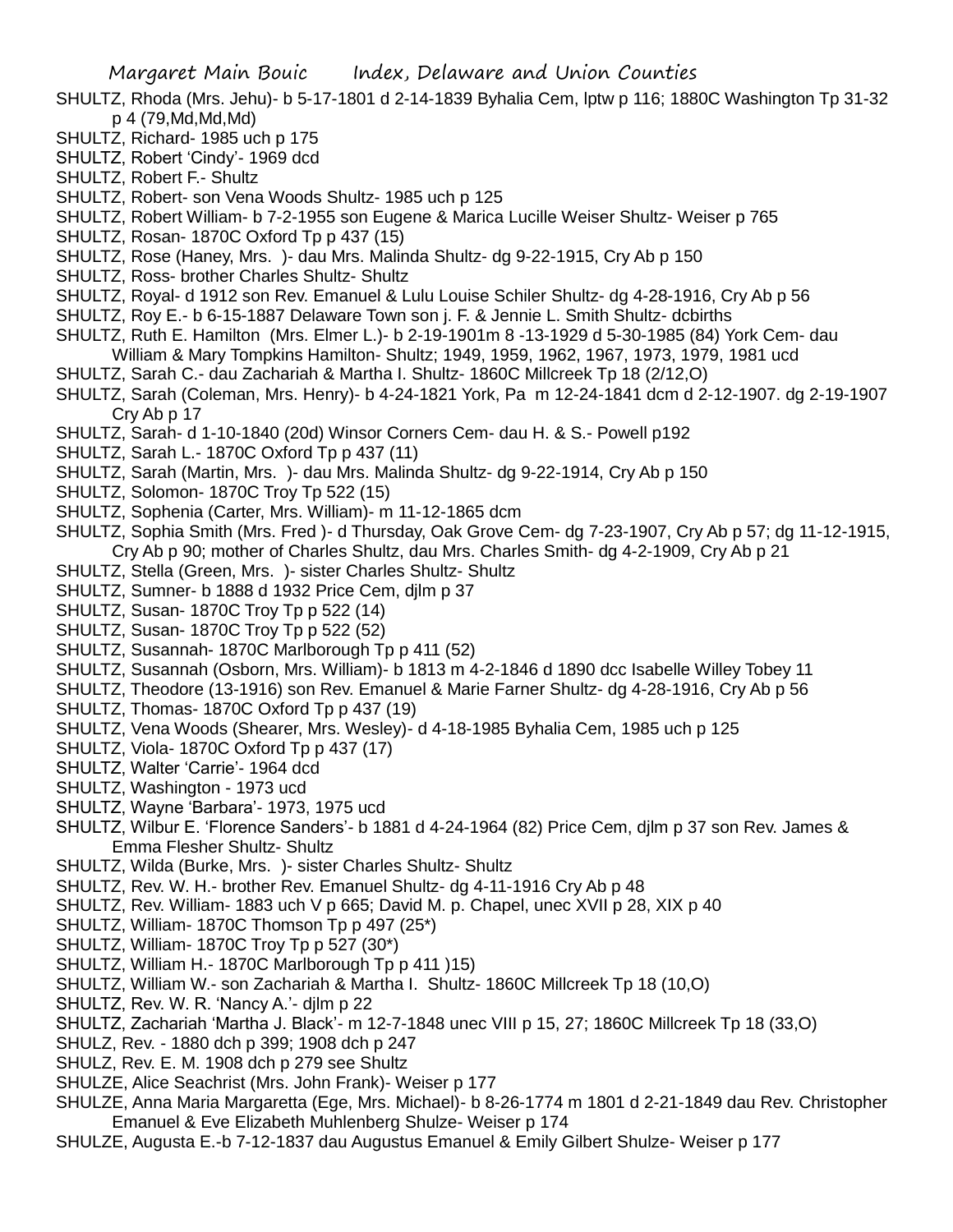SHULTZ, Rhoda (Mrs. Jehu)- b 5-17-1801 d 2-14-1839 Byhalia Cem, lptw p 116; 1880C Washington Tp 31-32 p 4 (79,Md,Md,Md)

SHULTZ, Richard- 1985 uch p 175

SHULTZ, Robert 'Cindy'- 1969 dcd

SHULTZ, Robert F.- Shultz

SHULTZ, Robert- son Vena Woods Shultz- 1985 uch p 125

SHULTZ, Robert William- b 7-2-1955 son Eugene & Marica Lucille Weiser Shultz- Weiser p 765

SHULTZ, Rosan- 1870C Oxford Tp p 437 (15)

SHULTZ, Rose (Haney, Mrs. )- dau Mrs. Malinda Shultz- dg 9-22-1915, Cry Ab p 150

SHULTZ, Ross- brother Charles Shultz- Shultz

SHULTZ, Royal- d 1912 son Rev. Emanuel & Lulu Louise Schiler Shultz- dg 4-28-1916, Cry Ab p 56

SHULTZ, Roy E.- b 6-15-1887 Delaware Town son j. F. & Jennie L. Smith Shultz- dcbirths

SHULTZ, Ruth E. Hamilton (Mrs. Elmer L.)- b 2-19-1901m 8 -13-1929 d 5-30-1985 (84) York Cem- dau William & Mary Tompkins Hamilton- Shultz; 1949, 1959, 1962, 1967, 1973, 1979, 1981 ucd

SHULTZ, Sarah C.- dau Zachariah & Martha I. Shultz- 1860C Millcreek Tp 18 (2/12,O)

SHULTZ, Sarah (Coleman, Mrs. Henry)- b 4-24-1821 York, Pa m 12-24-1841 dcm d 2-12-1907. dg 2-19-1907 Cry Ab p 17

SHULTZ, Sarah- d 1-10-1840 (20d) Winsor Corners Cem- dau H. & S.- Powell p192

SHULTZ, Sarah L.- 1870C Oxford Tp p 437 (11)

SHULTZ, Sarah (Martin, Mrs. )- dau Mrs. Malinda Shultz- dg 9-22-1914, Cry Ab p 150

SHULTZ, Solomon- 1870C Troy Tp 522 (15)

SHULTZ, Sophenia (Carter, Mrs. William)- m 11-12-1865 dcm

SHULTZ, Sophia Smith (Mrs. Fred )- d Thursday, Oak Grove Cem- dg 7-23-1907, Cry Ab p 57; dg 11-12-1915, Cry Ab p 90; mother of Charles Shultz, dau Mrs. Charles Smith- dg 4-2-1909, Cry Ab p 21

SHULTZ, Stella (Green, Mrs. )- sister Charles Shultz- Shultz

SHULTZ, Sumner- b 1888 d 1932 Price Cem, djlm p 37

SHULTZ, Susan- 1870C Troy Tp p 522 (14)

SHULTZ, Susan- 1870C Troy Tp p 522 (52)

SHULTZ, Susannah- 1870C Marlborough Tp p 411 (52)

SHULTZ, Susannah (Osborn, Mrs. William)- b 1813 m 4-2-1846 d 1890 dcc Isabelle Willey Tobey 11

SHULTZ, Theodore (13-1916) son Rev. Emanuel & Marie Farner Shultz- dg 4-28-1916, Cry Ab p 56

SHULTZ, Thomas- 1870C Oxford Tp p 437 (19)

SHULTZ, Vena Woods (Shearer, Mrs. Wesley)- d 4-18-1985 Byhalia Cem, 1985 uch p 125

SHULTZ, Viola- 1870C Oxford Tp p 437 (17)

SHULTZ, Walter 'Carrie'- 1964 dcd

SHULTZ, Washington - 1973 ucd

SHULTZ, Wayne 'Barbara'- 1973, 1975 ucd

SHULTZ, Wilbur E. 'Florence Sanders'- b 1881 d 4-24-1964 (82) Price Cem, djlm p 37 son Rev. James & Emma Flesher Shultz- Shultz

SHULTZ, Wilda (Burke, Mrs. )- sister Charles Shultz- Shultz

SHULTZ, Rev. W. H.- brother Rev. Emanuel Shultz- dg 4-11-1916 Cry Ab p 48

SHULTZ, Rev. William- 1883 uch V p 665; David M. p. Chapel, unec XVII p 28, XIX p 40

SHULTZ, William- 1870C Thomson Tp p 497 (25*)

SHULTZ, William- 1870C Troy Tp p 527 (30*)

SHULTZ, William H.- 1870C Marlborough Tp p 411 )15)

SHULTZ, William W.- son Zachariah & Martha I. Shultz- 1860C Millcreek Tp 18 (10,O)

SHULTZ, Rev. W. R. 'Nancy A.'- djlm p 22

SHULTZ, Zachariah 'Martha J. Black'- m 12-7-1848 unec VIII p 15, 27; 1860C Millcreek Tp 18 (33,O)

SHULZ, Rev. - 1880 dch p 399; 1908 dch p 247

SHULZ, Rev. E. M. 1908 dch p 279 see Shultz

SHULZE, Alice Seachrist (Mrs. John Frank)- Weiser p 177

SHULZE, Anna Maria Margaretta (Ege, Mrs. Michael)- b 8-26-1774 m 1801 d 2-21-1849 dau Rev. Christopher Emanuel & Eve Elizabeth Muhlenberg Shulze- Weiser p 174

SHULZE, Augusta E.-b 7-12-1837 dau Augustus Emanuel & Emily Gilbert Shulze- Weiser p 177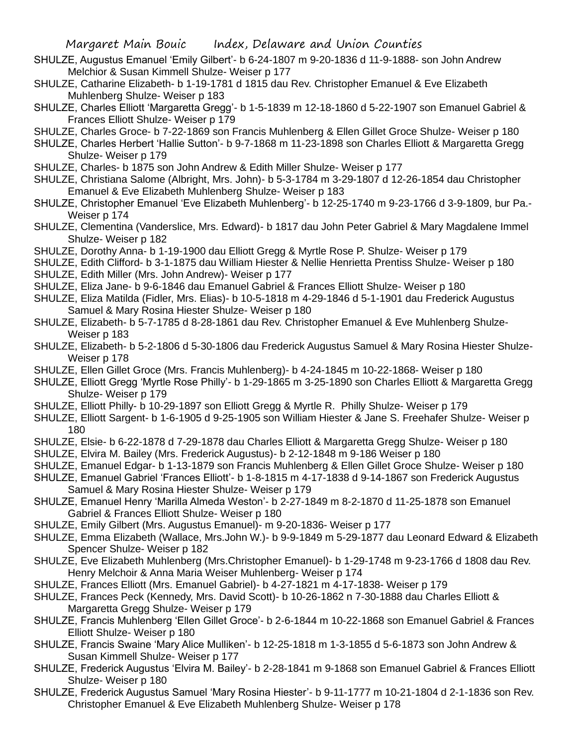SHULZE, Augustus Emanuel 'Emily Gilbert'- b 6-24-1807 m 9-20-1836 d 11-9-1888- son John Andrew Melchior & Susan Kimmell Shulze- Weiser p 177

SHULZE, Catharine Elizabeth- b 1-19-1781 d 1815 dau Rev. Christopher Emanuel & Eve Elizabeth Muhlenberg Shulze- Weiser p 183

SHULZE, Charles Elliott 'Margaretta Gregg'- b 1-5-1839 m 12-18-1860 d 5-22-1907 son Emanuel Gabriel & Frances Elliott Shulze- Weiser p 179

SHULZE, Charles Groce- b 7-22-1869 son Francis Muhlenberg & Ellen Gillet Groce Shulze- Weiser p 180

SHULZE, Charles Herbert 'Hallie Sutton'- b 9-7-1868 m 11-23-1898 son Charles Elliott & Margaretta Gregg Shulze- Weiser p 179

SHULZE, Charles- b 1875 son John Andrew & Edith Miller Shulze- Weiser p 177

SHULZE, Christiana Salome (Albright, Mrs. John)- b 5-3-1784 m 3-29-1807 d 12-26-1854 dau Christopher Emanuel & Eve Elizabeth Muhlenberg Shulze- Weiser p 183

SHULZE, Christopher Emanuel 'Eve Elizabeth Muhlenberg'- b 12-25-1740 m 9-23-1766 d 3-9-1809, bur Pa.- Weiser p 174

SHULZE, Clementina (Vanderslice, Mrs. Edward)- b 1817 dau John Peter Gabriel & Mary Magdalene Immel Shulze- Weiser p 182

SHULZE, Dorothy Anna- b 1-19-1900 dau Elliott Gregg & Myrtle Rose P. Shulze- Weiser p 179

SHULZE, Edith Clifford- b 3-1-1875 dau William Hiester & Nellie Henrietta Prentiss Shulze- Weiser p 180

SHULZE, Edith Miller (Mrs. John Andrew)- Weiser p 177

SHULZE, Eliza Jane- b 9-6-1846 dau Emanuel Gabriel & Frances Elliott Shulze- Weiser p 180

SHULZE, Eliza Matilda (Fidler, Mrs. Elias)- b 10-5-1818 m 4-29-1846 d 5-1-1901 dau Frederick Augustus Samuel & Mary Rosina Hiester Shulze- Weiser p 180

SHULZE, Elizabeth- b 5-7-1785 d 8-28-1861 dau Rev. Christopher Emanuel & Eve Muhlenberg Shulze- Weiser p 183

SHULZE, Elizabeth- b 5-2-1806 d 5-30-1806 dau Frederick Augustus Samuel & Mary Rosina Hiester Shulze- Weiser p 178

SHULZE, Ellen Gillet Groce (Mrs. Francis Muhlenberg)- b 4-24-1845 m 10-22-1868- Weiser p 180

SHULZE, Elliott Gregg 'Myrtle Rose Philly'- b 1-29-1865 m 3-25-1890 son Charles Elliott & Margaretta Gregg Shulze- Weiser p 179

SHULZE, Elliott Philly- b 10-29-1897 son Elliott Gregg & Myrtle R. Philly Shulze- Weiser p 179

SHULZE, Elliott Sargent- b 1-6-1905 d 9-25-1905 son William Hiester & Jane S. Freehafer Shulze- Weiser p 180

SHULZE, Elsie- b 6-22-1878 d 7-29-1878 dau Charles Elliott & Margaretta Gregg Shulze- Weiser p 180

SHULZE, Elvira M. Bailey (Mrs. Frederick Augustus)- b 2-12-1848 m 9-186 Weiser p 180

SHULZE, Emanuel Edgar- b 1-13-1879 son Francis Muhlenberg & Ellen Gillet Groce Shulze- Weiser p 180

SHULZE, Emanuel Gabriel 'Frances Elliott'- b 1-8-1815 m 4-17-1838 d 9-14-1867 son Frederick Augustus Samuel & Mary Rosina Hiester Shulze- Weiser p 179

SHULZE, Emanuel Henry 'Marilla Almeda Weston'- b 2-27-1849 m 8-2-1870 d 11-25-1878 son Emanuel Gabriel & Frances Elliott Shulze- Weiser p 180

SHULZE, Emily Gilbert (Mrs. Augustus Emanuel)- m 9-20-1836- Weiser p 177

SHULZE, Emma Elizabeth (Wallace, Mrs.John W.)- b 9-9-1849 m 5-29-1877 dau Leonard Edward & Elizabeth Spencer Shulze- Weiser p 182

SHULZE, Eve Elizabeth Muhlenberg (Mrs.Christopher Emanuel)- b 1-29-1748 m 9-23-1766 d 1808 dau Rev. Henry Melchoir & Anna Maria Weiser Muhlenberg- Weiser p 174

SHULZE, Frances Elliott (Mrs. Emanuel Gabriel)- b 4-27-1821 m 4-17-1838- Weiser p 179

SHULZE, Frances Peck (Kennedy, Mrs. David Scott)- b 10-26-1862 n 7-30-1888 dau Charles Elliott & Margaretta Gregg Shulze- Weiser p 179

SHULZE, Francis Muhlenberg 'Ellen Gillet Groce'- b 2-6-1844 m 10-22-1868 son Emanuel Gabriel & Frances Elliott Shulze- Weiser p 180

SHULZE, Francis Swaine 'Mary Alice Mulliken'- b 12-25-1818 m 1-3-1855 d 5-6-1873 son John Andrew & Susan Kimmell Shulze- Weiser p 177

SHULZE, Frederick Augustus 'Elvira M. Bailey'- b 2-28-1841 m 9-1868 son Emanuel Gabriel & Frances Elliott Shulze- Weiser p 180

SHULZE, Frederick Augustus Samuel 'Mary Rosina Hiester'- b 9-11-1777 m 10-21-1804 d 2-1-1836 son Rev. Christopher Emanuel & Eve Elizabeth Muhlenberg Shulze- Weiser p 178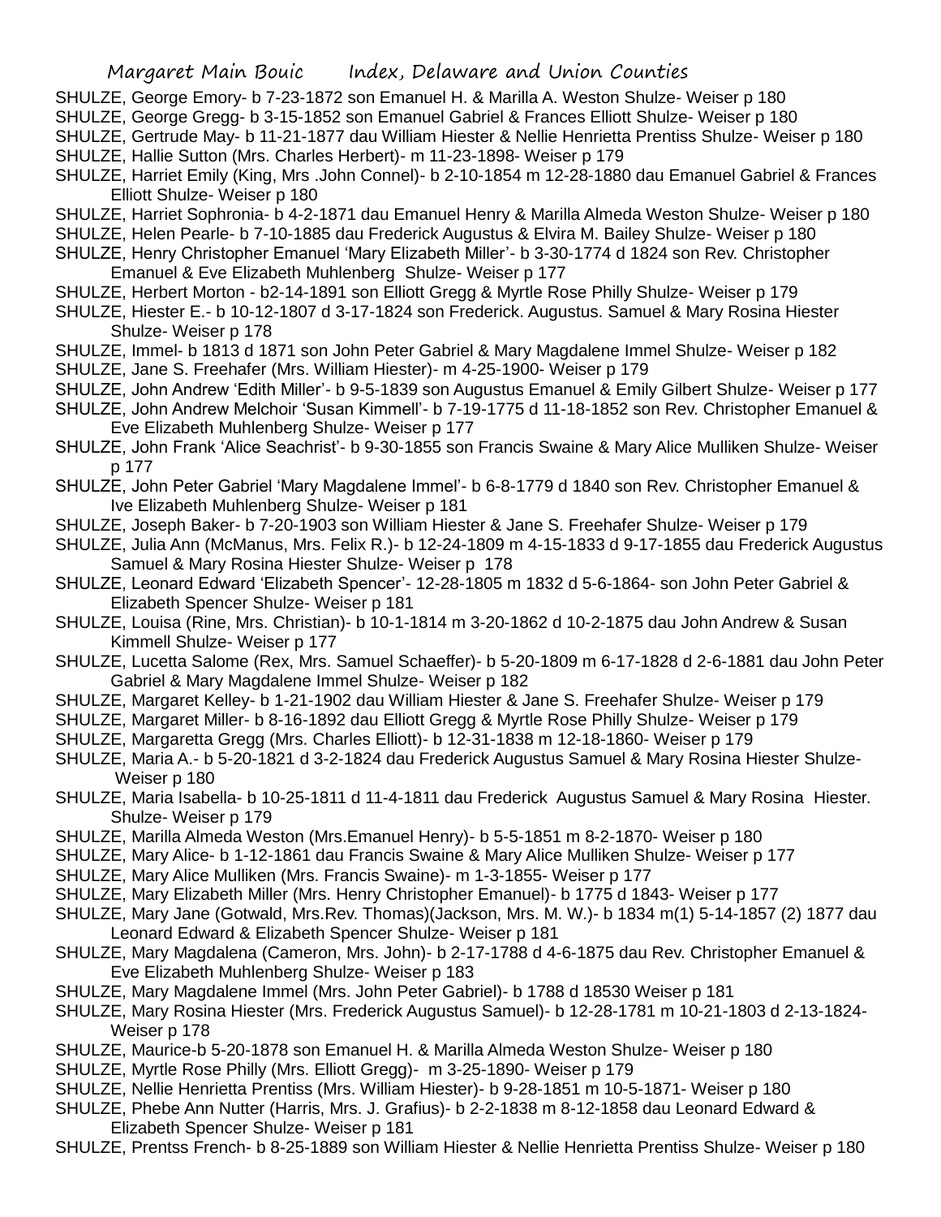SHULZE, George Emory- b 7-23-1872 son Emanuel H. & Marilla A. Weston Shulze- Weiser p 180

SHULZE, George Gregg- b 3-15-1852 son Emanuel Gabriel & Frances Elliott Shulze- Weiser p 180

SHULZE, Gertrude May- b 11-21-1877 dau William Hiester & Nellie Henrietta Prentiss Shulze- Weiser p 180

SHULZE, Hallie Sutton (Mrs. Charles Herbert)- m 11-23-1898- Weiser p 179

SHULZE, Harriet Emily (King, Mrs .John Connel)- b 2-10-1854 m 12-28-1880 dau Emanuel Gabriel & Frances Elliott Shulze- Weiser p 180

SHULZE, Harriet Sophronia- b 4-2-1871 dau Emanuel Henry & Marilla Almeda Weston Shulze- Weiser p 180

SHULZE, Helen Pearle- b 7-10-1885 dau Frederick Augustus & Elvira M. Bailey Shulze- Weiser p 180

SHULZE, Henry Christopher Emanuel 'Mary Elizabeth Miller'- b 3-30-1774 d 1824 son Rev. Christopher Emanuel & Eve Elizabeth Muhlenberg Shulze- Weiser p 177

SHULZE, Herbert Morton - b2-14-1891 son Elliott Gregg & Myrtle Rose Philly Shulze- Weiser p 179

SHULZE, Hiester E.- b 10-12-1807 d 3-17-1824 son Frederick. Augustus. Samuel & Mary Rosina Hiester Shulze- Weiser p 178

SHULZE, Immel- b 1813 d 1871 son John Peter Gabriel & Mary Magdalene Immel Shulze- Weiser p 182

SHULZE, Jane S. Freehafer (Mrs. William Hiester)- m 4-25-1900- Weiser p 179

SHULZE, John Andrew 'Edith Miller'- b 9-5-1839 son Augustus Emanuel & Emily Gilbert Shulze- Weiser p 177

SHULZE, John Andrew Melchoir 'Susan Kimmell'- b 7-19-1775 d 11-18-1852 son Rev. Christopher Emanuel & Eve Elizabeth Muhlenberg Shulze- Weiser p 177

SHULZE, John Frank 'Alice Seachrist'- b 9-30-1855 son Francis Swaine & Mary Alice Mulliken Shulze- Weiser p 177

SHULZE, John Peter Gabriel 'Mary Magdalene Immel'- b 6-8-1779 d 1840 son Rev. Christopher Emanuel & Ive Elizabeth Muhlenberg Shulze- Weiser p 181

SHULZE, Joseph Baker- b 7-20-1903 son William Hiester & Jane S. Freehafer Shulze- Weiser p 179

SHULZE, Julia Ann (McManus, Mrs. Felix R.)- b 12-24-1809 m 4-15-1833 d 9-17-1855 dau Frederick Augustus Samuel & Mary Rosina Hiester Shulze- Weiser p 178

SHULZE, Leonard Edward 'Elizabeth Spencer'- 12-28-1805 m 1832 d 5-6-1864- son John Peter Gabriel & Elizabeth Spencer Shulze- Weiser p 181

SHULZE, Louisa (Rine, Mrs. Christian)- b 10-1-1814 m 3-20-1862 d 10-2-1875 dau John Andrew & Susan Kimmell Shulze- Weiser p 177

SHULZE, Lucetta Salome (Rex, Mrs. Samuel Schaeffer)- b 5-20-1809 m 6-17-1828 d 2-6-1881 dau John Peter Gabriel & Mary Magdalene Immel Shulze- Weiser p 182

SHULZE, Margaret Kelley- b 1-21-1902 dau William Hiester & Jane S. Freehafer Shulze- Weiser p 179

SHULZE, Margaret Miller- b 8-16-1892 dau Elliott Gregg & Myrtle Rose Philly Shulze- Weiser p 179

SHULZE, Margaretta Gregg (Mrs. Charles Elliott)- b 12-31-1838 m 12-18-1860- Weiser p 179

SHULZE, Maria A.- b 5-20-1821 d 3-2-1824 dau Frederick Augustus Samuel & Mary Rosina Hiester Shulze- Weiser p 180

SHULZE, Maria Isabella- b 10-25-1811 d 11-4-1811 dau Frederick Augustus Samuel & Mary Rosina Hiester. Shulze- Weiser p 179

SHULZE, Marilla Almeda Weston (Mrs.Emanuel Henry)- b 5-5-1851 m 8-2-1870- Weiser p 180

SHULZE, Mary Alice- b 1-12-1861 dau Francis Swaine & Mary Alice Mulliken Shulze- Weiser p 177

SHULZE, Mary Alice Mulliken (Mrs. Francis Swaine)- m 1-3-1855- Weiser p 177

SHULZE, Mary Elizabeth Miller (Mrs. Henry Christopher Emanuel)- b 1775 d 1843- Weiser p 177

SHULZE, Mary Jane (Gotwald, Mrs.Rev. Thomas)(Jackson, Mrs. M. W.)- b 1834 m(1) 5-14-1857 (2) 1877 dau Leonard Edward & Elizabeth Spencer Shulze- Weiser p 181

SHULZE, Mary Magdalena (Cameron, Mrs. John)- b 2-17-1788 d 4-6-1875 dau Rev. Christopher Emanuel & Eve Elizabeth Muhlenberg Shulze- Weiser p 183

SHULZE, Mary Magdalene Immel (Mrs. John Peter Gabriel)- b 1788 d 18530 Weiser p 181

SHULZE, Mary Rosina Hiester (Mrs. Frederick Augustus Samuel)- b 12-28-1781 m 10-21-1803 d 2-13-1824- Weiser p 178

SHULZE, Maurice-b 5-20-1878 son Emanuel H. & Marilla Almeda Weston Shulze- Weiser p 180

SHULZE, Myrtle Rose Philly (Mrs. Elliott Gregg)- m 3-25-1890- Weiser p 179

SHULZE, Nellie Henrietta Prentiss (Mrs. William Hiester)- b 9-28-1851 m 10-5-1871- Weiser p 180

SHULZE, Phebe Ann Nutter (Harris, Mrs. J. Grafius)- b 2-2-1838 m 8-12-1858 dau Leonard Edward & Elizabeth Spencer Shulze- Weiser p 181

SHULZE, Prentss French- b 8-25-1889 son William Hiester & Nellie Henrietta Prentiss Shulze- Weiser p 180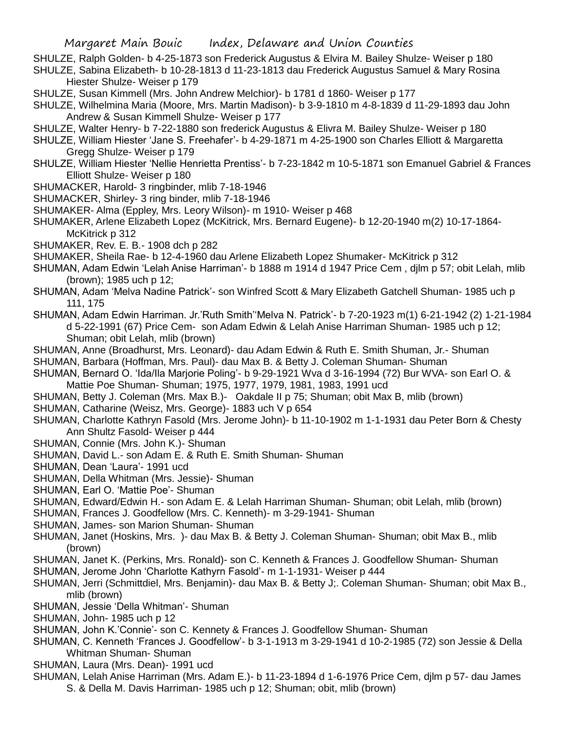SHULZE, Ralph Golden- b 4-25-1873 son Frederick Augustus & Elvira M. Bailey Shulze- Weiser p 180

SHULZE, Sabina Elizabeth- b 10-28-1813 d 11-23-1813 dau Frederick Augustus Samuel & Mary Rosina Hiester Shulze- Weiser p 179

SHULZE, Susan Kimmell (Mrs. John Andrew Melchior)- b 1781 d 1860- Weiser p 177

SHULZE, Wilhelmina Maria (Moore, Mrs. Martin Madison)- b 3-9-1810 m 4-8-1839 d 11-29-1893 dau John Andrew & Susan Kimmell Shulze- Weiser p 177

SHULZE, Walter Henry- b 7-22-1880 son frederick Augustus & Elivra M. Bailey Shulze- Weiser p 180

SHULZE, William Hiester 'Jane S. Freehafer'- b 4-29-1871 m 4-25-1900 son Charles Elliott & Margaretta Gregg Shulze- Weiser p 179

SHULZE, William Hiester 'Nellie Henrietta Prentiss'- b 7-23-1842 m 10-5-1871 son Emanuel Gabriel & Frances Elliott Shulze- Weiser p 180

SHUMACKER, Harold- 3 ringbinder, mlib 7-18-1946

SHUMACKER, Shirley- 3 ring binder, mlib 7-18-1946

SHUMAKER- Alma (Eppley, Mrs. Leory Wilson)- m 1910- Weiser p 468

SHUMAKER, Arlene Elizabeth Lopez (McKitrick, Mrs. Bernard Eugene)- b 12-20-1940 m(2) 10-17-1864- McKitrick p 312

SHUMAKER, Rev. E. B.- 1908 dch p 282

SHUMAKER, Sheila Rae- b 12-4-1960 dau Arlene Elizabeth Lopez Shumaker- McKitrick p 312

SHUMAN, Adam Edwin 'Lelah Anise Harriman'- b 1888 m 1914 d 1947 Price Cem , djlm p 57; obit Lelah, mlib (brown); 1985 uch p 12;

SHUMAN, Adam 'Melva Nadine Patrick'- son Winfred Scott & Mary Elizabeth Gatchell Shuman- 1985 uch p 111, 175

SHUMAN, Adam Edwin Harriman. Jr.'Ruth Smith''Melva N. Patrick'- b 7-20-1923 m(1) 6-21-1942 (2) 1-21-1984 d 5-22-1991 (67) Price Cem- son Adam Edwin & Lelah Anise Harriman Shuman- 1985 uch p 12; Shuman; obit Lelah, mlib (brown)

SHUMAN, Anne (Broadhurst, Mrs. Leonard)- dau Adam Edwin & Ruth E. Smith Shuman, Jr.- Shuman

SHUMAN, Barbara (Hoffman, Mrs. Paul)- dau Max B. & Betty J. Coleman Shuman- Shuman

SHUMAN, Bernard O. 'Ida/Ila Marjorie Poling'- b 9-29-1921 Wva d 3-16-1994 (72) Bur WVA- son Earl O. & Mattie Poe Shuman- Shuman; 1975, 1977, 1979, 1981, 1983, 1991 ucd

SHUMAN, Betty J. Coleman (Mrs. Max B.)- Oakdale II p 75; Shuman; obit Max B, mlib (brown)

SHUMAN, Catharine (Weisz, Mrs. George)- 1883 uch V p 654

SHUMAN, Charlotte Kathryn Fasold (Mrs. Jerome John)- b 11-10-1902 m 1-1-1931 dau Peter Born & Chesty Ann Shultz Fasold- Weiser p 444

SHUMAN, Connie (Mrs. John K.)- Shuman

SHUMAN, David L.- son Adam E. & Ruth E. Smith Shuman- Shuman

SHUMAN, Dean 'Laura'- 1991 ucd

SHUMAN, Della Whitman (Mrs. Jessie)- Shuman

SHUMAN, Earl O. 'Mattie Poe'- Shuman

SHUMAN, Edward/Edwin H.- son Adam E. & Lelah Harriman Shuman- Shuman; obit Lelah, mlib (brown)

SHUMAN, Frances J. Goodfellow (Mrs. C. Kenneth)- m 3-29-1941- Shuman

SHUMAN, James- son Marion Shuman- Shuman

SHUMAN, Janet (Hoskins, Mrs. )- dau Max B. & Betty J. Coleman Shuman- Shuman; obit Max B., mlib (brown)

SHUMAN, Janet K. (Perkins, Mrs. Ronald)- son C. Kenneth & Frances J. Goodfellow Shuman- Shuman

SHUMAN, Jerome John 'Charlotte Kathyrn Fasold'- m 1-1-1931- Weiser p 444

SHUMAN, Jerri (Schmittdiel, Mrs. Benjamin)- dau Max B. & Betty J;. Coleman Shuman- Shuman; obit Max B., mlib (brown)

SHUMAN, Jessie 'Della Whitman'- Shuman

SHUMAN, John- 1985 uch p 12

SHUMAN, John K.'Connie'- son C. Kennety & Frances J. Goodfellow Shuman- Shuman

SHUMAN, C. Kenneth 'Frances J. Goodfellow'- b 3-1-1913 m 3-29-1941 d 10-2-1985 (72) son Jessie & Della Whitman Shuman- Shuman

SHUMAN, Laura (Mrs. Dean)- 1991 ucd

SHUMAN, Lelah Anise Harriman (Mrs. Adam E.)- b 11-23-1894 d 1-6-1976 Price Cem, djlm p 57- dau James S. & Della M. Davis Harriman- 1985 uch p 12; Shuman; obit, mlib (brown)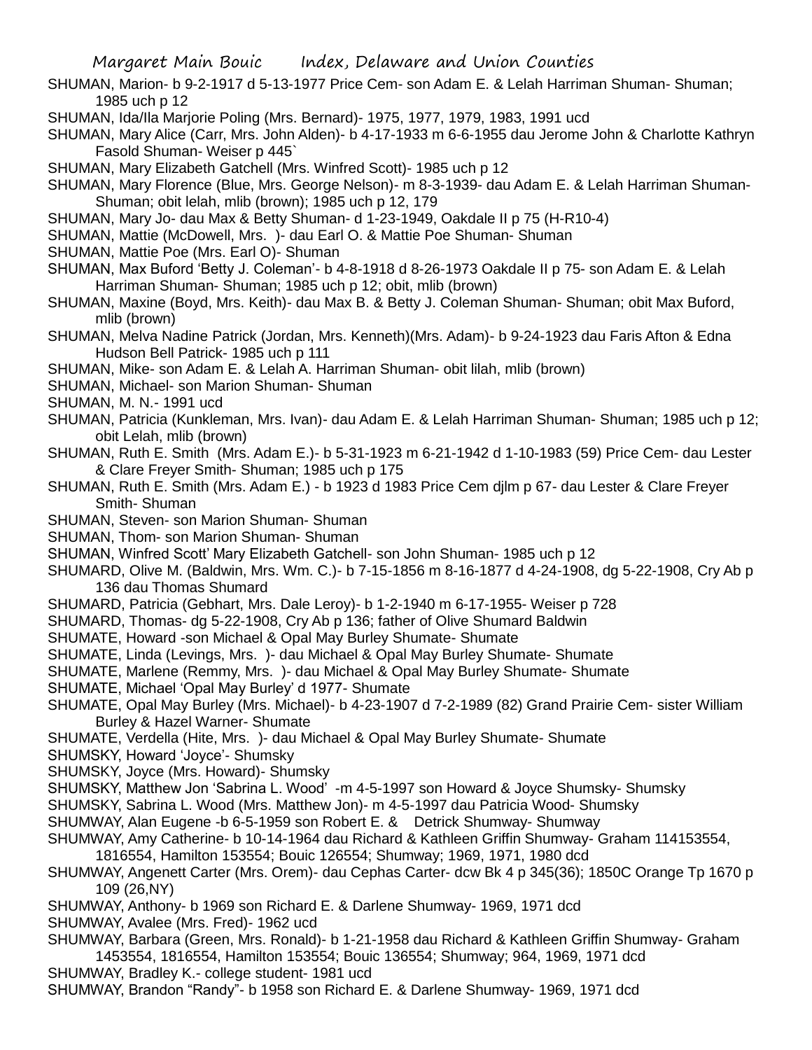SHUMAN, Marion- b 9-2-1917 d 5-13-1977 Price Cem- son Adam E. & Lelah Harriman Shuman- Shuman; 1985 uch p 12

SHUMAN, Ida/Ila Marjorie Poling (Mrs. Bernard)- 1975, 1977, 1979, 1983, 1991 ucd

SHUMAN, Mary Alice (Carr, Mrs. John Alden)- b 4-17-1933 m 6-6-1955 dau Jerome John & Charlotte Kathryn Fasold Shuman- Weiser p 445`

SHUMAN, Mary Elizabeth Gatchell (Mrs. Winfred Scott)- 1985 uch p 12

SHUMAN, Mary Florence (Blue, Mrs. George Nelson)- m 8-3-1939- dau Adam E. & Lelah Harriman Shuman- Shuman; obit lelah, mlib (brown); 1985 uch p 12, 179

SHUMAN, Mary Jo- dau Max & Betty Shuman- d 1-23-1949, Oakdale II p 75 (H-R10-4)

SHUMAN, Mattie (McDowell, Mrs. )- dau Earl O. & Mattie Poe Shuman- Shuman

SHUMAN, Mattie Poe (Mrs. Earl O)- Shuman

SHUMAN, Max Buford 'Betty J. Coleman'- b 4-8-1918 d 8-26-1973 Oakdale II p 75- son Adam E. & Lelah Harriman Shuman- Shuman; 1985 uch p 12; obit, mlib (brown)

SHUMAN, Maxine (Boyd, Mrs. Keith)- dau Max B. & Betty J. Coleman Shuman- Shuman; obit Max Buford, mlib (brown)

SHUMAN, Melva Nadine Patrick (Jordan, Mrs. Kenneth)(Mrs. Adam)- b 9-24-1923 dau Faris Afton & Edna Hudson Bell Patrick- 1985 uch p 111

SHUMAN, Mike- son Adam E. & Lelah A. Harriman Shuman- obit lilah, mlib (brown)

SHUMAN, Michael- son Marion Shuman- Shuman

SHUMAN, M. N.- 1991 ucd

SHUMAN, Patricia (Kunkleman, Mrs. Ivan)- dau Adam E. & Lelah Harriman Shuman- Shuman; 1985 uch p 12; obit Lelah, mlib (brown)

SHUMAN, Ruth E. Smith (Mrs. Adam E.)- b 5-31-1923 m 6-21-1942 d 1-10-1983 (59) Price Cem- dau Lester & Clare Freyer Smith- Shuman; 1985 uch p 175

SHUMAN, Ruth E. Smith (Mrs. Adam E.) - b 1923 d 1983 Price Cem djlm p 67- dau Lester & Clare Freyer Smith- Shuman

SHUMAN, Steven- son Marion Shuman- Shuman

SHUMAN, Thom- son Marion Shuman- Shuman

SHUMAN, Winfred Scott' Mary Elizabeth Gatchell- son John Shuman- 1985 uch p 12

SHUMARD, Olive M. (Baldwin, Mrs. Wm. C.)- b 7-15-1856 m 8-16-1877 d 4-24-1908, dg 5-22-1908, Cry Ab p 136 dau Thomas Shumard

SHUMARD, Patricia (Gebhart, Mrs. Dale Leroy)- b 1-2-1940 m 6-17-1955- Weiser p 728

SHUMARD, Thomas- dg 5-22-1908, Cry Ab p 136; father of Olive Shumard Baldwin

SHUMATE, Howard -son Michael & Opal May Burley Shumate- Shumate

SHUMATE, Linda (Levings, Mrs. )- dau Michael & Opal May Burley Shumate- Shumate

SHUMATE, Marlene (Remmy, Mrs. )- dau Michael & Opal May Burley Shumate- Shumate

SHUMATE, Michael 'Opal May Burley' d 1977- Shumate

SHUMATE, Opal May Burley (Mrs. Michael)- b 4-23-1907 d 7-2-1989 (82) Grand Prairie Cem- sister William Burley & Hazel Warner- Shumate

SHUMATE, Verdella (Hite, Mrs. )- dau Michael & Opal May Burley Shumate- Shumate

SHUMSKY, Howard 'Joyce'- Shumsky

SHUMSKY, Joyce (Mrs. Howard)- Shumsky

SHUMSKY, Matthew Jon 'Sabrina L. Wood' -m 4-5-1997 son Howard & Joyce Shumsky- Shumsky

SHUMSKY, Sabrina L. Wood (Mrs. Matthew Jon)- m 4-5-1997 dau Patricia Wood- Shumsky

SHUMWAY, Alan Eugene -b 6-5-1959 son Robert E. & Detrick Shumway- Shumway

SHUMWAY, Amy Catherine- b 10-14-1964 dau Richard & Kathleen Griffin Shumway- Graham 114153554, 1816554, Hamilton 153554; Bouic 126554; Shumway; 1969, 1971, 1980 dcd

SHUMWAY, Angenett Carter (Mrs. Orem)- dau Cephas Carter- dcw Bk 4 p 345(36); 1850C Orange Tp 1670 p 109 (26,NY)

SHUMWAY, Anthony- b 1969 son Richard E. & Darlene Shumway- 1969, 1971 dcd

SHUMWAY, Avalee (Mrs. Fred)- 1962 ucd

SHUMWAY, Barbara (Green, Mrs. Ronald)- b 1-21-1958 dau Richard & Kathleen Griffin Shumway- Graham 1453554, 1816554, Hamilton 153554; Bouic 136554; Shumway; 964, 1969, 1971 dcd

SHUMWAY, Bradley K.- college student- 1981 ucd

SHUMWAY, Brandon "Randy"- b 1958 son Richard E. & Darlene Shumway- 1969, 1971 dcd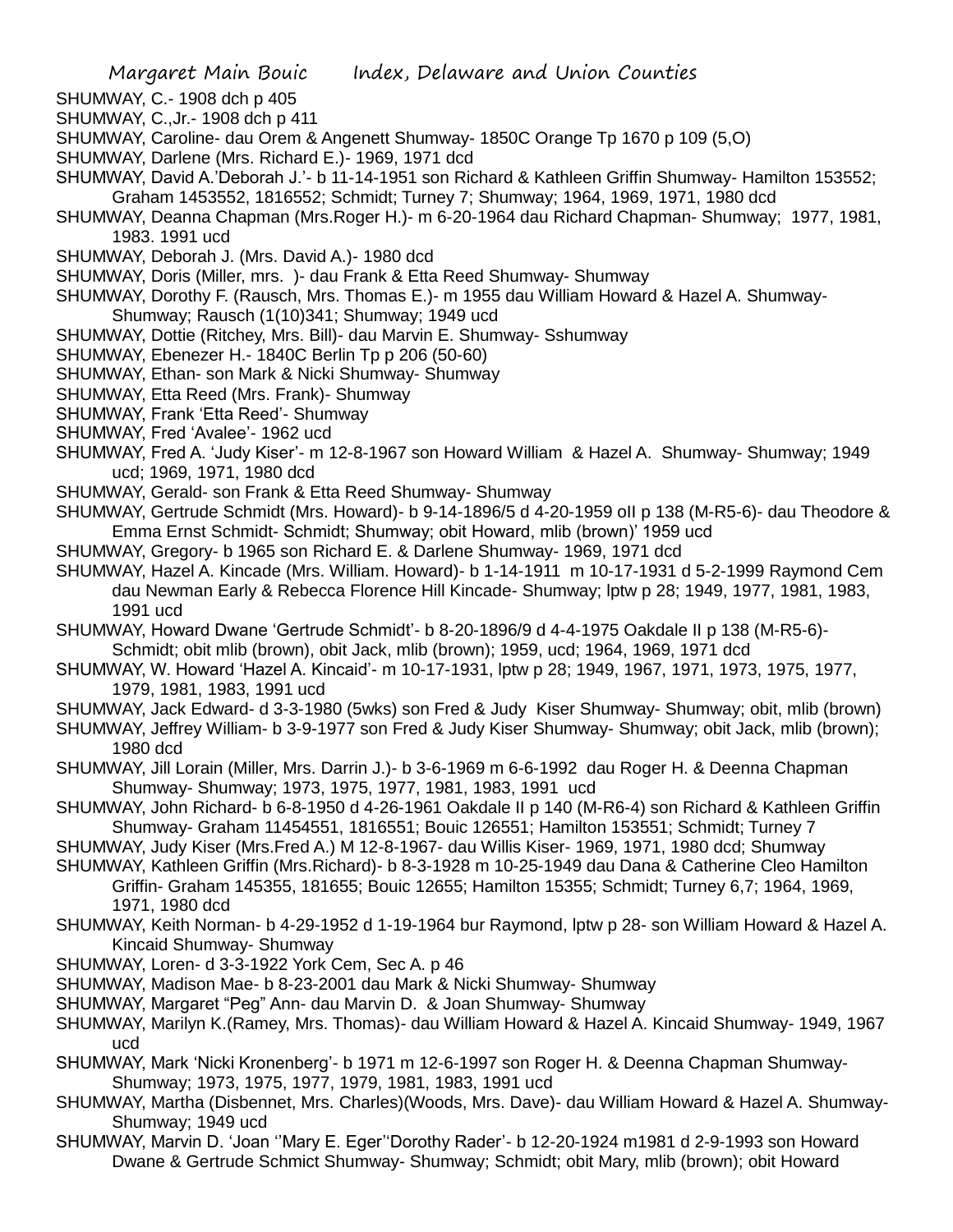SHUMWAY, C.- 1908 dch p 405

SHUMWAY, C.,Jr.- 1908 dch p 411

SHUMWAY, Caroline- dau Orem & Angenett Shumway- 1850C Orange Tp 1670 p 109 (5,O)

SHUMWAY, Darlene (Mrs. Richard E.)- 1969, 1971 dcd

SHUMWAY, David A.'Deborah J.'- b 11-14-1951 son Richard & Kathleen Griffin Shumway- Hamilton 153552; Graham 1453552, 1816552; Schmidt; Turney 7; Shumway; 1964, 1969, 1971, 1980 dcd

SHUMWAY, Deanna Chapman (Mrs.Roger H.)- m 6-20-1964 dau Richard Chapman- Shumway; 1977, 1981, 1983. 1991 ucd

SHUMWAY, Deborah J. (Mrs. David A.)- 1980 dcd

SHUMWAY, Doris (Miller, mrs. )- dau Frank & Etta Reed Shumway- Shumway

SHUMWAY, Dorothy F. (Rausch, Mrs. Thomas E.)- m 1955 dau William Howard & Hazel A. Shumway- Shumway; Rausch (1(10)341; Shumway; 1949 ucd

SHUMWAY, Dottie (Ritchey, Mrs. Bill)- dau Marvin E. Shumway- Sshumway

SHUMWAY, Ebenezer H.- 1840C Berlin Tp p 206 (50-60)

SHUMWAY, Ethan- son Mark & Nicki Shumway- Shumway

SHUMWAY, Etta Reed (Mrs. Frank)- Shumway

SHUMWAY, Frank 'Etta Reed'- Shumway

SHUMWAY, Fred 'Avalee'- 1962 ucd

SHUMWAY, Fred A. 'Judy Kiser'- m 12-8-1967 son Howard William & Hazel A. Shumway- Shumway; 1949 ucd; 1969, 1971, 1980 dcd

SHUMWAY, Gerald- son Frank & Etta Reed Shumway- Shumway

SHUMWAY, Gertrude Schmidt (Mrs. Howard)- b 9-14-1896/5 d 4-20-1959 oII p 138 (M-R5-6)- dau Theodore & Emma Ernst Schmidt- Schmidt; Shumway; obit Howard, mlib (brown)' 1959 ucd

SHUMWAY, Gregory- b 1965 son Richard E. & Darlene Shumway- 1969, 1971 dcd

SHUMWAY, Hazel A. Kincade (Mrs. William. Howard)- b 1-14-1911 m 10-17-1931 d 5-2-1999 Raymond Cem dau Newman Early & Rebecca Florence Hill Kincade- Shumway; lptw p 28; 1949, 1977, 1981, 1983, 1991 ucd

SHUMWAY, Howard Dwane 'Gertrude Schmidt'- b 8-20-1896/9 d 4-4-1975 Oakdale II p 138 (M-R5-6)- Schmidt; obit mlib (brown), obit Jack, mlib (brown); 1959, ucd; 1964, 1969, 1971 dcd

SHUMWAY, W. Howard 'Hazel A. Kincaid'- m 10-17-1931, lptw p 28; 1949, 1967, 1971, 1973, 1975, 1977, 1979, 1981, 1983, 1991 ucd

SHUMWAY, Jack Edward- d 3-3-1980 (5wks) son Fred & Judy Kiser Shumway- Shumway; obit, mlib (brown)

SHUMWAY, Jeffrey William- b 3-9-1977 son Fred & Judy Kiser Shumway- Shumway; obit Jack, mlib (brown); 1980 dcd

SHUMWAY, Jill Lorain (Miller, Mrs. Darrin J.)- b 3-6-1969 m 6-6-1992 dau Roger H. & Deenna Chapman Shumway- Shumway; 1973, 1975, 1977, 1981, 1983, 1991 ucd

SHUMWAY, John Richard- b 6-8-1950 d 4-26-1961 Oakdale II p 140 (M-R6-4) son Richard & Kathleen Griffin Shumway- Graham 11454551, 1816551; Bouic 126551; Hamilton 153551; Schmidt; Turney 7

SHUMWAY, Judy Kiser (Mrs.Fred A.) M 12-8-1967- dau Willis Kiser- 1969, 1971, 1980 dcd; Shumway

SHUMWAY, Kathleen Griffin (Mrs.Richard)- b 8-3-1928 m 10-25-1949 dau Dana & Catherine Cleo Hamilton Griffin- Graham 145355, 181655; Bouic 12655; Hamilton 15355; Schmidt; Turney 6,7; 1964, 1969, 1971, 1980 dcd

SHUMWAY, Keith Norman- b 4-29-1952 d 1-19-1964 bur Raymond, lptw p 28- son William Howard & Hazel A. Kincaid Shumway- Shumway

SHUMWAY, Loren- d 3-3-1922 York Cem, Sec A. p 46

SHUMWAY, Madison Mae- b 8-23-2001 dau Mark & Nicki Shumway- Shumway

SHUMWAY, Margaret "Peg" Ann- dau Marvin D. & Joan Shumway- Shumway

SHUMWAY, Marilyn K.(Ramey, Mrs. Thomas)- dau William Howard & Hazel A. Kincaid Shumway- 1949, 1967 ucd

SHUMWAY, Mark 'Nicki Kronenberg'- b 1971 m 12-6-1997 son Roger H. & Deenna Chapman Shumway- Shumway; 1973, 1975, 1977, 1979, 1981, 1983, 1991 ucd

SHUMWAY, Martha (Disbennet, Mrs. Charles)(Woods, Mrs. Dave)- dau William Howard & Hazel A. Shumway- Shumway; 1949 ucd

SHUMWAY, Marvin D. 'Joan ''Mary E. Eger''Dorothy Rader'- b 12-20-1924 m1981 d 2-9-1993 son Howard Dwane & Gertrude Schmict Shumway- Shumway; Schmidt; obit Mary, mlib (brown); obit Howard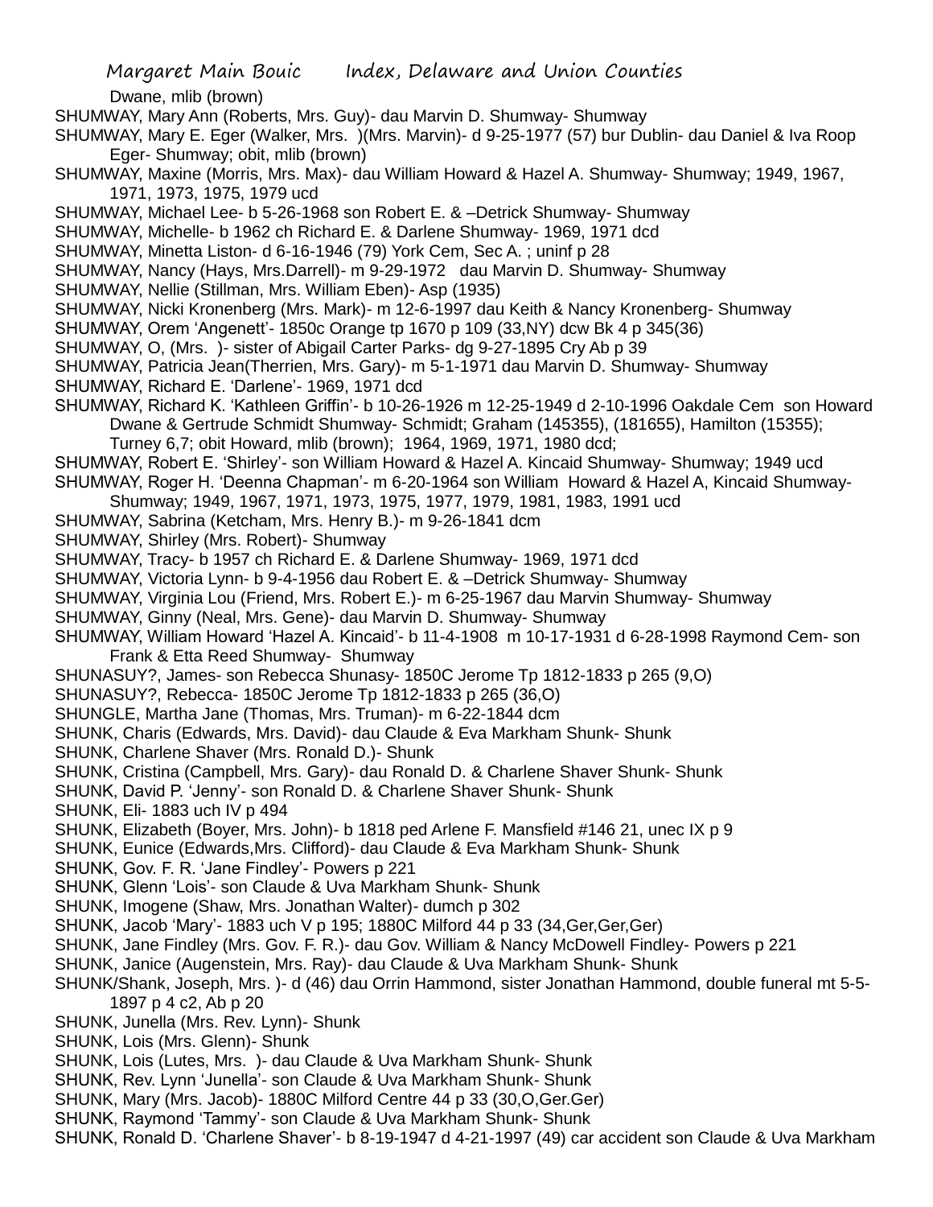Dwane, mlib (brown)

SHUMWAY, Mary Ann (Roberts, Mrs. Guy)- dau Marvin D. Shumway- Shumway

SHUMWAY, Mary E. Eger (Walker, Mrs. )(Mrs. Marvin)- d 9-25-1977 (57) bur Dublin- dau Daniel & Iva Roop Eger- Shumway; obit, mlib (brown)

SHUMWAY, Maxine (Morris, Mrs. Max)- dau William Howard & Hazel A. Shumway- Shumway; 1949, 1967, 1971, 1973, 1975, 1979 ucd

SHUMWAY, Michael Lee- b 5-26-1968 son Robert E. & –Detrick Shumway- Shumway

SHUMWAY, Michelle- b 1962 ch Richard E. & Darlene Shumway- 1969, 1971 dcd

SHUMWAY, Minetta Liston- d 6-16-1946 (79) York Cem, Sec A. ; uninf p 28

SHUMWAY, Nancy (Hays, Mrs.Darrell)- m 9-29-1972 dau Marvin D. Shumway- Shumway

SHUMWAY, Nellie (Stillman, Mrs. William Eben)- Asp (1935)

SHUMWAY, Nicki Kronenberg (Mrs. Mark)- m 12-6-1997 dau Keith & Nancy Kronenberg- Shumway

SHUMWAY, Orem 'Angenett'- 1850c Orange tp 1670 p 109 (33,NY) dcw Bk 4 p 345(36)

SHUMWAY, O, (Mrs. )- sister of Abigail Carter Parks- dg 9-27-1895 Cry Ab p 39

SHUMWAY, Patricia Jean(Therrien, Mrs. Gary)- m 5-1-1971 dau Marvin D. Shumway- Shumway

SHUMWAY, Richard E. 'Darlene'- 1969, 1971 dcd

SHUMWAY, Richard K. 'Kathleen Griffin'- b 10-26-1926 m 12-25-1949 d 2-10-1996 Oakdale Cem son Howard Dwane & Gertrude Schmidt Shumway- Schmidt; Graham (145355), (181655), Hamilton (15355); Turney 6,7; obit Howard, mlib (brown); 1964, 1969, 1971, 1980 dcd;

SHUMWAY, Robert E. 'Shirley'- son William Howard & Hazel A. Kincaid Shumway- Shumway; 1949 ucd

SHUMWAY, Roger H. 'Deenna Chapman'- m 6-20-1964 son William Howard & Hazel A, Kincaid Shumway- Shumway; 1949, 1967, 1971, 1973, 1975, 1977, 1979, 1981, 1983, 1991 ucd

SHUMWAY, Sabrina (Ketcham, Mrs. Henry B.)- m 9-26-1841 dcm

SHUMWAY, Shirley (Mrs. Robert)- Shumway

SHUMWAY, Tracy- b 1957 ch Richard E. & Darlene Shumway- 1969, 1971 dcd

SHUMWAY, Victoria Lynn- b 9-4-1956 dau Robert E. & –Detrick Shumway- Shumway

SHUMWAY, Virginia Lou (Friend, Mrs. Robert E.)- m 6-25-1967 dau Marvin Shumway- Shumway

SHUMWAY, Ginny (Neal, Mrs. Gene)- dau Marvin D. Shumway- Shumway

SHUMWAY, William Howard 'Hazel A. Kincaid'- b 11-4-1908 m 10-17-1931 d 6-28-1998 Raymond Cem- son Frank & Etta Reed Shumway- Shumway

SHUNASUY?, James- son Rebecca Shunasy- 1850C Jerome Tp 1812-1833 p 265 (9,O)

SHUNASUY?, Rebecca- 1850C Jerome Tp 1812-1833 p 265 (36,O)

SHUNGLE, Martha Jane (Thomas, Mrs. Truman)- m 6-22-1844 dcm

SHUNK, Charis (Edwards, Mrs. David)- dau Claude & Eva Markham Shunk- Shunk

SHUNK, Charlene Shaver (Mrs. Ronald D.)- Shunk

SHUNK, Cristina (Campbell, Mrs. Gary)- dau Ronald D. & Charlene Shaver Shunk- Shunk

SHUNK, David P. 'Jenny'- son Ronald D. & Charlene Shaver Shunk- Shunk

SHUNK, Eli- 1883 uch IV p 494

SHUNK, Elizabeth (Boyer, Mrs. John)- b 1818 ped Arlene F. Mansfield #146 21, unec IX p 9

SHUNK, Eunice (Edwards,Mrs. Clifford)- dau Claude & Eva Markham Shunk- Shunk

SHUNK, Gov. F. R. 'Jane Findley'- Powers p 221

SHUNK, Glenn 'Lois'- son Claude & Uva Markham Shunk- Shunk

SHUNK, Imogene (Shaw, Mrs. Jonathan Walter)- dumch p 302

SHUNK, Jacob 'Mary'- 1883 uch V p 195; 1880C Milford 44 p 33 (34,Ger,Ger,Ger)

SHUNK, Jane Findley (Mrs. Gov. F. R.)- dau Gov. William & Nancy McDowell Findley- Powers p 221

SHUNK, Janice (Augenstein, Mrs. Ray)- dau Claude & Uva Markham Shunk- Shunk

SHUNK/Shank, Joseph, Mrs. )- d (46) dau Orrin Hammond, sister Jonathan Hammond, double funeral mt 5-5-1897 p 4 c2, Ab p 20

SHUNK, Junella (Mrs. Rev. Lynn)- Shunk

SHUNK, Lois (Mrs. Glenn)- Shunk

SHUNK, Lois (Lutes, Mrs. )- dau Claude & Uva Markham Shunk- Shunk

SHUNK, Rev. Lynn 'Junella'- son Claude & Uva Markham Shunk- Shunk

SHUNK, Mary (Mrs. Jacob)- 1880C Milford Centre 44 p 33 (30,O,Ger.Ger)

SHUNK, Raymond 'Tammy'- son Claude & Uva Markham Shunk- Shunk

SHUNK, Ronald D. 'Charlene Shaver'- b 8-19-1947 d 4-21-1997 (49) car accident son Claude & Uva Markham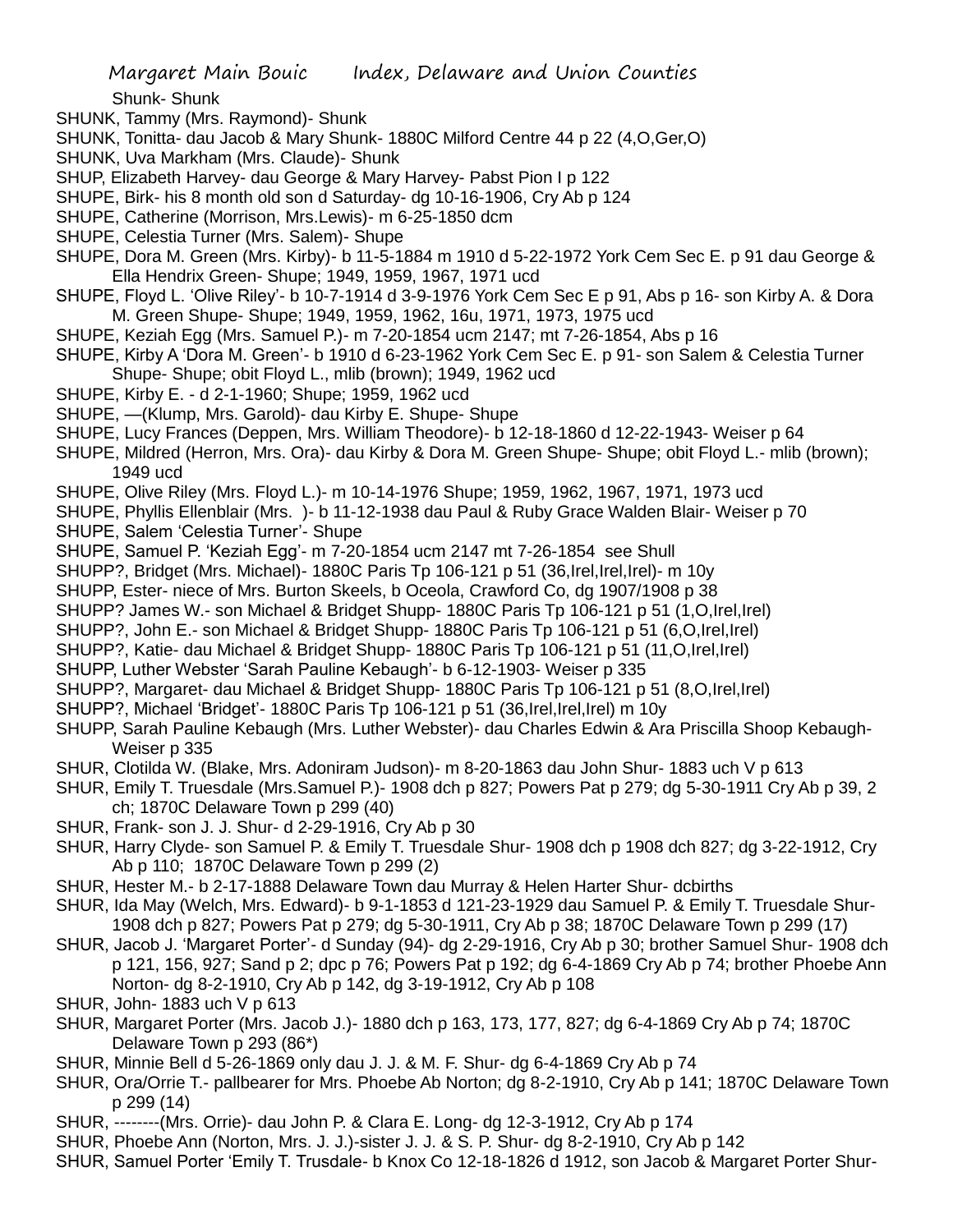Shunk- Shunk

SHUNK, Tammy (Mrs. Raymond)- Shunk

SHUNK, Tonitta- dau Jacob & Mary Shunk- 1880C Milford Centre 44 p 22 (4,O,Ger,O)

SHUNK, Uva Markham (Mrs. Claude)- Shunk

SHUP, Elizabeth Harvey- dau George & Mary Harvey- Pabst Pion I p 122

SHUPE, Birk- his 8 month old son d Saturday- dg 10-16-1906, Cry Ab p 124

SHUPE, Catherine (Morrison, Mrs.Lewis)- m 6-25-1850 dcm

SHUPE, Celestia Turner (Mrs. Salem)- Shupe

SHUPE, Dora M. Green (Mrs. Kirby)- b 11-5-1884 m 1910 d 5-22-1972 York Cem Sec E. p 91 dau George & Ella Hendrix Green- Shupe; 1949, 1959, 1967, 1971 ucd

SHUPE, Floyd L. 'Olive Riley'- b 10-7-1914 d 3-9-1976 York Cem Sec E p 91, Abs p 16- son Kirby A. & Dora M. Green Shupe- Shupe; 1949, 1959, 1962, 16u, 1971, 1973, 1975 ucd

SHUPE, Keziah Egg (Mrs. Samuel P.)- m 7-20-1854 ucm 2147; mt 7-26-1854, Abs p 16

SHUPE, Kirby A 'Dora M. Green'- b 1910 d 6-23-1962 York Cem Sec E. p 91- son Salem & Celestia Turner Shupe- Shupe; obit Floyd L., mlib (brown); 1949, 1962 ucd

SHUPE, Kirby E. - d 2-1-1960; Shupe; 1959, 1962 ucd

SHUPE, —(Klump, Mrs. Garold)- dau Kirby E. Shupe- Shupe

SHUPE, Lucy Frances (Deppen, Mrs. William Theodore)- b 12-18-1860 d 12-22-1943- Weiser p 64

SHUPE, Mildred (Herron, Mrs. Ora)- dau Kirby & Dora M. Green Shupe- Shupe; obit Floyd L.- mlib (brown); 1949 ucd

SHUPE, Olive Riley (Mrs. Floyd L.)- m 10-14-1976 Shupe; 1959, 1962, 1967, 1971, 1973 ucd

SHUPE, Phyllis Ellenblair (Mrs. )- b 11-12-1938 dau Paul & Ruby Grace Walden Blair- Weiser p 70

SHUPE, Salem 'Celestia Turner'- Shupe

SHUPE, Samuel P. 'Keziah Egg'- m 7-20-1854 ucm 2147 mt 7-26-1854 see Shull

SHUPP?, Bridget (Mrs. Michael)- 1880C Paris Tp 106-121 p 51 (36,Irel,Irel,Irel)- m 10y

SHUPP, Ester- niece of Mrs. Burton Skeels, b Oceola, Crawford Co, dg 1907/1908 p 38

SHUPP? James W.- son Michael & Bridget Shupp- 1880C Paris Tp 106-121 p 51 (1,O,Irel,Irel)

SHUPP?, John E.- son Michael & Bridget Shupp- 1880C Paris Tp 106-121 p 51 (6,O,Irel,Irel)

SHUPP?, Katie- dau Michael & Bridget Shupp- 1880C Paris Tp 106-121 p 51 (11,O,Irel,Irel)

SHUPP, Luther Webster 'Sarah Pauline Kebaugh'- b 6-12-1903- Weiser p 335

SHUPP?, Margaret- dau Michael & Bridget Shupp- 1880C Paris Tp 106-121 p 51 (8,O,Irel,Irel)

SHUPP?, Michael 'Bridget'- 1880C Paris Tp 106-121 p 51 (36,Irel,Irel,Irel) m 10y

SHUPP, Sarah Pauline Kebaugh (Mrs. Luther Webster)- dau Charles Edwin & Ara Priscilla Shoop Kebaugh- Weiser p 335

SHUR, Clotilda W. (Blake, Mrs. Adoniram Judson)- m 8-20-1863 dau John Shur- 1883 uch V p 613

SHUR, Emily T. Truesdale (Mrs.Samuel P.)- 1908 dch p 827; Powers Pat p 279; dg 5-30-1911 Cry Ab p 39, 2 ch; 1870C Delaware Town p 299 (40)

SHUR, Frank- son J. J. Shur- d 2-29-1916, Cry Ab p 30

SHUR, Harry Clyde- son Samuel P. & Emily T. Truesdale Shur- 1908 dch p 1908 dch 827; dg 3-22-1912, Cry Ab p 110; 1870C Delaware Town p 299 (2)

SHUR, Hester M.- b 2-17-1888 Delaware Town dau Murray & Helen Harter Shur- dcbirths

SHUR, Ida May (Welch, Mrs. Edward)- b 9-1-1853 d 121-23-1929 dau Samuel P. & Emily T. Truesdale Shur- 1908 dch p 827; Powers Pat p 279; dg 5-30-1911, Cry Ab p 38; 1870C Delaware Town p 299 (17)

SHUR, Jacob J. 'Margaret Porter'- d Sunday (94)- dg 2-29-1916, Cry Ab p 30; brother Samuel Shur- 1908 dch p 121, 156, 927; Sand p 2; dpc p 76; Powers Pat p 192; dg 6-4-1869 Cry Ab p 74; brother Phoebe Ann Norton- dg 8-2-1910, Cry Ab p 142, dg 3-19-1912, Cry Ab p 108

SHUR, John- 1883 uch V p 613

SHUR, Margaret Porter (Mrs. Jacob J.)- 1880 dch p 163, 173, 177, 827; dg 6-4-1869 Cry Ab p 74; 1870C Delaware Town p 293 (86*)

SHUR, Minnie Bell d 5-26-1869 only dau J. J. & M. F. Shur- dg 6-4-1869 Cry Ab p 74

SHUR, Ora/Orrie T.- pallbearer for Mrs. Phoebe Ab Norton; dg 8-2-1910, Cry Ab p 141; 1870C Delaware Town p 299 (14)

SHUR, --------(Mrs. Orrie)- dau John P. & Clara E. Long- dg 12-3-1912, Cry Ab p 174

SHUR, Phoebe Ann (Norton, Mrs. J. J.)-sister J. J. & S. P. Shur- dg 8-2-1910, Cry Ab p 142

SHUR, Samuel Porter 'Emily T. Trusdale- b Knox Co 12-18-1826 d 1912, son Jacob & Margaret Porter Shur-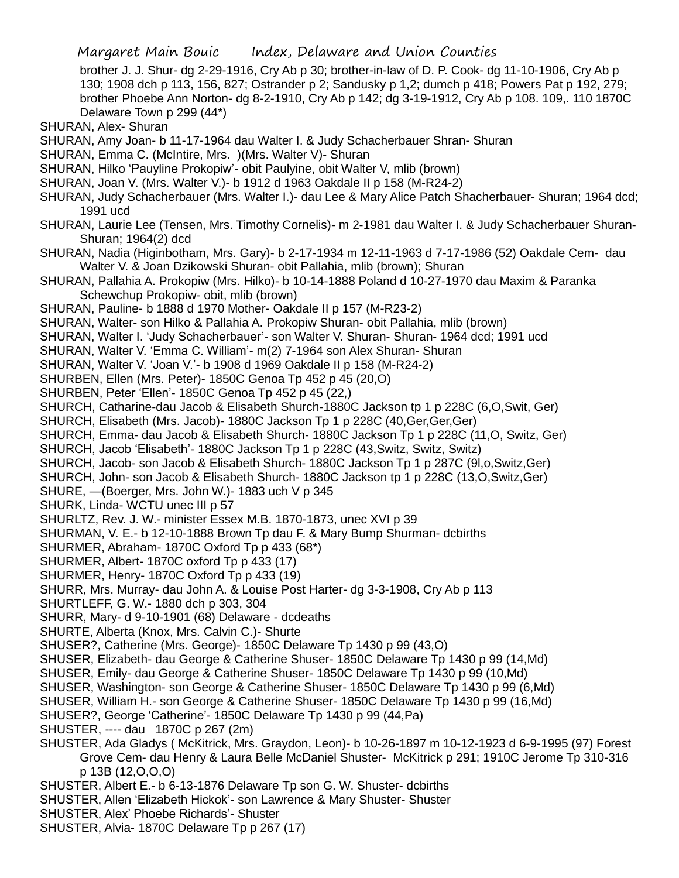brother J. J. Shur- dg 2-29-1916, Cry Ab p 30; brother-in-law of D. P. Cook- dg 11-10-1906, Cry Ab p 130; 1908 dch p 113, 156, 827; Ostrander p 2; Sandusky p 1,2; dumch p 418; Powers Pat p 192, 279; brother Phoebe Ann Norton- dg 8-2-1910, Cry Ab p 142; dg 3-19-1912, Cry Ab p 108. 109,. 110 1870C Delaware Town p 299 (44*)

SHURAN, Alex- Shuran

SHURAN, Amy Joan- b 11-17-1964 dau Walter I. & Judy Schacherbauer Shran- Shuran

SHURAN, Emma C. (McIntire, Mrs. )(Mrs. Walter V)- Shuran

SHURAN, Hilko 'Pauyline Prokopiw'- obit Paulyine, obit Walter V, mlib (brown)

SHURAN, Joan V. (Mrs. Walter V.)- b 1912 d 1963 Oakdale II p 158 (M-R24-2)

SHURAN, Judy Schacherbauer (Mrs. Walter I.)- dau Lee & Mary Alice Patch Shacherbauer- Shuran; 1964 dcd; 1991 ucd

SHURAN, Laurie Lee (Tensen, Mrs. Timothy Cornelis)- m 2-1981 dau Walter I. & Judy Schacherbauer Shuran- Shuran; 1964(2) dcd

SHURAN, Nadia (Higinbotham, Mrs. Gary)- b 2-17-1934 m 12-11-1963 d 7-17-1986 (52) Oakdale Cem- dau Walter V. & Joan Dzikowski Shuran- obit Pallahia, mlib (brown); Shuran

SHURAN, Pallahia A. Prokopiw (Mrs. Hilko)- b 10-14-1888 Poland d 10-27-1970 dau Maxim & Paranka Schewchup Prokopiw- obit, mlib (brown)

SHURAN, Pauline- b 1888 d 1970 Mother- Oakdale II p 157 (M-R23-2)

SHURAN, Walter- son Hilko & Pallahia A. Prokopiw Shuran- obit Pallahia, mlib (brown)

SHURAN, Walter I. 'Judy Schacherbauer'- son Walter V. Shuran- Shuran- 1964 dcd; 1991 ucd

SHURAN, Walter V. 'Emma C. William'- m(2) 7-1964 son Alex Shuran- Shuran

SHURAN, Walter V. 'Joan V.'- b 1908 d 1969 Oakdale II p 158 (M-R24-2)

SHURBEN, Ellen (Mrs. Peter)- 1850C Genoa Tp 452 p 45 (20,O)

SHURBEN, Peter 'Ellen'- 1850C Genoa Tp 452 p 45 (22,)

SHURCH, Catharine-dau Jacob & Elisabeth Shurch-1880C Jackson tp 1 p 228C (6,O,Swit, Ger)

SHURCH, Elisabeth (Mrs. Jacob)- 1880C Jackson Tp 1 p 228C (40,Ger,Ger,Ger)

SHURCH, Emma- dau Jacob & Elisabeth Shurch- 1880C Jackson Tp 1 p 228C (11,O, Switz, Ger)

SHURCH, Jacob 'Elisabeth'- 1880C Jackson Tp 1 p 228C (43,Switz, Switz, Switz)

SHURCH, Jacob- son Jacob & Elisabeth Shurch- 1880C Jackson Tp 1 p 287C (9l,o,Switz,Ger)

SHURCH, John- son Jacob & Elisabeth Shurch- 1880C Jackson tp 1 p 228C (13,O,Switz,Ger)

SHURE, —(Boerger, Mrs. John W.)- 1883 uch V p 345

SHURK, Linda- WCTU unec III p 57

SHURLTZ, Rev. J. W.- minister Essex M.B. 1870-1873, unec XVI p 39

SHURMAN, V. E.- b 12-10-1888 Brown Tp dau F. & Mary Bump Shurman- dcbirths

SHURMER, Abraham- 1870C Oxford Tp p 433 (68*)

SHURMER, Albert- 1870C oxford Tp p 433 (17)

SHURMER, Henry- 1870C Oxford Tp p 433 (19)

SHURR, Mrs. Murray- dau John A. & Louise Post Harter- dg 3-3-1908, Cry Ab p 113

SHURTLEFF, G. W.- 1880 dch p 303, 304

SHURR, Mary- d 9-10-1901 (68) Delaware - dcdeaths

SHURTE, Alberta (Knox, Mrs. Calvin C.)- Shurte

SHUSER?, Catherine (Mrs. George)- 1850C Delaware Tp 1430 p 99 (43,O)

SHUSER, Elizabeth- dau George & Catherine Shuser- 1850C Delaware Tp 1430 p 99 (14,Md)

SHUSER, Emily- dau George & Catherine Shuser- 1850C Delaware Tp 1430 p 99 (10,Md)

SHUSER, Washington- son George & Catherine Shuser- 1850C Delaware Tp 1430 p 99 (6,Md)

SHUSER, William H.- son George & Catherine Shuser- 1850C Delaware Tp 1430 p 99 (16,Md)

SHUSER?, George 'Catherine'- 1850C Delaware Tp 1430 p 99 (44,Pa)

SHUSTER, ---- dau 1870C p 267 (2m)

SHUSTER, Ada Gladys ( McKitrick, Mrs. Graydon, Leon)- b 10-26-1897 m 10-12-1923 d 6-9-1995 (97) Forest Grove Cem- dau Henry & Laura Belle McDaniel Shuster- McKitrick p 291; 1910C Jerome Tp 310-316 p 13B (12,O,O,O)

SHUSTER, Albert E.- b 6-13-1876 Delaware Tp son G. W. Shuster- dcbirths

SHUSTER, Allen 'Elizabeth Hickok'- son Lawrence & Mary Shuster- Shuster

SHUSTER, Alex' Phoebe Richards'- Shuster

SHUSTER, Alvia- 1870C Delaware Tp p 267 (17)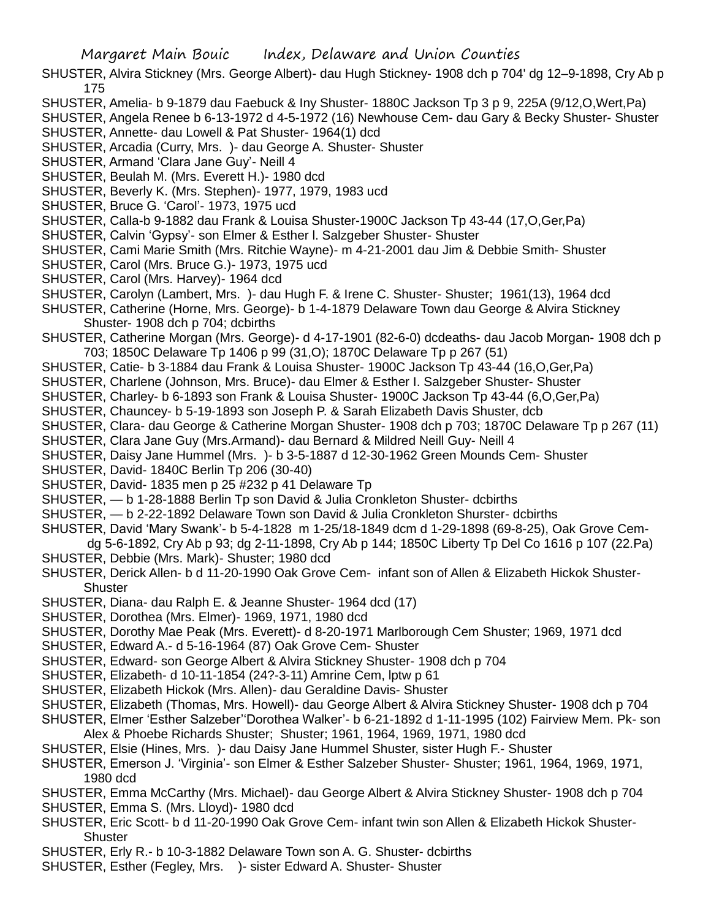SHUSTER, Alvira Stickney (Mrs. George Albert)- dau Hugh Stickney- 1908 dch p 704' dg 12–9-1898, Cry Ab p 175

SHUSTER, Amelia- b 9-1879 dau Faebuck & Iny Shuster- 1880C Jackson Tp 3 p 9, 225A (9/12,O,Wert,Pa)

SHUSTER, Angela Renee b 6-13-1972 d 4-5-1972 (16) Newhouse Cem- dau Gary & Becky Shuster- Shuster

SHUSTER, Annette- dau Lowell & Pat Shuster- 1964(1) dcd

SHUSTER, Arcadia (Curry, Mrs. )- dau George A. Shuster- Shuster

SHUSTER, Armand 'Clara Jane Guy'- Neill 4

SHUSTER, Beulah M. (Mrs. Everett H.)- 1980 dcd

SHUSTER, Beverly K. (Mrs. Stephen)- 1977, 1979, 1983 ucd

SHUSTER, Bruce G. 'Carol'- 1973, 1975 ucd

SHUSTER, Calla-b 9-1882 dau Frank & Louisa Shuster-1900C Jackson Tp 43-44 (17,O,Ger,Pa)

SHUSTER, Calvin 'Gypsy'- son Elmer & Esther l. Salzgeber Shuster- Shuster

SHUSTER, Cami Marie Smith (Mrs. Ritchie Wayne)- m 4-21-2001 dau Jim & Debbie Smith- Shuster

SHUSTER, Carol (Mrs. Bruce G.)- 1973, 1975 ucd

SHUSTER, Carol (Mrs. Harvey)- 1964 dcd

SHUSTER, Carolyn (Lambert, Mrs. )- dau Hugh F. & Irene C. Shuster- Shuster; 1961(13), 1964 dcd

SHUSTER, Catherine (Horne, Mrs. George)- b 1-4-1879 Delaware Town dau George & Alvira Stickney Shuster- 1908 dch p 704; dcbirths

SHUSTER, Catherine Morgan (Mrs. George)- d 4-17-1901 (82-6-0) dcdeaths- dau Jacob Morgan- 1908 dch p 703; 1850C Delaware Tp 1406 p 99 (31,O); 1870C Delaware Tp p 267 (51)

SHUSTER, Catie- b 3-1884 dau Frank & Louisa Shuster- 1900C Jackson Tp 43-44 (16,O,Ger,Pa)

SHUSTER, Charlene (Johnson, Mrs. Bruce)- dau Elmer & Esther I. Salzgeber Shuster- Shuster

SHUSTER, Charley- b 6-1893 son Frank & Louisa Shuster- 1900C Jackson Tp 43-44 (6,O,Ger,Pa)

SHUSTER, Chauncey- b 5-19-1893 son Joseph P. & Sarah Elizabeth Davis Shuster, dcb

SHUSTER, Clara- dau George & Catherine Morgan Shuster- 1908 dch p 703; 1870C Delaware Tp p 267 (11)

SHUSTER, Clara Jane Guy (Mrs.Armand)- dau Bernard & Mildred Neill Guy- Neill 4

SHUSTER, Daisy Jane Hummel (Mrs. )- b 3-5-1887 d 12-30-1962 Green Mounds Cem- Shuster

SHUSTER, David- 1840C Berlin Tp 206 (30-40)

SHUSTER, David- 1835 men p 25 #232 p 41 Delaware Tp

SHUSTER, — b 1-28-1888 Berlin Tp son David & Julia Cronkleton Shuster- dcbirths

SHUSTER, — b 2-22-1892 Delaware Town son David & Julia Cronkleton Shurster- dcbirths

SHUSTER, David 'Mary Swank'- b 5-4-1828 m 1-25/18-1849 dcm d 1-29-1898 (69-8-25), Oak Grove Cem- dg 5-6-1892, Cry Ab p 93; dg 2-11-1898, Cry Ab p 144; 1850C Liberty Tp Del Co 1616 p 107 (22.Pa)

SHUSTER, Debbie (Mrs. Mark)- Shuster; 1980 dcd

SHUSTER, Derick Allen- b d 11-20-1990 Oak Grove Cem- infant son of Allen & Elizabeth Hickok Shuster- Shuster

SHUSTER, Diana- dau Ralph E. & Jeanne Shuster- 1964 dcd (17)

SHUSTER, Dorothea (Mrs. Elmer)- 1969, 1971, 1980 dcd

SHUSTER, Dorothy Mae Peak (Mrs. Everett)- d 8-20-1971 Marlborough Cem Shuster; 1969, 1971 dcd

SHUSTER, Edward A.- d 5-16-1964 (87) Oak Grove Cem- Shuster

SHUSTER, Edward- son George Albert & Alvira Stickney Shuster- 1908 dch p 704

SHUSTER, Elizabeth- d 10-11-1854 (24?-3-11) Amrine Cem, lptw p 61

SHUSTER, Elizabeth Hickok (Mrs. Allen)- dau Geraldine Davis- Shuster

SHUSTER, Elizabeth (Thomas, Mrs. Howell)- dau George Albert & Alvira Stickney Shuster- 1908 dch p 704

SHUSTER, Elmer 'Esther Salzeber''Dorothea Walker'- b 6-21-1892 d 1-11-1995 (102) Fairview Mem. Pk- son Alex & Phoebe Richards Shuster; Shuster; 1961, 1964, 1969, 1971, 1980 dcd

SHUSTER, Elsie (Hines, Mrs. )- dau Daisy Jane Hummel Shuster, sister Hugh F.- Shuster

SHUSTER, Emerson J. 'Virginia'- son Elmer & Esther Salzeber Shuster- Shuster; 1961, 1964, 1969, 1971, 1980 dcd

SHUSTER, Emma McCarthy (Mrs. Michael)- dau George Albert & Alvira Stickney Shuster- 1908 dch p 704

SHUSTER, Emma S. (Mrs. Lloyd)- 1980 dcd

SHUSTER, Eric Scott- b d 11-20-1990 Oak Grove Cem- infant twin son Allen & Elizabeth Hickok Shuster- Shuster

SHUSTER, Erly R.- b 10-3-1882 Delaware Town son A. G. Shuster- dcbirths

SHUSTER, Esther (Fegley, Mrs. )- sister Edward A. Shuster- Shuster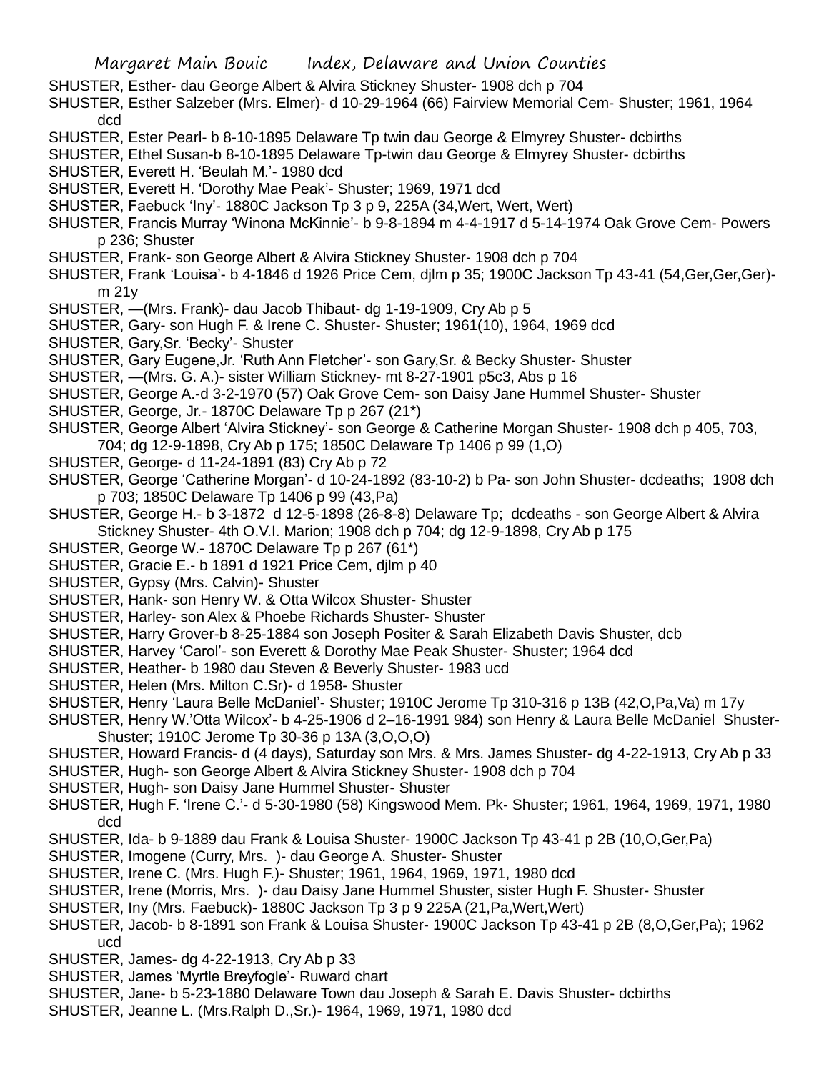SHUSTER, Esther- dau George Albert & Alvira Stickney Shuster- 1908 dch p 704

SHUSTER, Esther Salzeber (Mrs. Elmer)- d 10-29-1964 (66) Fairview Memorial Cem- Shuster; 1961, 1964 dcd

SHUSTER, Ester Pearl- b 8-10-1895 Delaware Tp twin dau George & Elmyrey Shuster- dcbirths

SHUSTER, Ethel Susan-b 8-10-1895 Delaware Tp-twin dau George & Elmyrey Shuster- dcbirths

SHUSTER, Everett H. 'Beulah M.'- 1980 dcd

SHUSTER, Everett H. 'Dorothy Mae Peak'- Shuster; 1969, 1971 dcd

SHUSTER, Faebuck 'Iny'- 1880C Jackson Tp 3 p 9, 225A (34,Wert, Wert, Wert)

SHUSTER, Francis Murray 'Winona McKinnie'- b 9-8-1894 m 4-4-1917 d 5-14-1974 Oak Grove Cem- Powers p 236; Shuster

SHUSTER, Frank- son George Albert & Alvira Stickney Shuster- 1908 dch p 704

SHUSTER, Frank 'Louisa'- b 4-1846 d 1926 Price Cem, djlm p 35; 1900C Jackson Tp 43-41 (54,Ger,Ger,Ger)- m 21y

SHUSTER, —(Mrs. Frank)- dau Jacob Thibaut- dg 1-19-1909, Cry Ab p 5

SHUSTER, Gary- son Hugh F. & Irene C. Shuster- Shuster; 1961(10), 1964, 1969 dcd

SHUSTER, Gary,Sr. 'Becky'- Shuster

SHUSTER, Gary Eugene,Jr. 'Ruth Ann Fletcher'- son Gary,Sr. & Becky Shuster- Shuster

SHUSTER, —(Mrs. G. A.)- sister William Stickney- mt 8-27-1901 p5c3, Abs p 16

SHUSTER, George A.-d 3-2-1970 (57) Oak Grove Cem- son Daisy Jane Hummel Shuster- Shuster

SHUSTER, George, Jr.- 1870C Delaware Tp p 267 (21*)

SHUSTER, George Albert 'Alvira Stickney'- son George & Catherine Morgan Shuster- 1908 dch p 405, 703, 704; dg 12-9-1898, Cry Ab p 175; 1850C Delaware Tp 1406 p 99 (1,O)

SHUSTER, George- d 11-24-1891 (83) Cry Ab p 72

SHUSTER, George 'Catherine Morgan'- d 10-24-1892 (83-10-2) b Pa- son John Shuster- dcdeaths; 1908 dch p 703; 1850C Delaware Tp 1406 p 99 (43,Pa)

SHUSTER, George H.- b 3-1872 d 12-5-1898 (26-8-8) Delaware Tp; dcdeaths - son George Albert & Alvira Stickney Shuster- 4th O.V.I. Marion; 1908 dch p 704; dg 12-9-1898, Cry Ab p 175

SHUSTER, George W.- 1870C Delaware Tp p 267 (61*)

SHUSTER, Gracie E.- b 1891 d 1921 Price Cem, djlm p 40

SHUSTER, Gypsy (Mrs. Calvin)- Shuster

SHUSTER, Hank- son Henry W. & Otta Wilcox Shuster- Shuster

SHUSTER, Harley- son Alex & Phoebe Richards Shuster- Shuster

SHUSTER, Harry Grover-b 8-25-1884 son Joseph Positer & Sarah Elizabeth Davis Shuster, dcb

SHUSTER, Harvey 'Carol'- son Everett & Dorothy Mae Peak Shuster- Shuster; 1964 dcd

SHUSTER, Heather- b 1980 dau Steven & Beverly Shuster- 1983 ucd

SHUSTER, Helen (Mrs. Milton C.Sr)- d 1958- Shuster

SHUSTER, Henry 'Laura Belle McDaniel'- Shuster; 1910C Jerome Tp 310-316 p 13B (42,O,Pa,Va) m 17y

SHUSTER, Henry W.'Otta Wilcox'- b 4-25-1906 d 2–16-1991 984) son Henry & Laura Belle McDaniel Shuster- Shuster; 1910C Jerome Tp 30-36 p 13A (3,O,O,O)

SHUSTER, Howard Francis- d (4 days), Saturday son Mrs. & Mrs. James Shuster- dg 4-22-1913, Cry Ab p 33

SHUSTER, Hugh- son George Albert & Alvira Stickney Shuster- 1908 dch p 704

SHUSTER, Hugh- son Daisy Jane Hummel Shuster- Shuster

SHUSTER, Hugh F. 'Irene C.'- d 5-30-1980 (58) Kingswood Mem. Pk- Shuster; 1961, 1964, 1969, 1971, 1980 dcd

SHUSTER, Ida- b 9-1889 dau Frank & Louisa Shuster- 1900C Jackson Tp 43-41 p 2B (10,O,Ger,Pa)

SHUSTER, Imogene (Curry, Mrs. )- dau George A. Shuster- Shuster

SHUSTER, Irene C. (Mrs. Hugh F.)- Shuster; 1961, 1964, 1969, 1971, 1980 dcd

SHUSTER, Irene (Morris, Mrs. )- dau Daisy Jane Hummel Shuster, sister Hugh F. Shuster- Shuster

SHUSTER, Iny (Mrs. Faebuck)- 1880C Jackson Tp 3 p 9 225A (21,Pa,Wert,Wert)

SHUSTER, Jacob- b 8-1891 son Frank & Louisa Shuster- 1900C Jackson Tp 43-41 p 2B (8,O,Ger,Pa); 1962 ucd

SHUSTER, James- dg 4-22-1913, Cry Ab p 33

SHUSTER, James 'Myrtle Breyfogle'- Ruward chart

SHUSTER, Jane- b 5-23-1880 Delaware Town dau Joseph & Sarah E. Davis Shuster- dcbirths

SHUSTER, Jeanne L. (Mrs.Ralph D.,Sr.)- 1964, 1969, 1971, 1980 dcd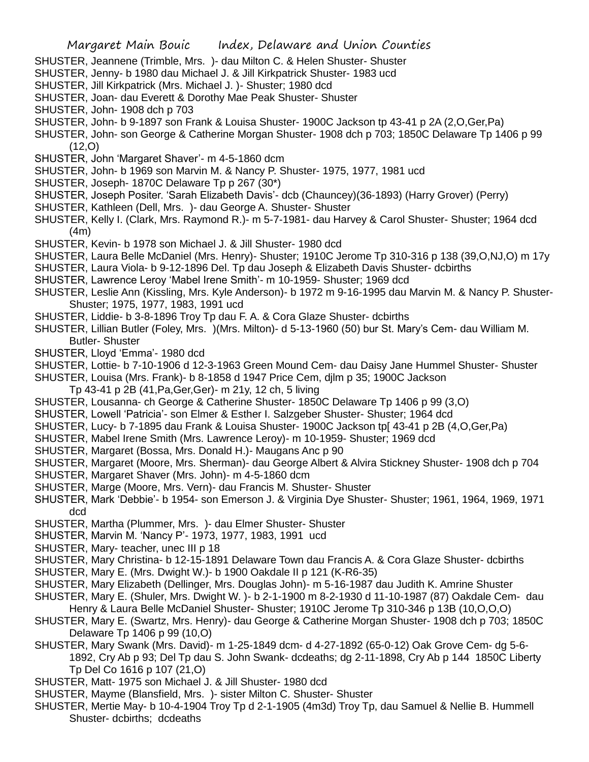SHUSTER, Jeannene (Trimble, Mrs. )- dau Milton C. & Helen Shuster- Shuster

SHUSTER, Jenny- b 1980 dau Michael J. & Jill Kirkpatrick Shuster- 1983 ucd

SHUSTER, Jill Kirkpatrick (Mrs. Michael J. )- Shuster; 1980 dcd

SHUSTER, Joan- dau Everett & Dorothy Mae Peak Shuster- Shuster

SHUSTER, John- 1908 dch p 703

SHUSTER, John- b 9-1897 son Frank & Louisa Shuster- 1900C Jackson tp 43-41 p 2A (2,O,Ger,Pa)

SHUSTER, John- son George & Catherine Morgan Shuster- 1908 dch p 703; 1850C Delaware Tp 1406 p 99 (12,O)

SHUSTER, John 'Margaret Shaver'- m 4-5-1860 dcm

SHUSTER, John- b 1969 son Marvin M. & Nancy P. Shuster- 1975, 1977, 1981 ucd

SHUSTER, Joseph- 1870C Delaware Tp p 267 (30*)

SHUSTER, Joseph Positer. 'Sarah Elizabeth Davis'- dcb (Chauncey)(36-1893) (Harry Grover) (Perry)

SHUSTER, Kathleen (Dell, Mrs. )- dau George A. Shuster- Shuster

SHUSTER, Kelly I. (Clark, Mrs. Raymond R.)- m 5-7-1981- dau Harvey & Carol Shuster- Shuster; 1964 dcd (4m)

SHUSTER, Kevin- b 1978 son Michael J. & Jill Shuster- 1980 dcd

SHUSTER, Laura Belle McDaniel (Mrs. Henry)- Shuster; 1910C Jerome Tp 310-316 p 138 (39,O,NJ,O) m 17y

SHUSTER, Laura Viola- b 9-12-1896 Del. Tp dau Joseph & Elizabeth Davis Shuster- dcbirths

SHUSTER, Lawrence Leroy 'Mabel Irene Smith'- m 10-1959- Shuster; 1969 dcd

SHUSTER, Leslie Ann (Kissling, Mrs. Kyle Anderson)- b 1972 m 9-16-1995 dau Marvin M. & Nancy P. Shuster- Shuster; 1975, 1977, 1983, 1991 ucd

SHUSTER, Liddie- b 3-8-1896 Troy Tp dau F. A. & Cora Glaze Shuster- dcbirths

SHUSTER, Lillian Butler (Foley, Mrs. )(Mrs. Milton)- d 5-13-1960 (50) bur St. Mary's Cem- dau William M. Butler- Shuster

SHUSTER, Lloyd 'Emma'- 1980 dcd

SHUSTER, Lottie- b 7-10-1906 d 12-3-1963 Green Mound Cem- dau Daisy Jane Hummel Shuster- Shuster

SHUSTER, Louisa (Mrs. Frank)- b 8-1858 d 1947 Price Cem, djlm p 35; 1900C Jackson Tp 43-41 p 2B (41,Pa,Ger,Ger)- m 21y, 12 ch, 5 living

SHUSTER, Lousanna- ch George & Catherine Shuster- 1850C Delaware Tp 1406 p 99 (3,O)

SHUSTER, Lowell 'Patricia'- son Elmer & Esther I. Salzgeber Shuster- Shuster; 1964 dcd

SHUSTER, Lucy- b 7-1895 dau Frank & Louisa Shuster- 1900C Jackson tp[ 43-41 p 2B (4,O,Ger,Pa)

SHUSTER, Mabel Irene Smith (Mrs. Lawrence Leroy)- m 10-1959- Shuster; 1969 dcd

SHUSTER, Margaret (Bossa, Mrs. Donald H.)- Maugans Anc p 90

SHUSTER, Margaret (Moore, Mrs. Sherman)- dau George Albert & Alvira Stickney Shuster- 1908 dch p 704

SHUSTER, Margaret Shaver (Mrs. John)- m 4-5-1860 dcm

SHUSTER, Marge (Moore, Mrs. Vern)- dau Francis M. Shuster- Shuster

SHUSTER, Mark 'Debbie'- b 1954- son Emerson J. & Virginia Dye Shuster- Shuster; 1961, 1964, 1969, 1971 dcd

SHUSTER, Martha (Plummer, Mrs. )- dau Elmer Shuster- Shuster

SHUSTER, Marvin M. 'Nancy P'- 1973, 1977, 1983, 1991 ucd

SHUSTER, Mary- teacher, unec III p 18

SHUSTER, Mary Christina- b 12-15-1891 Delaware Town dau Francis A. & Cora Glaze Shuster- dcbirths

SHUSTER, Mary E. (Mrs. Dwight W.)- b 1900 Oakdale II p 121 (K-R6-35)

SHUSTER, Mary Elizabeth (Dellinger, Mrs. Douglas John)- m 5-16-1987 dau Judith K. Amrine Shuster

SHUSTER, Mary E. (Shuler, Mrs. Dwight W. )- b 2-1-1900 m 8-2-1930 d 11-10-1987 (87) Oakdale Cem- dau Henry & Laura Belle McDaniel Shuster- Shuster; 1910C Jerome Tp 310-346 p 13B (10,O,O,O)

SHUSTER, Mary E. (Swartz, Mrs. Henry)- dau George & Catherine Morgan Shuster- 1908 dch p 703; 1850C Delaware Tp 1406 p 99 (10,O)

SHUSTER, Mary Swank (Mrs. David)- m 1-25-1849 dcm- d 4-27-1892 (65-0-12) Oak Grove Cem- dg 5-6-1892, Cry Ab p 93; Del Tp dau S. John Swank- dcdeaths; dg 2-11-1898, Cry Ab p 144 1850C Liberty Tp Del Co 1616 p 107 (21,O)

SHUSTER, Matt- 1975 son Michael J. & Jill Shuster- 1980 dcd

SHUSTER, Mayme (Blansfield, Mrs. )- sister Milton C. Shuster- Shuster

SHUSTER, Mertie May- b 10-4-1904 Troy Tp d 2-1-1905 (4m3d) Troy Tp, dau Samuel & Nellie B. Hummell Shuster- dcbirths; dcdeaths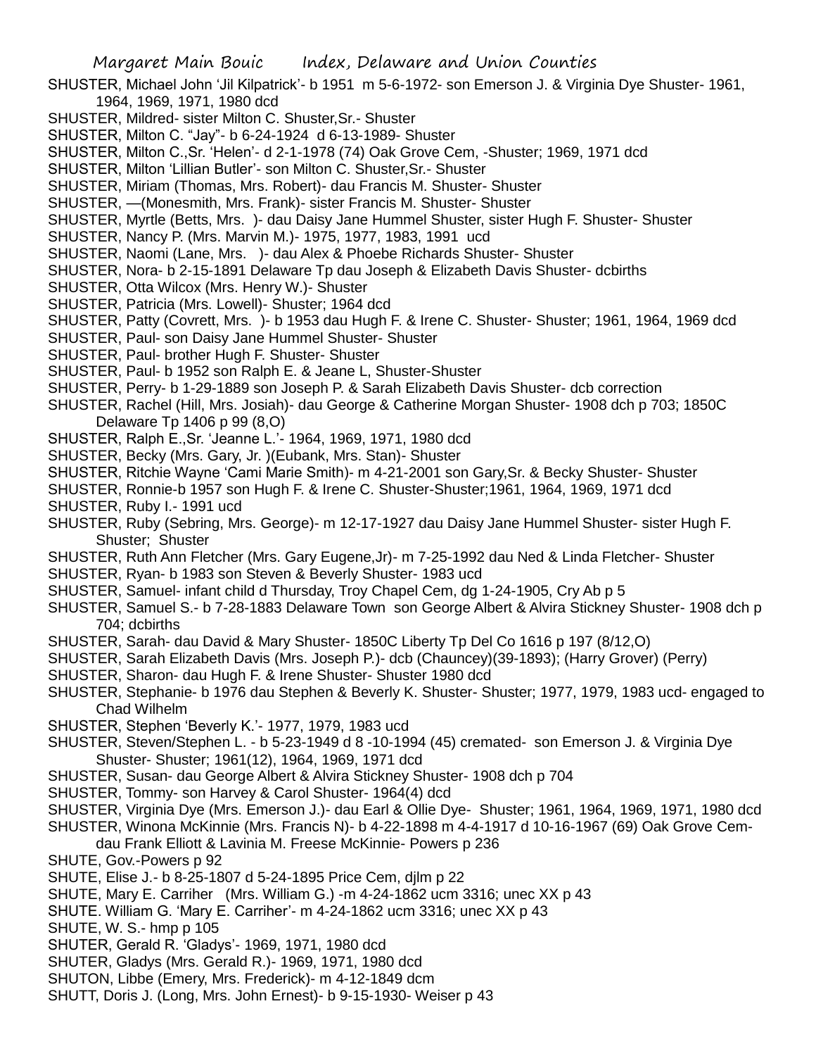SHUSTER, Michael John 'Jil Kilpatrick'- b 1951 m 5-6-1972- son Emerson J. & Virginia Dye Shuster- 1961, 1964, 1969, 1971, 1980 dcd

SHUSTER, Mildred- sister Milton C. Shuster,Sr.- Shuster

SHUSTER, Milton C. "Jay"- b 6-24-1924 d 6-13-1989- Shuster

SHUSTER, Milton C.,Sr. 'Helen'- d 2-1-1978 (74) Oak Grove Cem, -Shuster; 1969, 1971 dcd

SHUSTER, Milton 'Lillian Butler'- son Milton C. Shuster,Sr.- Shuster

SHUSTER, Miriam (Thomas, Mrs. Robert)- dau Francis M. Shuster- Shuster

SHUSTER, —(Monesmith, Mrs. Frank)- sister Francis M. Shuster- Shuster

SHUSTER, Myrtle (Betts, Mrs. )- dau Daisy Jane Hummel Shuster, sister Hugh F. Shuster- Shuster

SHUSTER, Nancy P. (Mrs. Marvin M.)- 1975, 1977, 1983, 1991 ucd

SHUSTER, Naomi (Lane, Mrs. )- dau Alex & Phoebe Richards Shuster- Shuster

SHUSTER, Nora- b 2-15-1891 Delaware Tp dau Joseph & Elizabeth Davis Shuster- dcbirths

SHUSTER, Otta Wilcox (Mrs. Henry W.)- Shuster

SHUSTER, Patricia (Mrs. Lowell)- Shuster; 1964 dcd

SHUSTER, Patty (Covrett, Mrs. )- b 1953 dau Hugh F. & Irene C. Shuster- Shuster; 1961, 1964, 1969 dcd

SHUSTER, Paul- son Daisy Jane Hummel Shuster- Shuster

SHUSTER, Paul- brother Hugh F. Shuster- Shuster

SHUSTER, Paul- b 1952 son Ralph E. & Jeane L, Shuster-Shuster

SHUSTER, Perry- b 1-29-1889 son Joseph P. & Sarah Elizabeth Davis Shuster- dcb correction

SHUSTER, Rachel (Hill, Mrs. Josiah)- dau George & Catherine Morgan Shuster- 1908 dch p 703; 1850C Delaware Tp 1406 p 99 (8,O)

SHUSTER, Ralph E.,Sr. 'Jeanne L.'- 1964, 1969, 1971, 1980 dcd

SHUSTER, Becky (Mrs. Gary, Jr. )(Eubank, Mrs. Stan)- Shuster

SHUSTER, Ritchie Wayne 'Cami Marie Smith)- m 4-21-2001 son Gary,Sr. & Becky Shuster- Shuster

SHUSTER, Ronnie-b 1957 son Hugh F. & Irene C. Shuster-Shuster;1961, 1964, 1969, 1971 dcd

SHUSTER, Ruby I.- 1991 ucd

SHUSTER, Ruby (Sebring, Mrs. George)- m 12-17-1927 dau Daisy Jane Hummel Shuster- sister Hugh F. Shuster; Shuster

SHUSTER, Ruth Ann Fletcher (Mrs. Gary Eugene,Jr)- m 7-25-1992 dau Ned & Linda Fletcher- Shuster

SHUSTER, Ryan- b 1983 son Steven & Beverly Shuster- 1983 ucd

SHUSTER, Samuel- infant child d Thursday, Troy Chapel Cem, dg 1-24-1905, Cry Ab p 5

SHUSTER, Samuel S.- b 7-28-1883 Delaware Town son George Albert & Alvira Stickney Shuster- 1908 dch p 704; dcbirths

SHUSTER, Sarah- dau David & Mary Shuster- 1850C Liberty Tp Del Co 1616 p 197 (8/12,O)

SHUSTER, Sarah Elizabeth Davis (Mrs. Joseph P.)- dcb (Chauncey)(39-1893); (Harry Grover) (Perry)

SHUSTER, Sharon- dau Hugh F. & Irene Shuster- Shuster 1980 dcd

SHUSTER, Stephanie- b 1976 dau Stephen & Beverly K. Shuster- Shuster; 1977, 1979, 1983 ucd- engaged to Chad Wilhelm

SHUSTER, Stephen 'Beverly K.'- 1977, 1979, 1983 ucd

SHUSTER, Steven/Stephen L. - b 5-23-1949 d 8 -10-1994 (45) cremated- son Emerson J. & Virginia Dye Shuster- Shuster; 1961(12), 1964, 1969, 1971 dcd

SHUSTER, Susan- dau George Albert & Alvira Stickney Shuster- 1908 dch p 704

SHUSTER, Tommy- son Harvey & Carol Shuster- 1964(4) dcd

SHUSTER, Virginia Dye (Mrs. Emerson J.)- dau Earl & Ollie Dye- Shuster; 1961, 1964, 1969, 1971, 1980 dcd

SHUSTER, Winona McKinnie (Mrs. Francis N)- b 4-22-1898 m 4-4-1917 d 10-16-1967 (69) Oak Grove Cem- dau Frank Elliott & Lavinia M. Freese McKinnie- Powers p 236

SHUTE, Gov.-Powers p 92

SHUTE, Elise J.- b 8-25-1807 d 5-24-1895 Price Cem, djlm p 22

SHUTE, Mary E. Carriher (Mrs. William G.) -m 4-24-1862 ucm 3316; unec XX p 43

SHUTE. William G. 'Mary E. Carriher'- m 4-24-1862 ucm 3316; unec XX p 43

SHUTE, W. S.- hmp p 105

SHUTER, Gerald R. 'Gladys'- 1969, 1971, 1980 dcd

SHUTER, Gladys (Mrs. Gerald R.)- 1969, 1971, 1980 dcd

SHUTON, Libbe (Emery, Mrs. Frederick)- m 4-12-1849 dcm

SHUTT, Doris J. (Long, Mrs. John Ernest)- b 9-15-1930- Weiser p 43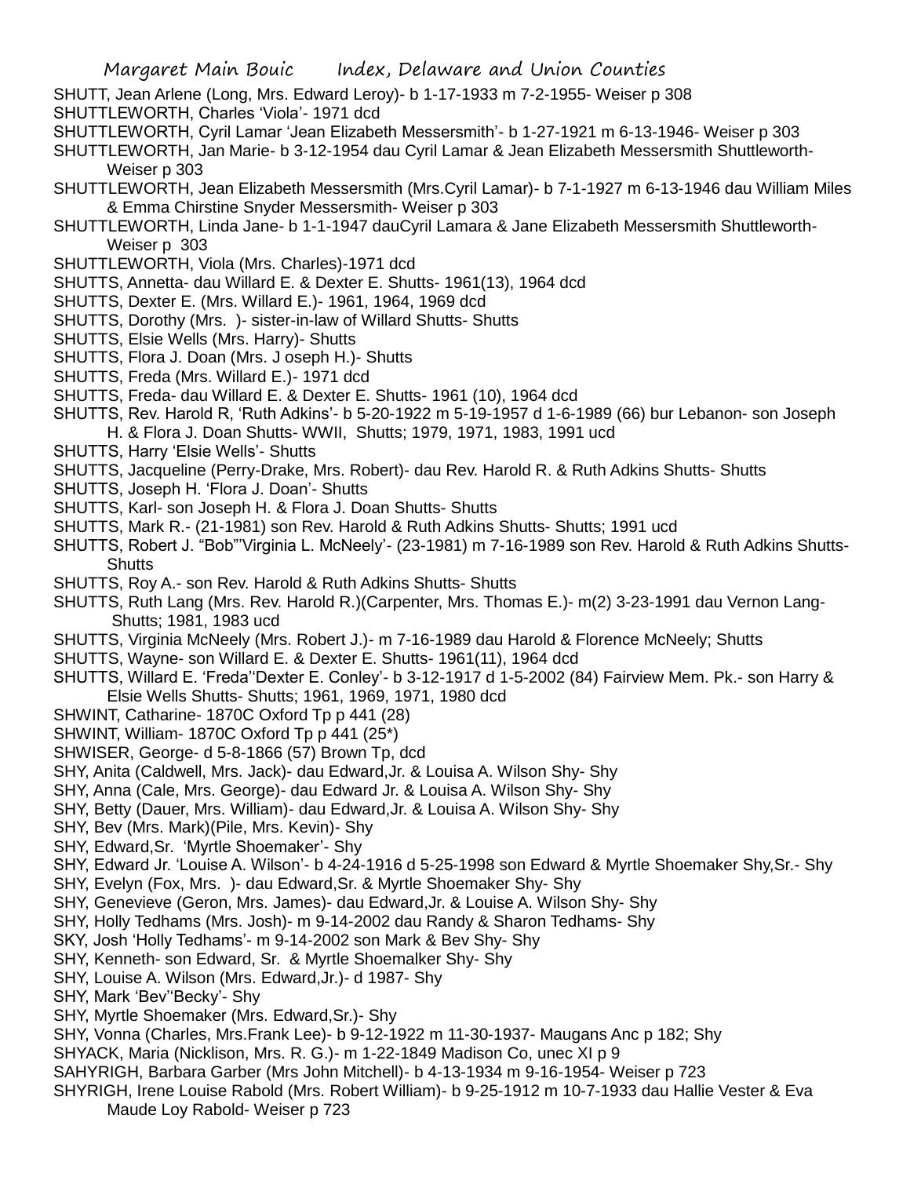SHUTT, Jean Arlene (Long, Mrs. Edward Leroy)- b 1-17-1933 m 7-2-1955- Weiser p 308

SHUTTLEWORTH, Charles 'Viola'- 1971 dcd

SHUTTLEWORTH, Cyril Lamar 'Jean Elizabeth Messersmith'- b 1-27-1921 m 6-13-1946- Weiser p 303

SHUTTLEWORTH, Jan Marie- b 3-12-1954 dau Cyril Lamar & Jean Elizabeth Messersmith Shuttleworth- Weiser p 303

SHUTTLEWORTH, Jean Elizabeth Messersmith (Mrs.Cyril Lamar)- b 7-1-1927 m 6-13-1946 dau William Miles & Emma Chirstine Snyder Messersmith- Weiser p 303

SHUTTLEWORTH, Linda Jane- b 1-1-1947 dauCyril Lamara & Jane Elizabeth Messersmith Shuttleworth- Weiser p 303

SHUTTLEWORTH, Viola (Mrs. Charles)-1971 dcd

SHUTTS, Annetta- dau Willard E. & Dexter E. Shutts- 1961(13), 1964 dcd

SHUTTS, Dexter E. (Mrs. Willard E.)- 1961, 1964, 1969 dcd

SHUTTS, Dorothy (Mrs. )- sister-in-law of Willard Shutts- Shutts

SHUTTS, Elsie Wells (Mrs. Harry)- Shutts

SHUTTS, Flora J. Doan (Mrs. J oseph H.)- Shutts

SHUTTS, Freda (Mrs. Willard E.)- 1971 dcd

SHUTTS, Freda- dau Willard E. & Dexter E. Shutts- 1961 (10), 1964 dcd

SHUTTS, Rev. Harold R, 'Ruth Adkins'- b 5-20-1922 m 5-19-1957 d 1-6-1989 (66) bur Lebanon- son Joseph H. & Flora J. Doan Shutts- WWII, Shutts; 1979, 1971, 1983, 1991 ucd

SHUTTS, Harry 'Elsie Wells'- Shutts

SHUTTS, Jacqueline (Perry-Drake, Mrs. Robert)- dau Rev. Harold R. & Ruth Adkins Shutts- Shutts

SHUTTS, Joseph H. 'Flora J. Doan'- Shutts

SHUTTS, Karl- son Joseph H. & Flora J. Doan Shutts- Shutts

SHUTTS, Mark R.- (21-1981) son Rev. Harold & Ruth Adkins Shutts- Shutts; 1991 ucd

SHUTTS, Robert J. "Bob"'Virginia L. McNeely'- (23-1981) m 7-16-1989 son Rev. Harold & Ruth Adkins Shutts- Shutts

SHUTTS, Roy A.- son Rev. Harold & Ruth Adkins Shutts- Shutts

SHUTTS, Ruth Lang (Mrs. Rev. Harold R.)(Carpenter, Mrs. Thomas E.)- m(2) 3-23-1991 dau Vernon Lang- Shutts; 1981, 1983 ucd

SHUTTS, Virginia McNeely (Mrs. Robert J.)- m 7-16-1989 dau Harold & Florence McNeely; Shutts

SHUTTS, Wayne- son Willard E. & Dexter E. Shutts- 1961(11), 1964 dcd

SHUTTS, Willard E. 'Freda''Dexter E. Conley'- b 3-12-1917 d 1-5-2002 (84) Fairview Mem. Pk.- son Harry & Elsie Wells Shutts- Shutts; 1961, 1969, 1971, 1980 dcd

SHWINT, Catharine- 1870C Oxford Tp p 441 (28)

SHWINT, William- 1870C Oxford Tp p 441 (25*)

SHWISER, George- d 5-8-1866 (57) Brown Tp, dcd

SHY, Anita (Caldwell, Mrs. Jack)- dau Edward,Jr. & Louisa A. Wilson Shy- Shy

SHY, Anna (Cale, Mrs. George)- dau Edward Jr. & Louisa A. Wilson Shy- Shy

SHY, Betty (Dauer, Mrs. William)- dau Edward,Jr. & Louisa A. Wilson Shy- Shy

SHY, Bev (Mrs. Mark)(Pile, Mrs. Kevin)- Shy

SHY, Edward,Sr. 'Myrtle Shoemaker'- Shy

SHY, Edward Jr. 'Louise A. Wilson'- b 4-24-1916 d 5-25-1998 son Edward & Myrtle Shoemaker Shy,Sr.- Shy

SHY, Evelyn (Fox, Mrs. )- dau Edward,Sr. & Myrtle Shoemaker Shy- Shy

SHY, Genevieve (Geron, Mrs. James)- dau Edward,Jr. & Louise A. Wilson Shy- Shy

SHY, Holly Tedhams (Mrs. Josh)- m 9-14-2002 dau Randy & Sharon Tedhams- Shy

SKY, Josh 'Holly Tedhams'- m 9-14-2002 son Mark & Bev Shy- Shy

SHY, Kenneth- son Edward, Sr. & Myrtle Shoemalker Shy- Shy

SHY, Louise A. Wilson (Mrs. Edward,Jr.)- d 1987- Shy

SHY, Mark 'Bev''Becky'- Shy

SHY, Myrtle Shoemaker (Mrs. Edward,Sr.)- Shy

SHY, Vonna (Charles, Mrs.Frank Lee)- b 9-12-1922 m 11-30-1937- Maugans Anc p 182; Shy

SHYACK, Maria (Nicklison, Mrs. R. G.)- m 1-22-1849 Madison Co, unec XI p 9

SAHYRIGH, Barbara Garber (Mrs John Mitchell)- b 4-13-1934 m 9-16-1954- Weiser p 723

SHYRIGH, Irene Louise Rabold (Mrs. Robert William)- b 9-25-1912 m 10-7-1933 dau Hallie Vester & Eva Maude Loy Rabold- Weiser p 723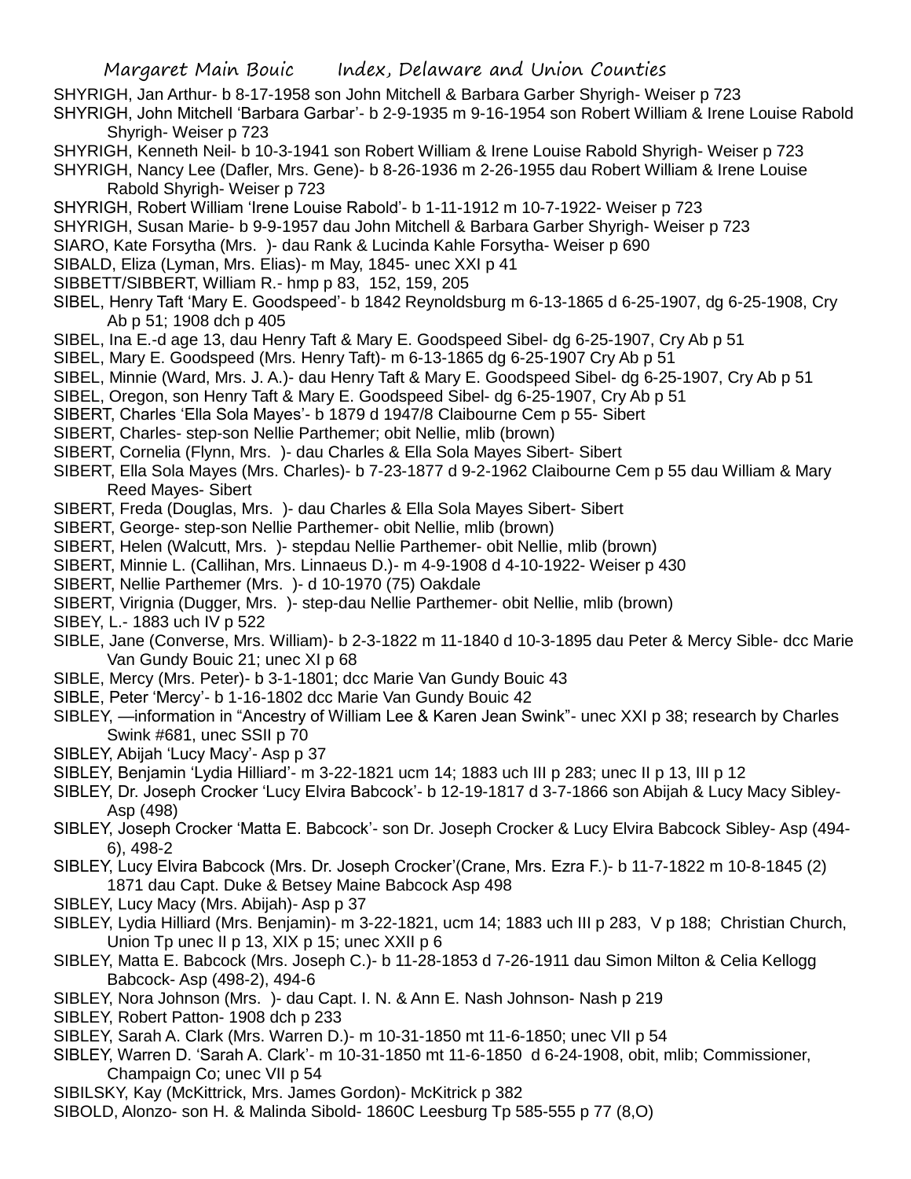SHYRIGH, Jan Arthur- b 8-17-1958 son John Mitchell & Barbara Garber Shyrigh- Weiser p 723

SHYRIGH, John Mitchell 'Barbara Garbar'- b 2-9-1935 m 9-16-1954 son Robert William & Irene Louise Rabold Shyrigh- Weiser p 723

SHYRIGH, Kenneth Neil- b 10-3-1941 son Robert William & Irene Louise Rabold Shyrigh- Weiser p 723

SHYRIGH, Nancy Lee (Dafler, Mrs. Gene)- b 8-26-1936 m 2-26-1955 dau Robert William & Irene Louise Rabold Shyrigh- Weiser p 723

SHYRIGH, Robert William 'Irene Louise Rabold'- b 1-11-1912 m 10-7-1922- Weiser p 723

SHYRIGH, Susan Marie- b 9-9-1957 dau John Mitchell & Barbara Garber Shyrigh- Weiser p 723

SIARO, Kate Forsytha (Mrs. )- dau Rank & Lucinda Kahle Forsytha- Weiser p 690

SIBALD, Eliza (Lyman, Mrs. Elias)- m May, 1845- unec XXI p 41

SIBBETT/SIBBERT, William R.- hmp p 83, 152, 159, 205

SIBEL, Henry Taft 'Mary E. Goodspeed'- b 1842 Reynoldsburg m 6-13-1865 d 6-25-1907, dg 6-25-1908, Cry Ab p 51; 1908 dch p 405

SIBEL, Ina E.-d age 13, dau Henry Taft & Mary E. Goodspeed Sibel- dg 6-25-1907, Cry Ab p 51

SIBEL, Mary E. Goodspeed (Mrs. Henry Taft)- m 6-13-1865 dg 6-25-1907 Cry Ab p 51

SIBEL, Minnie (Ward, Mrs. J. A.)- dau Henry Taft & Mary E. Goodspeed Sibel- dg 6-25-1907, Cry Ab p 51

SIBEL, Oregon, son Henry Taft & Mary E. Goodspeed Sibel- dg 6-25-1907, Cry Ab p 51

SIBERT, Charles 'Ella Sola Mayes'- b 1879 d 1947/8 Claibourne Cem p 55- Sibert

SIBERT, Charles- step-son Nellie Parthemer; obit Nellie, mlib (brown)

SIBERT, Cornelia (Flynn, Mrs. )- dau Charles & Ella Sola Mayes Sibert- Sibert

SIBERT, Ella Sola Mayes (Mrs. Charles)- b 7-23-1877 d 9-2-1962 Claibourne Cem p 55 dau William & Mary Reed Mayes- Sibert

SIBERT, Freda (Douglas, Mrs. )- dau Charles & Ella Sola Mayes Sibert- Sibert

SIBERT, George- step-son Nellie Parthemer- obit Nellie, mlib (brown)

SIBERT, Helen (Walcutt, Mrs. )- stepdau Nellie Parthemer- obit Nellie, mlib (brown)

SIBERT, Minnie L. (Callihan, Mrs. Linnaeus D.)- m 4-9-1908 d 4-10-1922- Weiser p 430

SIBERT, Nellie Parthemer (Mrs. )- d 10-1970 (75) Oakdale

SIBERT, Virignia (Dugger, Mrs. )- step-dau Nellie Parthemer- obit Nellie, mlib (brown)

SIBEY, L.- 1883 uch IV p 522

SIBLE, Jane (Converse, Mrs. William)- b 2-3-1822 m 11-1840 d 10-3-1895 dau Peter & Mercy Sible- dcc Marie Van Gundy Bouic 21; unec XI p 68

SIBLE, Mercy (Mrs. Peter)- b 3-1-1801; dcc Marie Van Gundy Bouic 43

SIBLE, Peter 'Mercy'- b 1-16-1802 dcc Marie Van Gundy Bouic 42

SIBLEY, —information in "Ancestry of William Lee & Karen Jean Swink"- unec XXI p 38; research by Charles Swink #681, unec SSII p 70

SIBLEY, Abijah 'Lucy Macy'- Asp p 37

SIBLEY, Benjamin 'Lydia Hilliard'- m 3-22-1821 ucm 14; 1883 uch III p 283; unec II p 13, III p 12

SIBLEY, Dr. Joseph Crocker 'Lucy Elvira Babcock'- b 12-19-1817 d 3-7-1866 son Abijah & Lucy Macy Sibley- Asp (498)

SIBLEY, Joseph Crocker 'Matta E. Babcock'- son Dr. Joseph Crocker & Lucy Elvira Babcock Sibley- Asp (494-6), 498-2

SIBLEY, Lucy Elvira Babcock (Mrs. Dr. Joseph Crocker'(Crane, Mrs. Ezra F.)- b 11-7-1822 m 10-8-1845 (2) 1871 dau Capt. Duke & Betsey Maine Babcock Asp 498

SIBLEY, Lucy Macy (Mrs. Abijah)- Asp p 37

SIBLEY, Lydia Hilliard (Mrs. Benjamin)- m 3-22-1821, ucm 14; 1883 uch III p 283, V p 188; Christian Church, Union Tp unec II p 13, XIX p 15; unec XXII p 6

SIBLEY, Matta E. Babcock (Mrs. Joseph C.)- b 11-28-1853 d 7-26-1911 dau Simon Milton & Celia Kellogg Babcock- Asp (498-2), 494-6

SIBLEY, Nora Johnson (Mrs. )- dau Capt. I. N. & Ann E. Nash Johnson- Nash p 219

SIBLEY, Robert Patton- 1908 dch p 233

SIBLEY, Sarah A. Clark (Mrs. Warren D.)- m 10-31-1850 mt 11-6-1850; unec VII p 54

SIBLEY, Warren D. 'Sarah A. Clark'- m 10-31-1850 mt 11-6-1850 d 6-24-1908, obit, mlib; Commissioner, Champaign Co; unec VII p 54

SIBILSKY, Kay (McKittrick, Mrs. James Gordon)- McKitrick p 382

SIBOLD, Alonzo- son H. & Malinda Sibold- 1860C Leesburg Tp 585-555 p 77 (8,O)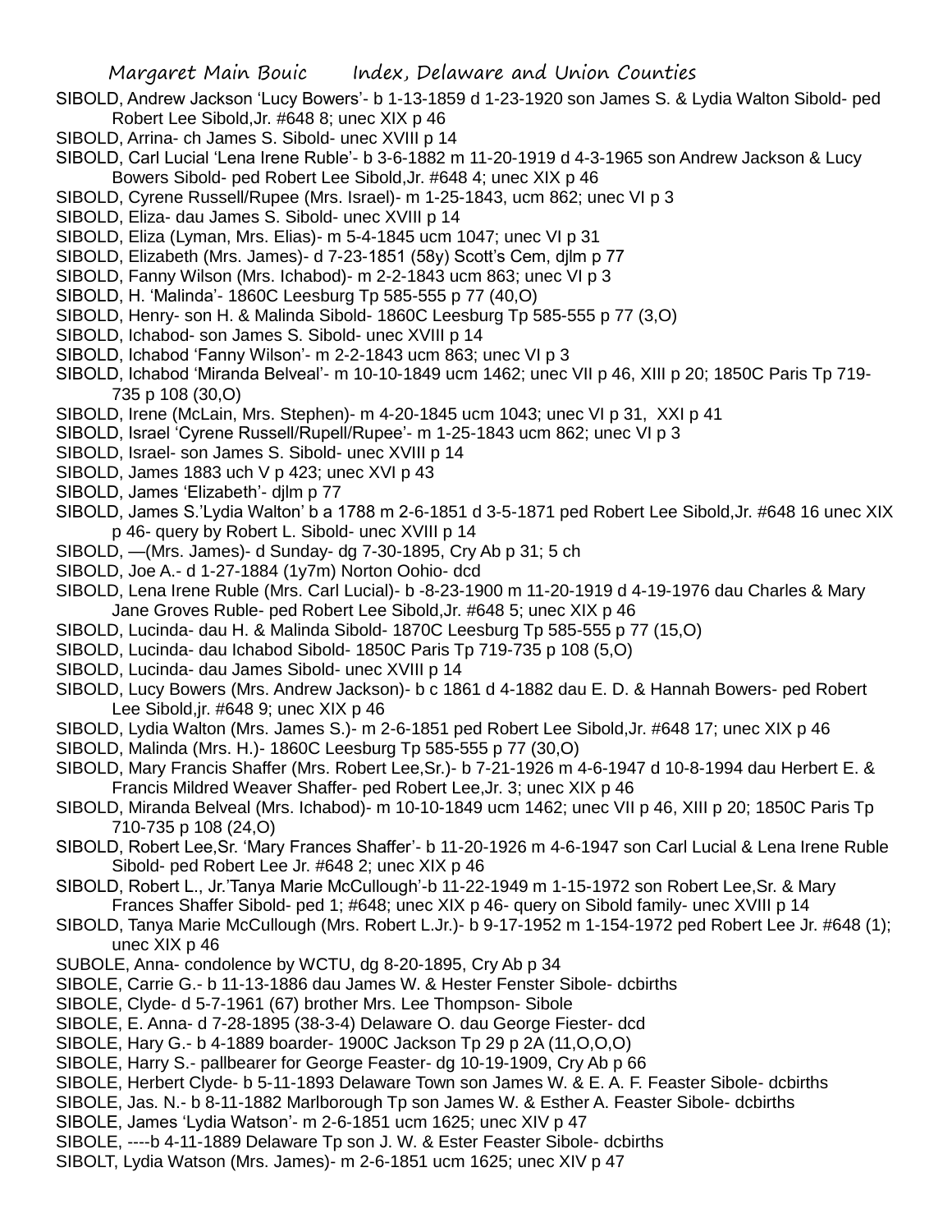SIBOLD, Andrew Jackson 'Lucy Bowers'- b 1-13-1859 d 1-23-1920 son James S. & Lydia Walton Sibold- ped Robert Lee Sibold,Jr. #648 8; unec XIX p 46

SIBOLD, Arrina- ch James S. Sibold- unec XVIII p 14

SIBOLD, Carl Lucial 'Lena Irene Ruble'- b 3-6-1882 m 11-20-1919 d 4-3-1965 son Andrew Jackson & Lucy Bowers Sibold- ped Robert Lee Sibold,Jr. #648 4; unec XIX p 46

SIBOLD, Cyrene Russell/Rupee (Mrs. Israel)- m 1-25-1843, ucm 862; unec VI p 3

SIBOLD, Eliza- dau James S. Sibold- unec XVIII p 14

SIBOLD, Eliza (Lyman, Mrs. Elias)- m 5-4-1845 ucm 1047; unec VI p 31

SIBOLD, Elizabeth (Mrs. James)- d 7-23-1851 (58y) Scott's Cem, djlm p 77

SIBOLD, Fanny Wilson (Mrs. Ichabod)- m 2-2-1843 ucm 863; unec VI p 3

SIBOLD, H. 'Malinda'- 1860C Leesburg Tp 585-555 p 77 (40,O)

SIBOLD, Henry- son H. & Malinda Sibold- 1860C Leesburg Tp 585-555 p 77 (3,O)

SIBOLD, Ichabod- son James S. Sibold- unec XVIII p 14

SIBOLD, Ichabod 'Fanny Wilson'- m 2-2-1843 ucm 863; unec VI p 3

SIBOLD, Ichabod 'Miranda Belveal'- m 10-10-1849 ucm 1462; unec VII p 46, XIII p 20; 1850C Paris Tp 719-735 p 108 (30,O)

SIBOLD, Irene (McLain, Mrs. Stephen)- m 4-20-1845 ucm 1043; unec VI p 31, XXI p 41

SIBOLD, Israel 'Cyrene Russell/Rupell/Rupee'- m 1-25-1843 ucm 862; unec VI p 3

SIBOLD, Israel- son James S. Sibold- unec XVIII p 14

SIBOLD, James 1883 uch V p 423; unec XVI p 43

SIBOLD, James 'Elizabeth'- djlm p 77

SIBOLD, James S.'Lydia Walton' b a 1788 m 2-6-1851 d 3-5-1871 ped Robert Lee Sibold,Jr. #648 16 unec XIX p 46- query by Robert L. Sibold- unec XVIII p 14

SIBOLD, —(Mrs. James)- d Sunday- dg 7-30-1895, Cry Ab p 31; 5 ch

SIBOLD, Joe A.- d 1-27-1884 (1y7m) Norton Oohio- dcd

SIBOLD, Lena Irene Ruble (Mrs. Carl Lucial)- b -8-23-1900 m 11-20-1919 d 4-19-1976 dau Charles & Mary Jane Groves Ruble- ped Robert Lee Sibold,Jr. #648 5; unec XIX p 46

SIBOLD, Lucinda- dau H. & Malinda Sibold- 1870C Leesburg Tp 585-555 p 77 (15,O)

SIBOLD, Lucinda- dau Ichabod Sibold- 1850C Paris Tp 719-735 p 108 (5,O)

SIBOLD, Lucinda- dau James Sibold- unec XVIII p 14

SIBOLD, Lucy Bowers (Mrs. Andrew Jackson)- b c 1861 d 4-1882 dau E. D. & Hannah Bowers- ped Robert Lee Sibold,jr. #648 9; unec XIX p 46

SIBOLD, Lydia Walton (Mrs. James S.)- m 2-6-1851 ped Robert Lee Sibold,Jr. #648 17; unec XIX p 46

SIBOLD, Malinda (Mrs. H.)- 1860C Leesburg Tp 585-555 p 77 (30,O)

SIBOLD, Mary Francis Shaffer (Mrs. Robert Lee,Sr.)- b 7-21-1926 m 4-6-1947 d 10-8-1994 dau Herbert E. & Francis Mildred Weaver Shaffer- ped Robert Lee,Jr. 3; unec XIX p 46

SIBOLD, Miranda Belveal (Mrs. Ichabod)- m 10-10-1849 ucm 1462; unec VII p 46, XIII p 20; 1850C Paris Tp 710-735 p 108 (24,O)

SIBOLD, Robert Lee,Sr. 'Mary Frances Shaffer'- b 11-20-1926 m 4-6-1947 son Carl Lucial & Lena Irene Ruble Sibold- ped Robert Lee Jr. #648 2; unec XIX p 46

SIBOLD, Robert L., Jr.'Tanya Marie McCullough'-b 11-22-1949 m 1-15-1972 son Robert Lee,Sr. & Mary Frances Shaffer Sibold- ped 1; #648; unec XIX p 46- query on Sibold family- unec XVIII p 14

SIBOLD, Tanya Marie McCullough (Mrs. Robert L.Jr.)- b 9-17-1952 m 1-154-1972 ped Robert Lee Jr. #648 (1); unec XIX p 46

SUBOLE, Anna- condolence by WCTU, dg 8-20-1895, Cry Ab p 34

SIBOLE, Carrie G.- b 11-13-1886 dau James W. & Hester Fenster Sibole- dcbirths

SIBOLE, Clyde- d 5-7-1961 (67) brother Mrs. Lee Thompson- Sibole

SIBOLE, E. Anna- d 7-28-1895 (38-3-4) Delaware O. dau George Fiester- dcd

SIBOLE, Hary G.- b 4-1889 boarder- 1900C Jackson Tp 29 p 2A (11,O,O,O)

SIBOLE, Harry S.- pallbearer for George Feaster- dg 10-19-1909, Cry Ab p 66

SIBOLE, Herbert Clyde- b 5-11-1893 Delaware Town son James W. & E. A. F. Feaster Sibole- dcbirths

SIBOLE, Jas. N.- b 8-11-1882 Marlborough Tp son James W. & Esther A. Feaster Sibole- dcbirths

SIBOLE, James 'Lydia Watson'- m 2-6-1851 ucm 1625; unec XIV p 47

SIBOLE, ----b 4-11-1889 Delaware Tp son J. W. & Ester Feaster Sibole- dcbirths

SIBOLT, Lydia Watson (Mrs. James)- m 2-6-1851 ucm 1625; unec XIV p 47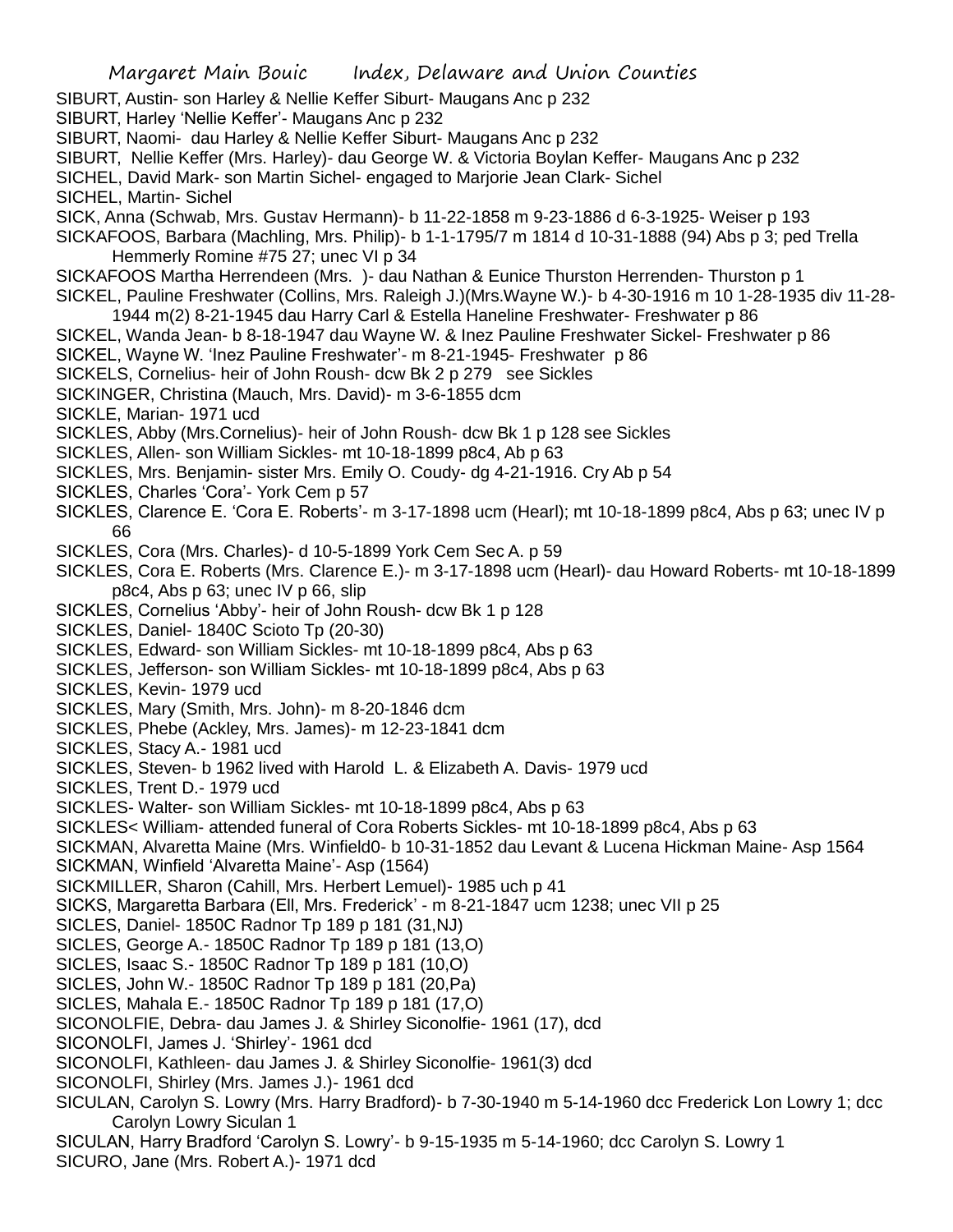SIBURT, Austin- son Harley & Nellie Keffer Siburt- Maugans Anc p 232

SIBURT, Harley 'Nellie Keffer'- Maugans Anc p 232

SIBURT, Naomi- dau Harley & Nellie Keffer Siburt- Maugans Anc p 232

SIBURT, Nellie Keffer (Mrs. Harley)- dau George W. & Victoria Boylan Keffer- Maugans Anc p 232

SICHEL, David Mark- son Martin Sichel- engaged to Marjorie Jean Clark- Sichel

SICHEL, Martin- Sichel

SICK, Anna (Schwab, Mrs. Gustav Hermann)- b 11-22-1858 m 9-23-1886 d 6-3-1925- Weiser p 193

SICKAFOOS, Barbara (Machling, Mrs. Philip)- b 1-1-1795/7 m 1814 d 10-31-1888 (94) Abs p 3; ped Trella Hemmerly Romine #75 27; unec VI p 34

SICKAFOOS Martha Herrendeen (Mrs. )- dau Nathan & Eunice Thurston Herrenden- Thurston p 1

SICKEL, Pauline Freshwater (Collins, Mrs. Raleigh J.)(Mrs.Wayne W.)- b 4-30-1916 m 10 1-28-1935 div 11-28-1944 m(2) 8-21-1945 dau Harry Carl & Estella Haneline Freshwater- Freshwater p 86

SICKEL, Wanda Jean- b 8-18-1947 dau Wayne W. & Inez Pauline Freshwater Sickel- Freshwater p 86

SICKEL, Wayne W. 'Inez Pauline Freshwater'- m 8-21-1945- Freshwater p 86

SICKELS, Cornelius- heir of John Roush- dcw Bk 2 p 279 see Sickles

SICKINGER, Christina (Mauch, Mrs. David)- m 3-6-1855 dcm

SICKLE, Marian- 1971 ucd

SICKLES, Abby (Mrs.Cornelius)- heir of John Roush- dcw Bk 1 p 128 see Sickles

SICKLES, Allen- son William Sickles- mt 10-18-1899 p8c4, Ab p 63

SICKLES, Mrs. Benjamin- sister Mrs. Emily O. Coudy- dg 4-21-1916. Cry Ab p 54

SICKLES, Charles 'Cora'- York Cem p 57

SICKLES, Clarence E. 'Cora E. Roberts'- m 3-17-1898 ucm (Hearl); mt 10-18-1899 p8c4, Abs p 63; unec IV p 66

SICKLES, Cora (Mrs. Charles)- d 10-5-1899 York Cem Sec A. p 59

SICKLES, Cora E. Roberts (Mrs. Clarence E.)- m 3-17-1898 ucm (Hearl)- dau Howard Roberts- mt 10-18-1899 p8c4, Abs p 63; unec IV p 66, slip

SICKLES, Cornelius 'Abby'- heir of John Roush- dcw Bk 1 p 128

SICKLES, Daniel- 1840C Scioto Tp (20-30)

SICKLES, Edward- son William Sickles- mt 10-18-1899 p8c4, Abs p 63

SICKLES, Jefferson- son William Sickles- mt 10-18-1899 p8c4, Abs p 63

SICKLES, Kevin- 1979 ucd

SICKLES, Mary (Smith, Mrs. John)- m 8-20-1846 dcm

SICKLES, Phebe (Ackley, Mrs. James)- m 12-23-1841 dcm

SICKLES, Stacy A.- 1981 ucd

SICKLES, Steven- b 1962 lived with Harold L. & Elizabeth A. Davis- 1979 ucd

SICKLES, Trent D.- 1979 ucd

SICKLES- Walter- son William Sickles- mt 10-18-1899 p8c4, Abs p 63

SICKLES< William- attended funeral of Cora Roberts Sickles- mt 10-18-1899 p8c4, Abs p 63

SICKMAN, Alvaretta Maine (Mrs. Winfield0- b 10-31-1852 dau Levant & Lucena Hickman Maine- Asp 1564

SICKMAN, Winfield 'Alvaretta Maine'- Asp (1564)

SICKMILLER, Sharon (Cahill, Mrs. Herbert Lemuel)- 1985 uch p 41

SICKS, Margaretta Barbara (Ell, Mrs. Frederick' - m 8-21-1847 ucm 1238; unec VII p 25

SICLES, Daniel- 1850C Radnor Tp 189 p 181 (31,NJ)

SICLES, George A.- 1850C Radnor Tp 189 p 181 (13,O)

SICLES, Isaac S.- 1850C Radnor Tp 189 p 181 (10,O)

SICLES, John W.- 1850C Radnor Tp 189 p 181 (20,Pa)

SICLES, Mahala E.- 1850C Radnor Tp 189 p 181 (17,O)

SICONOLFIE, Debra- dau James J. & Shirley Siconolfie- 1961 (17), dcd

SICONOLFI, James J. 'Shirley'- 1961 dcd

SICONOLFI, Kathleen- dau James J. & Shirley Siconolfie- 1961(3) dcd

SICONOLFI, Shirley (Mrs. James J.)- 1961 dcd

SICULAN, Carolyn S. Lowry (Mrs. Harry Bradford)- b 7-30-1940 m 5-14-1960 dcc Frederick Lon Lowry 1; dcc Carolyn Lowry Siculan 1

SICULAN, Harry Bradford 'Carolyn S. Lowry'- b 9-15-1935 m 5-14-1960; dcc Carolyn S. Lowry 1

SICURO, Jane (Mrs. Robert A.)- 1971 dcd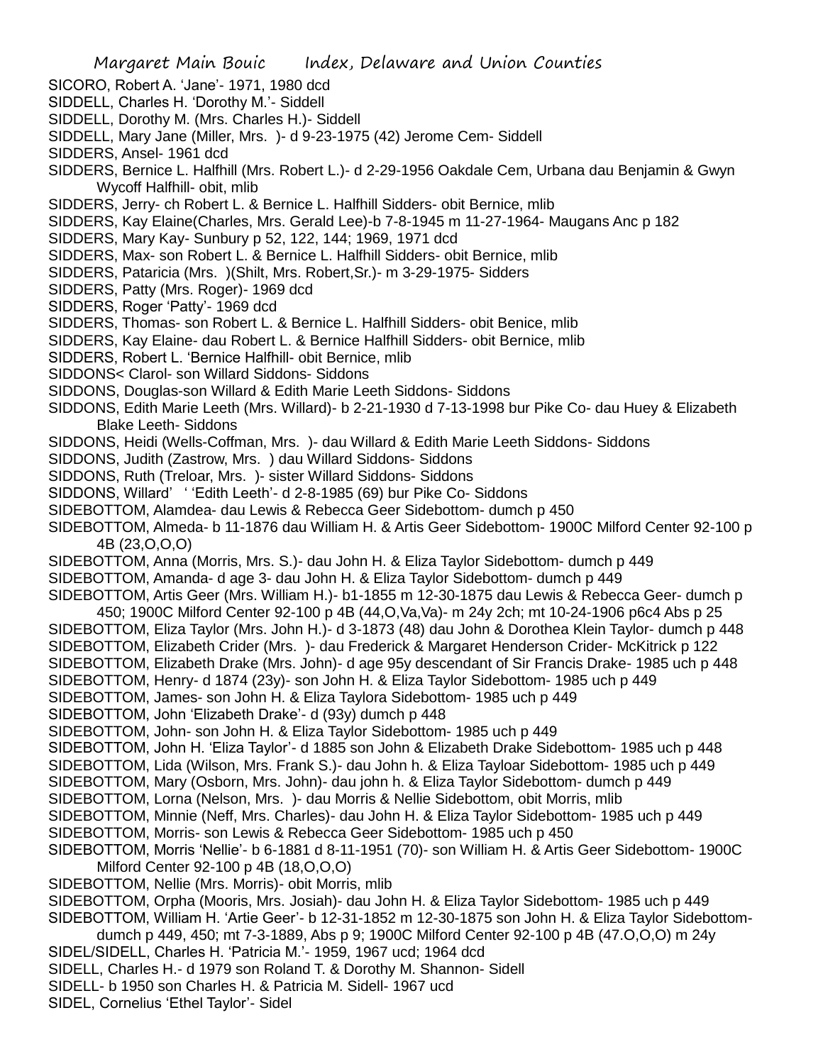SICORO, Robert A. 'Jane'- 1971, 1980 dcd
SIDDELL, Charles H. 'Dorothy M.'- Siddell
SIDDELL, Dorothy M. (Mrs. Charles H.)- Siddell
SIDDELL, Mary Jane (Miller, Mrs. )- d 9-23-1975 (42) Jerome Cem- Siddell
SIDDERS, Ansel- 1961 dcd
SIDDERS, Bernice L. Halfhill (Mrs. Robert L.)- d 2-29-1956 Oakdale Cem, Urbana dau Benjamin & Gwyn Wycoff Halfhill- obit, mlib
SIDDERS, Jerry- ch Robert L. & Bernice L. Halfhill Sidders- obit Bernice, mlib
SIDDERS, Kay Elaine(Charles, Mrs. Gerald Lee)-b 7-8-1945 m 11-27-1964- Maugans Anc p 182
SIDDERS, Mary Kay- Sunbury p 52, 122, 144; 1969, 1971 dcd
SIDDERS, Max- son Robert L. & Bernice L. Halfhill Sidders- obit Bernice, mlib
SIDDERS, Pataricia (Mrs. )(Shilt, Mrs. Robert,Sr.)- m 3-29-1975- Sidders
SIDDERS, Patty (Mrs. Roger)- 1969 dcd
SIDDERS, Roger 'Patty'- 1969 dcd
SIDDERS, Thomas- son Robert L. & Bernice L. Halfhill Sidders- obit Benice, mlib
SIDDERS, Kay Elaine- dau Robert L. & Bernice Halfhill Sidders- obit Bernice, mlib
SIDDERS, Robert L. 'Bernice Halfhill- obit Bernice, mlib
SIDDONS< Clarol- son Willard Siddons- Siddons
SIDDONS, Douglas-son Willard & Edith Marie Leeth Siddons- Siddons
SIDDONS, Edith Marie Leeth (Mrs. Willard)- b 2-21-1930 d 7-13-1998 bur Pike Co- dau Huey & Elizabeth Blake Leeth- Siddons
SIDDONS, Heidi (Wells-Coffman, Mrs. )- dau Willard & Edith Marie Leeth Siddons- Siddons
SIDDONS, Judith (Zastrow, Mrs. ) dau Willard Siddons- Siddons
SIDDONS, Ruth (Treloar, Mrs. )- sister Willard Siddons- Siddons
SIDDONS, Willard' ' 'Edith Leeth'- d 2-8-1985 (69) bur Pike Co- Siddons
SIDEBOTTOM, Alamdea- dau Lewis & Rebecca Geer Sidebottom- dumch p 450
SIDEBOTTOM, Almeda- b 11-1876 dau William H. & Artis Geer Sidebottom- 1900C Milford Center 92-100 p 4B (23,O,O,O)
SIDEBOTTOM, Anna (Morris, Mrs. S.)- dau John H. & Eliza Taylor Sidebottom- dumch p 449
SIDEBOTTOM, Amanda- d age 3- dau John H. & Eliza Taylor Sidebottom- dumch p 449
SIDEBOTTOM, Artis Geer (Mrs. William H.)- b1-1855 m 12-30-1875 dau Lewis & Rebecca Geer- dumch p 450; 1900C Milford Center 92-100 p 4B (44,O,Va,Va)- m 24y 2ch; mt 10-24-1906 p6c4 Abs p 25
SIDEBOTTOM, Eliza Taylor (Mrs. John H.)- d 3-1873 (48) dau John & Dorothea Klein Taylor- dumch p 448
SIDEBOTTOM, Elizabeth Crider (Mrs. )- dau Frederick & Margaret Henderson Crider- McKitrick p 122
SIDEBOTTOM, Elizabeth Drake (Mrs. John)- d age 95y descendant of Sir Francis Drake- 1985 uch p 448
SIDEBOTTOM, Henry- d 1874 (23y)- son John H. & Eliza Taylor Sidebottom- 1985 uch p 449
SIDEBOTTOM, James- son John H. & Eliza Taylora Sidebottom- 1985 uch p 449
SIDEBOTTOM, John 'Elizabeth Drake'- d (93y) dumch p 448
SIDEBOTTOM, John- son John H. & Eliza Taylor Sidebottom- 1985 uch p 449
SIDEBOTTOM, John H. 'Eliza Taylor'- d 1885 son John & Elizabeth Drake Sidebottom- 1985 uch p 448
SIDEBOTTOM, Lida (Wilson, Mrs. Frank S.)- dau John h. & Eliza Tayloar Sidebottom- 1985 uch p 449
SIDEBOTTOM, Mary (Osborn, Mrs. John)- dau john h. & Eliza Taylor Sidebottom- dumch p 449
SIDEBOTTOM, Lorna (Nelson, Mrs. )- dau Morris & Nellie Sidebottom, obit Morris, mlib
SIDEBOTTOM, Minnie (Neff, Mrs. Charles)- dau John H. & Eliza Taylor Sidebottom- 1985 uch p 449
SIDEBOTTOM, Morris- son Lewis & Rebecca Geer Sidebottom- 1985 uch p 450
SIDEBOTTOM, Morris 'Nellie'- b 6-1881 d 8-11-1951 (70)- son William H. & Artis Geer Sidebottom- 1900C Milford Center 92-100 p 4B (18,O,O,O)
SIDEBOTTOM, Nellie (Mrs. Morris)- obit Morris, mlib
SIDEBOTTOM, Orpha (Mooris, Mrs. Josiah)- dau John H. & Eliza Taylor Sidebottom- 1985 uch p 449
SIDEBOTTOM, William H. 'Artie Geer'- b 12-31-1852 m 12-30-1875 son John H. & Eliza Taylor Sidebottom- dumch p 449, 450; mt 7-3-1889, Abs p 9; 1900C Milford Center 92-100 p 4B (47.O,O,O) m 24y
SIDEL/SIDELL, Charles H. 'Patricia M.'- 1959, 1967 ucd; 1964 dcd
SIDELL, Charles H.- d 1979 son Roland T. & Dorothy M. Shannon- Sidell
SIDELL- b 1950 son Charles H. & Patricia M. Sidell- 1967 ucd
SIDEL, Cornelius 'Ethel Taylor'- Sidel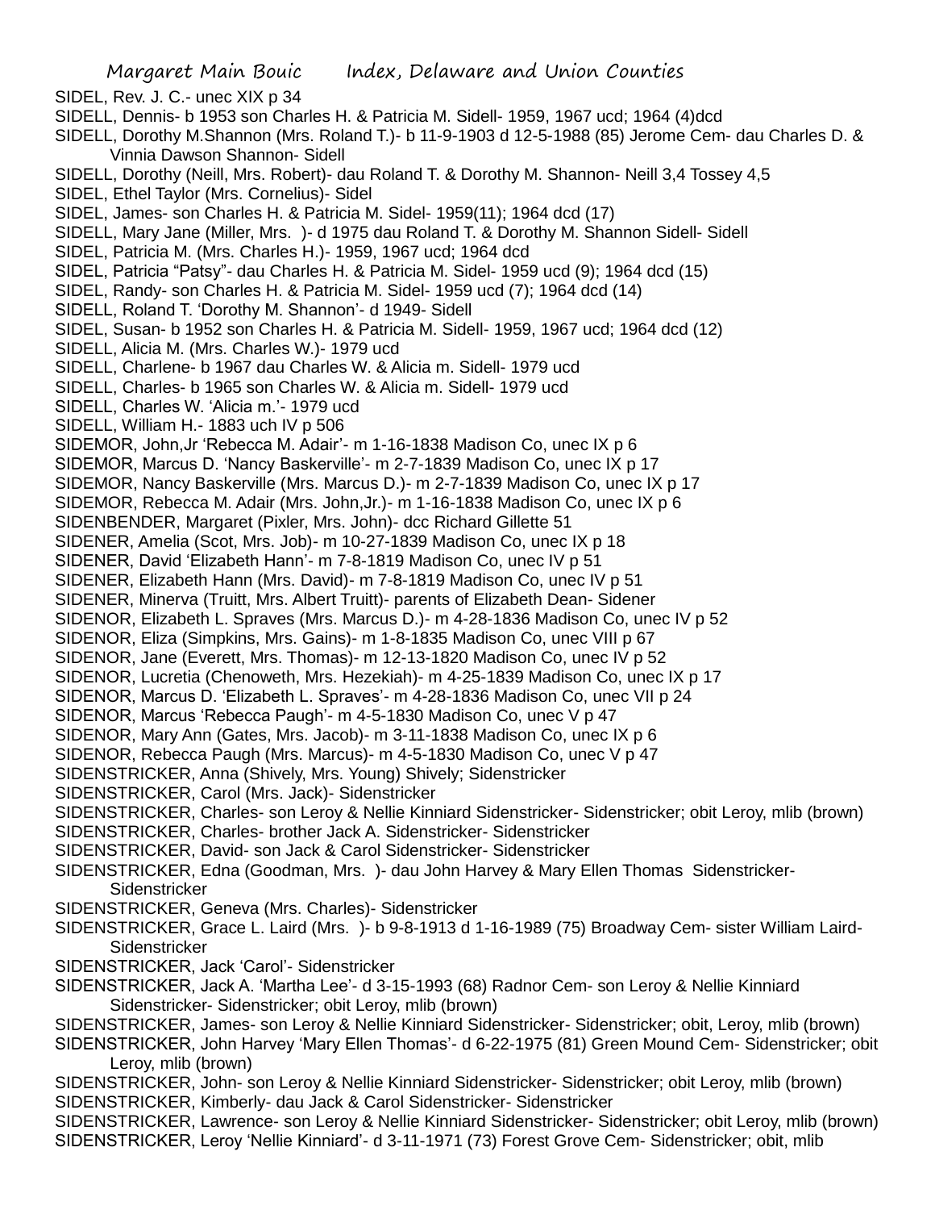SIDEL, Rev. J. C.- unec XIX p 34

SIDELL, Dennis- b 1953 son Charles H. & Patricia M. Sidell- 1959, 1967 ucd; 1964 (4)dcd

SIDELL, Dorothy M.Shannon (Mrs. Roland T.)- b 11-9-1903 d 12-5-1988 (85) Jerome Cem- dau Charles D. & Vinnia Dawson Shannon- Sidell

SIDELL, Dorothy (Neill, Mrs. Robert)- dau Roland T. & Dorothy M. Shannon- Neill 3,4 Tossey 4,5

SIDEL, Ethel Taylor (Mrs. Cornelius)- Sidel

SIDEL, James- son Charles H. & Patricia M. Sidel- 1959(11); 1964 dcd (17)

SIDELL, Mary Jane (Miller, Mrs. )- d 1975 dau Roland T. & Dorothy M. Shannon Sidell- Sidell

SIDEL, Patricia M. (Mrs. Charles H.)- 1959, 1967 ucd; 1964 dcd

SIDEL, Patricia "Patsy"- dau Charles H. & Patricia M. Sidel- 1959 ucd (9); 1964 dcd (15)

SIDEL, Randy- son Charles H. & Patricia M. Sidel- 1959 ucd (7); 1964 dcd (14)

SIDELL, Roland T. 'Dorothy M. Shannon'- d 1949- Sidell

SIDEL, Susan- b 1952 son Charles H. & Patricia M. Sidell- 1959, 1967 ucd; 1964 dcd (12)

SIDELL, Alicia M. (Mrs. Charles W.)- 1979 ucd

SIDELL, Charlene- b 1967 dau Charles W. & Alicia m. Sidell- 1979 ucd

SIDELL, Charles- b 1965 son Charles W. & Alicia m. Sidell- 1979 ucd

SIDELL, Charles W. 'Alicia m.'- 1979 ucd

SIDELL, William H.- 1883 uch IV p 506

SIDEMOR, John,Jr 'Rebecca M. Adair'- m 1-16-1838 Madison Co, unec IX p 6

SIDEMOR, Marcus D. 'Nancy Baskerville'- m 2-7-1839 Madison Co, unec IX p 17

SIDEMOR, Nancy Baskerville (Mrs. Marcus D.)- m 2-7-1839 Madison Co, unec IX p 17

SIDEMOR, Rebecca M. Adair (Mrs. John,Jr.)- m 1-16-1838 Madison Co, unec IX p 6

SIDENBENDER, Margaret (Pixler, Mrs. John)- dcc Richard Gillette 51

SIDENER, Amelia (Scot, Mrs. Job)- m 10-27-1839 Madison Co, unec IX p 18

SIDENER, David 'Elizabeth Hann'- m 7-8-1819 Madison Co, unec IV p 51

SIDENER, Elizabeth Hann (Mrs. David)- m 7-8-1819 Madison Co, unec IV p 51

SIDENER, Minerva (Truitt, Mrs. Albert Truitt)- parents of Elizabeth Dean- Sidener

SIDENOR, Elizabeth L. Spraves (Mrs. Marcus D.)- m 4-28-1836 Madison Co, unec IV p 52

SIDENOR, Eliza (Simpkins, Mrs. Gains)- m 1-8-1835 Madison Co, unec VIII p 67

SIDENOR, Jane (Everett, Mrs. Thomas)- m 12-13-1820 Madison Co, unec IV p 52

SIDENOR, Lucretia (Chenoweth, Mrs. Hezekiah)- m 4-25-1839 Madison Co, unec IX p 17

SIDENOR, Marcus D. 'Elizabeth L. Spraves'- m 4-28-1836 Madison Co, unec VII p 24

SIDENOR, Marcus 'Rebecca Paugh'- m 4-5-1830 Madison Co, unec V p 47

SIDENOR, Mary Ann (Gates, Mrs. Jacob)- m 3-11-1838 Madison Co, unec IX p 6

SIDENOR, Rebecca Paugh (Mrs. Marcus)- m 4-5-1830 Madison Co, unec V p 47

SIDENSTRICKER, Anna (Shively, Mrs. Young) Shively; Sidenstricker

SIDENSTRICKER, Carol (Mrs. Jack)- Sidenstricker

SIDENSTRICKER, Charles- son Leroy & Nellie Kinniard Sidenstricker- Sidenstricker; obit Leroy, mlib (brown)

SIDENSTRICKER, Charles- brother Jack A. Sidenstricker- Sidenstricker

SIDENSTRICKER, David- son Jack & Carol Sidenstricker- Sidenstricker

SIDENSTRICKER, Edna (Goodman, Mrs. )- dau John Harvey & Mary Ellen Thomas Sidenstricker- Sidenstricker

SIDENSTRICKER, Geneva (Mrs. Charles)- Sidenstricker

SIDENSTRICKER, Grace L. Laird (Mrs. )- b 9-8-1913 d 1-16-1989 (75) Broadway Cem- sister William Laird- Sidenstricker

SIDENSTRICKER, Jack 'Carol'- Sidenstricker

SIDENSTRICKER, Jack A. 'Martha Lee'- d 3-15-1993 (68) Radnor Cem- son Leroy & Nellie Kinniard Sidenstricker- Sidenstricker; obit Leroy, mlib (brown)

SIDENSTRICKER, James- son Leroy & Nellie Kinniard Sidenstricker- Sidenstricker; obit, Leroy, mlib (brown)

SIDENSTRICKER, John Harvey 'Mary Ellen Thomas'- d 6-22-1975 (81) Green Mound Cem- Sidenstricker; obit Leroy, mlib (brown)

SIDENSTRICKER, John- son Leroy & Nellie Kinniard Sidenstricker- Sidenstricker; obit Leroy, mlib (brown)

SIDENSTRICKER, Kimberly- dau Jack & Carol Sidenstricker- Sidenstricker

SIDENSTRICKER, Lawrence- son Leroy & Nellie Kinniard Sidenstricker- Sidenstricker; obit Leroy, mlib (brown)

SIDENSTRICKER, Leroy 'Nellie Kinniard'- d 3-11-1971 (73) Forest Grove Cem- Sidenstricker; obit, mlib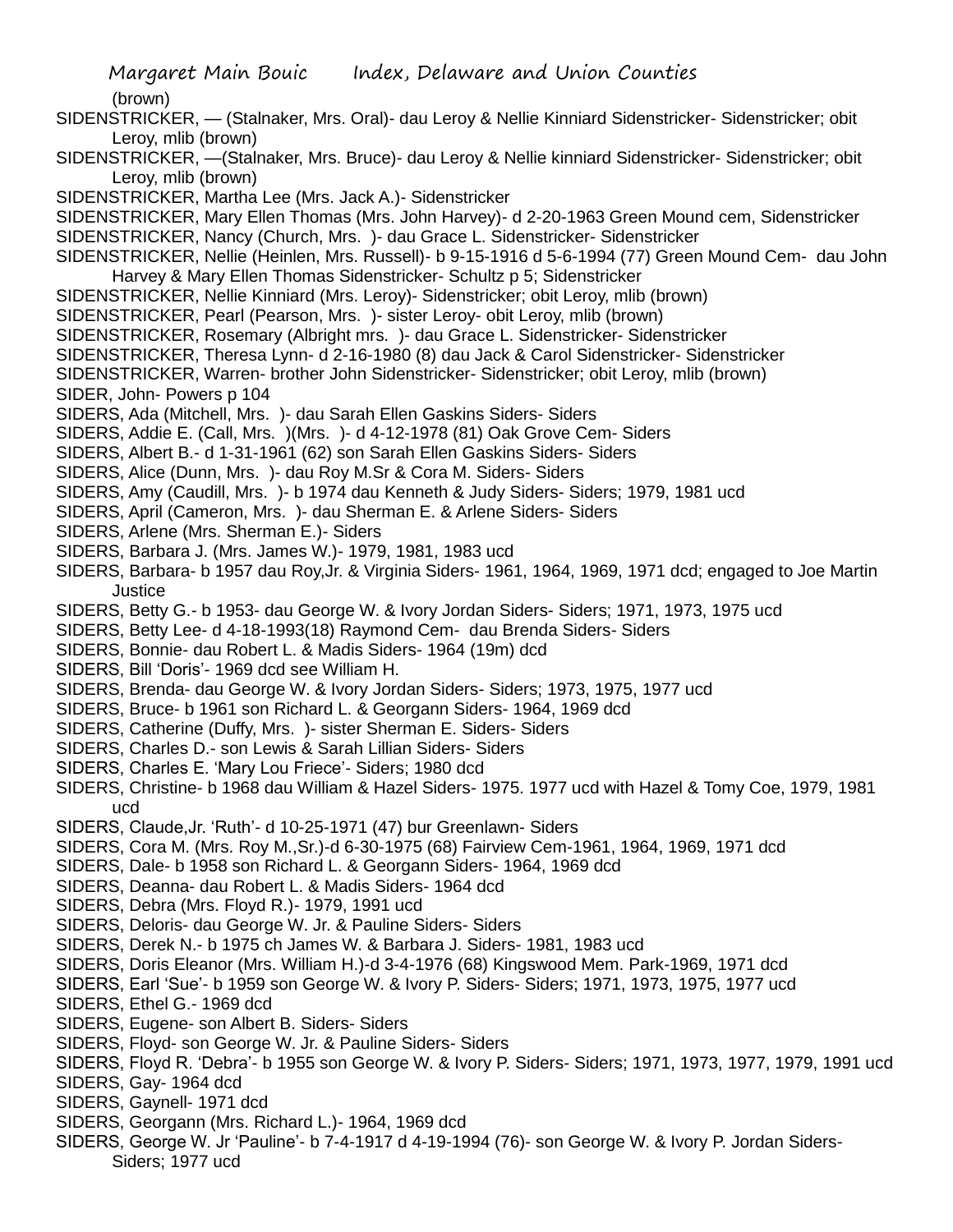(brown)

SIDENSTRICKER, — (Stalnaker, Mrs. Oral)- dau Leroy & Nellie Kinniard Sidenstricker- Sidenstricker; obit Leroy, mlib (brown)

SIDENSTRICKER, —(Stalnaker, Mrs. Bruce)- dau Leroy & Nellie kinniard Sidenstricker- Sidenstricker; obit Leroy, mlib (brown)

SIDENSTRICKER, Martha Lee (Mrs. Jack A.)- Sidenstricker

SIDENSTRICKER, Mary Ellen Thomas (Mrs. John Harvey)- d 2-20-1963 Green Mound cem, Sidenstricker

SIDENSTRICKER, Nancy (Church, Mrs. )- dau Grace L. Sidenstricker- Sidenstricker

SIDENSTRICKER, Nellie (Heinlen, Mrs. Russell)- b 9-15-1916 d 5-6-1994 (77) Green Mound Cem- dau John Harvey & Mary Ellen Thomas Sidenstricker- Schultz p 5; Sidenstricker

SIDENSTRICKER, Nellie Kinniard (Mrs. Leroy)- Sidenstricker; obit Leroy, mlib (brown)

SIDENSTRICKER, Pearl (Pearson, Mrs. )- sister Leroy- obit Leroy, mlib (brown)

SIDENSTRICKER, Rosemary (Albright mrs. )- dau Grace L. Sidenstricker- Sidenstricker

SIDENSTRICKER, Theresa Lynn- d 2-16-1980 (8) dau Jack & Carol Sidenstricker- Sidenstricker

SIDENSTRICKER, Warren- brother John Sidenstricker- Sidenstricker; obit Leroy, mlib (brown)

SIDER, John- Powers p 104

SIDERS, Ada (Mitchell, Mrs. )- dau Sarah Ellen Gaskins Siders- Siders

SIDERS, Addie E. (Call, Mrs. )(Mrs. )- d 4-12-1978 (81) Oak Grove Cem- Siders

SIDERS, Albert B.- d 1-31-1961 (62) son Sarah Ellen Gaskins Siders- Siders

SIDERS, Alice (Dunn, Mrs. )- dau Roy M.Sr & Cora M. Siders- Siders

SIDERS, Amy (Caudill, Mrs. )- b 1974 dau Kenneth & Judy Siders- Siders; 1979, 1981 ucd

SIDERS, April (Cameron, Mrs. )- dau Sherman E. & Arlene Siders- Siders

SIDERS, Arlene (Mrs. Sherman E.)- Siders

SIDERS, Barbara J. (Mrs. James W.)- 1979, 1981, 1983 ucd

SIDERS, Barbara- b 1957 dau Roy,Jr. & Virginia Siders- 1961, 1964, 1969, 1971 dcd; engaged to Joe Martin Justice

SIDERS, Betty G.- b 1953- dau George W. & Ivory Jordan Siders- Siders; 1971, 1973, 1975 ucd

SIDERS, Betty Lee- d 4-18-1993(18) Raymond Cem- dau Brenda Siders- Siders

SIDERS, Bonnie- dau Robert L. & Madis Siders- 1964 (19m) dcd

SIDERS, Bill 'Doris'- 1969 dcd see William H.

SIDERS, Brenda- dau George W. & Ivory Jordan Siders- Siders; 1973, 1975, 1977 ucd

SIDERS, Bruce- b 1961 son Richard L. & Georgann Siders- 1964, 1969 dcd

SIDERS, Catherine (Duffy, Mrs. )- sister Sherman E. Siders- Siders

SIDERS, Charles D.- son Lewis & Sarah Lillian Siders- Siders

SIDERS, Charles E. 'Mary Lou Friece'- Siders; 1980 dcd

SIDERS, Christine- b 1968 dau William & Hazel Siders- 1975. 1977 ucd with Hazel & Tomy Coe, 1979, 1981 ucd

SIDERS, Claude,Jr. 'Ruth'- d 10-25-1971 (47) bur Greenlawn- Siders

SIDERS, Cora M. (Mrs. Roy M.,Sr.)-d 6-30-1975 (68) Fairview Cem-1961, 1964, 1969, 1971 dcd

SIDERS, Dale- b 1958 son Richard L. & Georgann Siders- 1964, 1969 dcd

SIDERS, Deanna- dau Robert L. & Madis Siders- 1964 dcd

SIDERS, Debra (Mrs. Floyd R.)- 1979, 1991 ucd

SIDERS, Deloris- dau George W. Jr. & Pauline Siders- Siders

SIDERS, Derek N.- b 1975 ch James W. & Barbara J. Siders- 1981, 1983 ucd

SIDERS, Doris Eleanor (Mrs. William H.)-d 3-4-1976 (68) Kingswood Mem. Park-1969, 1971 dcd

SIDERS, Earl 'Sue'- b 1959 son George W. & Ivory P. Siders- Siders; 1971, 1973, 1975, 1977 ucd

SIDERS, Ethel G.- 1969 dcd

SIDERS, Eugene- son Albert B. Siders- Siders

SIDERS, Floyd- son George W. Jr. & Pauline Siders- Siders

SIDERS, Floyd R. 'Debra'- b 1955 son George W. & Ivory P. Siders- Siders; 1971, 1973, 1977, 1979, 1991 ucd

SIDERS, Gay- 1964 dcd

SIDERS, Gaynell- 1971 dcd

SIDERS, Georgann (Mrs. Richard L.)- 1964, 1969 dcd

SIDERS, George W. Jr 'Pauline'- b 7-4-1917 d 4-19-1994 (76)- son George W. & Ivory P. Jordan Siders- Siders; 1977 ucd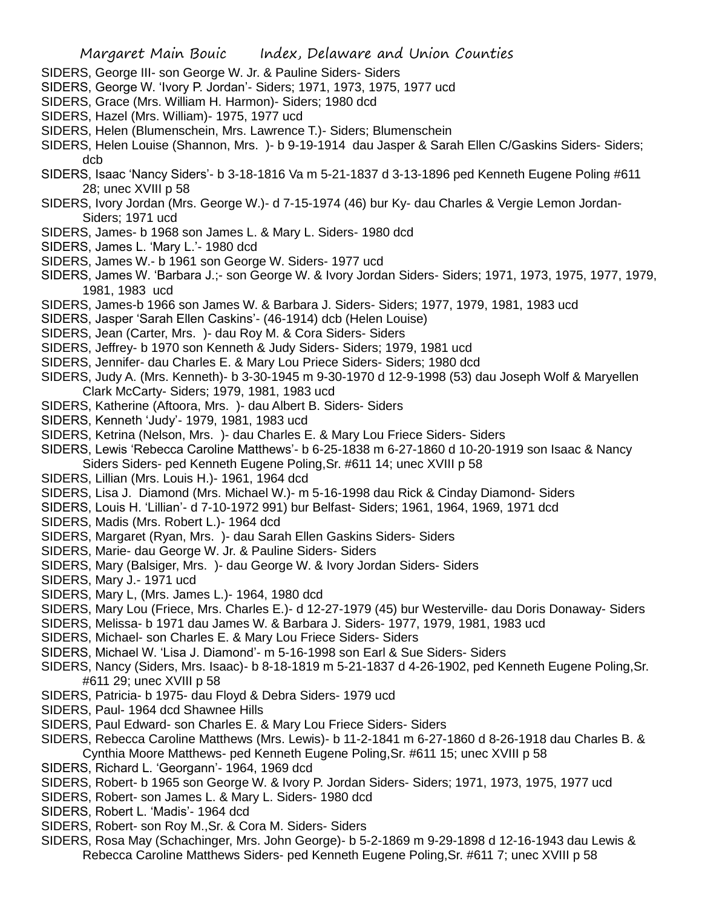SIDERS, George III- son George W. Jr. & Pauline Siders- Siders

SIDERS, George W. 'Ivory P. Jordan'- Siders; 1971, 1973, 1975, 1977 ucd

SIDERS, Grace (Mrs. William H. Harmon)- Siders; 1980 dcd

SIDERS, Hazel (Mrs. William)- 1975, 1977 ucd

SIDERS, Helen (Blumenschein, Mrs. Lawrence T.)- Siders; Blumenschein

SIDERS, Helen Louise (Shannon, Mrs. )- b 9-19-1914 dau Jasper & Sarah Ellen C/Gaskins Siders- Siders; dcb

SIDERS, Isaac 'Nancy Siders'- b 3-18-1816 Va m 5-21-1837 d 3-13-1896 ped Kenneth Eugene Poling #611 28; unec XVIII p 58

SIDERS, Ivory Jordan (Mrs. George W.)- d 7-15-1974 (46) bur Ky- dau Charles & Vergie Lemon Jordan- Siders; 1971 ucd

SIDERS, James- b 1968 son James L. & Mary L. Siders- 1980 dcd

SIDERS, James L. 'Mary L.'- 1980 dcd

SIDERS, James W.- b 1961 son George W. Siders- 1977 ucd

SIDERS, James W. 'Barbara J.;- son George W. & Ivory Jordan Siders- Siders; 1971, 1973, 1975, 1977, 1979, 1981, 1983 ucd

SIDERS, James-b 1966 son James W. & Barbara J. Siders- Siders; 1977, 1979, 1981, 1983 ucd

SIDERS, Jasper 'Sarah Ellen Caskins'- (46-1914) dcb (Helen Louise)

SIDERS, Jean (Carter, Mrs. )- dau Roy M. & Cora Siders- Siders

SIDERS, Jeffrey- b 1970 son Kenneth & Judy Siders- Siders; 1979, 1981 ucd

SIDERS, Jennifer- dau Charles E. & Mary Lou Priece Siders- Siders; 1980 dcd

SIDERS, Judy A. (Mrs. Kenneth)- b 3-30-1945 m 9-30-1970 d 12-9-1998 (53) dau Joseph Wolf & Maryellen Clark McCarty- Siders; 1979, 1981, 1983 ucd

SIDERS, Katherine (Aftoora, Mrs. )- dau Albert B. Siders- Siders

SIDERS, Kenneth 'Judy'- 1979, 1981, 1983 ucd

SIDERS, Ketrina (Nelson, Mrs. )- dau Charles E. & Mary Lou Friece Siders- Siders

SIDERS, Lewis 'Rebecca Caroline Matthews'- b 6-25-1838 m 6-27-1860 d 10-20-1919 son Isaac & Nancy Siders Siders- ped Kenneth Eugene Poling,Sr. #611 14; unec XVIII p 58

SIDERS, Lillian (Mrs. Louis H.)- 1961, 1964 dcd

SIDERS, Lisa J. Diamond (Mrs. Michael W.)- m 5-16-1998 dau Rick & Cinday Diamond- Siders

SIDERS, Louis H. 'Lillian'- d 7-10-1972 991) bur Belfast- Siders; 1961, 1964, 1969, 1971 dcd

SIDERS, Madis (Mrs. Robert L.)- 1964 dcd

SIDERS, Margaret (Ryan, Mrs. )- dau Sarah Ellen Gaskins Siders- Siders

SIDERS, Marie- dau George W. Jr. & Pauline Siders- Siders

SIDERS, Mary (Balsiger, Mrs. )- dau George W. & Ivory Jordan Siders- Siders

SIDERS, Mary J.- 1971 ucd

SIDERS, Mary L, (Mrs. James L.)- 1964, 1980 dcd

SIDERS, Mary Lou (Friece, Mrs. Charles E.)- d 12-27-1979 (45) bur Westerville- dau Doris Donaway- Siders

SIDERS, Melissa- b 1971 dau James W. & Barbara J. Siders- 1977, 1979, 1981, 1983 ucd

SIDERS, Michael- son Charles E. & Mary Lou Friece Siders- Siders

SIDERS, Michael W. 'Lisa J. Diamond'- m 5-16-1998 son Earl & Sue Siders- Siders

SIDERS, Nancy (Siders, Mrs. Isaac)- b 8-18-1819 m 5-21-1837 d 4-26-1902, ped Kenneth Eugene Poling,Sr. #611 29; unec XVIII p 58

SIDERS, Patricia- b 1975- dau Floyd & Debra Siders- 1979 ucd

SIDERS, Paul- 1964 dcd Shawnee Hills

SIDERS, Paul Edward- son Charles E. & Mary Lou Friece Siders- Siders

SIDERS, Rebecca Caroline Matthews (Mrs. Lewis)- b 11-2-1841 m 6-27-1860 d 8-26-1918 dau Charles B. & Cynthia Moore Matthews- ped Kenneth Eugene Poling,Sr. #611 15; unec XVIII p 58

SIDERS, Richard L. 'Georgann'- 1964, 1969 dcd

SIDERS, Robert- b 1965 son George W. & Ivory P. Jordan Siders- Siders; 1971, 1973, 1975, 1977 ucd

SIDERS, Robert- son James L. & Mary L. Siders- 1980 dcd

SIDERS, Robert L. 'Madis'- 1964 dcd

SIDERS, Robert- son Roy M.,Sr. & Cora M. Siders- Siders

SIDERS, Rosa May (Schachinger, Mrs. John George)- b 5-2-1869 m 9-29-1898 d 12-16-1943 dau Lewis & Rebecca Caroline Matthews Siders- ped Kenneth Eugene Poling,Sr. #611 7; unec XVIII p 58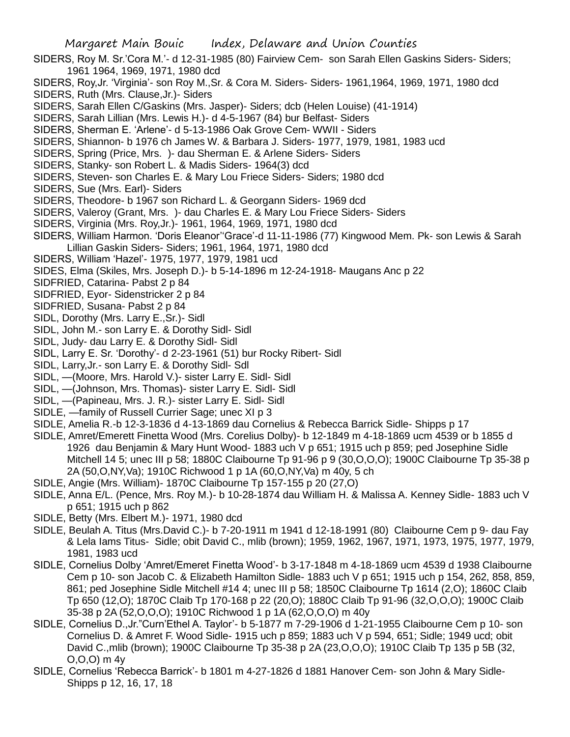SIDERS, Roy M. Sr.'Cora M.'- d 12-31-1985 (80) Fairview Cem- son Sarah Ellen Gaskins Siders- Siders; 1961 1964, 1969, 1971, 1980 dcd

SIDERS, Roy,Jr. 'Virginia'- son Roy M.,Sr. & Cora M. Siders- Siders- 1961,1964, 1969, 1971, 1980 dcd

SIDERS, Ruth (Mrs. Clause,Jr.)- Siders

SIDERS, Sarah Ellen C/Gaskins (Mrs. Jasper)- Siders; dcb (Helen Louise) (41-1914)

SIDERS, Sarah Lillian (Mrs. Lewis H.)- d 4-5-1967 (84) bur Belfast- Siders

SIDERS, Sherman E. 'Arlene'- d 5-13-1986 Oak Grove Cem- WWII - Siders

SIDERS, Shiannon- b 1976 ch James W. & Barbara J. Siders- 1977, 1979, 1981, 1983 ucd

SIDERS, Spring (Price, Mrs. )- dau Sherman E. & Arlene Siders- Siders

SIDERS, Stanky- son Robert L. & Madis Siders- 1964(3) dcd

SIDERS, Steven- son Charles E. & Mary Lou Friece Siders- Siders; 1980 dcd

SIDERS, Sue (Mrs. Earl)- Siders

SIDERS, Theodore- b 1967 son Richard L. & Georgann Siders- 1969 dcd

SIDERS, Valeroy (Grant, Mrs. )- dau Charles E. & Mary Lou Friece Siders- Siders

SIDERS, Virginia (Mrs. Roy,Jr.)- 1961, 1964, 1969, 1971, 1980 dcd

SIDERS, William Harmon. 'Doris Eleanor''Grace'-d 11-11-1986 (77) Kingwood Mem. Pk- son Lewis & Sarah Lillian Gaskin Siders- Siders; 1961, 1964, 1971, 1980 dcd

SIDERS, William 'Hazel'- 1975, 1977, 1979, 1981 ucd

SIDES, Elma (Skiles, Mrs. Joseph D.)- b 5-14-1896 m 12-24-1918- Maugans Anc p 22

SIDFRIED, Catarina- Pabst 2 p 84

SIDFRIED, Eyor- Sidenstricker 2 p 84

SIDFRIED, Susana- Pabst 2 p 84

SIDL, Dorothy (Mrs. Larry E.,Sr.)- Sidl

SIDL, John M.- son Larry E. & Dorothy Sidl- Sidl

SIDL, Judy- dau Larry E. & Dorothy Sidl- Sidl

SIDL, Larry E. Sr. 'Dorothy'- d 2-23-1961 (51) bur Rocky Ribert- Sidl

SIDL, Larry,Jr.- son Larry E. & Dorothy Sidl- Sdl

SIDL, —(Moore, Mrs. Harold V.)- sister Larry E. Sidl- Sidl

SIDL, —(Johnson, Mrs. Thomas)- sister Larry E. Sidl- Sidl

SIDL, —(Papineau, Mrs. J. R.)- sister Larry E. Sidl- Sidl

SIDLE, —family of Russell Currier Sage; unec XI p 3

SIDLE, Amelia R.-b 12-3-1836 d 4-13-1869 dau Cornelius & Rebecca Barrick Sidle- Shipps p 17

SIDLE, Amret/Emerett Finetta Wood (Mrs. Corelius Dolby)- b 12-1849 m 4-18-1869 ucm 4539 or b 1855 d 1926 dau Benjamin & Mary Hunt Wood- 1883 uch V p 651; 1915 uch p 859; ped Josephine Sidle Mitchell 14 5; unec III p 58; 1880C Claibourne Tp 91-96 p 9 (30,O,O,O); 1900C Claibourne Tp 35-38 p 2A (50,O,NY,Va); 1910C Richwood 1 p 1A (60,O,NY,Va) m 40y, 5 ch

SIDLE, Angie (Mrs. William)- 1870C Claibourne Tp 157-155 p 20 (27,O)

SIDLE, Anna E/L. (Pence, Mrs. Roy M.)- b 10-28-1874 dau William H. & Malissa A. Kenney Sidle- 1883 uch V p 651; 1915 uch p 862

SIDLE, Betty (Mrs. Elbert M.)- 1971, 1980 dcd

SIDLE, Beulah A. Titus (Mrs.David C.)- b 7-20-1911 m 1941 d 12-18-1991 (80) Claibourne Cem p 9- dau Fay & Lela Iams Titus- Sidle; obit David C., mlib (brown); 1959, 1962, 1967, 1971, 1973, 1975, 1977, 1979, 1981, 1983 ucd

SIDLE, Cornelius Dolby 'Amret/Emeret Finetta Wood'- b 3-17-1848 m 4-18-1869 ucm 4539 d 1938 Claibourne Cem p 10- son Jacob C. & Elizabeth Hamilton Sidle- 1883 uch V p 651; 1915 uch p 154, 262, 858, 859, 861; ped Josephine Sidle Mitchell #14 4; unec III p 58; 1850C Claibourne Tp 1614 (2,O); 1860C Claib Tp 650 (12,O); 1870C Claib Tp 170-168 p 22 (20,O); 1880C Claib Tp 91-96 (32,O,O,O); 1900C Claib 35-38 p 2A (52,O,O,O); 1910C Richwood 1 p 1A (62,O,O,O) m 40y

SIDLE, Cornelius D.,Jr."Curn'Ethel A. Taylor'- b 5-1877 m 7-29-1906 d 1-21-1955 Claibourne Cem p 10- son Cornelius D. & Amret F. Wood Sidle- 1915 uch p 859; 1883 uch V p 594, 651; Sidle; 1949 ucd; obit David C.,mlib (brown); 1900C Claibourne Tp 35-38 p 2A (23,O,O,O); 1910C Claib Tp 135 p 5B (32, O,O,O) m 4y

SIDLE, Cornelius 'Rebecca Barrick'- b 1801 m 4-27-1826 d 1881 Hanover Cem- son John & Mary Sidle- Shipps p 12, 16, 17, 18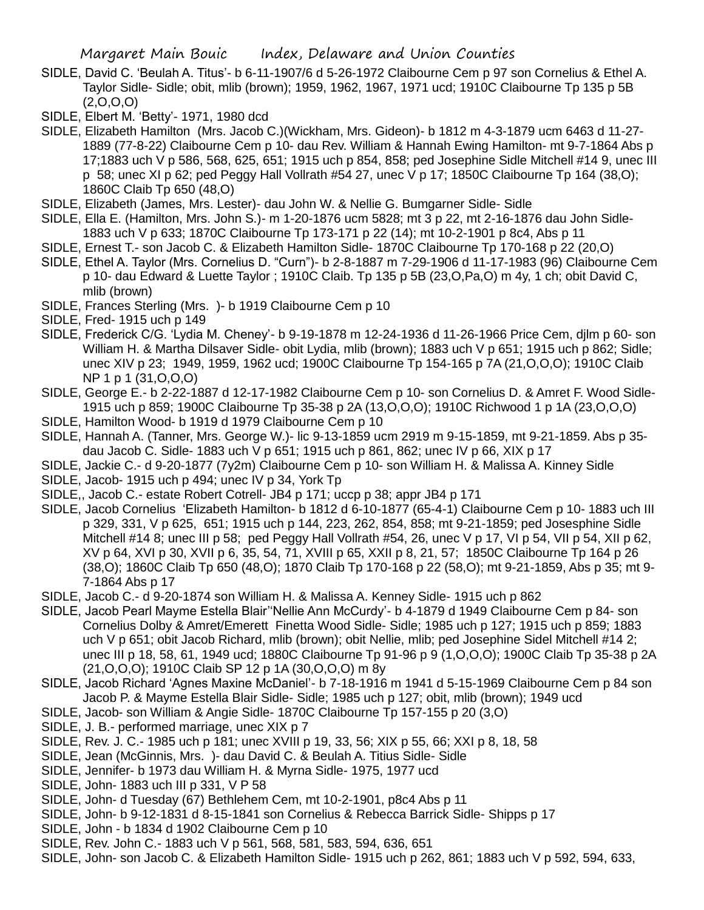SIDLE, David C. 'Beulah A. Titus'- b 6-11-1907/6 d 5-26-1972 Claibourne Cem p 97 son Cornelius & Ethel A. Taylor Sidle- Sidle; obit, mlib (brown); 1959, 1962, 1967, 1971 ucd; 1910C Claibourne Tp 135 p 5B (2,O,O,O)

SIDLE, Elbert M. 'Betty'- 1971, 1980 dcd

SIDLE, Elizabeth Hamilton (Mrs. Jacob C.)(Wickham, Mrs. Gideon)- b 1812 m 4-3-1879 ucm 6463 d 11-27-1889 (77-8-22) Claibourne Cem p 10- dau Rev. William & Hannah Ewing Hamilton- mt 9-7-1864 Abs p 17;1883 uch V p 586, 568, 625, 651; 1915 uch p 854, 858; ped Josephine Sidle Mitchell #14 9, unec III p 58; unec XI p 62; ped Peggy Hall Vollrath #54 27, unec V p 17; 1850C Claibourne Tp 164 (38,O); 1860C Claib Tp 650 (48,O)

SIDLE, Elizabeth (James, Mrs. Lester)- dau John W. & Nellie G. Bumgarner Sidle- Sidle

SIDLE, Ella E. (Hamilton, Mrs. John S.)- m 1-20-1876 ucm 5828; mt 3 p 22, mt 2-16-1876 dau John Sidle- 1883 uch V p 633; 1870C Claibourne Tp 173-171 p 22 (14); mt 10-2-1901 p 8c4, Abs p 11

SIDLE, Ernest T.- son Jacob C. & Elizabeth Hamilton Sidle- 1870C Claibourne Tp 170-168 p 22 (20,O)

SIDLE, Ethel A. Taylor (Mrs. Cornelius D. "Curn")- b 2-8-1887 m 7-29-1906 d 11-17-1983 (96) Claibourne Cem p 10- dau Edward & Luette Taylor ; 1910C Claib. Tp 135 p 5B (23,O,Pa,O) m 4y, 1 ch; obit David C, mlib (brown)

SIDLE, Frances Sterling (Mrs. )- b 1919 Claibourne Cem p 10

SIDLE, Fred- 1915 uch p 149

SIDLE, Frederick C/G. 'Lydia M. Cheney'- b 9-19-1878 m 12-24-1936 d 11-26-1966 Price Cem, djlm p 60- son William H. & Martha Dilsaver Sidle- obit Lydia, mlib (brown); 1883 uch V p 651; 1915 uch p 862; Sidle; unec XIV p 23; 1949, 1959, 1962 ucd; 1900C Claibourne Tp 154-165 p 7A (21,O,O,O); 1910C Claib NP 1 p 1 (31,O,O,O)

SIDLE, George E.- b 2-22-1887 d 12-17-1982 Claibourne Cem p 10- son Cornelius D. & Amret F. Wood Sidle- 1915 uch p 859; 1900C Claibourne Tp 35-38 p 2A (13,O,O,O); 1910C Richwood 1 p 1A (23,O,O,O)

SIDLE, Hamilton Wood- b 1919 d 1979 Claibourne Cem p 10

SIDLE, Hannah A. (Tanner, Mrs. George W.)- lic 9-13-1859 ucm 2919 m 9-15-1859, mt 9-21-1859. Abs p 35- dau Jacob C. Sidle- 1883 uch V p 651; 1915 uch p 861, 862; unec IV p 66, XIX p 17

SIDLE, Jackie C.- d 9-20-1877 (7y2m) Claibourne Cem p 10- son William H. & Malissa A. Kinney Sidle

SIDLE, Jacob- 1915 uch p 494; unec IV p 34, York Tp

SIDLE,, Jacob C.- estate Robert Cotrell- JB4 p 171; uccp p 38; appr JB4 p 171

SIDLE, Jacob Cornelius 'Elizabeth Hamilton- b 1812 d 6-10-1877 (65-4-1) Claibourne Cem p 10- 1883 uch III p 329, 331, V p 625, 651; 1915 uch p 144, 223, 262, 854, 858; mt 9-21-1859; ped Josesphine Sidle Mitchell #14 8; unec III p 58; ped Peggy Hall Vollrath #54, 26, unec V p 17, VI p 54, VII p 54, XII p 62, XV p 64, XVI p 30, XVII p 6, 35, 54, 71, XVIII p 65, XXII p 8, 21, 57; 1850C Claibourne Tp 164 p 26 (38,O); 1860C Claib Tp 650 (48,O); 1870 Claib Tp 170-168 p 22 (58,O); mt 9-21-1859, Abs p 35; mt 9-7-1864 Abs p 17

SIDLE, Jacob C.- d 9-20-1874 son William H. & Malissa A. Kenney Sidle- 1915 uch p 862

SIDLE, Jacob Pearl Mayme Estella Blair''Nellie Ann McCurdy'- b 4-1879 d 1949 Claibourne Cem p 84- son Cornelius Dolby & Amret/Emerett Finetta Wood Sidle- Sidle; 1985 uch p 127; 1915 uch p 859; 1883 uch V p 651; obit Jacob Richard, mlib (brown); obit Nellie, mlib; ped Josephine Sidel Mitchell #14 2; unec III p 18, 58, 61, 1949 ucd; 1880C Claibourne Tp 91-96 p 9 (1,O,O,O); 1900C Claib Tp 35-38 p 2A (21,O,O,O); 1910C Claib SP 12 p 1A (30,O,O,O) m 8y

SIDLE, Jacob Richard 'Agnes Maxine McDaniel'- b 7-18-1916 m 1941 d 5-15-1969 Claibourne Cem p 84 son Jacob P. & Mayme Estella Blair Sidle- Sidle; 1985 uch p 127; obit, mlib (brown); 1949 ucd

SIDLE, Jacob- son William & Angie Sidle- 1870C Claibourne Tp 157-155 p 20 (3,O)

SIDLE, J. B.- performed marriage, unec XIX p 7

SIDLE, Rev. J. C.- 1985 uch p 181; unec XVIII p 19, 33, 56; XIX p 55, 66; XXI p 8, 18, 58

SIDLE, Jean (McGinnis, Mrs. )- dau David C. & Beulah A. Titius Sidle- Sidle

SIDLE, Jennifer- b 1973 dau William H. & Myrna Sidle- 1975, 1977 ucd

SIDLE, John- 1883 uch III p 331, V P 58

SIDLE, John- d Tuesday (67) Bethlehem Cem, mt 10-2-1901, p8c4 Abs p 11

SIDLE, John- b 9-12-1831 d 8-15-1841 son Cornelius & Rebecca Barrick Sidle- Shipps p 17

SIDLE, John - b 1834 d 1902 Claibourne Cem p 10

SIDLE, Rev. John C.- 1883 uch V p 561, 568, 581, 583, 594, 636, 651

SIDLE, John- son Jacob C. & Elizabeth Hamilton Sidle- 1915 uch p 262, 861; 1883 uch V p 592, 594, 633,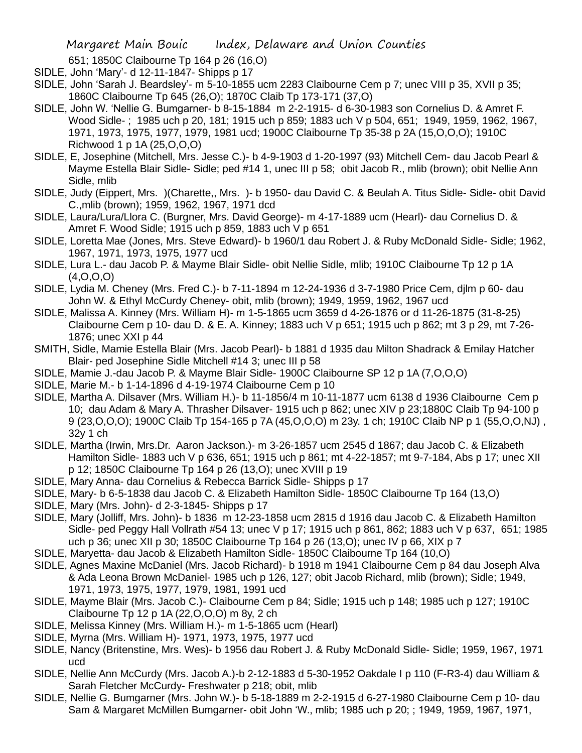651; 1850C Claibourne Tp 164 p 26 (16,O)

SIDLE, John 'Mary'- d 12-11-1847- Shipps p 17

SIDLE, John 'Sarah J. Beardsley'- m 5-10-1855 ucm 2283 Claibourne Cem p 7; unec VIII p 35, XVII p 35; 1860C Claibourne Tp 645 (26,O); 1870C Claib Tp 173-171 (37,O)

SIDLE, John W. 'Nellie G. Bumgarner- b 8-15-1884 m 2-2-1915- d 6-30-1983 son Cornelius D. & Amret F. Wood Sidle- ; 1985 uch p 20, 181; 1915 uch p 859; 1883 uch V p 504, 651; 1949, 1959, 1962, 1967, 1971, 1973, 1975, 1977, 1979, 1981 ucd; 1900C Claibourne Tp 35-38 p 2A (15,O,O,O); 1910C Richwood 1 p 1A (25,O,O,O)

SIDLE, E, Josephine (Mitchell, Mrs. Jesse C.)- b 4-9-1903 d 1-20-1997 (93) Mitchell Cem- dau Jacob Pearl & Mayme Estella Blair Sidle- Sidle; ped #14 1, unec III p 58; obit Jacob R., mlib (brown); obit Nellie Ann Sidle, mlib

SIDLE, Judy (Eippert, Mrs. )(Charette,, Mrs. )- b 1950- dau David C. & Beulah A. Titus Sidle- Sidle- obit David C.,mlib (brown); 1959, 1962, 1967, 1971 dcd

SIDLE, Laura/Lura/Llora C. (Burgner, Mrs. David George)- m 4-17-1889 ucm (Hearl)- dau Cornelius D. & Amret F. Wood Sidle; 1915 uch p 859, 1883 uch V p 651

SIDLE, Loretta Mae (Jones, Mrs. Steve Edward)- b 1960/1 dau Robert J. & Ruby McDonald Sidle- Sidle; 1962, 1967, 1971, 1973, 1975, 1977 ucd

SIDLE, Lura L.- dau Jacob P. & Mayme Blair Sidle- obit Nellie Sidle, mlib; 1910C Claibourne Tp 12 p 1A (4,O,O,O)

SIDLE, Lydia M. Cheney (Mrs. Fred C.)- b 7-11-1894 m 12-24-1936 d 3-7-1980 Price Cem, djlm p 60- dau John W. & Ethyl McCurdy Cheney- obit, mlib (brown); 1949, 1959, 1962, 1967 ucd

SIDLE, Malissa A. Kinney (Mrs. William H)- m 1-5-1865 ucm 3659 d 4-26-1876 or d 11-26-1875 (31-8-25) Claibourne Cem p 10- dau D. & E. A. Kinney; 1883 uch V p 651; 1915 uch p 862; mt 3 p 29, mt 7-26-1876; unec XXI p 44

SMITH, Sidle, Mamie Estella Blair (Mrs. Jacob Pearl)- b 1881 d 1935 dau Milton Shadrack & Emilay Hatcher Blair- ped Josephine Sidle Mitchell #14 3; unec III p 58

SIDLE, Mamie J.-dau Jacob P. & Mayme Blair Sidle- 1900C Claibourne SP 12 p 1A (7,O,O,O)

SIDLE, Marie M.- b 1-14-1896 d 4-19-1974 Claibourne Cem p 10

SIDLE, Martha A. Dilsaver (Mrs. William H.)- b 11-1856/4 m 10-11-1877 ucm 6138 d 1936 Claibourne Cem p 10; dau Adam & Mary A. Thrasher Dilsaver- 1915 uch p 862; unec XIV p 23;1880C Claib Tp 94-100 p 9 (23,O,O,O); 1900C Claib Tp 154-165 p 7A (45,O,O,O) m 23y. 1 ch; 1910C Claib NP p 1 (55,O,O,NJ) , 32y 1 ch

SIDLE, Martha (Irwin, Mrs.Dr. Aaron Jackson.)- m 3-26-1857 ucm 2545 d 1867; dau Jacob C. & Elizabeth Hamilton Sidle- 1883 uch V p 636, 651; 1915 uch p 861; mt 4-22-1857; mt 9-7-184, Abs p 17; unec XII p 12; 1850C Claibourne Tp 164 p 26 (13,O); unec XVIII p 19

SIDLE, Mary Anna- dau Cornelius & Rebecca Barrick Sidle- Shipps p 17

SIDLE, Mary- b 6-5-1838 dau Jacob C. & Elizabeth Hamilton Sidle- 1850C Claibourne Tp 164 (13,O)

SIDLE, Mary (Mrs. John)- d 2-3-1845- Shipps p 17

SIDLE, Mary (Jolliff, Mrs. John)- b 1836 m 12-23-1858 ucm 2815 d 1916 dau Jacob C. & Elizabeth Hamilton Sidle- ped Peggy Hall Vollrath #54 13; unec V p 17; 1915 uch p 861, 862; 1883 uch V p 637, 651; 1985 uch p 36; unec XII p 30; 1850C Claibourne Tp 164 p 26 (13,O); unec IV p 66, XIX p 7

SIDLE, Maryetta- dau Jacob & Elizabeth Hamilton Sidle- 1850C Claibourne Tp 164 (10,O)

SIDLE, Agnes Maxine McDaniel (Mrs. Jacob Richard)- b 1918 m 1941 Claibourne Cem p 84 dau Joseph Alva & Ada Leona Brown McDaniel- 1985 uch p 126, 127; obit Jacob Richard, mlib (brown); Sidle; 1949, 1971, 1973, 1975, 1977, 1979, 1981, 1991 ucd

SIDLE, Mayme Blair (Mrs. Jacob C.)- Claibourne Cem p 84; Sidle; 1915 uch p 148; 1985 uch p 127; 1910C Claibourne Tp 12 p 1A (22,O,O,O) m 8y, 2 ch

SIDLE, Melissa Kinney (Mrs. William H.)- m 1-5-1865 ucm (Hearl)

SIDLE, Myrna (Mrs. William H)- 1971, 1973, 1975, 1977 ucd

SIDLE, Nancy (Britenstine, Mrs. Wes)- b 1956 dau Robert J. & Ruby McDonald Sidle- Sidle; 1959, 1967, 1971 ucd

SIDLE, Nellie Ann McCurdy (Mrs. Jacob A.)-b 2-12-1883 d 5-30-1952 Oakdale I p 110 (F-R3-4) dau William & Sarah Fletcher McCurdy- Freshwater p 218; obit, mlib

SIDLE, Nellie G. Bumgarner (Mrs. John W.)- b 5-18-1889 m 2-2-1915 d 6-27-1980 Claibourne Cem p 10- dau Sam & Margaret McMillen Bumgarner- obit John 'W., mlib; 1985 uch p 20; ; 1949, 1959, 1967, 1971,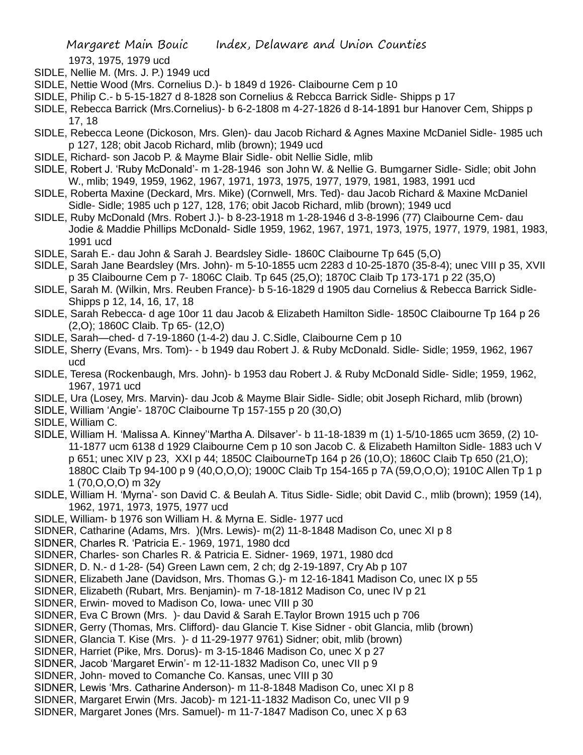1973, 1975, 1979 ucd

SIDLE, Nellie M. (Mrs. J. P.) 1949 ucd

SIDLE, Nettie Wood (Mrs. Cornelius D.)- b 1849 d 1926- Claibourne Cem p 10

SIDLE, Philip C.- b 5-15-1827 d 8-1828 son Cornelius & Rebcca Barrick Sidle- Shipps p 17

SIDLE, Rebecca Barrick (Mrs.Cornelius)- b 6-2-1808 m 4-27-1826 d 8-14-1891 bur Hanover Cem, Shipps p 17, 18

SIDLE, Rebecca Leone (Dickoson, Mrs. Glen)- dau Jacob Richard & Agnes Maxine McDaniel Sidle- 1985 uch p 127, 128; obit Jacob Richard, mlib (brown); 1949 ucd

SIDLE, Richard- son Jacob P. & Mayme Blair Sidle- obit Nellie Sidle, mlib

SIDLE, Robert J. 'Ruby McDonald'- m 1-28-1946 son John W. & Nellie G. Bumgarner Sidle- Sidle; obit John W., mlib; 1949, 1959, 1962, 1967, 1971, 1973, 1975, 1977, 1979, 1981, 1983, 1991 ucd

SIDLE, Roberta Maxine (Deckard, Mrs. Mike) (Cornwell, Mrs. Ted)- dau Jacob Richard & Maxine McDaniel Sidle- Sidle; 1985 uch p 127, 128, 176; obit Jacob Richard, mlib (brown); 1949 ucd

SIDLE, Ruby McDonald (Mrs. Robert J.)- b 8-23-1918 m 1-28-1946 d 3-8-1996 (77) Claibourne Cem- dau Jodie & Maddie Phillips McDonald- Sidle 1959, 1962, 1967, 1971, 1973, 1975, 1977, 1979, 1981, 1983, 1991 ucd

SIDLE, Sarah E.- dau John & Sarah J. Beardsley Sidle- 1860C Claibourne Tp 645 (5,O)

SIDLE, Sarah Jane Beardsley (Mrs. John)- m 5-10-1855 ucm 2283 d 10-25-1870 (35-8-4); unec VIII p 35, XVII p 35 Claibourne Cem p 7- 1806C Claib. Tp 645 (25,O); 1870C Claib Tp 173-171 p 22 (35,O)

SIDLE, Sarah M. (Wilkin, Mrs. Reuben France)- b 5-16-1829 d 1905 dau Cornelius & Rebecca Barrick Sidle- Shipps p 12, 14, 16, 17, 18

SIDLE, Sarah Rebecca- d age 10or 11 dau Jacob & Elizabeth Hamilton Sidle- 1850C Claibourne Tp 164 p 26 (2,O); 1860C Claib. Tp 65- (12,O)

SIDLE, Sarah—ched- d 7-19-1860 (1-4-2) dau J. C.Sidle, Claibourne Cem p 10

SIDLE, Sherry (Evans, Mrs. Tom)- - b 1949 dau Robert J. & Ruby McDonald. Sidle- Sidle; 1959, 1962, 1967 ucd

SIDLE, Teresa (Rockenbaugh, Mrs. John)- b 1953 dau Robert J. & Ruby McDonald Sidle- Sidle; 1959, 1962, 1967, 1971 ucd

SIDLE, Ura (Losey, Mrs. Marvin)- dau Jcob & Mayme Blair Sidle- Sidle; obit Joseph Richard, mlib (brown)

SIDLE, William 'Angie'- 1870C Claibourne Tp 157-155 p 20 (30,O)

SIDLE, William C.

SIDLE, William H. 'Malissa A. Kinney''Martha A. Dilsaver'- b 11-18-1839 m (1) 1-5/10-1865 ucm 3659, (2) 10-11-1877 ucm 6138 d 1929 Claibourne Cem p 10 son Jacob C. & Elizabeth Hamilton Sidle- 1883 uch V p 651; unec XIV p 23, XXI p 44; 1850C ClaibourneTp 164 p 26 (10,O); 1860C Claib Tp 650 (21,O); 1880C Claib Tp 94-100 p 9 (40,O,O,O); 1900C Claib Tp 154-165 p 7A (59,O,O,O); 1910C Allen Tp 1 p 1 (70,O,O,O) m 32y

SIDLE, William H. 'Myrna'- son David C. & Beulah A. Titus Sidle- Sidle; obit David C., mlib (brown); 1959 (14), 1962, 1971, 1973, 1975, 1977 ucd

SIDLE, William- b 1976 son William H. & Myrna E. Sidle- 1977 ucd

SIDNER, Catharine (Adams, Mrs. )(Mrs. Lewis)- m(2) 11-8-1848 Madison Co, unec XI p 8

SIDNER, Charles R. 'Patricia E.- 1969, 1971, 1980 dcd

SIDNER, Charles- son Charles R. & Patricia E. Sidner- 1969, 1971, 1980 dcd

SIDNER, D. N.- d 1-28- (54) Green Lawn cem, 2 ch; dg 2-19-1897, Cry Ab p 107

SIDNER, Elizabeth Jane (Davidson, Mrs. Thomas G.)- m 12-16-1841 Madison Co, unec IX p 55

SIDNER, Elizabeth (Rubart, Mrs. Benjamin)- m 7-18-1812 Madison Co, unec IV p 21

SIDNER, Erwin- moved to Madison Co, Iowa- unec VIII p 30

SIDNER, Eva C Brown (Mrs. )- dau David & Sarah E.Taylor Brown 1915 uch p 706

SIDNER, Gerry (Thomas, Mrs. Clifford)- dau Glancie T. Kise Sidner - obit Glancia, mlib (brown)

SIDNER, Glancia T. Kise (Mrs. )- d 11-29-1977 9761) Sidner; obit, mlib (brown)

SIDNER, Harriet (Pike, Mrs. Dorus)- m 3-15-1846 Madison Co, unec X p 27

SIDNER, Jacob 'Margaret Erwin'- m 12-11-1832 Madison Co, unec VII p 9

SIDNER, John- moved to Comanche Co. Kansas, unec VIII p 30

SIDNER, Lewis 'Mrs. Catharine Anderson)- m 11-8-1848 Madison Co, unec XI p 8

SIDNER, Margaret Erwin (Mrs. Jacob)- m 121-11-1832 Madison Co, unec VII p 9

SIDNER, Margaret Jones (Mrs. Samuel)- m 11-7-1847 Madison Co, unec X p 63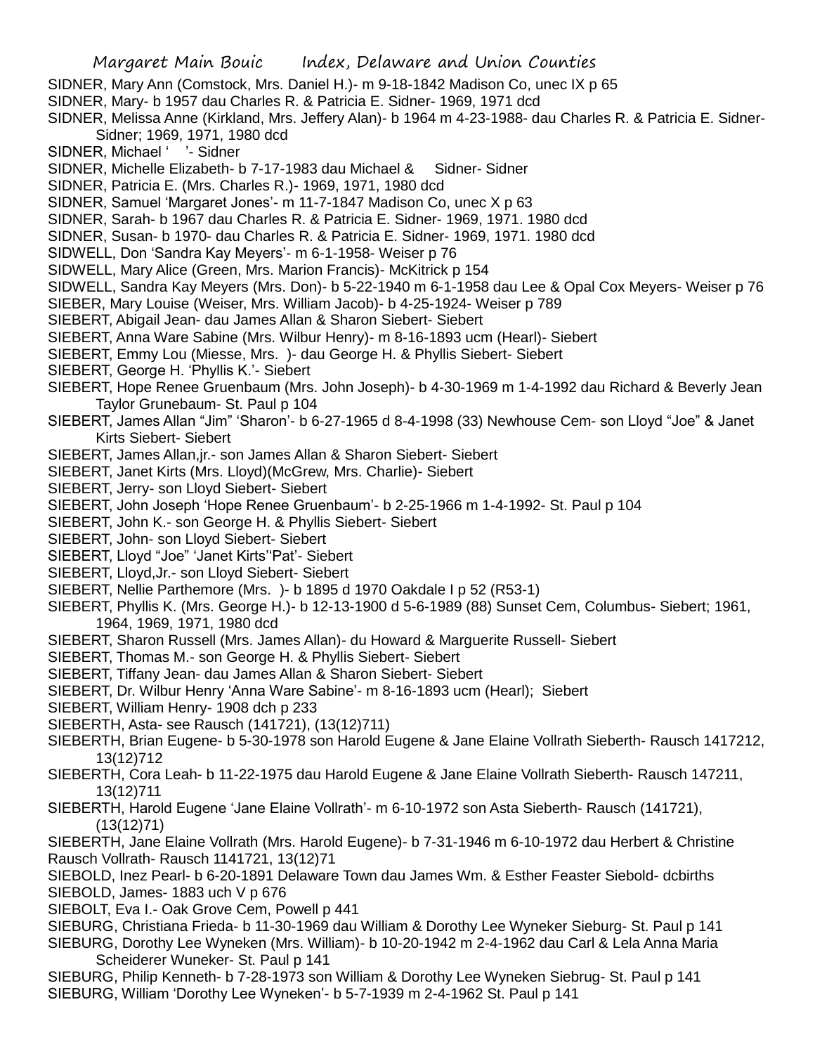SIDNER, Mary Ann (Comstock, Mrs. Daniel H.)- m 9-18-1842 Madison Co, unec IX p 65

SIDNER, Mary- b 1957 dau Charles R. & Patricia E. Sidner- 1969, 1971 dcd

SIDNER, Melissa Anne (Kirkland, Mrs. Jeffery Alan)- b 1964 m 4-23-1988- dau Charles R. & Patricia E. Sidner- Sidner; 1969, 1971, 1980 dcd

SIDNER, Michael ' '- Sidner

SIDNER, Michelle Elizabeth- b 7-17-1983 dau Michael & Sidner- Sidner

SIDNER, Patricia E. (Mrs. Charles R.)- 1969, 1971, 1980 dcd

SIDNER, Samuel 'Margaret Jones'- m 11-7-1847 Madison Co, unec X p 63

SIDNER, Sarah- b 1967 dau Charles R. & Patricia E. Sidner- 1969, 1971. 1980 dcd

SIDNER, Susan- b 1970- dau Charles R. & Patricia E. Sidner- 1969, 1971. 1980 dcd

SIDWELL, Don 'Sandra Kay Meyers'- m 6-1-1958- Weiser p 76

SIDWELL, Mary Alice (Green, Mrs. Marion Francis)- McKitrick p 154

SIDWELL, Sandra Kay Meyers (Mrs. Don)- b 5-22-1940 m 6-1-1958 dau Lee & Opal Cox Meyers- Weiser p 76

SIEBER, Mary Louise (Weiser, Mrs. William Jacob)- b 4-25-1924- Weiser p 789

SIEBERT, Abigail Jean- dau James Allan & Sharon Siebert- Siebert

SIEBERT, Anna Ware Sabine (Mrs. Wilbur Henry)- m 8-16-1893 ucm (Hearl)- Siebert

SIEBERT, Emmy Lou (Miesse, Mrs. )- dau George H. & Phyllis Siebert- Siebert

SIEBERT, George H. 'Phyllis K.'- Siebert

SIEBERT, Hope Renee Gruenbaum (Mrs. John Joseph)- b 4-30-1969 m 1-4-1992 dau Richard & Beverly Jean Taylor Grunebaum- St. Paul p 104

SIEBERT, James Allan "Jim" 'Sharon'- b 6-27-1965 d 8-4-1998 (33) Newhouse Cem- son Lloyd "Joe" & Janet Kirts Siebert- Siebert

SIEBERT, James Allan,jr.- son James Allan & Sharon Siebert- Siebert

SIEBERT, Janet Kirts (Mrs. Lloyd)(McGrew, Mrs. Charlie)- Siebert

SIEBERT, Jerry- son Lloyd Siebert- Siebert

SIEBERT, John Joseph 'Hope Renee Gruenbaum'- b 2-25-1966 m 1-4-1992- St. Paul p 104

SIEBERT, John K.- son George H. & Phyllis Siebert- Siebert

SIEBERT, John- son Lloyd Siebert- Siebert

SIEBERT, Lloyd "Joe" 'Janet Kirts''Pat'- Siebert

SIEBERT, Lloyd,Jr.- son Lloyd Siebert- Siebert

SIEBERT, Nellie Parthemore (Mrs. )- b 1895 d 1970 Oakdale I p 52 (R53-1)

SIEBERT, Phyllis K. (Mrs. George H.)- b 12-13-1900 d 5-6-1989 (88) Sunset Cem, Columbus- Siebert; 1961, 1964, 1969, 1971, 1980 dcd

SIEBERT, Sharon Russell (Mrs. James Allan)- du Howard & Marguerite Russell- Siebert

SIEBERT, Thomas M.- son George H. & Phyllis Siebert- Siebert

SIEBERT, Tiffany Jean- dau James Allan & Sharon Siebert- Siebert

SIEBERT, Dr. Wilbur Henry 'Anna Ware Sabine'- m 8-16-1893 ucm (Hearl); Siebert

SIEBERT, William Henry- 1908 dch p 233

SIEBERTH, Asta- see Rausch (141721), (13(12)711)

SIEBERTH, Brian Eugene- b 5-30-1978 son Harold Eugene & Jane Elaine Vollrath Sieberth- Rausch 1417212, 13(12)712

SIEBERTH, Cora Leah- b 11-22-1975 dau Harold Eugene & Jane Elaine Vollrath Sieberth- Rausch 147211, 13(12)711

SIEBERTH, Harold Eugene 'Jane Elaine Vollrath'- m 6-10-1972 son Asta Sieberth- Rausch (141721), (13(12)71)

SIEBERTH, Jane Elaine Vollrath (Mrs. Harold Eugene)- b 7-31-1946 m 6-10-1972 dau Herbert & Christine Rausch Vollrath- Rausch 1141721, 13(12)71

SIEBOLD, Inez Pearl- b 6-20-1891 Delaware Town dau James Wm. & Esther Feaster Siebold- dcbirths

SIEBOLD, James- 1883 uch V p 676

SIEBOLT, Eva I.- Oak Grove Cem, Powell p 441

SIEBURG, Christiana Frieda- b 11-30-1969 dau William & Dorothy Lee Wyneker Sieburg- St. Paul p 141

SIEBURG, Dorothy Lee Wyneken (Mrs. William)- b 10-20-1942 m 2-4-1962 dau Carl & Lela Anna Maria Scheiderer Wuneker- St. Paul p 141

SIEBURG, Philip Kenneth- b 7-28-1973 son William & Dorothy Lee Wyneken Siebrug- St. Paul p 141

SIEBURG, William 'Dorothy Lee Wyneken'- b 5-7-1939 m 2-4-1962 St. Paul p 141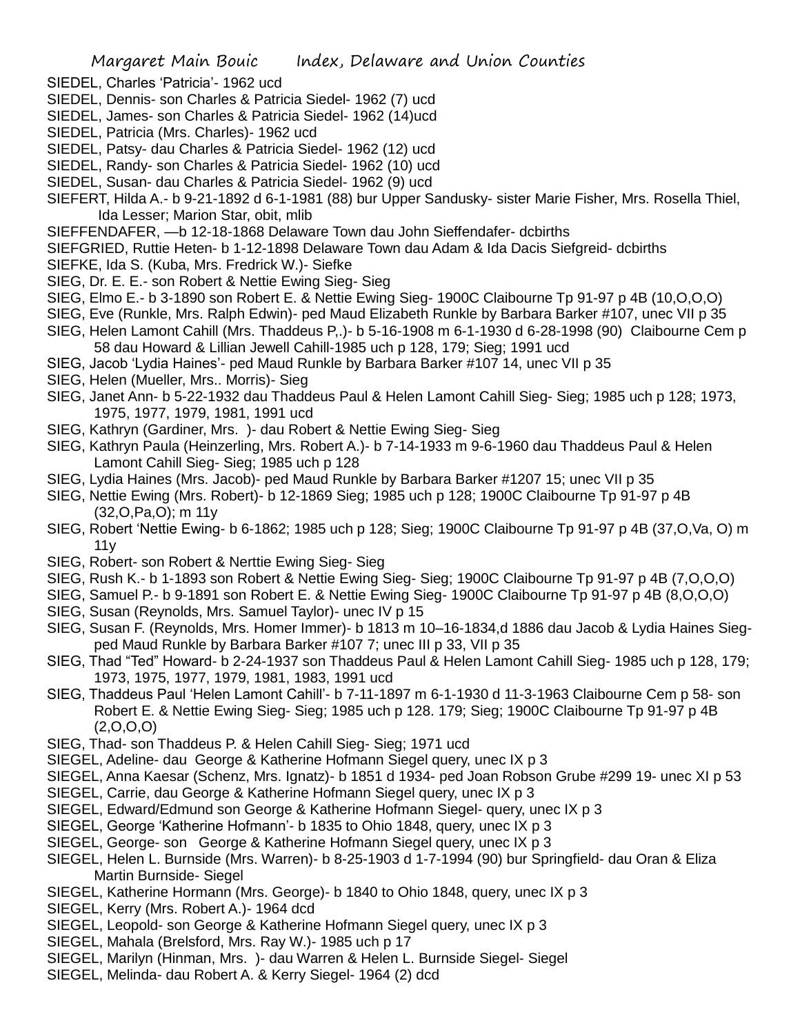SIEDEL, Charles 'Patricia'- 1962 ucd
SIEDEL, Dennis- son Charles & Patricia Siedel- 1962 (7) ucd
SIEDEL, James- son Charles & Patricia Siedel- 1962 (14)ucd
SIEDEL, Patricia (Mrs. Charles)- 1962 ucd
SIEDEL, Patsy- dau Charles & Patricia Siedel- 1962 (12) ucd
SIEDEL, Randy- son Charles & Patricia Siedel- 1962 (10) ucd
SIEDEL, Susan- dau Charles & Patricia Siedel- 1962 (9) ucd
SIEFERT, Hilda A.- b 9-21-1892 d 6-1-1981 (88) bur Upper Sandusky- sister Marie Fisher, Mrs. Rosella Thiel, Ida Lesser; Marion Star, obit, mlib
SIEFFENDAFER, —b 12-18-1868 Delaware Town dau John Sieffendafer- dcbirths
SIEFGRIED, Ruttie Heten- b 1-12-1898 Delaware Town dau Adam & Ida Dacis Siefgreid- dcbirths
SIEFKE, Ida S. (Kuba, Mrs. Fredrick W.)- Siefke
SIEG, Dr. E. E.- son Robert & Nettie Ewing Sieg- Sieg
SIEG, Elmo E.- b 3-1890 son Robert E. & Nettie Ewing Sieg- 1900C Claibourne Tp 91-97 p 4B (10,O,O,O)
SIEG, Eve (Runkle, Mrs. Ralph Edwin)- ped Maud Elizabeth Runkle by Barbara Barker #107, unec VII p 35
SIEG, Helen Lamont Cahill (Mrs. Thaddeus P,.)- b 5-16-1908 m 6-1-1930 d 6-28-1998 (90) Claibourne Cem p 58 dau Howard & Lillian Jewell Cahill-1985 uch p 128, 179; Sieg; 1991 ucd
SIEG, Jacob 'Lydia Haines'- ped Maud Runkle by Barbara Barker #107 14, unec VII p 35
SIEG, Helen (Mueller, Mrs.. Morris)- Sieg
SIEG, Janet Ann- b 5-22-1932 dau Thaddeus Paul & Helen Lamont Cahill Sieg- Sieg; 1985 uch p 128; 1973, 1975, 1977, 1979, 1981, 1991 ucd
SIEG, Kathryn (Gardiner, Mrs. )- dau Robert & Nettie Ewing Sieg- Sieg
SIEG, Kathryn Paula (Heinzerling, Mrs. Robert A.)- b 7-14-1933 m 9-6-1960 dau Thaddeus Paul & Helen Lamont Cahill Sieg- Sieg; 1985 uch p 128
SIEG, Lydia Haines (Mrs. Jacob)- ped Maud Runkle by Barbara Barker #1207 15; unec VII p 35
SIEG, Nettie Ewing (Mrs. Robert)- b 12-1869 Sieg; 1985 uch p 128; 1900C Claibourne Tp 91-97 p 4B (32,O,Pa,O); m 11y
SIEG, Robert 'Nettie Ewing- b 6-1862; 1985 uch p 128; Sieg; 1900C Claibourne Tp 91-97 p 4B (37,O,Va, O) m 11y
SIEG, Robert- son Robert & Nerttie Ewing Sieg- Sieg
SIEG, Rush K.- b 1-1893 son Robert & Nettie Ewing Sieg- Sieg; 1900C Claibourne Tp 91-97 p 4B (7,O,O,O)
SIEG, Samuel P.- b 9-1891 son Robert E. & Nettie Ewing Sieg- 1900C Claibourne Tp 91-97 p 4B (8,O,O,O)
SIEG, Susan (Reynolds, Mrs. Samuel Taylor)- unec IV p 15
SIEG, Susan F. (Reynolds, Mrs. Homer Immer)- b 1813 m 10–16-1834,d 1886 dau Jacob & Lydia Haines Sieg- ped Maud Runkle by Barbara Barker #107 7; unec III p 33, VII p 35
SIEG, Thad "Ted" Howard- b 2-24-1937 son Thaddeus Paul & Helen Lamont Cahill Sieg- 1985 uch p 128, 179; 1973, 1975, 1977, 1979, 1981, 1983, 1991 ucd
SIEG, Thaddeus Paul 'Helen Lamont Cahill'- b 7-11-1897 m 6-1-1930 d 11-3-1963 Claibourne Cem p 58- son Robert E. & Nettie Ewing Sieg- Sieg; 1985 uch p 128. 179; Sieg; 1900C Claibourne Tp 91-97 p 4B (2,O,O,O)
SIEG, Thad- son Thaddeus P. & Helen Cahill Sieg- Sieg; 1971 ucd
SIEGEL, Adeline- dau George & Katherine Hofmann Siegel query, unec IX p 3
SIEGEL, Anna Kaesar (Schenz, Mrs. Ignatz)- b 1851 d 1934- ped Joan Robson Grube #299 19- unec XI p 53
SIEGEL, Carrie, dau George & Katherine Hofmann Siegel query, unec IX p 3
SIEGEL, Edward/Edmund son George & Katherine Hofmann Siegel- query, unec IX p 3
SIEGEL, George 'Katherine Hofmann'- b 1835 to Ohio 1848, query, unec IX p 3
SIEGEL, George- son George & Katherine Hofmann Siegel query, unec IX p 3
SIEGEL, Helen L. Burnside (Mrs. Warren)- b 8-25-1903 d 1-7-1994 (90) bur Springfield- dau Oran & Eliza Martin Burnside- Siegel
SIEGEL, Katherine Hormann (Mrs. George)- b 1840 to Ohio 1848, query, unec IX p 3
SIEGEL, Kerry (Mrs. Robert A.)- 1964 dcd
SIEGEL, Leopold- son George & Katherine Hofmann Siegel query, unec IX p 3
SIEGEL, Mahala (Brelsford, Mrs. Ray W.)- 1985 uch p 17
SIEGEL, Marilyn (Hinman, Mrs. )- dau Warren & Helen L. Burnside Siegel- Siegel
SIEGEL, Melinda- dau Robert A. & Kerry Siegel- 1964 (2) dcd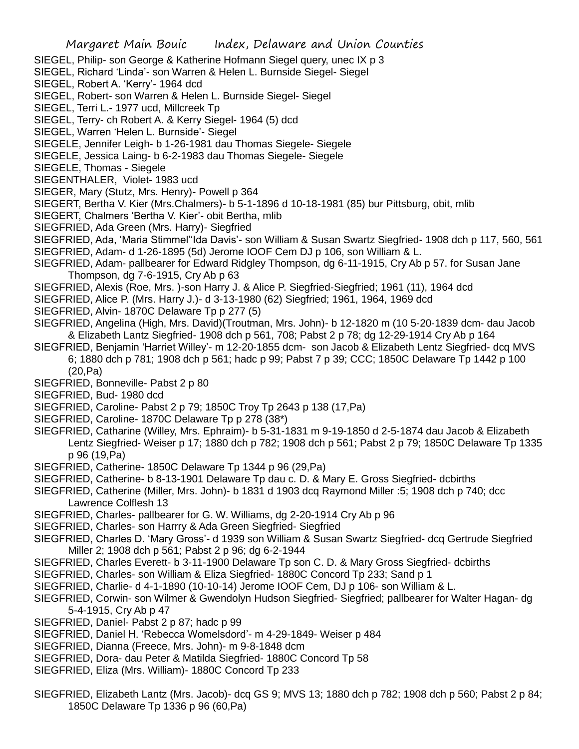SIEGEL, Philip- son George & Katherine Hofmann Siegel query, unec IX p 3

SIEGEL, Richard 'Linda'- son Warren & Helen L. Burnside Siegel- Siegel

SIEGEL, Robert A. 'Kerry'- 1964 dcd

SIEGEL, Robert- son Warren & Helen L. Burnside Siegel- Siegel

SIEGEL, Terri L.- 1977 ucd, Millcreek Tp

SIEGEL, Terry- ch Robert A. & Kerry Siegel- 1964 (5) dcd

SIEGEL, Warren 'Helen L. Burnside'- Siegel

SIEGELE, Jennifer Leigh- b 1-26-1981 dau Thomas Siegele- Siegele

SIEGELE, Jessica Laing- b 6-2-1983 dau Thomas Siegele- Siegele

SIEGELE, Thomas - Siegele

SIEGENTHALER, Violet- 1983 ucd

SIEGER, Mary (Stutz, Mrs. Henry)- Powell p 364

SIEGERT, Bertha V. Kier (Mrs.Chalmers)- b 5-1-1896 d 10-18-1981 (85) bur Pittsburg, obit, mlib

SIEGERT, Chalmers 'Bertha V. Kier'- obit Bertha, mlib

SIEGFRIED, Ada Green (Mrs. Harry)- Siegfried

SIEGFRIED, Ada, 'Maria Stimmel''Ida Davis'- son William & Susan Swartz Siegfried- 1908 dch p 117, 560, 561

SIEGFRIED, Adam- d 1-26-1895 (5d) Jerome IOOF Cem DJ p 106, son William & L.

SIEGFRIED, Adam- pallbearer for Edward Ridgley Thompson, dg 6-11-1915, Cry Ab p 57. for Susan Jane Thompson, dg 7-6-1915, Cry Ab p 63

SIEGFRIED, Alexis (Roe, Mrs. )-son Harry J. & Alice P. Siegfried-Siegfried; 1961 (11), 1964 dcd

SIEGFRIED, Alice P. (Mrs. Harry J.)- d 3-13-1980 (62) Siegfried; 1961, 1964, 1969 dcd

SIEGFRIED, Alvin- 1870C Delaware Tp p 277 (5)

SIEGFRIED, Angelina (High, Mrs. David)(Troutman, Mrs. John)- b 12-1820 m (10 5-20-1839 dcm- dau Jacob & Elizabeth Lantz Siegfried- 1908 dch p 561, 708; Pabst 2 p 78; dg 12-29-1914 Cry Ab p 164

SIEGFRIED, Benjamin 'Harriet Willey'- m 12-20-1855 dcm- son Jacob & Elizabeth Lentz Siegfried- dcq MVS 6; 1880 dch p 781; 1908 dch p 561; hadc p 99; Pabst 7 p 39; CCC; 1850C Delaware Tp 1442 p 100 (20,Pa)

SIEGFRIED, Bonneville- Pabst 2 p 80

SIEGFRIED, Bud- 1980 dcd

SIEGFRIED, Caroline- Pabst 2 p 79; 1850C Troy Tp 2643 p 138 (17,Pa)

SIEGFRIED, Caroline- 1870C Delaware Tp p 278 (38*)

SIEGFRIED, Catharine (Willey, Mrs. Ephraim)- b 5-31-1831 m 9-19-1850 d 2-5-1874 dau Jacob & Elizabeth Lentz Siegfried- Weiser p 17; 1880 dch p 782; 1908 dch p 561; Pabst 2 p 79; 1850C Delaware Tp 1335 p 96 (19,Pa)

SIEGFRIED, Catherine- 1850C Delaware Tp 1344 p 96 (29,Pa)

SIEGFRIED, Catherine- b 8-13-1901 Delaware Tp dau c. D. & Mary E. Gross Siegfried- dcbirths

SIEGFRIED, Catherine (Miller, Mrs. John)- b 1831 d 1903 dcq Raymond Miller :5; 1908 dch p 740; dcc Lawrence Colflesh 13

SIEGFRIED, Charles- pallbearer for G. W. Williams, dg 2-20-1914 Cry Ab p 96

SIEGFRIED, Charles- son Harrry & Ada Green Siegfried- Siegfried

SIEGFRIED, Charles D. 'Mary Gross'- d 1939 son William & Susan Swartz Siegfried- dcq Gertrude Siegfried Miller 2; 1908 dch p 561; Pabst 2 p 96; dg 6-2-1944

SIEGFRIED, Charles Everett- b 3-11-1900 Delaware Tp son C. D. & Mary Gross Siegfried- dcbirths

SIEGFRIED, Charles- son William & Eliza Siegfried- 1880C Concord Tp 233; Sand p 1

SIEGFRIED, Charlie- d 4-1-1890 (10-10-14) Jerome IOOF Cem, DJ p 106- son William & L.

SIEGFRIED, Corwin- son Wilmer & Gwendolyn Hudson Siegfried- Siegfried; pallbearer for Walter Hagan- dg 5-4-1915, Cry Ab p 47

SIEGFRIED, Daniel- Pabst 2 p 87; hadc p 99

SIEGFRIED, Daniel H. 'Rebecca Womelsdord'- m 4-29-1849- Weiser p 484

SIEGFRIED, Dianna (Freece, Mrs. John)- m 9-8-1848 dcm

SIEGFRIED, Dora- dau Peter & Matilda Siegfried- 1880C Concord Tp 58

SIEGFRIED, Eliza (Mrs. William)- 1880C Concord Tp 233

SIEGFRIED, Elizabeth Lantz (Mrs. Jacob)- dcq GS 9; MVS 13; 1880 dch p 782; 1908 dch p 560; Pabst 2 p 84; 1850C Delaware Tp 1336 p 96 (60,Pa)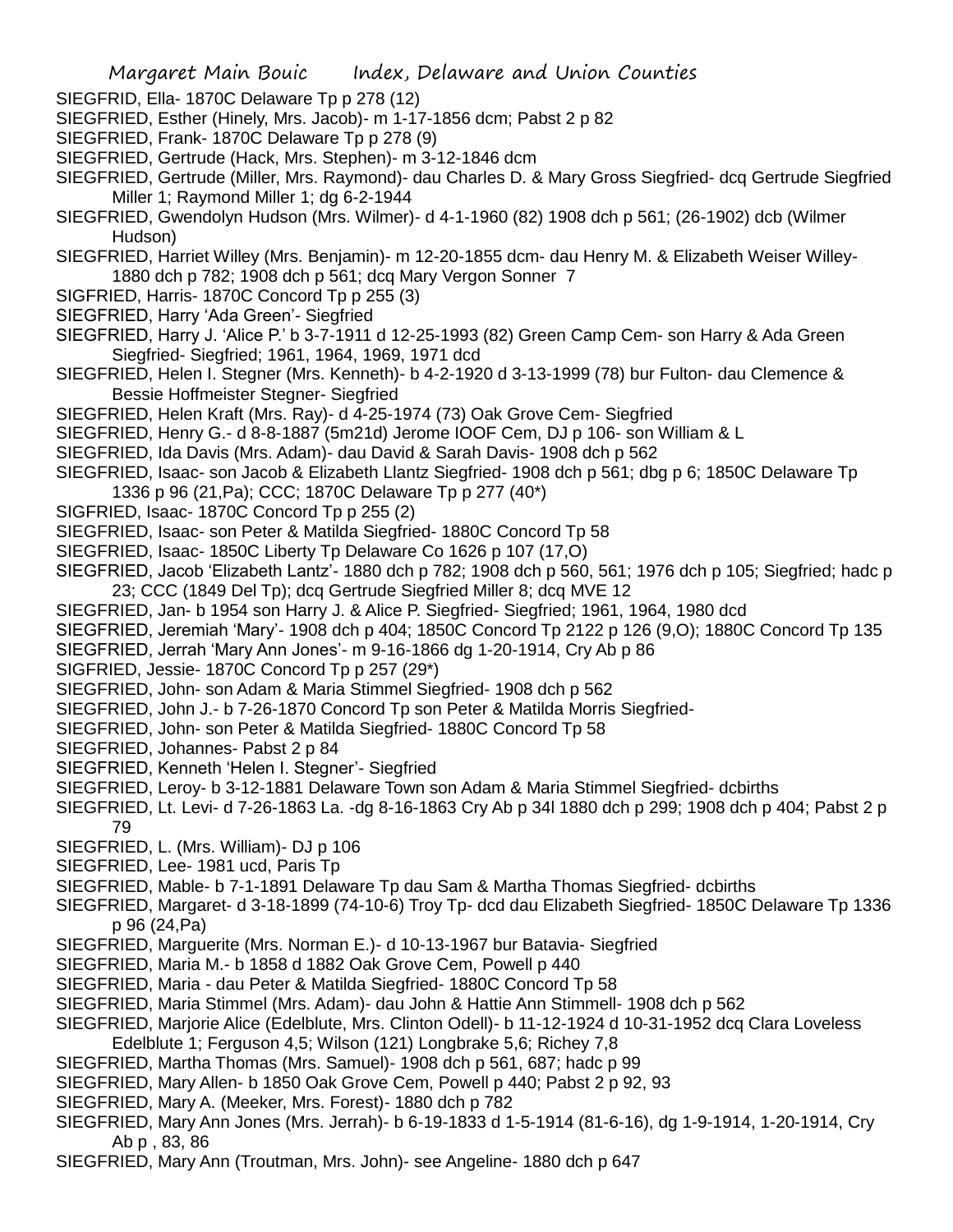SIEGFRID, Ella- 1870C Delaware Tp p 278 (12)

SIEGFRIED, Esther (Hinely, Mrs. Jacob)- m 1-17-1856 dcm; Pabst 2 p 82

SIEGFRIED, Frank- 1870C Delaware Tp p 278 (9)

SIEGFRIED, Gertrude (Hack, Mrs. Stephen)- m 3-12-1846 dcm

SIEGFRIED, Gertrude (Miller, Mrs. Raymond)- dau Charles D. & Mary Gross Siegfried- dcq Gertrude Siegfried Miller 1; Raymond Miller 1; dg 6-2-1944

SIEGFRIED, Gwendolyn Hudson (Mrs. Wilmer)- d 4-1-1960 (82) 1908 dch p 561; (26-1902) dcb (Wilmer Hudson)

SIEGFRIED, Harriet Willey (Mrs. Benjamin)- m 12-20-1855 dcm- dau Henry M. & Elizabeth Weiser Willey- 1880 dch p 782; 1908 dch p 561; dcq Mary Vergon Sonner 7

SIGFRIED, Harris- 1870C Concord Tp p 255 (3)

SIEGFRIED, Harry 'Ada Green'- Siegfried

SIEGFRIED, Harry J. 'Alice P.' b 3-7-1911 d 12-25-1993 (82) Green Camp Cem- son Harry & Ada Green Siegfried- Siegfried; 1961, 1964, 1969, 1971 dcd

SIEGFRIED, Helen I. Stegner (Mrs. Kenneth)- b 4-2-1920 d 3-13-1999 (78) bur Fulton- dau Clemence & Bessie Hoffmeister Stegner- Siegfried

SIEGFRIED, Helen Kraft (Mrs. Ray)- d 4-25-1974 (73) Oak Grove Cem- Siegfried

SIEGFRIED, Henry G.- d 8-8-1887 (5m21d) Jerome IOOF Cem, DJ p 106- son William & L

SIEGFRIED, Ida Davis (Mrs. Adam)- dau David & Sarah Davis- 1908 dch p 562

SIEGFRIED, Isaac- son Jacob & Elizabeth Llantz Siegfried- 1908 dch p 561; dbg p 6; 1850C Delaware Tp 1336 p 96 (21,Pa); CCC; 1870C Delaware Tp p 277 (40*)

SIGFRIED, Isaac- 1870C Concord Tp p 255 (2)

SIEGFRIED, Isaac- son Peter & Matilda Siegfried- 1880C Concord Tp 58

SIEGFRIED, Isaac- 1850C Liberty Tp Delaware Co 1626 p 107 (17,O)

SIEGFRIED, Jacob 'Elizabeth Lantz'- 1880 dch p 782; 1908 dch p 560, 561; 1976 dch p 105; Siegfried; hadc p 23; CCC (1849 Del Tp); dcq Gertrude Siegfried Miller 8; dcq MVE 12

SIEGFRIED, Jan- b 1954 son Harry J. & Alice P. Siegfried- Siegfried; 1961, 1964, 1980 dcd

SIEGFRIED, Jeremiah 'Mary'- 1908 dch p 404; 1850C Concord Tp 2122 p 126 (9,O); 1880C Concord Tp 135

SIEGFRIED, Jerrah 'Mary Ann Jones'- m 9-16-1866 dg 1-20-1914, Cry Ab p 86

SIGFRIED, Jessie- 1870C Concord Tp p 257 (29*)

SIEGFRIED, John- son Adam & Maria Stimmel Siegfried- 1908 dch p 562

SIEGFRIED, John J.- b 7-26-1870 Concord Tp son Peter & Matilda Morris Siegfried-

SIEGFRIED, John- son Peter & Matilda Siegfried- 1880C Concord Tp 58

SIEGFRIED, Johannes- Pabst 2 p 84

SIEGFRIED, Kenneth 'Helen I. Stegner'- Siegfried

SIEGFRIED, Leroy- b 3-12-1881 Delaware Town son Adam & Maria Stimmel Siegfried- dcbirths

SIEGFRIED, Lt. Levi- d 7-26-1863 La. -dg 8-16-1863 Cry Ab p 34l 1880 dch p 299; 1908 dch p 404; Pabst 2 p 79

SIEGFRIED, L. (Mrs. William)- DJ p 106

SIEGFRIED, Lee- 1981 ucd, Paris Tp

SIEGFRIED, Mable- b 7-1-1891 Delaware Tp dau Sam & Martha Thomas Siegfried- dcbirths

SIEGFRIED, Margaret- d 3-18-1899 (74-10-6) Troy Tp- dcd dau Elizabeth Siegfried- 1850C Delaware Tp 1336 p 96 (24,Pa)

SIEGFRIED, Marguerite (Mrs. Norman E.)- d 10-13-1967 bur Batavia- Siegfried

SIEGFRIED, Maria M.- b 1858 d 1882 Oak Grove Cem, Powell p 440

SIEGFRIED, Maria - dau Peter & Matilda Siegfried- 1880C Concord Tp 58

SIEGFRIED, Maria Stimmel (Mrs. Adam)- dau John & Hattie Ann Stimmell- 1908 dch p 562

SIEGFRIED, Marjorie Alice (Edelblute, Mrs. Clinton Odell)- b 11-12-1924 d 10-31-1952 dcq Clara Loveless Edelblute 1; Ferguson 4,5; Wilson (121) Longbrake 5,6; Richey 7,8

SIEGFRIED, Martha Thomas (Mrs. Samuel)- 1908 dch p 561, 687; hadc p 99

SIEGFRIED, Mary Allen- b 1850 Oak Grove Cem, Powell p 440; Pabst 2 p 92, 93

SIEGFRIED, Mary A. (Meeker, Mrs. Forest)- 1880 dch p 782

SIEGFRIED, Mary Ann Jones (Mrs. Jerrah)- b 6-19-1833 d 1-5-1914 (81-6-16), dg 1-9-1914, 1-20-1914, Cry Ab p , 83, 86

SIEGFRIED, Mary Ann (Troutman, Mrs. John)- see Angeline- 1880 dch p 647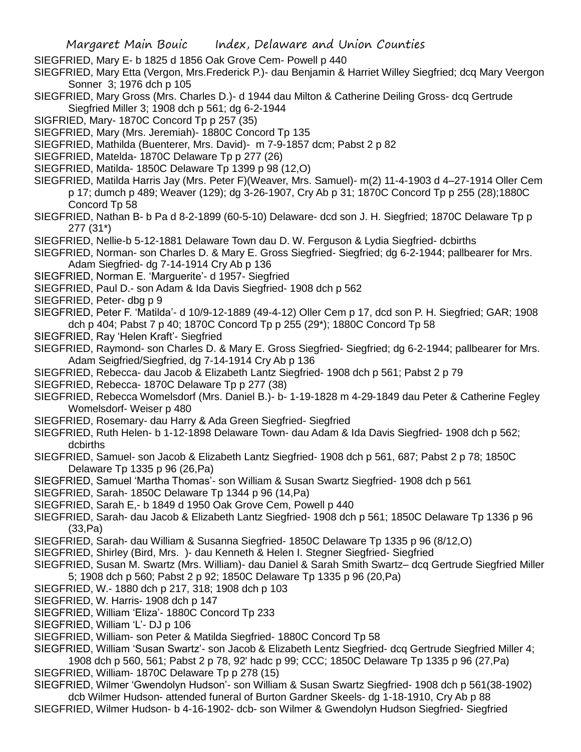SIEGFRIED, Mary E- b 1825 d 1856 Oak Grove Cem- Powell p 440

SIEGFRIED, Mary Etta (Vergon, Mrs.Frederick P.)- dau Benjamin & Harriet Willey Siegfried; dcq Mary Veergon Sonner 3; 1976 dch p 105

SIEGFRIED, Mary Gross (Mrs. Charles D.)- d 1944 dau Milton & Catherine Deiling Gross- dcq Gertrude Siegfried Miller 3; 1908 dch p 561; dg 6-2-1944

SIGFRIED, Mary- 1870C Concord Tp p 257 (35)

SIEGFRIED, Mary (Mrs. Jeremiah)- 1880C Concord Tp 135

SIEGFRIED, Mathilda (Buenterer, Mrs. David)- m 7-9-1857 dcm; Pabst 2 p 82

SIEGFRIED, Matelda- 1870C Delaware Tp p 277 (26)

SIEGFRIED, Matilda- 1850C Delaware Tp 1399 p 98 (12,O)

SIEGFRIED, Matilda Harris Jay (Mrs. Peter F)(Weaver, Mrs. Samuel)- m(2) 11-4-1903 d 4–27-1914 Oller Cem p 17; dumch p 489; Weaver (129); dg 3-26-1907, Cry Ab p 31; 1870C Concord Tp p 255 (28);1880C Concord Tp 58

SIEGFRIED, Nathan B- b Pa d 8-2-1899 (60-5-10) Delaware- dcd son J. H. Siegfried; 1870C Delaware Tp p 277 (31*)

SIEGFRIED, Nellie-b 5-12-1881 Delaware Town dau D. W. Ferguson & Lydia Siegfried- dcbirths

SIEGFRIED, Norman- son Charles D. & Mary E. Gross Siegfried- Siegfried; dg 6-2-1944; pallbearer for Mrs. Adam Siegfried- dg 7-14-1914 Cry Ab p 136

SIEGFRIED, Norman E. 'Marguerite'- d 1957- Siegfried

SIEGFRIED, Paul D.- son Adam & Ida Davis Siegfried- 1908 dch p 562

SIEGFRIED, Peter- dbg p 9

SIEGFRIED, Peter F. 'Matilda'- d 10/9-12-1889 (49-4-12) Oller Cem p 17, dcd son P. H. Siegfried; GAR; 1908 dch p 404; Pabst 7 p 40; 1870C Concord Tp p 255 (29*); 1880C Concord Tp 58

SIEGFRIED, Ray 'Helen Kraft'- Siegfried

SIEGFRIED, Raymond- son Charles D. & Mary E. Gross Siegfried- Siegfried; dg 6-2-1944; pallbearer for Mrs. Adam Seigfried/Siegfried, dg 7-14-1914 Cry Ab p 136

SIEGFRIED, Rebecca- dau Jacob & Elizabeth Lantz Siegfried- 1908 dch p 561; Pabst 2 p 79

SIEGFRIED, Rebecca- 1870C Delaware Tp p 277 (38)

SIEGFRIED, Rebecca Womelsdorf (Mrs. Daniel B.)- b- 1-19-1828 m 4-29-1849 dau Peter & Catherine Fegley Womelsdorf- Weiser p 480

SIEGFRIED, Rosemary- dau Harry & Ada Green Siegfried- Siegfried

SIEGFRIED, Ruth Helen- b 1-12-1898 Delaware Town- dau Adam & Ida Davis Siegfried- 1908 dch p 562; dcbirths

SIEGFRIED, Samuel- son Jacob & Elizabeth Lantz Siegfried- 1908 dch p 561, 687; Pabst 2 p 78; 1850C Delaware Tp 1335 p 96 (26,Pa)

SIEGFRIED, Samuel 'Martha Thomas'- son William & Susan Swartz Siegfried- 1908 dch p 561

SIEGFRIED, Sarah- 1850C Delaware Tp 1344 p 96 (14,Pa)

SIEGFRIED, Sarah E,- b 1849 d 1950 Oak Grove Cem, Powell p 440

SIEGFRIED, Sarah- dau Jacob & Elizabeth Lantz Siegfried- 1908 dch p 561; 1850C Delaware Tp 1336 p 96 (33,Pa)

SIEGFRIED, Sarah- dau William & Susanna Siegfried- 1850C Delaware Tp 1335 p 96 (8/12,O)

SIEGFRIED, Shirley (Bird, Mrs. )- dau Kenneth & Helen I. Stegner Siegfried- Siegfried

SIEGFRIED, Susan M. Swartz (Mrs. William)- dau Daniel & Sarah Smith Swartz– dcq Gertrude Siegfried Miller 5; 1908 dch p 560; Pabst 2 p 92; 1850C Delaware Tp 1335 p 96 (20,Pa)

SIEGFRIED, W.- 1880 dch p 217, 318; 1908 dch p 103

SIEGFRIED, W. Harris- 1908 dch p 147

SIEGFRIED, William 'Eliza'- 1880C Concord Tp 233

SIEGFRIED, William 'L'- DJ p 106

SIEGFRIED, William- son Peter & Matilda Siegfried- 1880C Concord Tp 58

SIEGFRIED, William 'Susan Swartz'- son Jacob & Elizabeth Lentz Siegfried- dcq Gertrude Siegfried Miller 4; 1908 dch p 560, 561; Pabst 2 p 78, 92' hadc p 99; CCC; 1850C Delaware Tp 1335 p 96 (27,Pa)

SIEGFRIED, William- 1870C Delaware Tp p 278 (15)

SIEGFRIED, Wilmer 'Gwendolyn Hudson'- son William & Susan Swartz Siegfried- 1908 dch p 561(38-1902) dcb Wilmer Hudson- attended funeral of Burton Gardner Skeels- dg 1-18-1910, Cry Ab p 88

SIEGFRIED, Wilmer Hudson- b 4-16-1902- dcb- son Wilmer & Gwendolyn Hudson Siegfried- Siegfried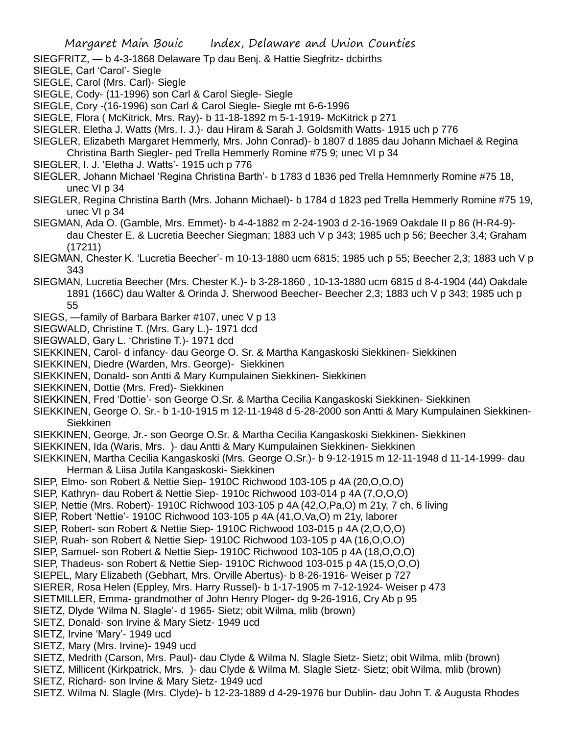SIEGFRITZ, — b 4-3-1868 Delaware Tp dau Benj. & Hattie Siegfritz- dcbirths

SIEGLE, Carl 'Carol'- Siegle

SIEGLE, Carol (Mrs. Carl)- Siegle

SIEGLE, Cody- (11-1996) son Carl & Carol Siegle- Siegle

SIEGLE, Cory -(16-1996) son Carl & Carol Siegle- Siegle mt 6-6-1996

SIEGLE, Flora ( McKitrick, Mrs. Ray)- b 11-18-1892 m 5-1-1919- McKitrick p 271

SIEGLER, Eletha J. Watts (Mrs. I. J.)- dau Hiram & Sarah J. Goldsmith Watts- 1915 uch p 776

SIEGLER, Elizabeth Margaret Hemmerly, Mrs. John Conrad)- b 1807 d 1885 dau Johann Michael & Regina Christina Barth Siegler- ped Trella Hemmerly Romine #75 9; unec VI p 34

SIEGLER, I. J. 'Eletha J. Watts'- 1915 uch p 776

SIEGLER, Johann Michael 'Regina Christina Barth'- b 1783 d 1836 ped Trella Hemnmerly Romine #75 18, unec VI p 34

SIEGLER, Regina Christina Barth (Mrs. Johann Michael)- b 1784 d 1823 ped Trella Hemmerly Romine #75 19, unec VI p 34

SIEGMAN, Ada O. (Gamble, Mrs. Emmet)- b 4-4-1882 m 2-24-1903 d 2-16-1969 Oakdale II p 86 (H-R4-9)- dau Chester E. & Lucretia Beecher Siegman; 1883 uch V p 343; 1985 uch p 56; Beecher 3,4; Graham (17211)

SIEGMAN, Chester K. 'Lucretia Beecher'- m 10-13-1880 ucm 6815; 1985 uch p 55; Beecher 2,3; 1883 uch V p 343

SIEGMAN, Lucretia Beecher (Mrs. Chester K.)- b 3-28-1860 , 10-13-1880 ucm 6815 d 8-4-1904 (44) Oakdale 1891 (166C) dau Walter & Orinda J. Sherwood Beecher- Beecher 2,3; 1883 uch V p 343; 1985 uch p 55

SIEGS, —family of Barbara Barker #107, unec V p 13

SIEGWALD, Christine T. (Mrs. Gary L.)- 1971 dcd

SIEGWALD, Gary L. 'Christine T.)- 1971 dcd

SIEKKINEN, Carol- d infancy- dau George O. Sr. & Martha Kangaskoski Siekkinen- Siekkinen

SIEKKINEN, Diedre (Warden, Mrs. George)- Siekkinen

SIEKKINEN, Donald- son Antti & Mary Kumpulainen Siekkinen- Siekkinen

SIEKKINEN, Dottie (Mrs. Fred)- Siekkinen

SIEKKINEN, Fred 'Dottie'- son George O.Sr. & Martha Cecilia Kangaskoski Siekkinen- Siekkinen

SIEKKINEN, George O. Sr.- b 1-10-1915 m 12-11-1948 d 5-28-2000 son Antti & Mary Kumpulainen Siekkinen- Siekkinen

SIEKKINEN, George, Jr.- son George O.Sr. & Martha Cecilia Kangaskoski Siekkinen- Siekkinen

SIEKKINEN, Ida (Waris, Mrs. )- dau Antti & Mary Kumpulainen Siekkinen- Siekkinen

SIEKKINEN, Martha Cecilia Kangaskoski (Mrs. George O.Sr.)- b 9-12-1915 m 12-11-1948 d 11-14-1999- dau Herman & Liisa Jutila Kangaskoski- Siekkinen

SIEP, Elmo- son Robert & Nettie Siep- 1910C Richwood 103-105 p 4A (20,O,O,O)

SIEP, Kathryn- dau Robert & Nettie Siep- 1910c Richwood 103-014 p 4A (7,O,O,O)

SIEP, Nettie (Mrs. Robert)- 1910C Richwood 103-105 p 4A (42,O,Pa,O) m 21y, 7 ch, 6 living

SIEP, Robert 'Nettie'- 1910C Richwood 103-105 p 4A (41,O,Va,O) m 21y, laborer

SIEP, Robert- son Robert & Nettie Siep- 1910C Richwood 103-015 p 4A (2,O,O,O)

SIEP, Ruah- son Robert & Nettie Siep- 1910C Richwood 103-105 p 4A (16,O,O,O)

SIEP, Samuel- son Robert & Nettie Siep- 1910C Richwood 103-105 p 4A (18,O,O,O)

SIEP, Thadeus- son Robert & Nettie Siep- 1910C Richwood 103-015 p 4A (15,O,O,O)

SIEPEL, Mary Elizabeth (Gebhart, Mrs. Orville Abertus)- b 8-26-1916- Weiser p 727

SIERER, Rosa Helen (Eppley, Mrs. Harry Russel)- b 1-17-1905 m 7-12-1924- Weiser p 473

SIETMILLER, Emma- grandmother of John Henry Ploger- dg 9-26-1916, Cry Ab p 95

SIETZ, Dlyde 'Wilma N. Slagle'- d 1965- Sietz; obit Wilma, mlib (brown)

SIETZ, Donald- son Irvine & Mary Sietz- 1949 ucd

SIETZ, Irvine 'Mary'- 1949 ucd

SIETZ, Mary (Mrs. Irvine)- 1949 ucd

SIETZ, Medrith (Carson, Mrs. Paul)- dau Clyde & Wilma N. Slagle Sietz- Sietz; obit Wilma, mlib (brown)

SIETZ, Millicent (Kirkpatrick, Mrs. )- dau Clyde & Wilma M. Slagle Sietz- Sietz; obit Wilma, mlib (brown)

SIETZ, Richard- son Irvine & Mary Sietz- 1949 ucd

SIETZ. Wilma N. Slagle (Mrs. Clyde)- b 12-23-1889 d 4-29-1976 bur Dublin- dau John T. & Augusta Rhodes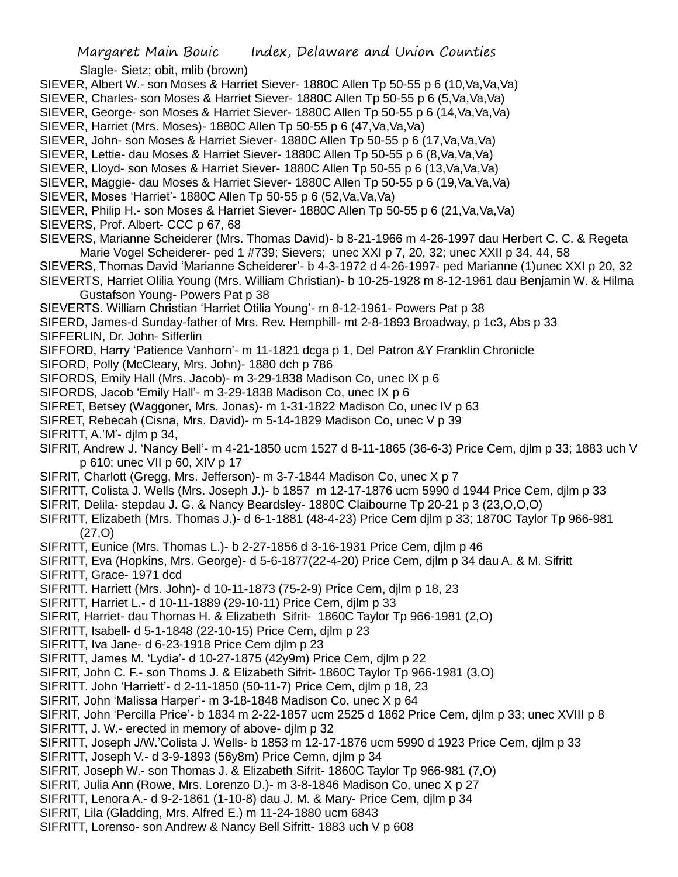Slagle- Sietz; obit, mlib (brown)

SIEVER, Albert W.- son Moses & Harriet Siever- 1880C Allen Tp 50-55 p 6 (10,Va,Va,Va)

SIEVER, Charles- son Moses & Harriet Siever- 1880C Allen Tp 50-55 p 6 (5,Va,Va,Va)

SIEVER, George- son Moses & Harriet Siever- 1880C Allen Tp 50-55 p 6 (14,Va,Va,Va)

SIEVER, Harriet (Mrs. Moses)- 1880C Allen Tp 50-55 p 6 (47,Va,Va,Va)

SIEVER, John- son Moses & Harriet Siever- 1880C Allen Tp 50-55 p 6 (17,Va,Va,Va)

SIEVER, Lettie- dau Moses & Harriet Siever- 1880C Allen Tp 50-55 p 6 (8,Va,Va,Va)

SIEVER, Lloyd- son Moses & Harriet Siever- 1880C Allen Tp 50-55 p 6 (13,Va,Va,Va)

SIEVER, Maggie- dau Moses & Harriet Siever- 1880C Allen Tp 50-55 p 6 (19,Va,Va,Va)

SIEVER, Moses 'Harriet'- 1880C Allen Tp 50-55 p 6 (52,Va,Va,Va)

SIEVER, Philip H.- son Moses & Harriet Siever- 1880C Allen Tp 50-55 p 6 (21,Va,Va,Va)

SIEVERS, Prof. Albert- CCC p 67, 68

SIEVERS, Marianne Scheiderer (Mrs. Thomas David)- b 8-21-1966 m 4-26-1997 dau Herbert C. C. & Regeta Marie Vogel Scheiderer- ped 1 #739; Sievers; unec XXI p 7, 20, 32; unec XXII p 34, 44, 58

SIEVERS, Thomas David 'Marianne Scheiderer'- b 4-3-1972 d 4-26-1997- ped Marianne (1)unec XXI p 20, 32

SIEVERTS, Harriet Olilia Young (Mrs. William Christian)- b 10-25-1928 m 8-12-1961 dau Benjamin W. & Hilma Gustafson Young- Powers Pat p 38

SIEVERTS. William Christian 'Harriet Otilia Young'- m 8-12-1961- Powers Pat p 38

SIFERD, James-d Sunday-father of Mrs. Rev. Hemphill- mt 2-8-1893 Broadway, p 1c3, Abs p 33

SIFFERLIN, Dr. John- Sifferlin

SIFFORD, Harry 'Patience Vanhorn'- m 11-1821 dcga p 1, Del Patron &Y Franklin Chronicle

SIFORD, Polly (McCleary, Mrs. John)- 1880 dch p 786

SIFORDS, Emily Hall (Mrs. Jacob)- m 3-29-1838 Madison Co, unec IX p 6

SIFORDS, Jacob 'Emily Hall'- m 3-29-1838 Madison Co, unec IX p 6

SIFRET, Betsey (Waggoner, Mrs. Jonas)- m 1-31-1822 Madison Co, unec IV p 63

SIFRET, Rebecah (Cisna, Mrs. David)- m 5-14-1829 Madison Co, unec V p 39

SIFRITT, A.'M'- djlm p 34,

SIFRIT, Andrew J. 'Nancy Bell'- m 4-21-1850 ucm 1527 d 8-11-1865 (36-6-3) Price Cem, djlm p 33; 1883 uch V p 610; unec VII p 60, XIV p 17

SIFRIT, Charlott (Gregg, Mrs. Jefferson)- m 3-7-1844 Madison Co, unec X p 7

SIFRITT, Colista J. Wells (Mrs. Joseph J.)- b 1857 m 12-17-1876 ucm 5990 d 1944 Price Cem, djlm p 33

SIFRIT, Delila- stepdau J. G. & Nancy Beardsley- 1880C Claibourne Tp 20-21 p 3 (23,O,O,O)

SIFRITT, Elizabeth (Mrs. Thomas J.)- d 6-1-1881 (48-4-23) Price Cem djlm p 33; 1870C Taylor Tp 966-981 (27,O)

SIFRITT, Eunice (Mrs. Thomas L.)- b 2-27-1856 d 3-16-1931 Price Cem, djlm p 46

SIFRITT, Eva (Hopkins, Mrs. George)- d 5-6-1877(22-4-20) Price Cem, djlm p 34 dau A. & M. Sifritt

SIFRITT, Grace- 1971 dcd

SIFRITT. Harriett (Mrs. John)- d 10-11-1873 (75-2-9) Price Cem, djlm p 18, 23

SIFRITT, Harriet L.- d 10-11-1889 (29-10-11) Price Cem, djlm p 33

SIFRIT, Harriet- dau Thomas H. & Elizabeth Sifrit- 1860C Taylor Tp 966-1981 (2,O)

SIFRITT, Isabell- d 5-1-1848 (22-10-15) Price Cem, djlm p 23

SIFRITT, Iva Jane- d 6-23-1918 Price Cem djlm p 23

SIFRITT, James M. 'Lydia'- d 10-27-1875 (42y9m) Price Cem, djlm p 22

SIFRIT, John C. F.- son Thoms J. & Elizabeth Sifrit- 1860C Taylor Tp 966-1981 (3,O)

SIFRITT. John 'Harriett'- d 2-11-1850 (50-11-7) Price Cem, djlm p 18, 23

SIFRIT, John 'Malissa Harper'- m 3-18-1848 Madison Co, unec X p 64

SIFRIT, John 'Percilla Price'- b 1834 m 2-22-1857 ucm 2525 d 1862 Price Cem, djlm p 33; unec XVIII p 8

SIFRITT, J. W.- erected in memory of above- djlm p 32

SIFRITT, Joseph J/W.'Colista J. Wells- b 1853 m 12-17-1876 ucm 5990 d 1923 Price Cem, djlm p 33

SIFRITT, Joseph V.- d 3-9-1893 (56y8m) Price Cemn, djlm p 34

SIFRIT, Joseph W.- son Thomas J. & Elizabeth Sifrit- 1860C Taylor Tp 966-981 (7,O)

SIFRIT, Julia Ann (Rowe, Mrs. Lorenzo D.)- m 3-8-1846 Madison Co, unec X p 27

SIFRITT, Lenora A.- d 9-2-1861 (1-10-8) dau J. M. & Mary- Price Cem, djlm p 34

SIFRIT, Lila (Gladding, Mrs. Alfred E.) m 11-24-1880 ucm 6843

SIFRITT, Lorenso- son Andrew & Nancy Bell Sifritt- 1883 uch V p 608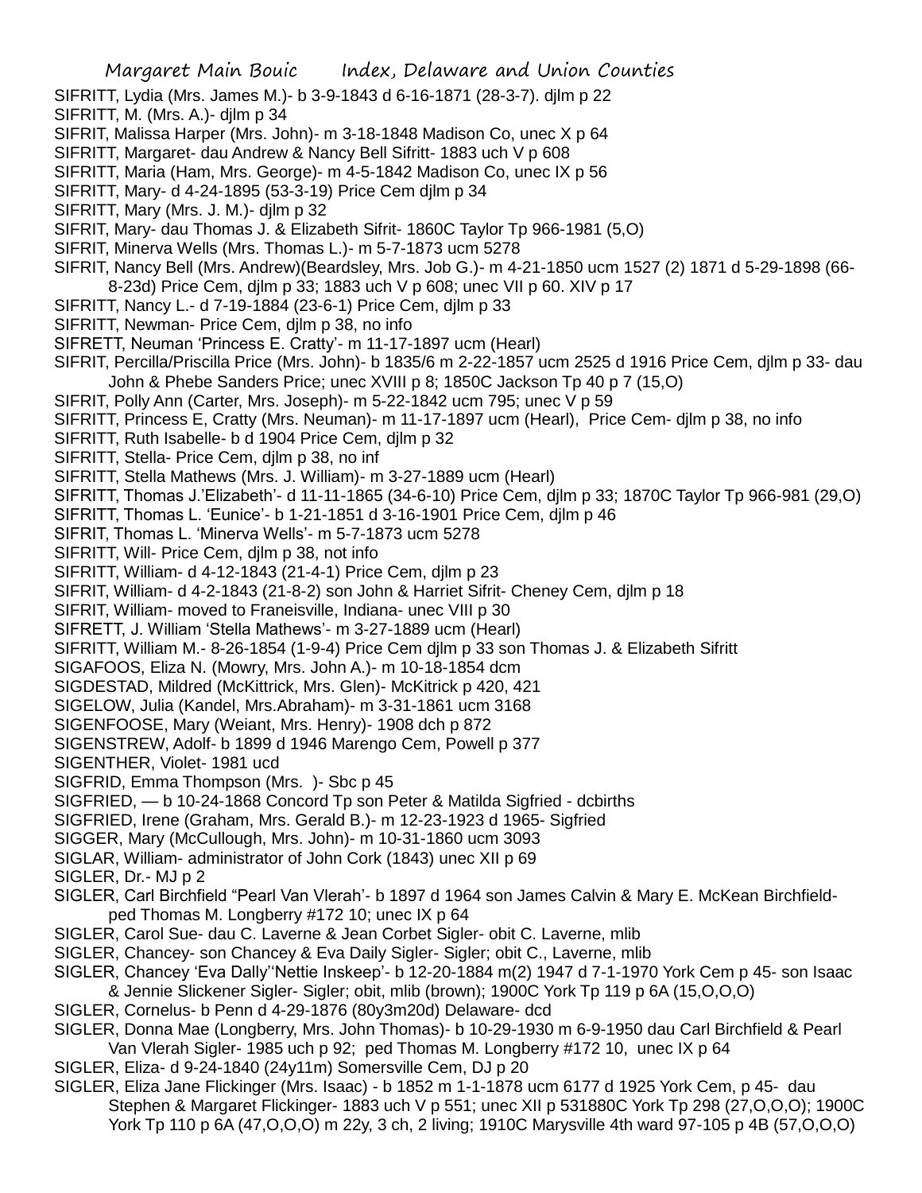SIFRITT, Lydia (Mrs. James M.)- b 3-9-1843 d 6-16-1871 (28-3-7). djlm p 22

SIFRITT, M. (Mrs. A.)- djlm p 34

SIFRIT, Malissa Harper (Mrs. John)- m 3-18-1848 Madison Co, unec X p 64

SIFRITT, Margaret- dau Andrew & Nancy Bell Sifritt- 1883 uch V p 608

SIFRITT, Maria (Ham, Mrs. George)- m 4-5-1842 Madison Co, unec IX p 56

SIFRITT, Mary- d 4-24-1895 (53-3-19) Price Cem djlm p 34

SIFRITT, Mary (Mrs. J. M.)- djlm p 32

SIFRIT, Mary- dau Thomas J. & Elizabeth Sifrit- 1860C Taylor Tp 966-1981 (5,O)

SIFRIT, Minerva Wells (Mrs. Thomas L.)- m 5-7-1873 ucm 5278

SIFRIT, Nancy Bell (Mrs. Andrew)(Beardsley, Mrs. Job G.)- m 4-21-1850 ucm 1527 (2) 1871 d 5-29-1898 (66-8-23d) Price Cem, djlm p 33; 1883 uch V p 608; unec VII p 60. XIV p 17

SIFRITT, Nancy L.- d 7-19-1884 (23-6-1) Price Cem, djlm p 33

SIFRITT, Newman- Price Cem, djlm p 38, no info

SIFRETT, Neuman 'Princess E. Cratty'- m 11-17-1897 ucm (Hearl)

SIFRIT, Percilla/Priscilla Price (Mrs. John)- b 1835/6 m 2-22-1857 ucm 2525 d 1916 Price Cem, djlm p 33- dau John & Phebe Sanders Price; unec XVIII p 8; 1850C Jackson Tp 40 p 7 (15,O)

SIFRIT, Polly Ann (Carter, Mrs. Joseph)- m 5-22-1842 ucm 795; unec V p 59

SIFRITT, Princess E, Cratty (Mrs. Neuman)- m 11-17-1897 ucm (Hearl), Price Cem- djlm p 38, no info

SIFRITT, Ruth Isabelle- b d 1904 Price Cem, djlm p 32

SIFRITT, Stella- Price Cem, djlm p 38, no inf

SIFRITT, Stella Mathews (Mrs. J. William)- m 3-27-1889 ucm (Hearl)

SIFRITT, Thomas J.'Elizabeth'- d 11-11-1865 (34-6-10) Price Cem, djlm p 33; 1870C Taylor Tp 966-981 (29,O)

SIFRITT, Thomas L. 'Eunice'- b 1-21-1851 d 3-16-1901 Price Cem, djlm p 46

SIFRIT, Thomas L. 'Minerva Wells'- m 5-7-1873 ucm 5278

SIFRITT, Will- Price Cem, djlm p 38, not info

SIFRITT, William- d 4-12-1843 (21-4-1) Price Cem, djlm p 23

SIFRIT, William- d 4-2-1843 (21-8-2) son John & Harriet Sifrit- Cheney Cem, djlm p 18

SIFRIT, William- moved to Franeisville, Indiana- unec VIII p 30

SIFRETT, J. William 'Stella Mathews'- m 3-27-1889 ucm (Hearl)

SIFRITT, William M.- 8-26-1854 (1-9-4) Price Cem djlm p 33 son Thomas J. & Elizabeth Sifritt

SIGAFOOS, Eliza N. (Mowry, Mrs. John A.)- m 10-18-1854 dcm

SIGDESTAD, Mildred (McKittrick, Mrs. Glen)- McKitrick p 420, 421

SIGELOW, Julia (Kandel, Mrs.Abraham)- m 3-31-1861 ucm 3168

SIGENFOOSE, Mary (Weiant, Mrs. Henry)- 1908 dch p 872

SIGENSTREW, Adolf- b 1899 d 1946 Marengo Cem, Powell p 377

SIGENTHER, Violet- 1981 ucd

SIGFRID, Emma Thompson (Mrs. )- Sbc p 45

SIGFRIED, — b 10-24-1868 Concord Tp son Peter & Matilda Sigfried - dcbirths

SIGFRIED, Irene (Graham, Mrs. Gerald B.)- m 12-23-1923 d 1965- Sigfried

SIGGER, Mary (McCullough, Mrs. John)- m 10-31-1860 ucm 3093

SIGLAR, William- administrator of John Cork (1843) unec XII p 69

SIGLER, Dr.- MJ p 2

SIGLER, Carl Birchfield "Pearl Van Vlerah'- b 1897 d 1964 son James Calvin & Mary E. McKean Birchfield- ped Thomas M. Longberry #172 10; unec IX p 64

SIGLER, Carol Sue- dau C. Laverne & Jean Corbet Sigler- obit C. Laverne, mlib

SIGLER, Chancey- son Chancey & Eva Daily Sigler- Sigler; obit C., Laverne, mlib

SIGLER, Chancey 'Eva Dally''Nettie Inskeep'- b 12-20-1884 m(2) 1947 d 7-1-1970 York Cem p 45- son Isaac & Jennie Slickener Sigler- Sigler; obit, mlib (brown); 1900C York Tp 119 p 6A (15,O,O,O)

SIGLER, Cornelus- b Penn d 4-29-1876 (80y3m20d) Delaware- dcd

SIGLER, Donna Mae (Longberry, Mrs. John Thomas)- b 10-29-1930 m 6-9-1950 dau Carl Birchfield & Pearl Van Vlerah Sigler- 1985 uch p 92; ped Thomas M. Longberry #172 10, unec IX p 64

SIGLER, Eliza- d 9-24-1840 (24y11m) Somersville Cem, DJ p 20

SIGLER, Eliza Jane Flickinger (Mrs. Isaac) - b 1852 m 1-1-1878 ucm 6177 d 1925 York Cem, p 45- dau Stephen & Margaret Flickinger- 1883 uch V p 551; unec XII p 531880C York Tp 298 (27,O,O,O); 1900C York Tp 110 p 6A (47,O,O,O) m 22y, 3 ch, 2 living; 1910C Marysville 4th ward 97-105 p 4B (57,O,O,O)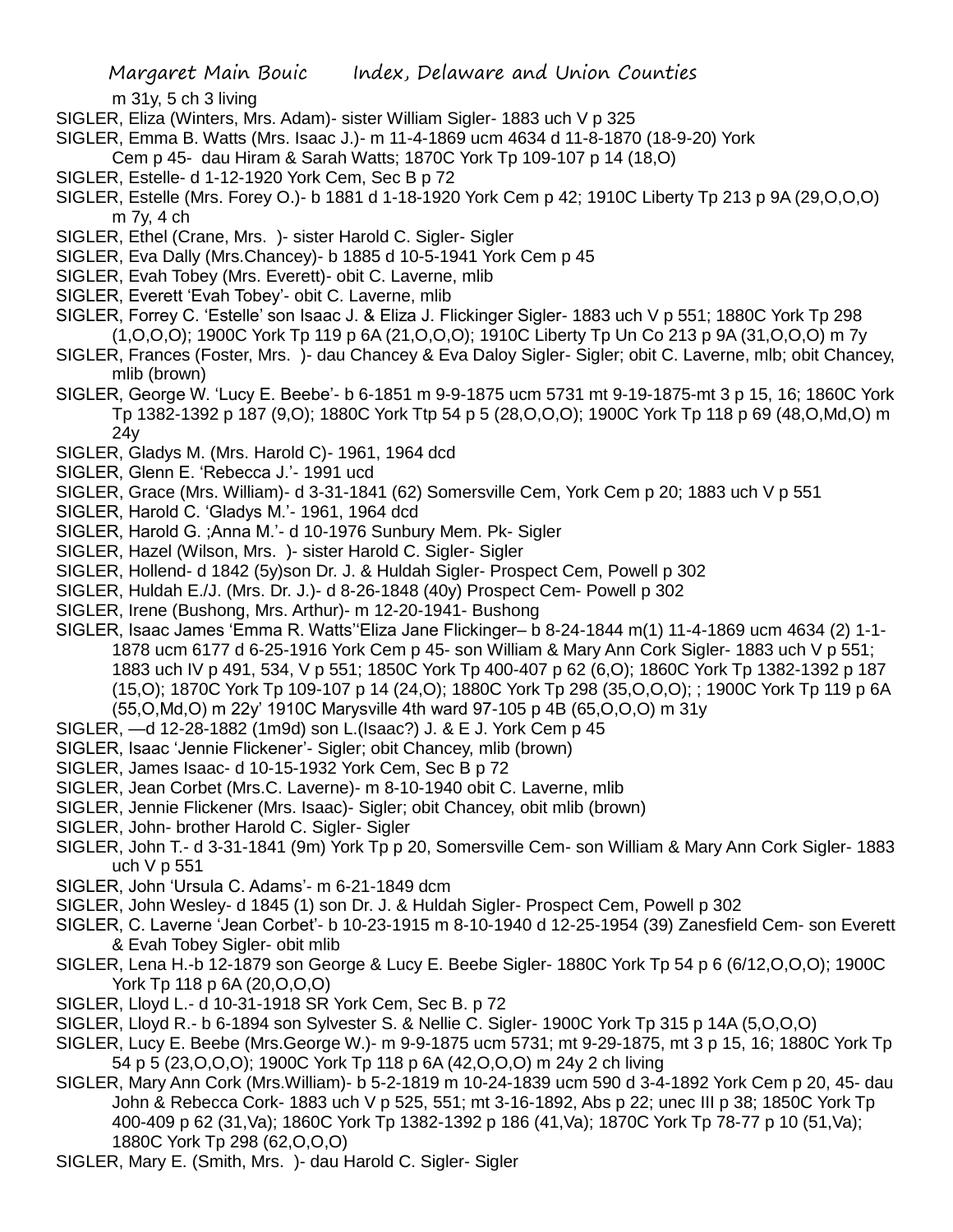m 31y, 5 ch 3 living

SIGLER, Eliza (Winters, Mrs. Adam)- sister William Sigler- 1883 uch V p 325

SIGLER, Emma B. Watts (Mrs. Isaac J.)- m 11-4-1869 ucm 4634 d 11-8-1870 (18-9-20) York Cem p 45- dau Hiram & Sarah Watts; 1870C York Tp 109-107 p 14 (18,O)

SIGLER, Estelle- d 1-12-1920 York Cem, Sec B p 72

SIGLER, Estelle (Mrs. Forey O.)- b 1881 d 1-18-1920 York Cem p 42; 1910C Liberty Tp 213 p 9A (29,O,O,O) m 7y, 4 ch

SIGLER, Ethel (Crane, Mrs. )- sister Harold C. Sigler- Sigler

SIGLER, Eva Dally (Mrs.Chancey)- b 1885 d 10-5-1941 York Cem p 45

SIGLER, Evah Tobey (Mrs. Everett)- obit C. Laverne, mlib

SIGLER, Everett 'Evah Tobey'- obit C. Laverne, mlib

SIGLER, Forrey C. 'Estelle' son Isaac J. & Eliza J. Flickinger Sigler- 1883 uch V p 551; 1880C York Tp 298 (1,O,O,O); 1900C York Tp 119 p 6A (21,O,O,O); 1910C Liberty Tp Un Co 213 p 9A (31,O,O,O) m 7y

SIGLER, Frances (Foster, Mrs. )- dau Chancey & Eva Daloy Sigler- Sigler; obit C. Laverne, mlb; obit Chancey, mlib (brown)

SIGLER, George W. 'Lucy E. Beebe'- b 6-1851 m 9-9-1875 ucm 5731 mt 9-19-1875-mt 3 p 15, 16; 1860C York Tp 1382-1392 p 187 (9,O); 1880C York Ttp 54 p 5 (28,O,O,O); 1900C York Tp 118 p 69 (48,O,Md,O) m 24y

SIGLER, Gladys M. (Mrs. Harold C)- 1961, 1964 dcd

SIGLER, Glenn E. 'Rebecca J.'- 1991 ucd

SIGLER, Grace (Mrs. William)- d 3-31-1841 (62) Somersville Cem, York Cem p 20; 1883 uch V p 551

SIGLER, Harold C. 'Gladys M.'- 1961, 1964 dcd

SIGLER, Harold G. ;Anna M.'- d 10-1976 Sunbury Mem. Pk- Sigler

SIGLER, Hazel (Wilson, Mrs. )- sister Harold C. Sigler- Sigler

SIGLER, Hollend- d 1842 (5y)son Dr. J. & Huldah Sigler- Prospect Cem, Powell p 302

SIGLER, Huldah E./J. (Mrs. Dr. J.)- d 8-26-1848 (40y) Prospect Cem- Powell p 302

SIGLER, Irene (Bushong, Mrs. Arthur)- m 12-20-1941- Bushong

SIGLER, Isaac James 'Emma R. Watts''Eliza Jane Flickinger– b 8-24-1844 m(1) 11-4-1869 ucm 4634 (2) 1-1-1878 ucm 6177 d 6-25-1916 York Cem p 45- son William & Mary Ann Cork Sigler- 1883 uch V p 551; 1883 uch IV p 491, 534, V p 551; 1850C York Tp 400-407 p 62 (6,O); 1860C York Tp 1382-1392 p 187 (15,O); 1870C York Tp 109-107 p 14 (24,O); 1880C York Tp 298 (35,O,O,O); ; 1900C York Tp 119 p 6A (55,O,Md,O) m 22y' 1910C Marysville 4th ward 97-105 p 4B (65,O,O,O) m 31y

SIGLER, —d 12-28-1882 (1m9d) son L.(Isaac?) J. & E J. York Cem p 45

SIGLER, Isaac 'Jennie Flickener'- Sigler; obit Chancey, mlib (brown)

SIGLER, James Isaac- d 10-15-1932 York Cem, Sec B p 72

SIGLER, Jean Corbet (Mrs.C. Laverne)- m 8-10-1940 obit C. Laverne, mlib

SIGLER, Jennie Flickener (Mrs. Isaac)- Sigler; obit Chancey, obit mlib (brown)

SIGLER, John- brother Harold C. Sigler- Sigler

SIGLER, John T.- d 3-31-1841 (9m) York Tp p 20, Somersville Cem- son William & Mary Ann Cork Sigler- 1883 uch V p 551

SIGLER, John 'Ursula C. Adams'- m 6-21-1849 dcm

SIGLER, John Wesley- d 1845 (1) son Dr. J. & Huldah Sigler- Prospect Cem, Powell p 302

SIGLER, C. Laverne 'Jean Corbet'- b 10-23-1915 m 8-10-1940 d 12-25-1954 (39) Zanesfield Cem- son Everett & Evah Tobey Sigler- obit mlib

SIGLER, Lena H.-b 12-1879 son George & Lucy E. Beebe Sigler- 1880C York Tp 54 p 6 (6/12,O,O,O); 1900C York Tp 118 p 6A (20,O,O,O)

SIGLER, Lloyd L.- d 10-31-1918 SR York Cem, Sec B. p 72

SIGLER, Lloyd R.- b 6-1894 son Sylvester S. & Nellie C. Sigler- 1900C York Tp 315 p 14A (5,O,O,O)

SIGLER, Lucy E. Beebe (Mrs.George W.)- m 9-9-1875 ucm 5731; mt 9-29-1875, mt 3 p 15, 16; 1880C York Tp 54 p 5 (23,O,O,O); 1900C York Tp 118 p 6A (42,O,O,O) m 24y 2 ch living

SIGLER, Mary Ann Cork (Mrs.William)- b 5-2-1819 m 10-24-1839 ucm 590 d 3-4-1892 York Cem p 20, 45- dau John & Rebecca Cork- 1883 uch V p 525, 551; mt 3-16-1892, Abs p 22; unec III p 38; 1850C York Tp 400-409 p 62 (31,Va); 1860C York Tp 1382-1392 p 186 (41,Va); 1870C York Tp 78-77 p 10 (51,Va); 1880C York Tp 298 (62,O,O,O)

SIGLER, Mary E. (Smith, Mrs. )- dau Harold C. Sigler- Sigler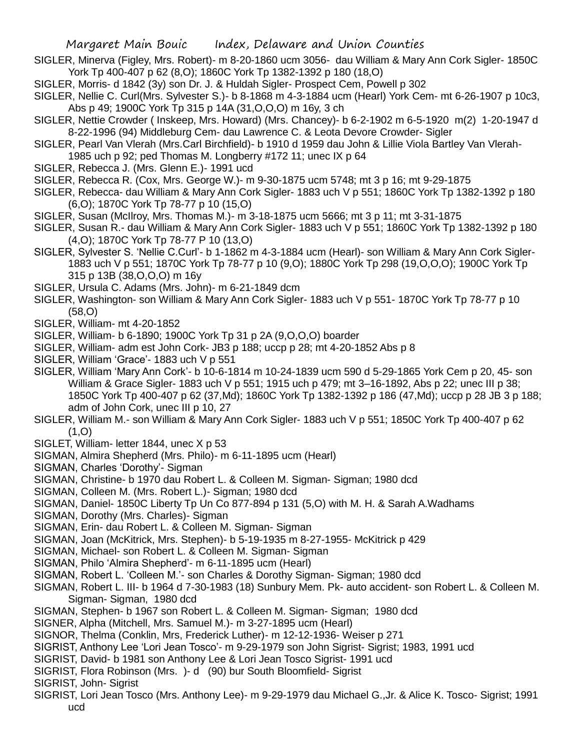SIGLER, Minerva (Figley, Mrs. Robert)- m 8-20-1860 ucm 3056- dau William & Mary Ann Cork Sigler- 1850C York Tp 400-407 p 62 (8,O); 1860C York Tp 1382-1392 p 180 (18,O)

SIGLER, Morris- d 1842 (3y) son Dr. J. & Huldah Sigler- Prospect Cem, Powell p 302

SIGLER, Nellie C. Curl(Mrs. Sylvester S.)- b 8-1868 m 4-3-1884 ucm (Hearl) York Cem- mt 6-26-1907 p 10c3, Abs p 49; 1900C York Tp 315 p 14A (31,O,O,O) m 16y, 3 ch

SIGLER, Nettie Crowder ( Inskeep, Mrs. Howard) (Mrs. Chancey)- b 6-2-1902 m 6-5-1920 m(2) 1-20-1947 d 8-22-1996 (94) Middleburg Cem- dau Lawrence C. & Leota Devore Crowder- Sigler

SIGLER, Pearl Van Vlerah (Mrs.Carl Birchfield)- b 1910 d 1959 dau John & Lillie Viola Bartley Van Vlerah- 1985 uch p 92; ped Thomas M. Longberry #172 11; unec IX p 64

SIGLER, Rebecca J. (Mrs. Glenn E.)- 1991 ucd

SIGLER, Rebecca R. (Cox, Mrs. George W.)- m 9-30-1875 ucm 5748; mt 3 p 16; mt 9-29-1875

SIGLER, Rebecca- dau William & Mary Ann Cork Sigler- 1883 uch V p 551; 1860C York Tp 1382-1392 p 180 (6,O); 1870C York Tp 78-77 p 10 (15,O)

SIGLER, Susan (McIlroy, Mrs. Thomas M.)- m 3-18-1875 ucm 5666; mt 3 p 11; mt 3-31-1875

SIGLER, Susan R.- dau William & Mary Ann Cork Sigler- 1883 uch V p 551; 1860C York Tp 1382-1392 p 180 (4,O); 1870C York Tp 78-77 P 10 (13,O)

SIGLER, Sylvester S. 'Nellie C.Curl'- b 1-1862 m 4-3-1884 ucm (Hearl)- son William & Mary Ann Cork Sigler- 1883 uch V p 551; 1870C York Tp 78-77 p 10 (9,O); 1880C York Tp 298 (19,O,O,O); 1900C York Tp 315 p 13B (38,O,O,O) m 16y

SIGLER, Ursula C. Adams (Mrs. John)- m 6-21-1849 dcm

SIGLER, Washington- son William & Mary Ann Cork Sigler- 1883 uch V p 551- 1870C York Tp 78-77 p 10 (58,O)

SIGLER, William- mt 4-20-1852

SIGLER, William- b 6-1890; 1900C York Tp 31 p 2A (9,O,O,O) boarder

SIGLER, William- adm est John Cork- JB3 p 188; uccp p 28; mt 4-20-1852 Abs p 8

SIGLER, William 'Grace'- 1883 uch V p 551

SIGLER, William 'Mary Ann Cork'- b 10-6-1814 m 10-24-1839 ucm 590 d 5-29-1865 York Cem p 20, 45- son William & Grace Sigler- 1883 uch V p 551; 1915 uch p 479; mt 3–16-1892, Abs p 22; unec III p 38; 1850C York Tp 400-407 p 62 (37,Md); 1860C York Tp 1382-1392 p 186 (47,Md); uccp p 28 JB 3 p 188; adm of John Cork, unec III p 10, 27

SIGLER, William M.- son William & Mary Ann Cork Sigler- 1883 uch V p 551; 1850C York Tp 400-407 p 62 (1,O)

SIGLET, William- letter 1844, unec X p 53

SIGMAN, Almira Shepherd (Mrs. Philo)- m 6-11-1895 ucm (Hearl)

SIGMAN, Charles 'Dorothy'- Sigman

SIGMAN, Christine- b 1970 dau Robert L. & Colleen M. Sigman- Sigman; 1980 dcd

SIGMAN, Colleen M. (Mrs. Robert L.)- Sigman; 1980 dcd

SIGMAN, Daniel- 1850C Liberty Tp Un Co 877-894 p 131 (5,O) with M. H. & Sarah A.Wadhams

SIGMAN, Dorothy (Mrs. Charles)- Sigman

SIGMAN, Erin- dau Robert L. & Colleen M. Sigman- Sigman

SIGMAN, Joan (McKitrick, Mrs. Stephen)- b 5-19-1935 m 8-27-1955- McKitrick p 429

SIGMAN, Michael- son Robert L. & Colleen M. Sigman- Sigman

SIGMAN, Philo 'Almira Shepherd'- m 6-11-1895 ucm (Hearl)

SIGMAN, Robert L. 'Colleen M.'- son Charles & Dorothy Sigman- Sigman; 1980 dcd

SIGMAN, Robert L. III- b 1964 d 7-30-1983 (18) Sunbury Mem. Pk- auto accident- son Robert L. & Colleen M. Sigman- Sigman, 1980 dcd

SIGMAN, Stephen- b 1967 son Robert L. & Colleen M. Sigman- Sigman; 1980 dcd

SIGNER, Alpha (Mitchell, Mrs. Samuel M.)- m 3-27-1895 ucm (Hearl)

SIGNOR, Thelma (Conklin, Mrs, Frederick Luther)- m 12-12-1936- Weiser p 271

SIGRIST, Anthony Lee 'Lori Jean Tosco'- m 9-29-1979 son John Sigrist- Sigrist; 1983, 1991 ucd

SIGRIST, David- b 1981 son Anthony Lee & Lori Jean Tosco Sigrist- 1991 ucd

SIGRIST, Flora Robinson (Mrs. )- d (90) bur South Bloomfield- Sigrist

SIGRIST, John- Sigrist

SIGRIST, Lori Jean Tosco (Mrs. Anthony Lee)- m 9-29-1979 dau Michael G.,Jr. & Alice K. Tosco- Sigrist; 1991 ucd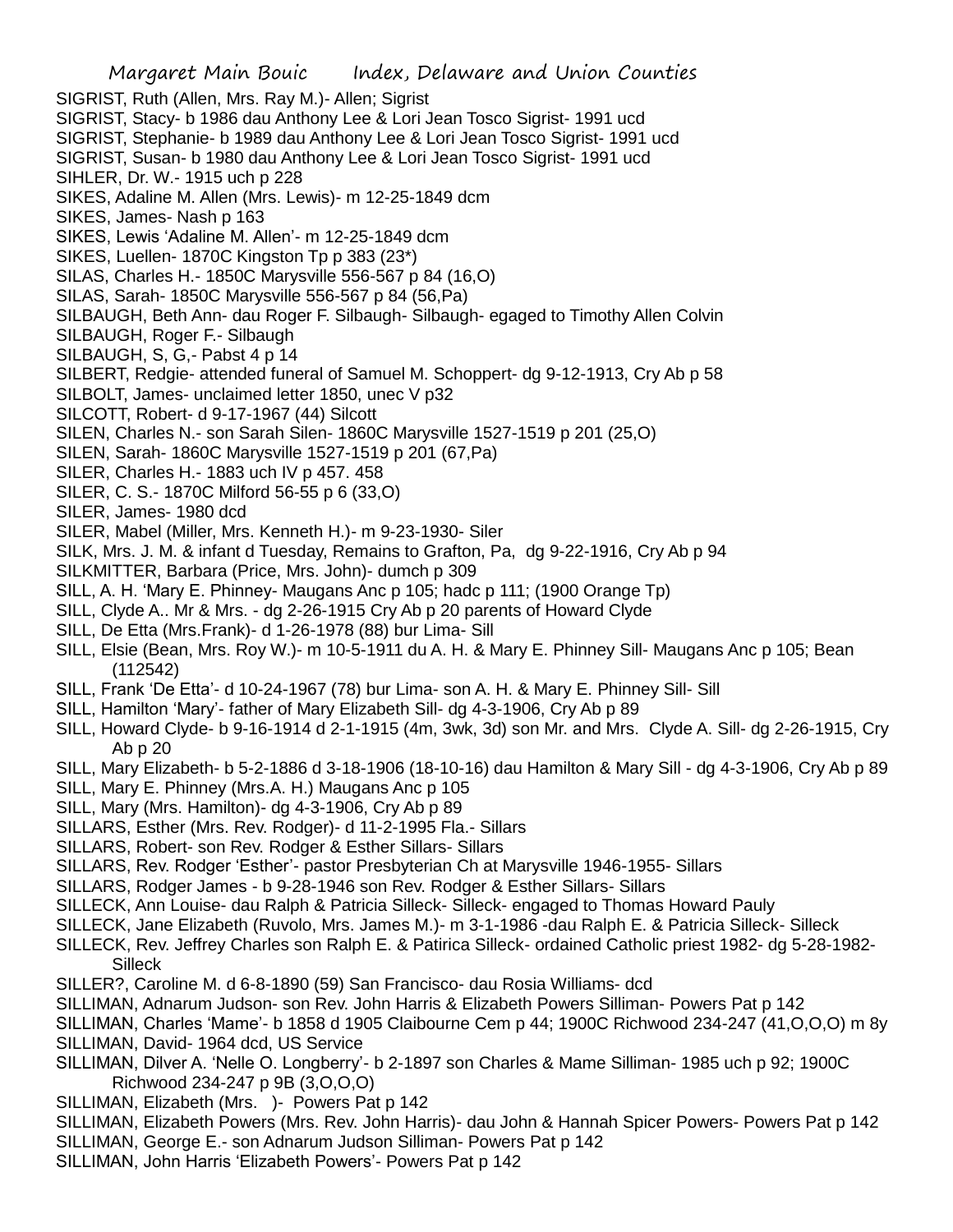SIGRIST, Ruth (Allen, Mrs. Ray M.)- Allen; Sigrist
SIGRIST, Stacy- b 1986 dau Anthony Lee & Lori Jean Tosco Sigrist- 1991 ucd
SIGRIST, Stephanie- b 1989 dau Anthony Lee & Lori Jean Tosco Sigrist- 1991 ucd
SIGRIST, Susan- b 1980 dau Anthony Lee & Lori Jean Tosco Sigrist- 1991 ucd
SIHLER, Dr. W.- 1915 uch p 228
SIKES, Adaline M. Allen (Mrs. Lewis)- m 12-25-1849 dcm
SIKES, James- Nash p 163
SIKES, Lewis 'Adaline M. Allen'- m 12-25-1849 dcm
SIKES, Luellen- 1870C Kingston Tp p 383 (23*)
SILAS, Charles H.- 1850C Marysville 556-567 p 84 (16,O)
SILAS, Sarah- 1850C Marysville 556-567 p 84 (56,Pa)
SILBAUGH, Beth Ann- dau Roger F. Silbaugh- Silbaugh- egaged to Timothy Allen Colvin
SILBAUGH, Roger F.- Silbaugh
SILBAUGH, S, G,- Pabst 4 p 14
SILBERT, Redgie- attended funeral of Samuel M. Schoppert- dg 9-12-1913, Cry Ab p 58
SILBOLT, James- unclaimed letter 1850, unec V p32
SILCOTT, Robert- d 9-17-1967 (44) Silcott
SILEN, Charles N.- son Sarah Silen- 1860C Marysville 1527-1519 p 201 (25,O)
SILEN, Sarah- 1860C Marysville 1527-1519 p 201 (67,Pa)
SILER, Charles H.- 1883 uch IV p 457. 458
SILER, C. S.- 1870C Milford 56-55 p 6 (33,O)
SILER, James- 1980 dcd
SILER, Mabel (Miller, Mrs. Kenneth H.)- m 9-23-1930- Siler
SILK, Mrs. J. M. & infant d Tuesday, Remains to Grafton, Pa, dg 9-22-1916, Cry Ab p 94
SILKMITTER, Barbara (Price, Mrs. John)- dumch p 309
SILL, A. H. 'Mary E. Phinney- Maugans Anc p 105; hadc p 111; (1900 Orange Tp)
SILL, Clyde A.. Mr & Mrs. - dg 2-26-1915 Cry Ab p 20 parents of Howard Clyde
SILL, De Etta (Mrs.Frank)- d 1-26-1978 (88) bur Lima- Sill
SILL, Elsie (Bean, Mrs. Roy W.)- m 10-5-1911 du A. H. & Mary E. Phinney Sill- Maugans Anc p 105; Bean (112542)
SILL, Frank 'De Etta'- d 10-24-1967 (78) bur Lima- son A. H. & Mary E. Phinney Sill- Sill
SILL, Hamilton 'Mary'- father of Mary Elizabeth Sill- dg 4-3-1906, Cry Ab p 89
SILL, Howard Clyde- b 9-16-1914 d 2-1-1915 (4m, 3wk, 3d) son Mr. and Mrs. Clyde A. Sill- dg 2-26-1915, Cry Ab p 20
SILL, Mary Elizabeth- b 5-2-1886 d 3-18-1906 (18-10-16) dau Hamilton & Mary Sill - dg 4-3-1906, Cry Ab p 89
SILL, Mary E. Phinney (Mrs.A. H.) Maugans Anc p 105
SILL, Mary (Mrs. Hamilton)- dg 4-3-1906, Cry Ab p 89
SILLARS, Esther (Mrs. Rev. Rodger)- d 11-2-1995 Fla.- Sillars
SILLARS, Robert- son Rev. Rodger & Esther Sillars- Sillars
SILLARS, Rev. Rodger 'Esther'- pastor Presbyterian Ch at Marysville 1946-1955- Sillars
SILLARS, Rodger James - b 9-28-1946 son Rev. Rodger & Esther Sillars- Sillars
SILLECK, Ann Louise- dau Ralph & Patricia Silleck- Silleck- engaged to Thomas Howard Pauly
SILLECK, Jane Elizabeth (Ruvolo, Mrs. James M.)- m 3-1-1986 -dau Ralph E. & Patricia Silleck- Silleck
SILLECK, Rev. Jeffrey Charles son Ralph E. & Patirica Silleck- ordained Catholic priest 1982- dg 5-28-1982- Silleck
SILLER?, Caroline M. d 6-8-1890 (59) San Francisco- dau Rosia Williams- dcd
SILLIMAN, Adnarum Judson- son Rev. John Harris & Elizabeth Powers Silliman- Powers Pat p 142
SILLIMAN, Charles 'Mame'- b 1858 d 1905 Claibourne Cem p 44; 1900C Richwood 234-247 (41,O,O,O) m 8y
SILLIMAN, David- 1964 dcd, US Service
SILLIMAN, Dilver A. 'Nelle O. Longberry'- b 2-1897 son Charles & Mame Silliman- 1985 uch p 92; 1900C Richwood 234-247 p 9B (3,O,O,O)
SILLIMAN, Elizabeth (Mrs. )- Powers Pat p 142
SILLIMAN, Elizabeth Powers (Mrs. Rev. John Harris)- dau John & Hannah Spicer Powers- Powers Pat p 142
SILLIMAN, George E.- son Adnarum Judson Silliman- Powers Pat p 142
SILLIMAN, John Harris 'Elizabeth Powers'- Powers Pat p 142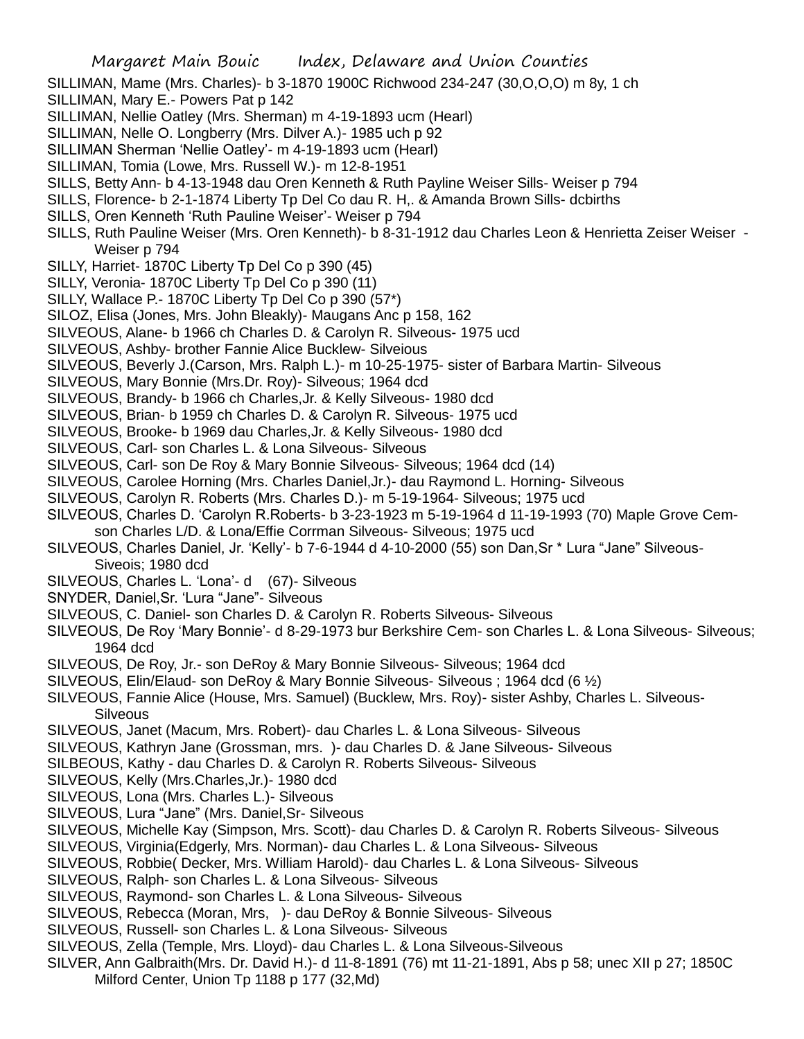SILLIMAN, Mame (Mrs. Charles)- b 3-1870 1900C Richwood 234-247 (30,O,O,O) m 8y, 1 ch

SILLIMAN, Mary E.- Powers Pat p 142

SILLIMAN, Nellie Oatley (Mrs. Sherman) m 4-19-1893 ucm (Hearl)

SILLIMAN, Nelle O. Longberry (Mrs. Dilver A.)- 1985 uch p 92

SILLIMAN Sherman 'Nellie Oatley'- m 4-19-1893 ucm (Hearl)

SILLIMAN, Tomia (Lowe, Mrs. Russell W.)- m 12-8-1951

SILLS, Betty Ann- b 4-13-1948 dau Oren Kenneth & Ruth Payline Weiser Sills- Weiser p 794

SILLS, Florence- b 2-1-1874 Liberty Tp Del Co dau R. H,. & Amanda Brown Sills- dcbirths

SILLS, Oren Kenneth 'Ruth Pauline Weiser'- Weiser p 794

SILLS, Ruth Pauline Weiser (Mrs. Oren Kenneth)- b 8-31-1912 dau Charles Leon & Henrietta Zeiser Weiser - Weiser p 794

SILLY, Harriet- 1870C Liberty Tp Del Co p 390 (45)

SILLY, Veronia- 1870C Liberty Tp Del Co p 390 (11)

SILLY, Wallace P.- 1870C Liberty Tp Del Co p 390 (57*)

SILOZ, Elisa (Jones, Mrs. John Bleakly)- Maugans Anc p 158, 162

SILVEOUS, Alane- b 1966 ch Charles D. & Carolyn R. Silveous- 1975 ucd

SILVEOUS, Ashby- brother Fannie Alice Bucklew- Silveious

SILVEOUS, Beverly J.(Carson, Mrs. Ralph L.)- m 10-25-1975- sister of Barbara Martin- Silveous

SILVEOUS, Mary Bonnie (Mrs.Dr. Roy)- Silveous; 1964 dcd

SILVEOUS, Brandy- b 1966 ch Charles,Jr. & Kelly Silveous- 1980 dcd

SILVEOUS, Brian- b 1959 ch Charles D. & Carolyn R. Silveous- 1975 ucd

SILVEOUS, Brooke- b 1969 dau Charles,Jr. & Kelly Silveous- 1980 dcd

SILVEOUS, Carl- son Charles L. & Lona Silveous- Silveous

SILVEOUS, Carl- son De Roy & Mary Bonnie Silveous- Silveous; 1964 dcd (14)

SILVEOUS, Carolee Horning (Mrs. Charles Daniel,Jr.)- dau Raymond L. Horning- Silveous

SILVEOUS, Carolyn R. Roberts (Mrs. Charles D.)- m 5-19-1964- Silveous; 1975 ucd

SILVEOUS, Charles D. 'Carolyn R.Roberts- b 3-23-1923 m 5-19-1964 d 11-19-1993 (70) Maple Grove Cem- son Charles L/D. & Lona/Effie Corrman Silveous- Silveous; 1975 ucd

SILVEOUS, Charles Daniel, Jr. 'Kelly'- b 7-6-1944 d 4-10-2000 (55) son Dan,Sr * Lura "Jane" Silveous- Siveois; 1980 dcd

SILVEOUS, Charles L. 'Lona'- d (67)- Silveous

SNYDER, Daniel,Sr. 'Lura "Jane"- Silveous

SILVEOUS, C. Daniel- son Charles D. & Carolyn R. Roberts Silveous- Silveous

SILVEOUS, De Roy 'Mary Bonnie'- d 8-29-1973 bur Berkshire Cem- son Charles L. & Lona Silveous- Silveous; 1964 dcd

SILVEOUS, De Roy, Jr.- son DeRoy & Mary Bonnie Silveous- Silveous; 1964 dcd

SILVEOUS, Elin/Elaud- son DeRoy & Mary Bonnie Silveous- Silveous ; 1964 dcd (6 ½)

SILVEOUS, Fannie Alice (House, Mrs. Samuel) (Bucklew, Mrs. Roy)- sister Ashby, Charles L. Silveous- Silveous

SILVEOUS, Janet (Macum, Mrs. Robert)- dau Charles L. & Lona Silveous- Silveous

SILVEOUS, Kathryn Jane (Grossman, mrs. )- dau Charles D. & Jane Silveous- Silveous

SILBEOUS, Kathy - dau Charles D. & Carolyn R. Roberts Silveous- Silveous

SILVEOUS, Kelly (Mrs.Charles,Jr.)- 1980 dcd

SILVEOUS, Lona (Mrs. Charles L.)- Silveous

SILVEOUS, Lura "Jane" (Mrs. Daniel,Sr- Silveous

SILVEOUS, Michelle Kay (Simpson, Mrs. Scott)- dau Charles D. & Carolyn R. Roberts Silveous- Silveous

SILVEOUS, Virginia(Edgerly, Mrs. Norman)- dau Charles L. & Lona Silveous- Silveous

SILVEOUS, Robbie( Decker, Mrs. William Harold)- dau Charles L. & Lona Silveous- Silveous

SILVEOUS, Ralph- son Charles L. & Lona Silveous- Silveous

SILVEOUS, Raymond- son Charles L. & Lona Silveous- Silveous

SILVEOUS, Rebecca (Moran, Mrs, )- dau DeRoy & Bonnie Silveous- Silveous

SILVEOUS, Russell- son Charles L. & Lona Silveous- Silveous

SILVEOUS, Zella (Temple, Mrs. Lloyd)- dau Charles L. & Lona Silveous-Silveous

SILVER, Ann Galbraith(Mrs. Dr. David H.)- d 11-8-1891 (76) mt 11-21-1891, Abs p 58; unec XII p 27; 1850C Milford Center, Union Tp 1188 p 177 (32,Md)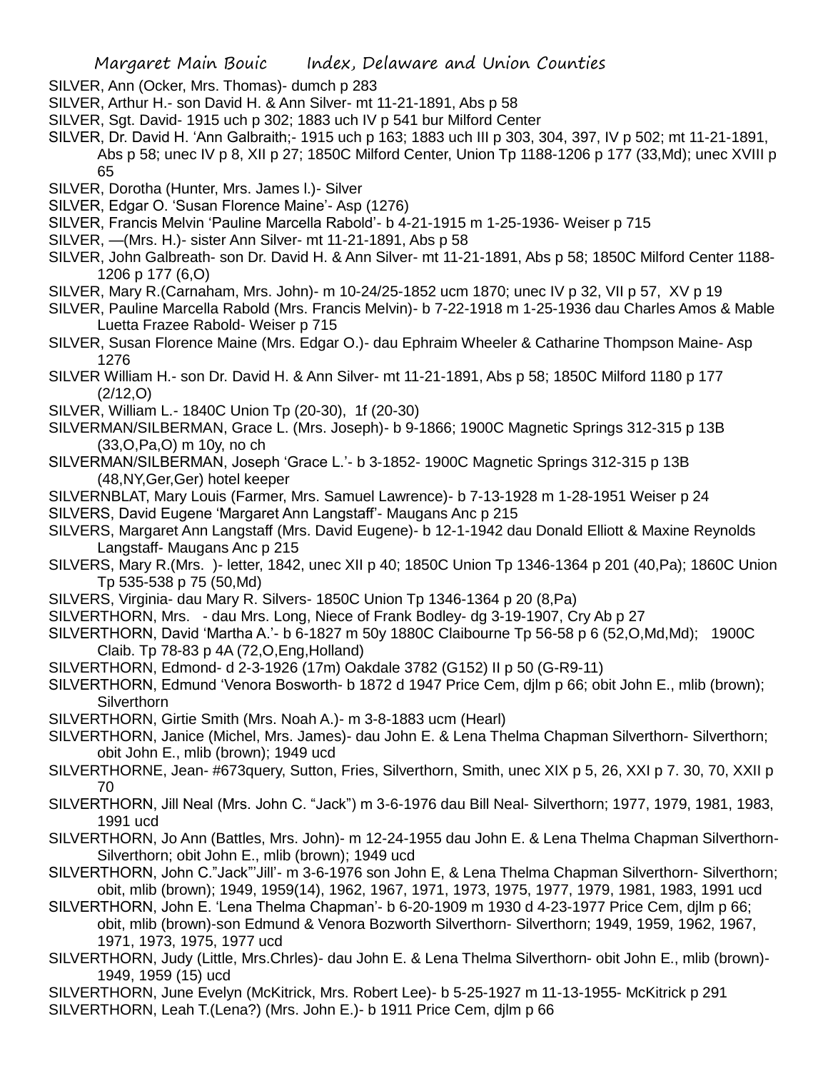SILVER, Ann (Ocker, Mrs. Thomas)- dumch p 283

SILVER, Arthur H.- son David H. & Ann Silver- mt 11-21-1891, Abs p 58

SILVER, Sgt. David- 1915 uch p 302; 1883 uch IV p 541 bur Milford Center

SILVER, Dr. David H. 'Ann Galbraith;- 1915 uch p 163; 1883 uch III p 303, 304, 397, IV p 502; mt 11-21-1891, Abs p 58; unec IV p 8, XII p 27; 1850C Milford Center, Union Tp 1188-1206 p 177 (33,Md); unec XVIII p 65

SILVER, Dorotha (Hunter, Mrs. James l.)- Silver

SILVER, Edgar O. 'Susan Florence Maine'- Asp (1276)

SILVER, Francis Melvin 'Pauline Marcella Rabold'- b 4-21-1915 m 1-25-1936- Weiser p 715

SILVER, —(Mrs. H.)- sister Ann Silver- mt 11-21-1891, Abs p 58

SILVER, John Galbreath- son Dr. David H. & Ann Silver- mt 11-21-1891, Abs p 58; 1850C Milford Center 1188-1206 p 177 (6,O)

SILVER, Mary R.(Carnaham, Mrs. John)- m 10-24/25-1852 ucm 1870; unec IV p 32, VII p 57, XV p 19

SILVER, Pauline Marcella Rabold (Mrs. Francis Melvin)- b 7-22-1918 m 1-25-1936 dau Charles Amos & Mable Luetta Frazee Rabold- Weiser p 715

SILVER, Susan Florence Maine (Mrs. Edgar O.)- dau Ephraim Wheeler & Catharine Thompson Maine- Asp 1276

SILVER William H.- son Dr. David H. & Ann Silver- mt 11-21-1891, Abs p 58; 1850C Milford 1180 p 177 (2/12,O)

SILVER, William L.- 1840C Union Tp (20-30), 1f (20-30)

SILVERMAN/SILBERMAN, Grace L. (Mrs. Joseph)- b 9-1866; 1900C Magnetic Springs 312-315 p 13B (33,O,Pa,O) m 10y, no ch

SILVERMAN/SILBERMAN, Joseph 'Grace L.'- b 3-1852- 1900C Magnetic Springs 312-315 p 13B (48,NY,Ger,Ger) hotel keeper

SILVERNBLAT, Mary Louis (Farmer, Mrs. Samuel Lawrence)- b 7-13-1928 m 1-28-1951 Weiser p 24

SILVERS, David Eugene 'Margaret Ann Langstaff'- Maugans Anc p 215

SILVERS, Margaret Ann Langstaff (Mrs. David Eugene)- b 12-1-1942 dau Donald Elliott & Maxine Reynolds Langstaff- Maugans Anc p 215

SILVERS, Mary R.(Mrs. )- letter, 1842, unec XII p 40; 1850C Union Tp 1346-1364 p 201 (40,Pa); 1860C Union Tp 535-538 p 75 (50,Md)

SILVERS, Virginia- dau Mary R. Silvers- 1850C Union Tp 1346-1364 p 20 (8,Pa)

SILVERTHORN, Mrs. - dau Mrs. Long, Niece of Frank Bodley- dg 3-19-1907, Cry Ab p 27

SILVERTHORN, David 'Martha A.'- b 6-1827 m 50y 1880C Claibourne Tp 56-58 p 6 (52,O,Md,Md); 1900C Claib. Tp 78-83 p 4A (72,O,Eng,Holland)

SILVERTHORN, Edmond- d 2-3-1926 (17m) Oakdale 3782 (G152) II p 50 (G-R9-11)

SILVERTHORN, Edmund 'Venora Bosworth- b 1872 d 1947 Price Cem, djlm p 66; obit John E., mlib (brown); Silverthorn

SILVERTHORN, Girtie Smith (Mrs. Noah A.)- m 3-8-1883 ucm (Hearl)

SILVERTHORN, Janice (Michel, Mrs. James)- dau John E. & Lena Thelma Chapman Silverthorn- Silverthorn; obit John E., mlib (brown); 1949 ucd

SILVERTHORNE, Jean- #673query, Sutton, Fries, Silverthorn, Smith, unec XIX p 5, 26, XXI p 7. 30, 70, XXII p 70

SILVERTHORN, Jill Neal (Mrs. John C. "Jack") m 3-6-1976 dau Bill Neal- Silverthorn; 1977, 1979, 1981, 1983, 1991 ucd

SILVERTHORN, Jo Ann (Battles, Mrs. John)- m 12-24-1955 dau John E. & Lena Thelma Chapman Silverthorn- Silverthorn; obit John E., mlib (brown); 1949 ucd

SILVERTHORN, John C."Jack"'Jill'- m 3-6-1976 son John E, & Lena Thelma Chapman Silverthorn- Silverthorn; obit, mlib (brown); 1949, 1959(14), 1962, 1967, 1971, 1973, 1975, 1977, 1979, 1981, 1983, 1991 ucd

SILVERTHORN, John E. 'Lena Thelma Chapman'- b 6-20-1909 m 1930 d 4-23-1977 Price Cem, djlm p 66; obit, mlib (brown)-son Edmund & Venora Bozworth Silverthorn- Silverthorn; 1949, 1959, 1962, 1967, 1971, 1973, 1975, 1977 ucd

SILVERTHORN, Judy (Little, Mrs.Chrles)- dau John E. & Lena Thelma Silverthorn- obit John E., mlib (brown)- 1949, 1959 (15) ucd

SILVERTHORN, June Evelyn (McKitrick, Mrs. Robert Lee)- b 5-25-1927 m 11-13-1955- McKitrick p 291

SILVERTHORN, Leah T.(Lena?) (Mrs. John E.)- b 1911 Price Cem, djlm p 66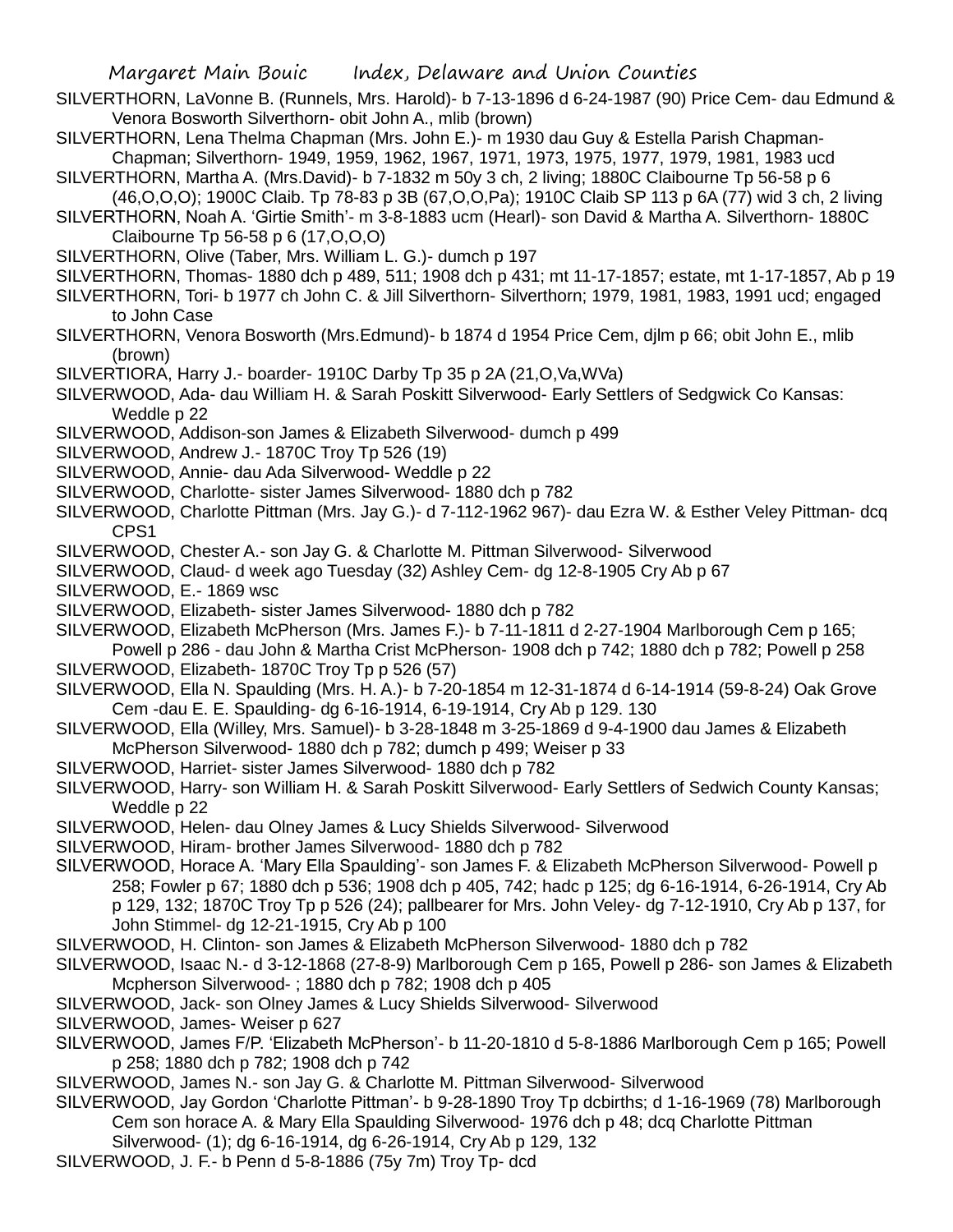SILVERTHORN, LaVonne B. (Runnels, Mrs. Harold)- b 7-13-1896 d 6-24-1987 (90) Price Cem- dau Edmund & Venora Bosworth Silverthorn- obit John A., mlib (brown)

SILVERTHORN, Lena Thelma Chapman (Mrs. John E.)- m 1930 dau Guy & Estella Parish Chapman- Chapman; Silverthorn- 1949, 1959, 1962, 1967, 1971, 1973, 1975, 1977, 1979, 1981, 1983 ucd

SILVERTHORN, Martha A. (Mrs.David)- b 7-1832 m 50y 3 ch, 2 living; 1880C Claibourne Tp 56-58 p 6 (46,O,O,O); 1900C Claib. Tp 78-83 p 3B (67,O,O,Pa); 1910C Claib SP 113 p 6A (77) wid 3 ch, 2 living

SILVERTHORN, Noah A. 'Girtie Smith'- m 3-8-1883 ucm (Hearl)- son David & Martha A. Silverthorn- 1880C Claibourne Tp 56-58 p 6 (17,O,O,O)

SILVERTHORN, Olive (Taber, Mrs. William L. G.)- dumch p 197

SILVERTHORN, Thomas- 1880 dch p 489, 511; 1908 dch p 431; mt 11-17-1857; estate, mt 1-17-1857, Ab p 19

SILVERTHORN, Tori- b 1977 ch John C. & Jill Silverthorn- Silverthorn; 1979, 1981, 1983, 1991 ucd; engaged to John Case

SILVERTHORN, Venora Bosworth (Mrs.Edmund)- b 1874 d 1954 Price Cem, djlm p 66; obit John E., mlib (brown)

SILVERTIORA, Harry J.- boarder- 1910C Darby Tp 35 p 2A (21,O,Va,WVa)

SILVERWOOD, Ada- dau William H. & Sarah Poskitt Silverwood- Early Settlers of Sedgwick Co Kansas: Weddle p 22

SILVERWOOD, Addison-son James & Elizabeth Silverwood- dumch p 499

SILVERWOOD, Andrew J.- 1870C Troy Tp 526 (19)

SILVERWOOD, Annie- dau Ada Silverwood- Weddle p 22

SILVERWOOD, Charlotte- sister James Silverwood- 1880 dch p 782

SILVERWOOD, Charlotte Pittman (Mrs. Jay G.)- d 7-112-1962 967)- dau Ezra W. & Esther Veley Pittman- dcq CPS1

SILVERWOOD, Chester A.- son Jay G. & Charlotte M. Pittman Silverwood- Silverwood

SILVERWOOD, Claud- d week ago Tuesday (32) Ashley Cem- dg 12-8-1905 Cry Ab p 67

SILVERWOOD, E.- 1869 wsc

SILVERWOOD, Elizabeth- sister James Silverwood- 1880 dch p 782

SILVERWOOD, Elizabeth McPherson (Mrs. James F.)- b 7-11-1811 d 2-27-1904 Marlborough Cem p 165; Powell p 286 - dau John & Martha Crist McPherson- 1908 dch p 742; 1880 dch p 782; Powell p 258

SILVERWOOD, Elizabeth- 1870C Troy Tp p 526 (57)

SILVERWOOD, Ella N. Spaulding (Mrs. H. A.)- b 7-20-1854 m 12-31-1874 d 6-14-1914 (59-8-24) Oak Grove Cem -dau E. E. Spaulding- dg 6-16-1914, 6-19-1914, Cry Ab p 129. 130

SILVERWOOD, Ella (Willey, Mrs. Samuel)- b 3-28-1848 m 3-25-1869 d 9-4-1900 dau James & Elizabeth McPherson Silverwood- 1880 dch p 782; dumch p 499; Weiser p 33

SILVERWOOD, Harriet- sister James Silverwood- 1880 dch p 782

SILVERWOOD, Harry- son William H. & Sarah Poskitt Silverwood- Early Settlers of Sedwich County Kansas; Weddle p 22

SILVERWOOD, Helen- dau Olney James & Lucy Shields Silverwood- Silverwood

SILVERWOOD, Hiram- brother James Silverwood- 1880 dch p 782

SILVERWOOD, Horace A. 'Mary Ella Spaulding'- son James F. & Elizabeth McPherson Silverwood- Powell p 258; Fowler p 67; 1880 dch p 536; 1908 dch p 405, 742; hadc p 125; dg 6-16-1914, 6-26-1914, Cry Ab p 129, 132; 1870C Troy Tp p 526 (24); pallbearer for Mrs. John Veley- dg 7-12-1910, Cry Ab p 137, for John Stimmel- dg 12-21-1915, Cry Ab p 100

SILVERWOOD, H. Clinton- son James & Elizabeth McPherson Silverwood- 1880 dch p 782

SILVERWOOD, Isaac N.- d 3-12-1868 (27-8-9) Marlborough Cem p 165, Powell p 286- son James & Elizabeth Mcpherson Silverwood- ; 1880 dch p 782; 1908 dch p 405

SILVERWOOD, Jack- son Olney James & Lucy Shields Silverwood- Silverwood

SILVERWOOD, James- Weiser p 627

SILVERWOOD, James F/P. 'Elizabeth McPherson'- b 11-20-1810 d 5-8-1886 Marlborough Cem p 165; Powell p 258; 1880 dch p 782; 1908 dch p 742

SILVERWOOD, James N.- son Jay G. & Charlotte M. Pittman Silverwood- Silverwood

SILVERWOOD, Jay Gordon 'Charlotte Pittman'- b 9-28-1890 Troy Tp dcbirths; d 1-16-1969 (78) Marlborough Cem son horace A. & Mary Ella Spaulding Silverwood- 1976 dch p 48; dcq Charlotte Pittman Silverwood- (1); dg 6-16-1914, dg 6-26-1914, Cry Ab p 129, 132

SILVERWOOD, J. F.- b Penn d 5-8-1886 (75y 7m) Troy Tp- dcd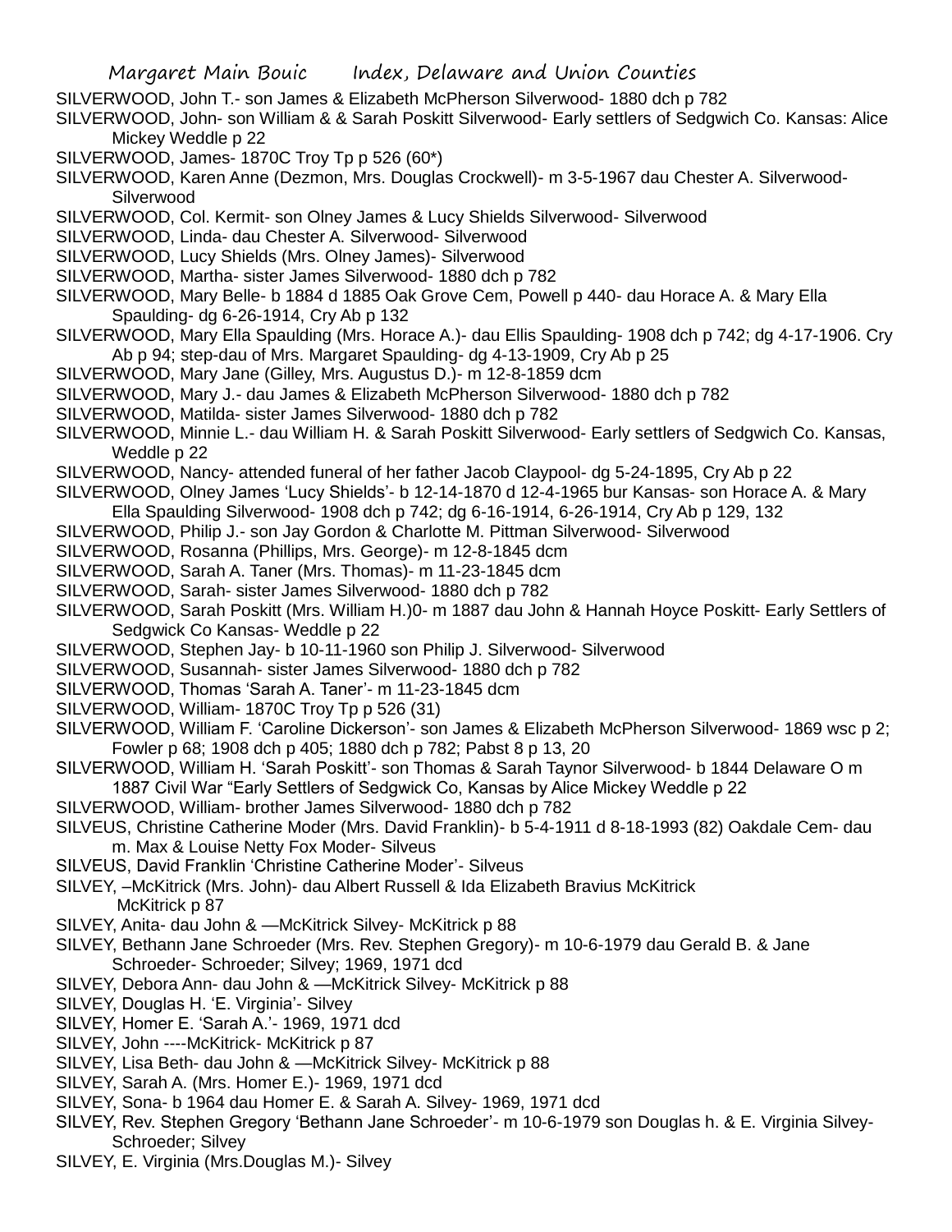SILVERWOOD, John T.- son James & Elizabeth McPherson Silverwood- 1880 dch p 782

SILVERWOOD, John- son William & & Sarah Poskitt Silverwood- Early settlers of Sedgwich Co. Kansas: Alice Mickey Weddle p 22

SILVERWOOD, James- 1870C Troy Tp p 526 (60*)

SILVERWOOD, Karen Anne (Dezmon, Mrs. Douglas Crockwell)- m 3-5-1967 dau Chester A. Silverwood- Silverwood

SILVERWOOD, Col. Kermit- son Olney James & Lucy Shields Silverwood- Silverwood

SILVERWOOD, Linda- dau Chester A. Silverwood- Silverwood

SILVERWOOD, Lucy Shields (Mrs. Olney James)- Silverwood

SILVERWOOD, Martha- sister James Silverwood- 1880 dch p 782

SILVERWOOD, Mary Belle- b 1884 d 1885 Oak Grove Cem, Powell p 440- dau Horace A. & Mary Ella Spaulding- dg 6-26-1914, Cry Ab p 132

SILVERWOOD, Mary Ella Spaulding (Mrs. Horace A.)- dau Ellis Spaulding- 1908 dch p 742; dg 4-17-1906. Cry Ab p 94; step-dau of Mrs. Margaret Spaulding- dg 4-13-1909, Cry Ab p 25

SILVERWOOD, Mary Jane (Gilley, Mrs. Augustus D.)- m 12-8-1859 dcm

SILVERWOOD, Mary J.- dau James & Elizabeth McPherson Silverwood- 1880 dch p 782

SILVERWOOD, Matilda- sister James Silverwood- 1880 dch p 782

SILVERWOOD, Minnie L.- dau William H. & Sarah Poskitt Silverwood- Early settlers of Sedgwich Co. Kansas, Weddle p 22

SILVERWOOD, Nancy- attended funeral of her father Jacob Claypool- dg 5-24-1895, Cry Ab p 22

SILVERWOOD, Olney James 'Lucy Shields'- b 12-14-1870 d 12-4-1965 bur Kansas- son Horace A. & Mary Ella Spaulding Silverwood- 1908 dch p 742; dg 6-16-1914, 6-26-1914, Cry Ab p 129, 132

SILVERWOOD, Philip J.- son Jay Gordon & Charlotte M. Pittman Silverwood- Silverwood

SILVERWOOD, Rosanna (Phillips, Mrs. George)- m 12-8-1845 dcm

SILVERWOOD, Sarah A. Taner (Mrs. Thomas)- m 11-23-1845 dcm

SILVERWOOD, Sarah- sister James Silverwood- 1880 dch p 782

SILVERWOOD, Sarah Poskitt (Mrs. William H.)0- m 1887 dau John & Hannah Hoyce Poskitt- Early Settlers of Sedgwick Co Kansas- Weddle p 22

SILVERWOOD, Stephen Jay- b 10-11-1960 son Philip J. Silverwood- Silverwood

SILVERWOOD, Susannah- sister James Silverwood- 1880 dch p 782

SILVERWOOD, Thomas 'Sarah A. Taner'- m 11-23-1845 dcm

SILVERWOOD, William- 1870C Troy Tp p 526 (31)

SILVERWOOD, William F. 'Caroline Dickerson'- son James & Elizabeth McPherson Silverwood- 1869 wsc p 2; Fowler p 68; 1908 dch p 405; 1880 dch p 782; Pabst 8 p 13, 20

SILVERWOOD, William H. 'Sarah Poskitt'- son Thomas & Sarah Taynor Silverwood- b 1844 Delaware O m 1887 Civil War "Early Settlers of Sedgwick Co, Kansas by Alice Mickey Weddle p 22

SILVERWOOD, William- brother James Silverwood- 1880 dch p 782

SILVEUS, Christine Catherine Moder (Mrs. David Franklin)- b 5-4-1911 d 8-18-1993 (82) Oakdale Cem- dau m. Max & Louise Netty Fox Moder- Silveus

SILVEUS, David Franklin 'Christine Catherine Moder'- Silveus

SILVEY, –McKitrick (Mrs. John)- dau Albert Russell & Ida Elizabeth Bravius McKitrick McKitrick p 87

SILVEY, Anita- dau John & —McKitrick Silvey- McKitrick p 88

SILVEY, Bethann Jane Schroeder (Mrs. Rev. Stephen Gregory)- m 10-6-1979 dau Gerald B. & Jane Schroeder- Schroeder; Silvey; 1969, 1971 dcd

SILVEY, Debora Ann- dau John & —McKitrick Silvey- McKitrick p 88

SILVEY, Douglas H. 'E. Virginia'- Silvey

SILVEY, Homer E. 'Sarah A.'- 1969, 1971 dcd

SILVEY, John ----McKitrick- McKitrick p 87

SILVEY, Lisa Beth- dau John & —McKitrick Silvey- McKitrick p 88

SILVEY, Sarah A. (Mrs. Homer E.)- 1969, 1971 dcd

SILVEY, Sona- b 1964 dau Homer E. & Sarah A. Silvey- 1969, 1971 dcd

SILVEY, Rev. Stephen Gregory 'Bethann Jane Schroeder'- m 10-6-1979 son Douglas h. & E. Virginia Silvey- Schroeder; Silvey

SILVEY, E. Virginia (Mrs.Douglas M.)- Silvey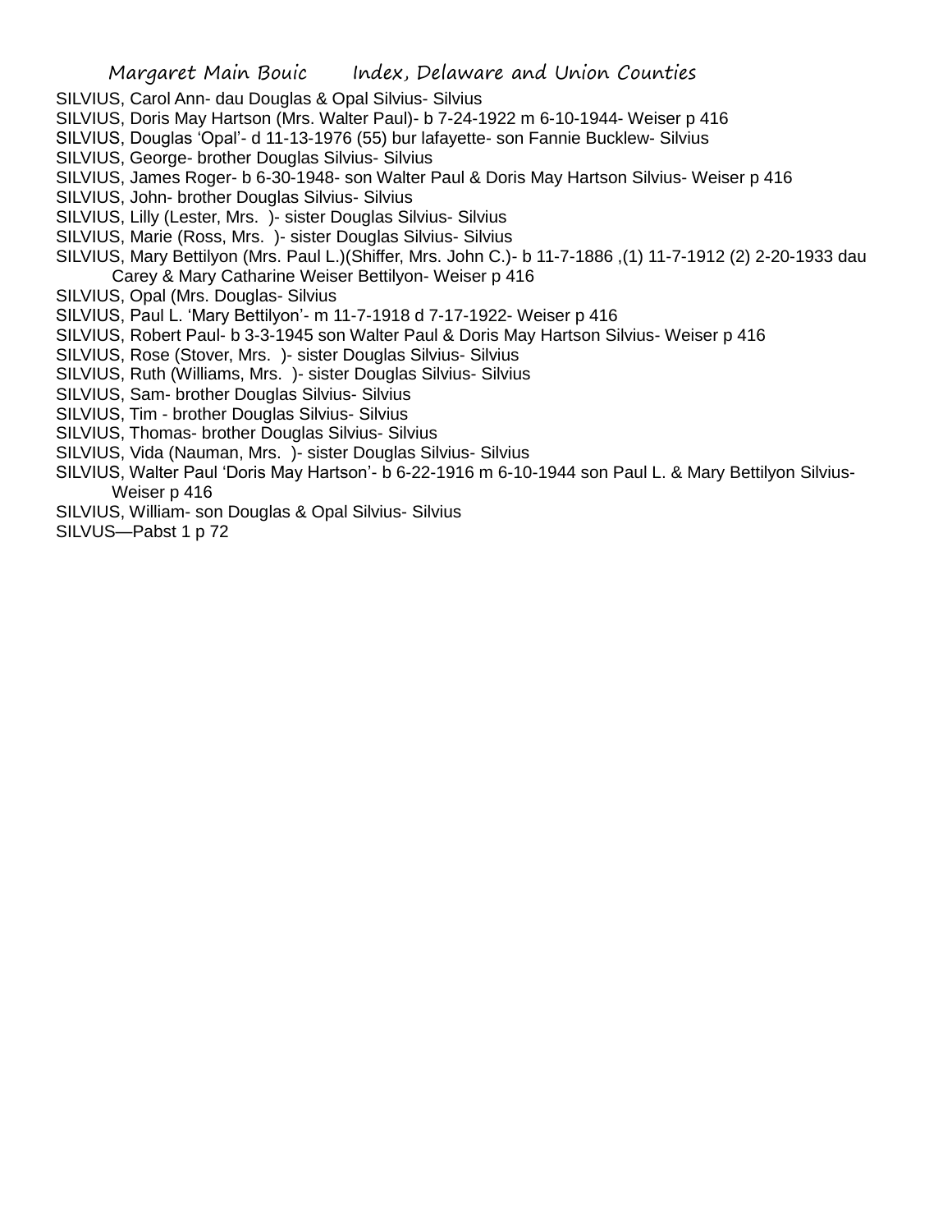SILVIUS, Carol Ann- dau Douglas & Opal Silvius- Silvius
SILVIUS, Doris May Hartson (Mrs. Walter Paul)- b 7-24-1922 m 6-10-1944- Weiser p 416
SILVIUS, Douglas 'Opal'- d 11-13-1976 (55) bur lafayette- son Fannie Bucklew- Silvius
SILVIUS, George- brother Douglas Silvius- Silvius
SILVIUS, James Roger- b 6-30-1948- son Walter Paul & Doris May Hartson Silvius- Weiser p 416
SILVIUS, John- brother Douglas Silvius- Silvius
SILVIUS, Lilly (Lester, Mrs. )- sister Douglas Silvius- Silvius
SILVIUS, Marie (Ross, Mrs. )- sister Douglas Silvius- Silvius
SILVIUS, Mary Bettilyon (Mrs. Paul L.)(Shiffer, Mrs. John C.)- b 11-7-1886 ,(1) 11-7-1912 (2) 2-20-1933 dau Carey & Mary Catharine Weiser Bettilyon- Weiser p 416
SILVIUS, Opal (Mrs. Douglas- Silvius
SILVIUS, Paul L. 'Mary Bettilyon'- m 11-7-1918 d 7-17-1922- Weiser p 416
SILVIUS, Robert Paul- b 3-3-1945 son Walter Paul & Doris May Hartson Silvius- Weiser p 416
SILVIUS, Rose (Stover, Mrs. )- sister Douglas Silvius- Silvius
SILVIUS, Ruth (Williams, Mrs. )- sister Douglas Silvius- Silvius
SILVIUS, Sam- brother Douglas Silvius- Silvius
SILVIUS, Tim - brother Douglas Silvius- Silvius
SILVIUS, Thomas- brother Douglas Silvius- Silvius
SILVIUS, Vida (Nauman, Mrs. )- sister Douglas Silvius- Silvius
SILVIUS, Walter Paul 'Doris May Hartson'- b 6-22-1916 m 6-10-1944 son Paul L. & Mary Bettilyon Silvius- Weiser p 416
SILVIUS, William- son Douglas & Opal Silvius- Silvius
SILVUS—Pabst 1 p 72